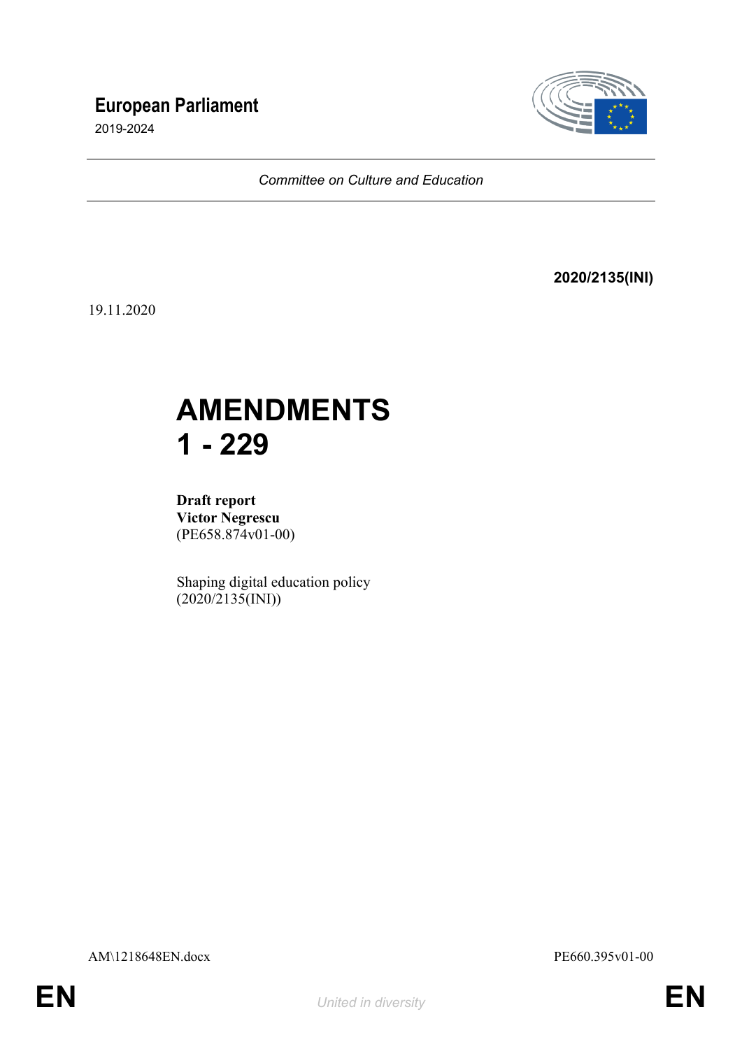**European Parliament**
2019-2024

*Committee on Culture and Education*

**2020/2135(INI)**

19.11.2020

# AMENDMENTS
# 1 - 229

**Draft report**
**Victor Negrescu**
(PE658.874v01-00)

Shaping digital education policy
(2020/2135(INI))

AM\1218648EN.docx PE660.395v01-00

*United in diversity*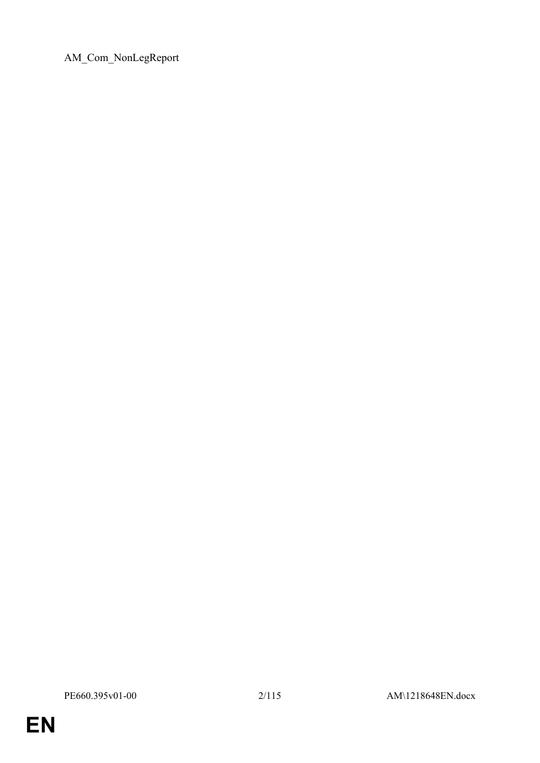AM_Com_NonLegReport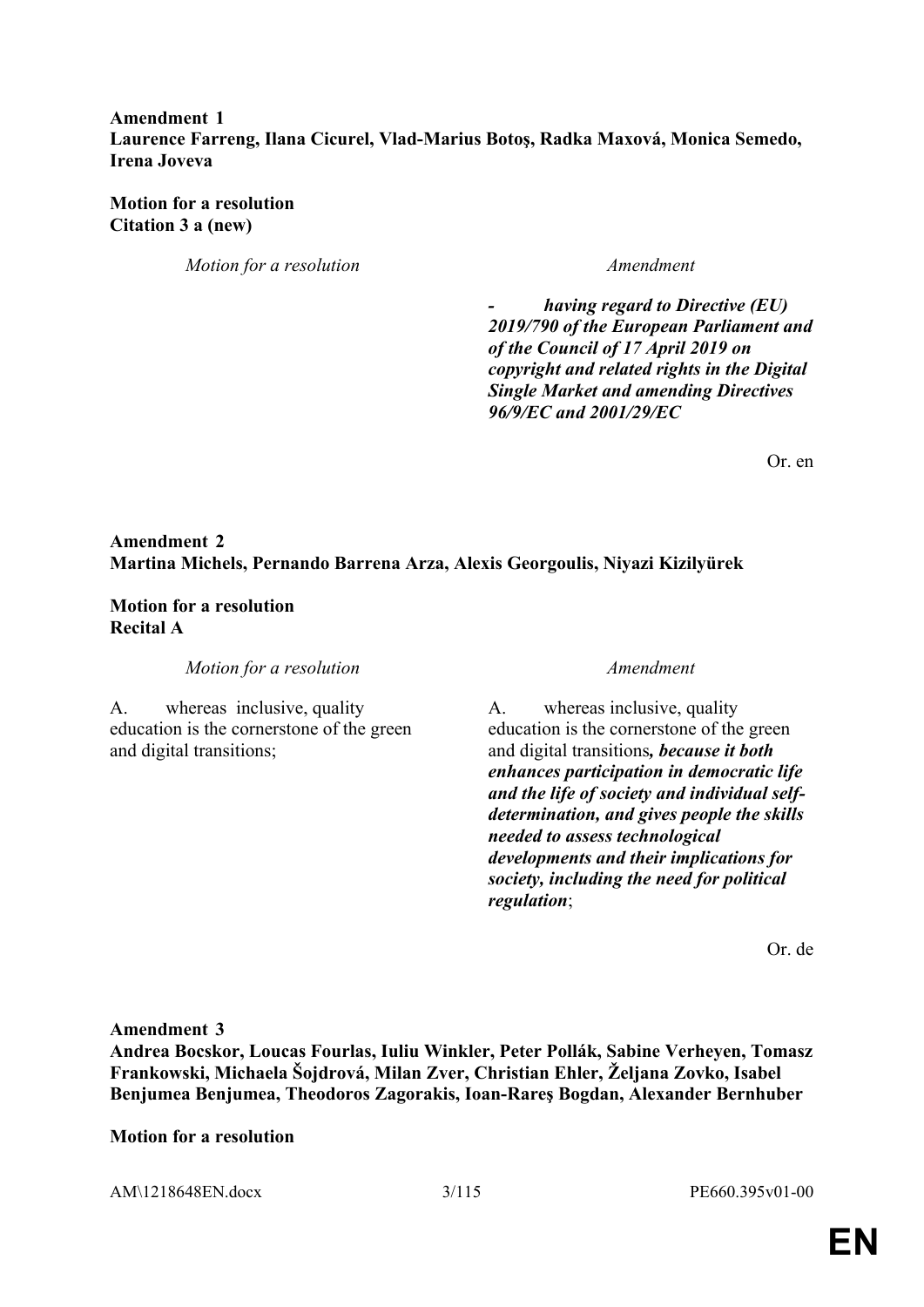**Amendment 1**
**Laurence Farreng, Ilana Cicurel, Vlad-Marius Botoş, Radka Maxová, Monica Semedo, Irena Joveva**

**Motion for a resolution**
**Citation 3 a (new)**

| *Motion for a resolution* | *Amendment* |
|---|---|
| | ***- having regard to Directive (EU) 2019/790 of the European Parliament and of the Council of 17 April 2019 on copyright and related rights in the Digital Single Market and amending Directives 96/9/EC and 2001/29/EC*** |

Or. en

**Amendment 2**
**Martina Michels, Pernando Barrena Arza, Alexis Georgoulis, Niyazi Kizilyürek**

**Motion for a resolution**
**Recital A**

| *Motion for a resolution* | *Amendment* |
|---|---|
| A. whereas inclusive, quality education is the cornerstone of the green and digital transitions; | A. whereas inclusive, quality education is the cornerstone of the green and digital transitions***, because it both enhances participation in democratic life and the life of society and individual self-determination, and gives people the skills needed to assess technological developments and their implications for society, including the need for political regulation***; |

Or. de

**Amendment 3**
**Andrea Bocskor, Loucas Fourlas, Iuliu Winkler, Peter Pollák, Sabine Verheyen, Tomasz Frankowski, Michaela Šojdrová, Milan Zver, Christian Ehler, Željana Zovko, Isabel Benjumea Benjumea, Theodoros Zagorakis, Ioan-Rareş Bogdan, Alexander Bernhuber**

**Motion for a resolution**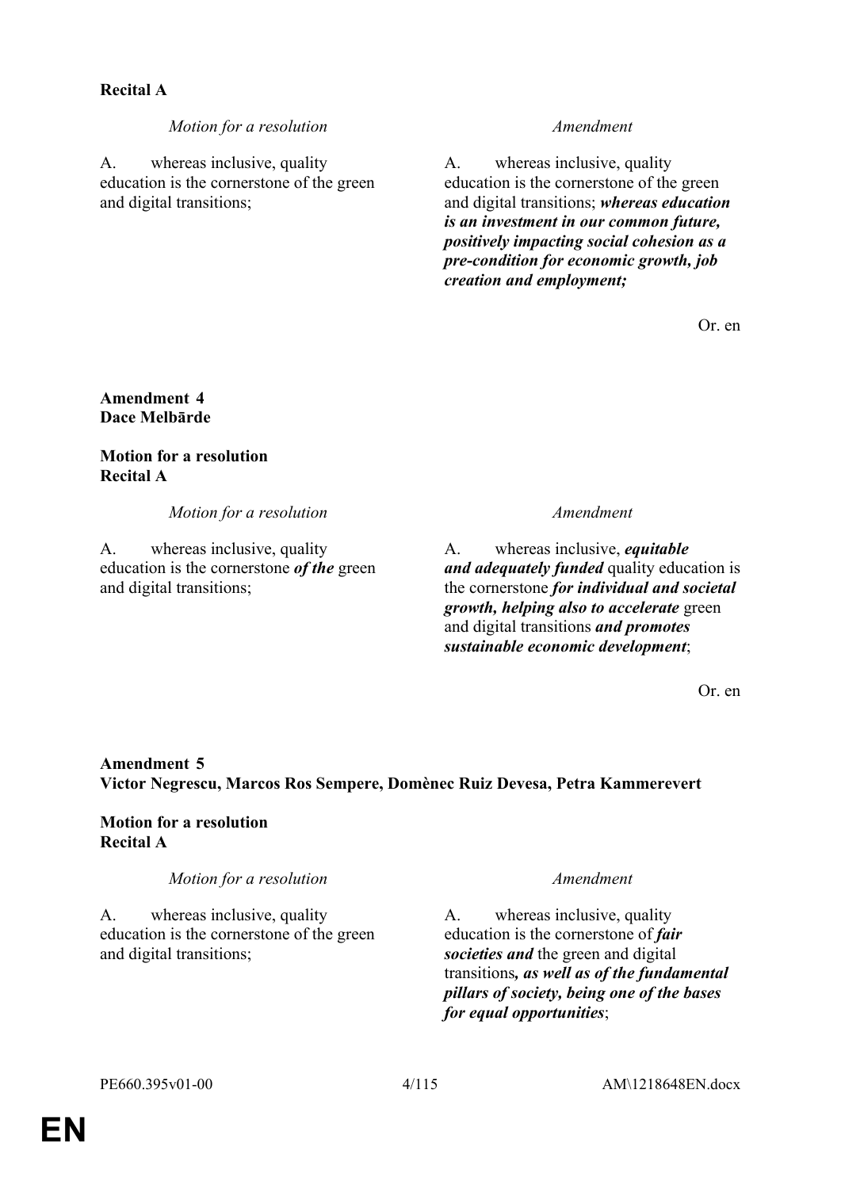**Recital A**

| *Motion for a resolution* | *Amendment* |
|---|---|
| A. whereas inclusive, quality education is the cornerstone of the green and digital transitions; | A. whereas inclusive, quality education is the cornerstone of the green and digital transitions; ***whereas education is an investment in our common future, positively impacting social cohesion as a pre-condition for economic growth, job creation and employment;*** |

Or. en

**Amendment 4**
**Dace Melbārde**

**Motion for a resolution**
**Recital A**

| *Motion for a resolution* | *Amendment* |
|---|---|
| A. whereas inclusive, quality education is the cornerstone ***of the*** green and digital transitions; | A. whereas inclusive, ***equitable and adequately funded*** quality education is the cornerstone ***for individual and societal growth, helping also to accelerate*** green and digital transitions ***and promotes sustainable economic development***; |

Or. en

**Amendment 5**
**Victor Negrescu, Marcos Ros Sempere, Domènec Ruiz Devesa, Petra Kammerevert**

**Motion for a resolution**
**Recital A**

| *Motion for a resolution* | *Amendment* |
|---|---|
| A. whereas inclusive, quality education is the cornerstone of the green and digital transitions; | A. whereas inclusive, quality education is the cornerstone of ***fair societies and*** the green and digital transitions***, as well as of the fundamental pillars of society, being one of the bases for equal opportunities***; |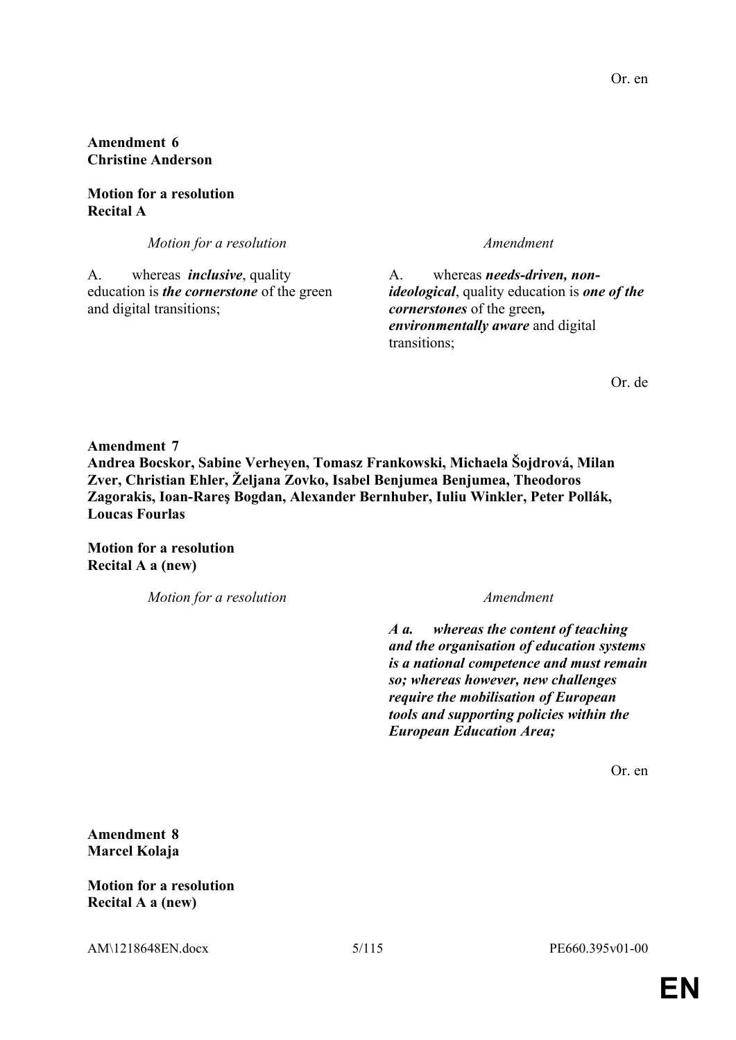Or. en

**Amendment 6**
**Christine Anderson**

**Motion for a resolution**
**Recital A**

| *Motion for a resolution* | *Amendment* |
| --- | --- |
| A. whereas *inclusive*, quality education is *the cornerstone* of the green and digital transitions; | A. whereas ***needs-driven, non-ideological***, quality education is ***one of the cornerstones*** of the green***, environmentally aware*** and digital transitions; |

Or. de

**Amendment 7**
**Andrea Bocskor, Sabine Verheyen, Tomasz Frankowski, Michaela Šojdrová, Milan Zver, Christian Ehler, Željana Zovko, Isabel Benjumea Benjumea, Theodoros Zagorakis, Ioan-Rareş Bogdan, Alexander Bernhuber, Iuliu Winkler, Peter Pollák, Loucas Fourlas**

**Motion for a resolution**
**Recital A a (new)**

| *Motion for a resolution* | *Amendment* |
| --- | --- |
| | ***A a. whereas the content of teaching and the organisation of education systems is a national competence and must remain so; whereas however, new challenges require the mobilisation of European tools and supporting policies within the European Education Area;*** |

Or. en

**Amendment 8**
**Marcel Kolaja**

**Motion for a resolution**
**Recital A a (new)**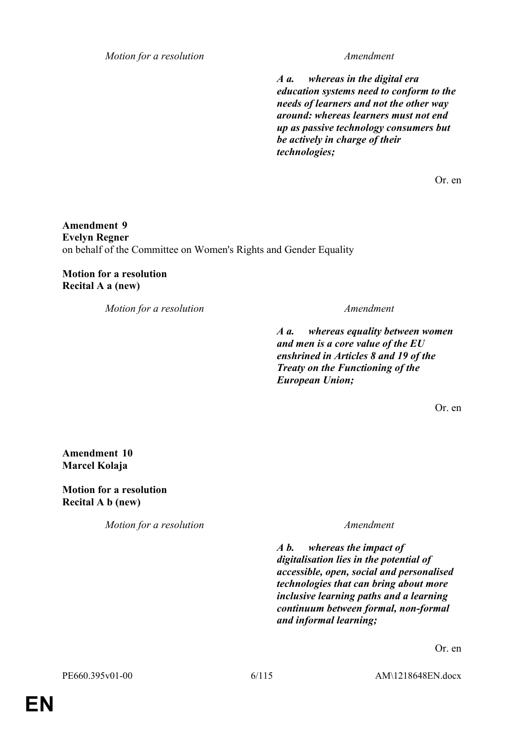| Motion for a resolution | Amendment |
|---|---|
| | ***A a. whereas in the digital era education systems need to conform to the needs of learners and not the other way around: whereas learners must not end up as passive technology consumers but be actively in charge of their technologies;*** |

Or. en

**Amendment 9**
**Evelyn Regner**
on behalf of the Committee on Women's Rights and Gender Equality

**Motion for a resolution**
**Recital A a (new)**

| Motion for a resolution | Amendment |
|---|---|
| | ***A a. whereas equality between women and men is a core value of the EU enshrined in Articles 8 and 19 of the Treaty on the Functioning of the European Union;*** |

Or. en

**Amendment 10**
**Marcel Kolaja**

**Motion for a resolution**
**Recital A b (new)**

| Motion for a resolution | Amendment |
|---|---|
| | ***A b. whereas the impact of digitalisation lies in the potential of accessible, open, social and personalised technologies that can bring about more inclusive learning paths and a learning continuum between formal, non-formal and informal learning;*** |

Or. en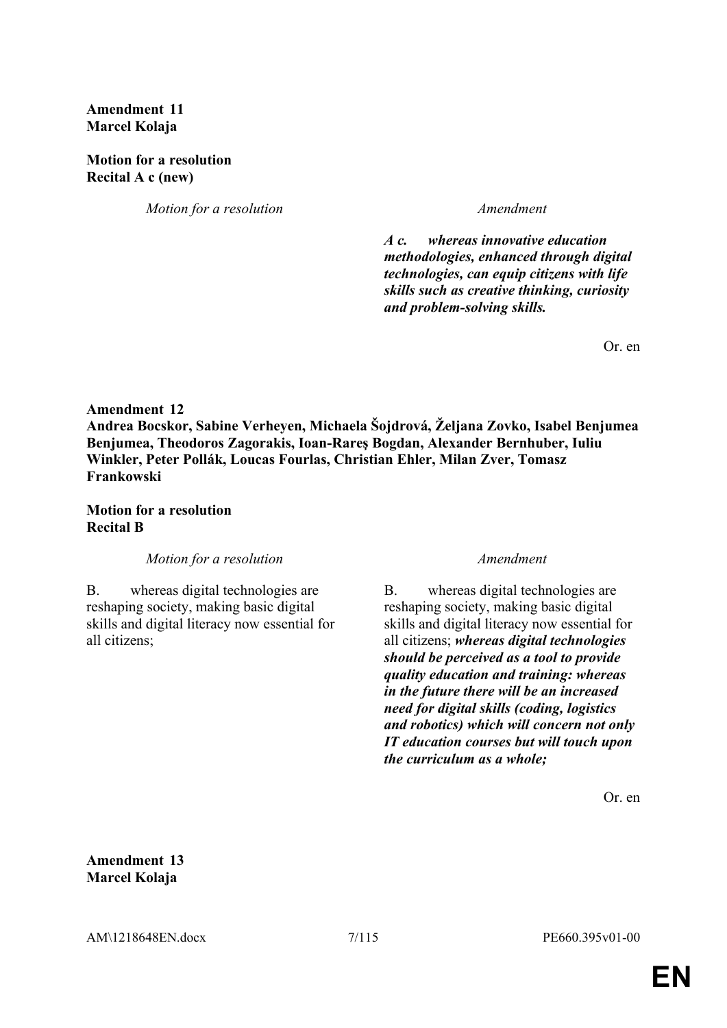**Amendment 11**
**Marcel Kolaja**

**Motion for a resolution**
**Recital A c (new)**

| *Motion for a resolution* | *Amendment* |
|---|---|
| | ***A c. whereas innovative education methodologies, enhanced through digital technologies, can equip citizens with life skills such as creative thinking, curiosity and problem-solving skills.*** |

Or. en

**Amendment 12**
**Andrea Bocskor, Sabine Verheyen, Michaela Šojdrová, Željana Zovko, Isabel Benjumea Benjumea, Theodoros Zagorakis, Ioan-Rareş Bogdan, Alexander Bernhuber, Iuliu Winkler, Peter Pollák, Loucas Fourlas, Christian Ehler, Milan Zver, Tomasz Frankowski**

**Motion for a resolution**
**Recital B**

| *Motion for a resolution* | *Amendment* |
|---|---|
| B. whereas digital technologies are reshaping society, making basic digital skills and digital literacy now essential for all citizens; | B. whereas digital technologies are reshaping society, making basic digital skills and digital literacy now essential for all citizens; ***whereas digital technologies should be perceived as a tool to provide quality education and training: whereas in the future there will be an increased need for digital skills (coding, logistics and robotics) which will concern not only IT education courses but will touch upon the curriculum as a whole;*** |

Or. en

**Amendment 13**
**Marcel Kolaja**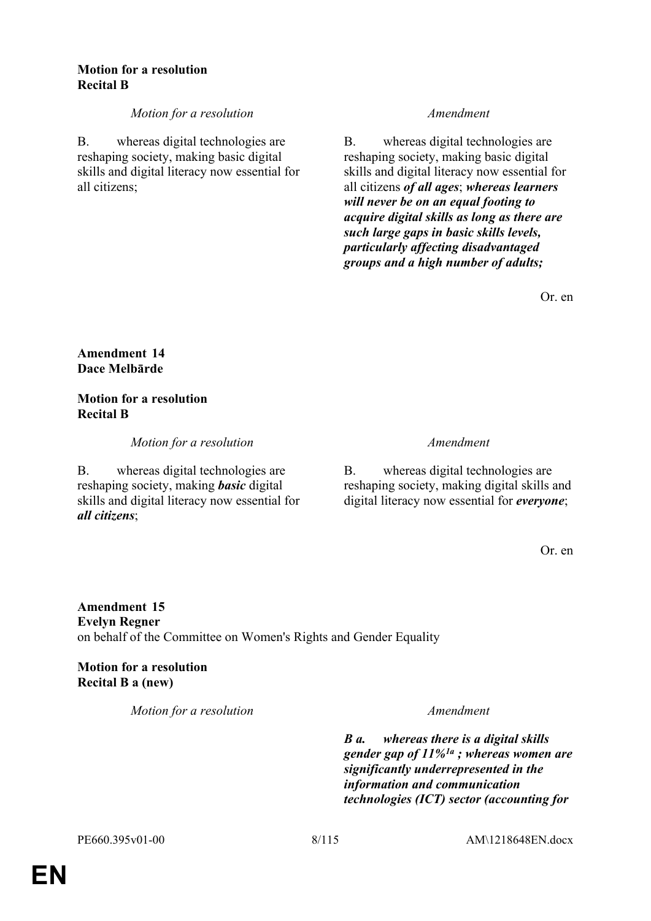**Motion for a resolution**
**Recital B**

| *Motion for a resolution* | *Amendment* |
|---|---|
| B. whereas digital technologies are reshaping society, making basic digital skills and digital literacy now essential for all citizens; | B. whereas digital technologies are reshaping society, making basic digital skills and digital literacy now essential for all citizens ***of all ages***; ***whereas learners will never be on an equal footing to acquire digital skills as long as there are such large gaps in basic skills levels, particularly affecting disadvantaged groups and a high number of adults;*** |

Or. en

**Amendment 14**
**Dace Melbārde**

**Motion for a resolution**
**Recital B**

| *Motion for a resolution* | *Amendment* |
|---|---|
| B. whereas digital technologies are reshaping society, making ***basic*** digital skills and digital literacy now essential for ***all citizens***; | B. whereas digital technologies are reshaping society, making digital skills and digital literacy now essential for ***everyone***; |

Or. en

**Amendment 15**
**Evelyn Regner**
on behalf of the Committee on Women's Rights and Gender Equality

**Motion for a resolution**
**Recital B a (new)**

| *Motion for a resolution* | *Amendment* |
|---|---|
| | ***B a. whereas there is a digital skills gender gap of 11%[1a] ; whereas women are significantly underrepresented in the information and communication technologies (ICT) sector (accounting for*** |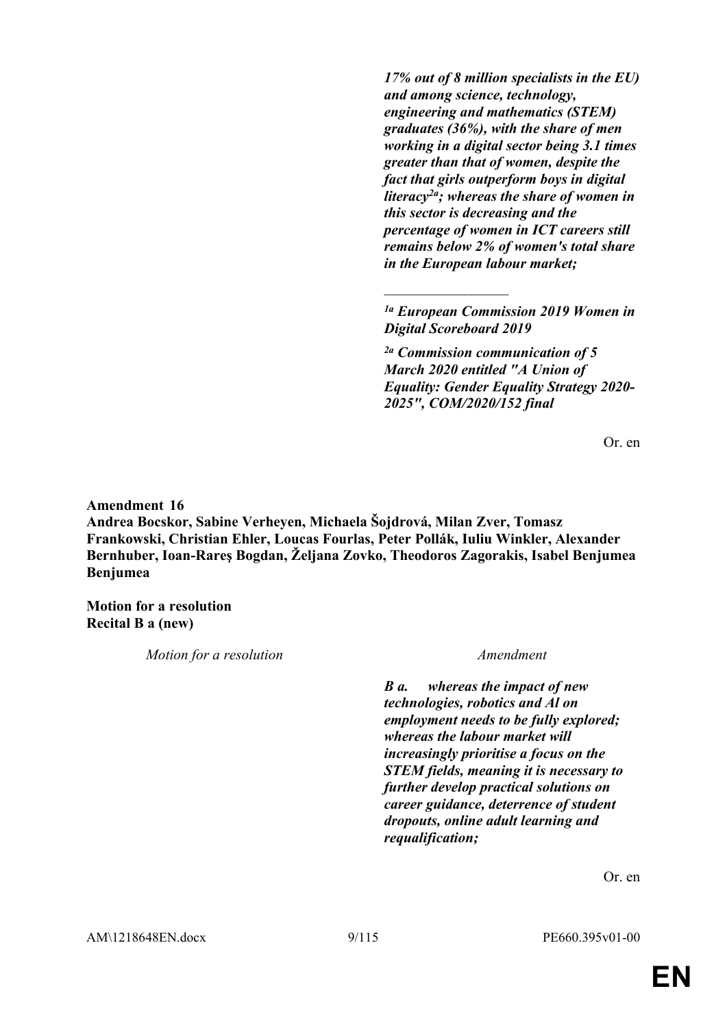***17% out of 8 million specialists in the EU) and among science, technology, engineering and mathematics (STEM) graduates (36%), with the share of men working in a digital sector being 3.1 times greater than that of women, despite the fact that girls outperform boys in digital literacy[2a]; whereas the share of women in this sector is decreasing and the percentage of women in ICT careers still remains below 2% of women's total share in the European labour market;***

_________________

***[1a] European Commission 2019 Women in Digital Scoreboard 2019***

***[2a] Commission communication of 5 March 2020 entitled "A Union of Equality: Gender Equality Strategy 2020-2025", COM/2020/152 final***

Or. en

**Amendment 16**
**Andrea Bocskor, Sabine Verheyen, Michaela Šojdrová, Milan Zver, Tomasz Frankowski, Christian Ehler, Loucas Fourlas, Peter Pollák, Iuliu Winkler, Alexander Bernhuber, Ioan-Rareş Bogdan, Željana Zovko, Theodoros Zagorakis, Isabel Benjumea Benjumea**

**Motion for a resolution**
**Recital B a (new)**

| *Motion for a resolution* | *Amendment* |
|---|---|
| | ***B a. whereas the impact of new technologies, robotics and Al on employment needs to be fully explored; whereas the labour market will increasingly prioritise a focus on the STEM fields, meaning it is necessary to further develop practical solutions on career guidance, deterrence of student dropouts, online adult learning and requalification;*** |

Or. en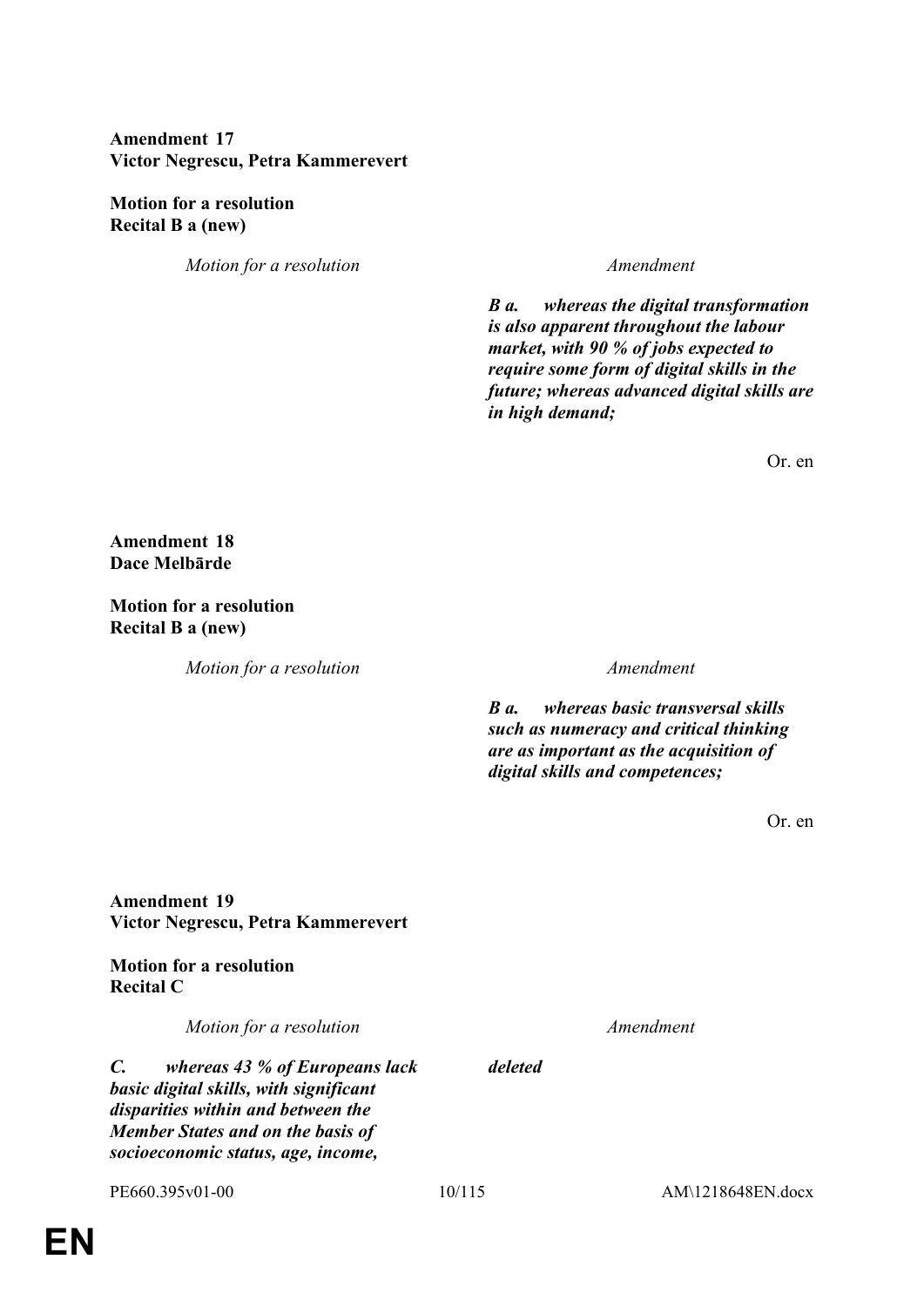**Amendment 17**
**Victor Negrescu, Petra Kammerevert**

**Motion for a resolution**
**Recital B a (new)**

| *Motion for a resolution* | *Amendment* |
|---|---|
| | ***B a. whereas the digital transformation is also apparent throughout the labour market, with 90 % of jobs expected to require some form of digital skills in the future; whereas advanced digital skills are in high demand;*** |

Or. en

**Amendment 18**
**Dace Melbārde**

**Motion for a resolution**
**Recital B a (new)**

| *Motion for a resolution* | *Amendment* |
|---|---|
| | ***B a. whereas basic transversal skills such as numeracy and critical thinking are as important as the acquisition of digital skills and competences;*** |

Or. en

**Amendment 19**
**Victor Negrescu, Petra Kammerevert**

**Motion for a resolution**
**Recital C**

| *Motion for a resolution* | *Amendment* |
|---|---|
| ***C. whereas 43 % of Europeans lack basic digital skills, with significant disparities within and between the Member States and on the basis of socioeconomic status, age, income,*** | ***deleted*** |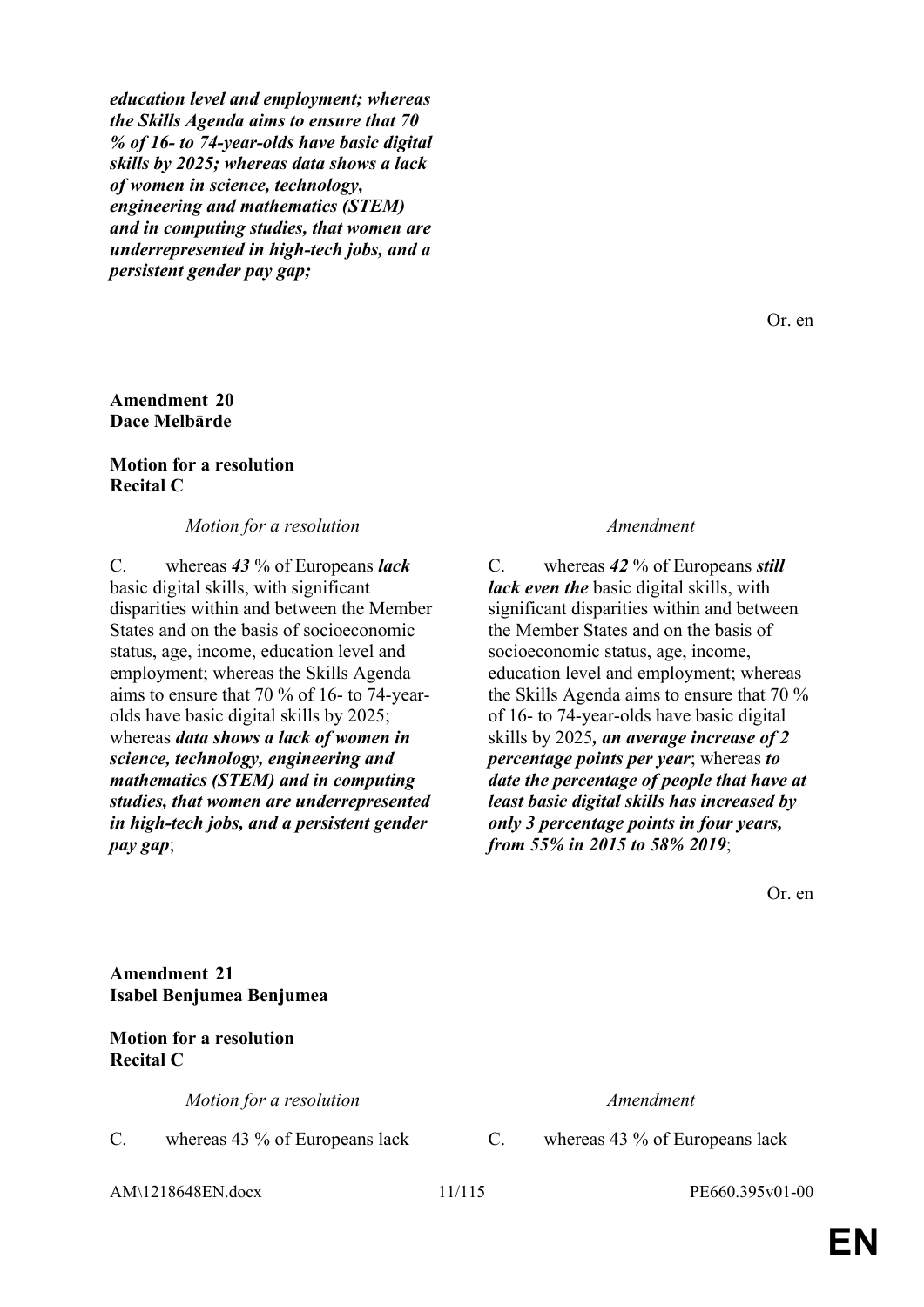***education level and employment; whereas the Skills Agenda aims to ensure that 70 % of 16- to 74-year-olds have basic digital skills by 2025; whereas data shows a lack of women in science, technology, engineering and mathematics (STEM) and in computing studies, that women are underrepresented in high-tech jobs, and a persistent gender pay gap;***

Or. en

**Amendment 20**
**Dace Melbārde**

**Motion for a resolution**
**Recital C**

| *Motion for a resolution* | *Amendment* |
|---|---|
| C. whereas ***43*** % of Europeans ***lack*** basic digital skills, with significant disparities within and between the Member States and on the basis of socioeconomic status, age, income, education level and employment; whereas the Skills Agenda aims to ensure that 70 % of 16- to 74-year-olds have basic digital skills by 2025; whereas ***data shows a lack of women in science, technology, engineering and mathematics (STEM) and in computing studies, that women are underrepresented in high-tech jobs, and a persistent gender pay gap***; | C. whereas ***42*** % of Europeans ***still lack even the*** basic digital skills, with significant disparities within and between the Member States and on the basis of socioeconomic status, age, income, education level and employment; whereas the Skills Agenda aims to ensure that 70 % of 16- to 74-year-olds have basic digital skills by 2025***, an average increase of 2 percentage points per year***; whereas ***to date the percentage of people that have at least basic digital skills has increased by only 3 percentage points in four years, from 55% in 2015 to 58% 2019***; |

Or. en

**Amendment 21**
**Isabel Benjumea Benjumea**

**Motion for a resolution**
**Recital C**

| *Motion for a resolution* | *Amendment* |
|---|---|
| C. whereas 43 % of Europeans lack | C. whereas 43 % of Europeans lack |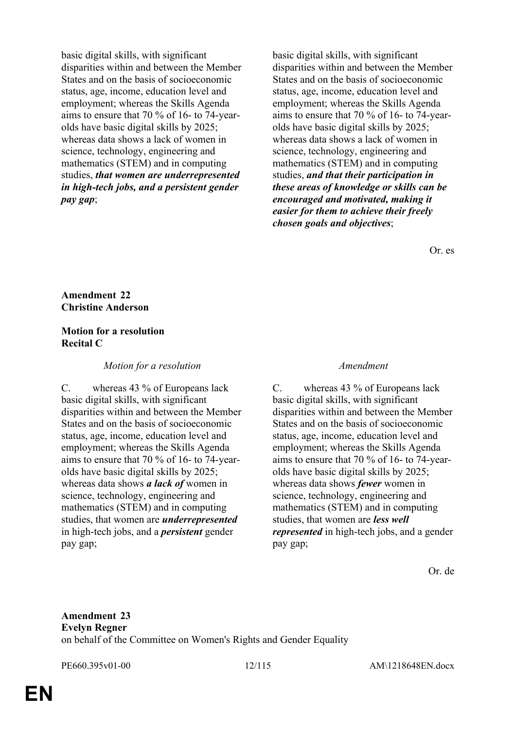| | |
|---|---|
| basic digital skills, with significant disparities within and between the Member States and on the basis of socioeconomic status, age, income, education level and employment; whereas the Skills Agenda aims to ensure that 70 % of 16- to 74-year-olds have basic digital skills by 2025; whereas data shows a lack of women in science, technology, engineering and mathematics (STEM) and in computing studies, ***that women are underrepresented in high-tech jobs, and a persistent gender pay gap***; | basic digital skills, with significant disparities within and between the Member States and on the basis of socioeconomic status, age, income, education level and employment; whereas the Skills Agenda aims to ensure that 70 % of 16- to 74-year-olds have basic digital skills by 2025; whereas data shows a lack of women in science, technology, engineering and mathematics (STEM) and in computing studies, ***and that their participation in these areas of knowledge or skills can be encouraged and motivated, making it easier for them to achieve their freely chosen goals and objectives***; |

Or. es

**Amendment 22**
**Christine Anderson**

**Motion for a resolution**
**Recital C**

| *Motion for a resolution* | *Amendment* |
|---|---|
| C. whereas 43 % of Europeans lack basic digital skills, with significant disparities within and between the Member States and on the basis of socioeconomic status, age, income, education level and employment; whereas the Skills Agenda aims to ensure that 70 % of 16- to 74-year-olds have basic digital skills by 2025; whereas data shows ***a lack of*** women in science, technology, engineering and mathematics (STEM) and in computing studies, that women are ***underrepresented*** in high-tech jobs, and a ***persistent*** gender pay gap; | C. whereas 43 % of Europeans lack basic digital skills, with significant disparities within and between the Member States and on the basis of socioeconomic status, age, income, education level and employment; whereas the Skills Agenda aims to ensure that 70 % of 16- to 74-year-olds have basic digital skills by 2025; whereas data shows ***fewer*** women in science, technology, engineering and mathematics (STEM) and in computing studies, that women are ***less well represented*** in high-tech jobs, and a gender pay gap; |

Or. de

**Amendment 23**
**Evelyn Regner**
on behalf of the Committee on Women's Rights and Gender Equality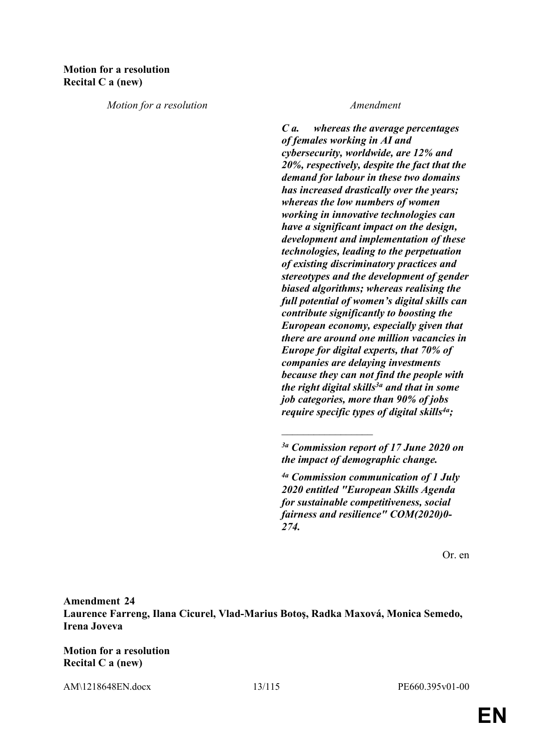**Motion for a resolution**
**Recital C a (new)**

| *Motion for a resolution* | *Amendment* |
|---|---|
| | ***C a. whereas the average percentages of females working in AI and cybersecurity, worldwide, are 12% and 20%, respectively, despite the fact that the demand for labour in these two domains has increased drastically over the years; whereas the low numbers of women working in innovative technologies can have a significant impact on the design, development and implementation of these technologies, leading to the perpetuation of existing discriminatory practices and stereotypes and the development of gender biased algorithms; whereas realising the full potential of women's digital skills can contribute significantly to boosting the European economy, especially given that there are around one million vacancies in Europe for digital experts, that 70% of companies are delaying investments because they can not find the people with the right digital skills[3a] and that in some job categories, more than 90% of jobs require specific types of digital skills[4a];*** |

***[3a] Commission report of 17 June 2020 on the impact of demographic change.***

***[4a] Commission communication of 1 July 2020 entitled "European Skills Agenda for sustainable competitiveness, social fairness and resilience" COM(2020)0-274.***

Or. en

**Amendment 24**
**Laurence Farreng, Ilana Cicurel, Vlad-Marius Botoş, Radka Maxová, Monica Semedo, Irena Joveva**

**Motion for a resolution**
**Recital C a (new)**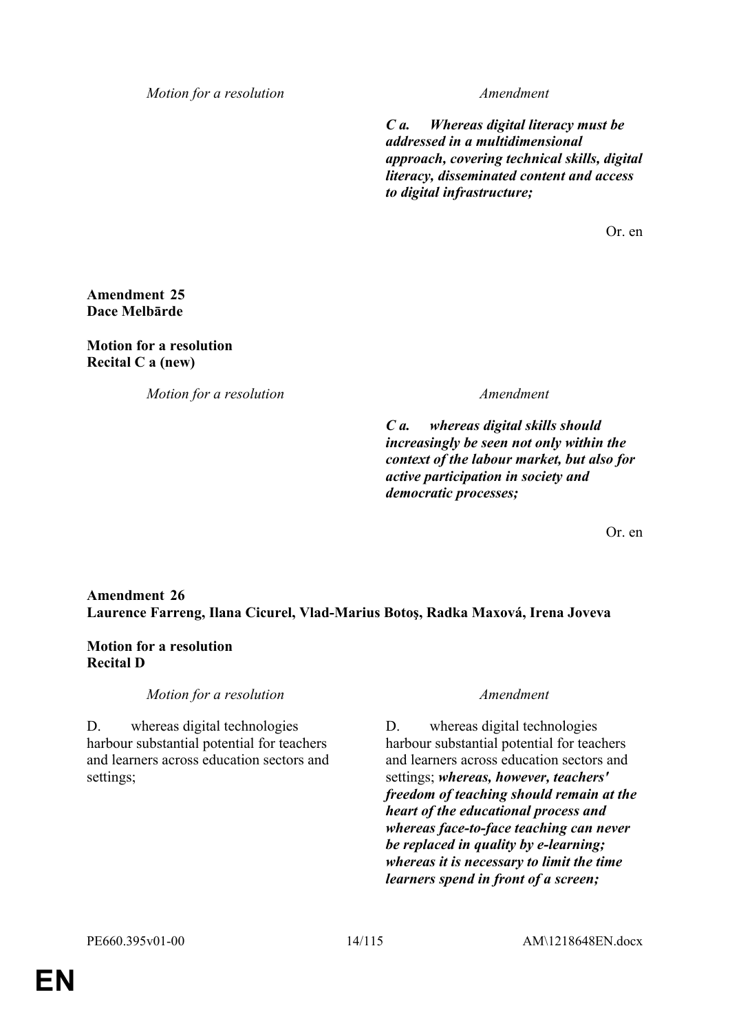| Motion for a resolution | Amendment |
| --- | --- |
| | ***C a. Whereas digital literacy must be addressed in a multidimensional approach, covering technical skills, digital literacy, disseminated content and access to digital infrastructure;*** |

Or. en

**Amendment 25**
**Dace Melbārde**

**Motion for a resolution**
**Recital C a (new)**

| Motion for a resolution | Amendment |
| --- | --- |
| | ***C a. whereas digital skills should increasingly be seen not only within the context of the labour market, but also for active participation in society and democratic processes;*** |

Or. en

**Amendment 26**
**Laurence Farreng, Ilana Cicurel, Vlad-Marius Botoş, Radka Maxová, Irena Joveva**

**Motion for a resolution**
**Recital D**

| Motion for a resolution | Amendment |
| --- | --- |
| D. whereas digital technologies harbour substantial potential for teachers and learners across education sectors and settings; | D. whereas digital technologies harbour substantial potential for teachers and learners across education sectors and settings; ***whereas, however, teachers' freedom of teaching should remain at the heart of the educational process and whereas face-to-face teaching can never be replaced in quality by e-learning; whereas it is necessary to limit the time learners spend in front of a screen;*** |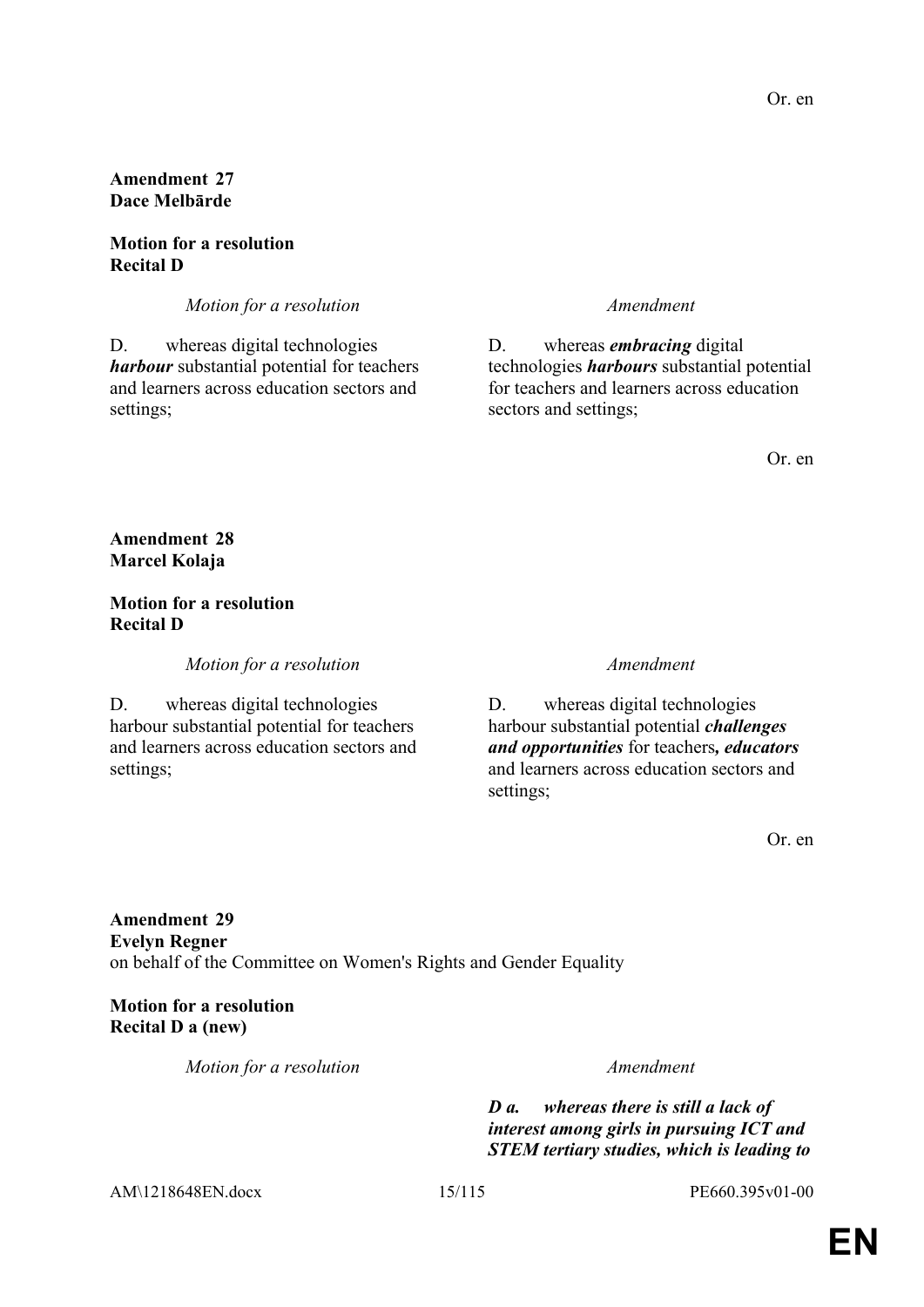Or. en

**Amendment 27**
**Dace Melbārde**

**Motion for a resolution**
**Recital D**

| *Motion for a resolution* | *Amendment* |
|---|---|
| D. whereas digital technologies ***harbour*** substantial potential for teachers and learners across education sectors and settings; | D. whereas ***embracing*** digital technologies ***harbours*** substantial potential for teachers and learners across education sectors and settings; |

Or. en

**Amendment 28**
**Marcel Kolaja**

**Motion for a resolution**
**Recital D**

| *Motion for a resolution* | *Amendment* |
|---|---|
| D. whereas digital technologies harbour substantial potential for teachers and learners across education sectors and settings; | D. whereas digital technologies harbour substantial potential ***challenges and opportunities*** for teachers***, educators*** and learners across education sectors and settings; |

Or. en

**Amendment 29**
**Evelyn Regner**
on behalf of the Committee on Women's Rights and Gender Equality

**Motion for a resolution**
**Recital D a (new)**

| *Motion for a resolution* | *Amendment* |
|---|---|
| | ***D a. whereas there is still a lack of interest among girls in pursuing ICT and STEM tertiary studies, which is leading to*** |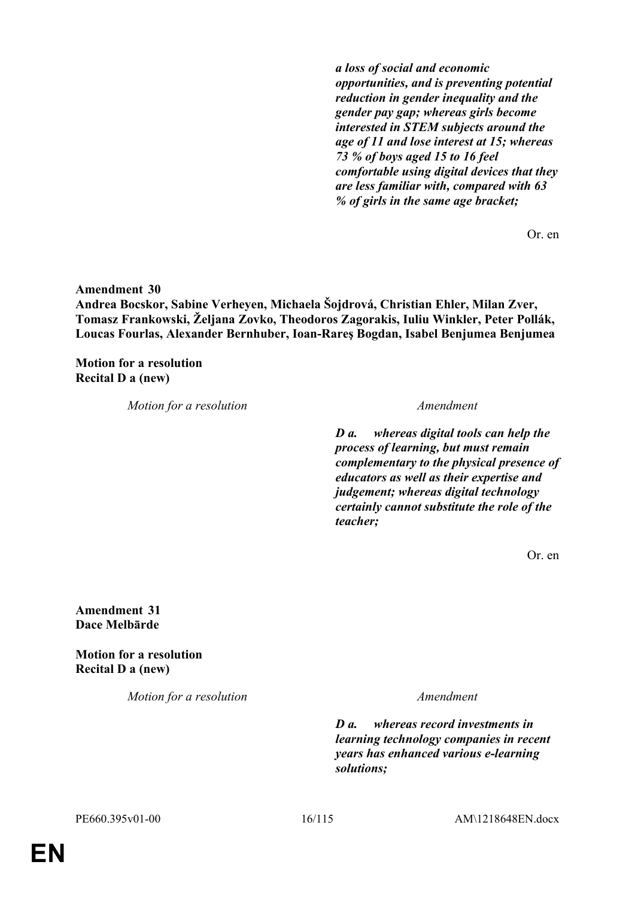*a loss of social and economic opportunities, and is preventing potential reduction in gender inequality and the gender pay gap; whereas girls become interested in STEM subjects around the age of 11 and lose interest at 15; whereas 73 % of boys aged 15 to 16 feel comfortable using digital devices that they are less familiar with, compared with 63 % of girls in the same age bracket;*

Or. en

**Amendment 30**
**Andrea Bocskor, Sabine Verheyen, Michaela Šojdrová, Christian Ehler, Milan Zver, Tomasz Frankowski, Željana Zovko, Theodoros Zagorakis, Iuliu Winkler, Peter Pollák, Loucas Fourlas, Alexander Bernhuber, Ioan-Rareş Bogdan, Isabel Benjumea Benjumea**

**Motion for a resolution**
**Recital D a (new)**

| *Motion for a resolution* | *Amendment* |
|---|---|
| | ***D a. whereas digital tools can help the process of learning, but must remain complementary to the physical presence of educators as well as their expertise and judgement; whereas digital technology certainly cannot substitute the role of the teacher;*** |

Or. en

**Amendment 31**
**Dace Melbārde**

**Motion for a resolution**
**Recital D a (new)**

| *Motion for a resolution* | *Amendment* |
|---|---|
| | ***D a. whereas record investments in learning technology companies in recent years has enhanced various e-learning solutions;*** |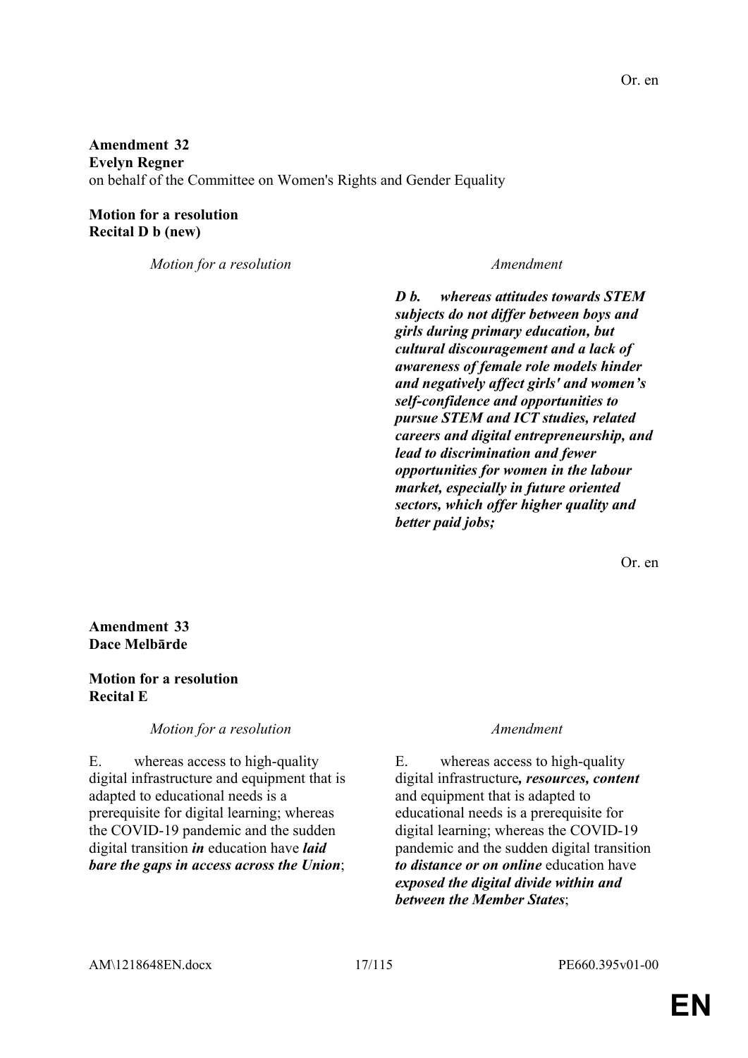Or. en

**Amendment 32**
**Evelyn Regner**
on behalf of the Committee on Women's Rights and Gender Equality

**Motion for a resolution**
**Recital D b (new)**

| *Motion for a resolution* | *Amendment* |
| --- | --- |
| | ***D b. whereas attitudes towards STEM subjects do not differ between boys and girls during primary education, but cultural discouragement and a lack of awareness of female role models hinder and negatively affect girls' and women's self-confidence and opportunities to pursue STEM and ICT studies, related careers and digital entrepreneurship, and lead to discrimination and fewer opportunities for women in the labour market, especially in future oriented sectors, which offer higher quality and better paid jobs;*** |

Or. en

**Amendment 33**
**Dace Melbārde**

**Motion for a resolution**
**Recital E**

| *Motion for a resolution* | *Amendment* |
| --- | --- |
| E. whereas access to high-quality digital infrastructure and equipment that is adapted to educational needs is a prerequisite for digital learning; whereas the COVID-19 pandemic and the sudden digital transition ***in*** education have ***laid bare the gaps in access across the Union***; | E. whereas access to high-quality digital infrastructure***, resources, content*** and equipment that is adapted to educational needs is a prerequisite for digital learning; whereas the COVID-19 pandemic and the sudden digital transition ***to distance or on online*** education have ***exposed the digital divide within and between the Member States***; |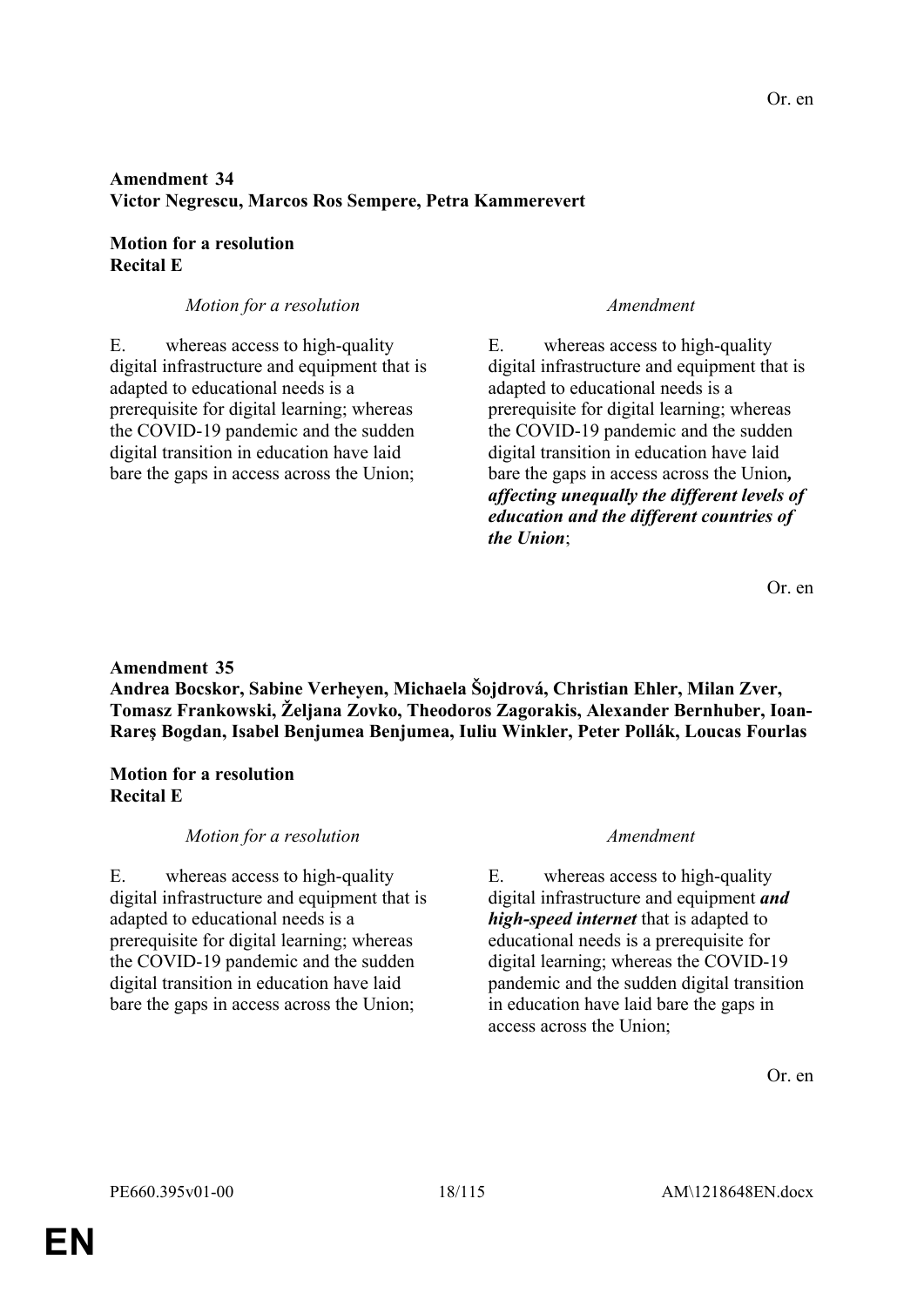Or. en

**Amendment 34**
**Victor Negrescu, Marcos Ros Sempere, Petra Kammerevert**

**Motion for a resolution**
**Recital E**

| *Motion for a resolution* | *Amendment* |
| --- | --- |
| E. whereas access to high-quality digital infrastructure and equipment that is adapted to educational needs is a prerequisite for digital learning; whereas the COVID-19 pandemic and the sudden digital transition in education have laid bare the gaps in access across the Union; | E. whereas access to high-quality digital infrastructure and equipment that is adapted to educational needs is a prerequisite for digital learning; whereas the COVID-19 pandemic and the sudden digital transition in education have laid bare the gaps in access across the Union***, affecting unequally the different levels of education and the different countries of the Union***; |

Or. en

**Amendment 35**
**Andrea Bocskor, Sabine Verheyen, Michaela Šojdrová, Christian Ehler, Milan Zver, Tomasz Frankowski, Željana Zovko, Theodoros Zagorakis, Alexander Bernhuber, Ioan-Rareş Bogdan, Isabel Benjumea Benjumea, Iuliu Winkler, Peter Pollák, Loucas Fourlas**

**Motion for a resolution**
**Recital E**

| *Motion for a resolution* | *Amendment* |
| --- | --- |
| E. whereas access to high-quality digital infrastructure and equipment that is adapted to educational needs is a prerequisite for digital learning; whereas the COVID-19 pandemic and the sudden digital transition in education have laid bare the gaps in access across the Union; | E. whereas access to high-quality digital infrastructure and equipment ***and high-speed internet*** that is adapted to educational needs is a prerequisite for digital learning; whereas the COVID-19 pandemic and the sudden digital transition in education have laid bare the gaps in access across the Union; |

Or. en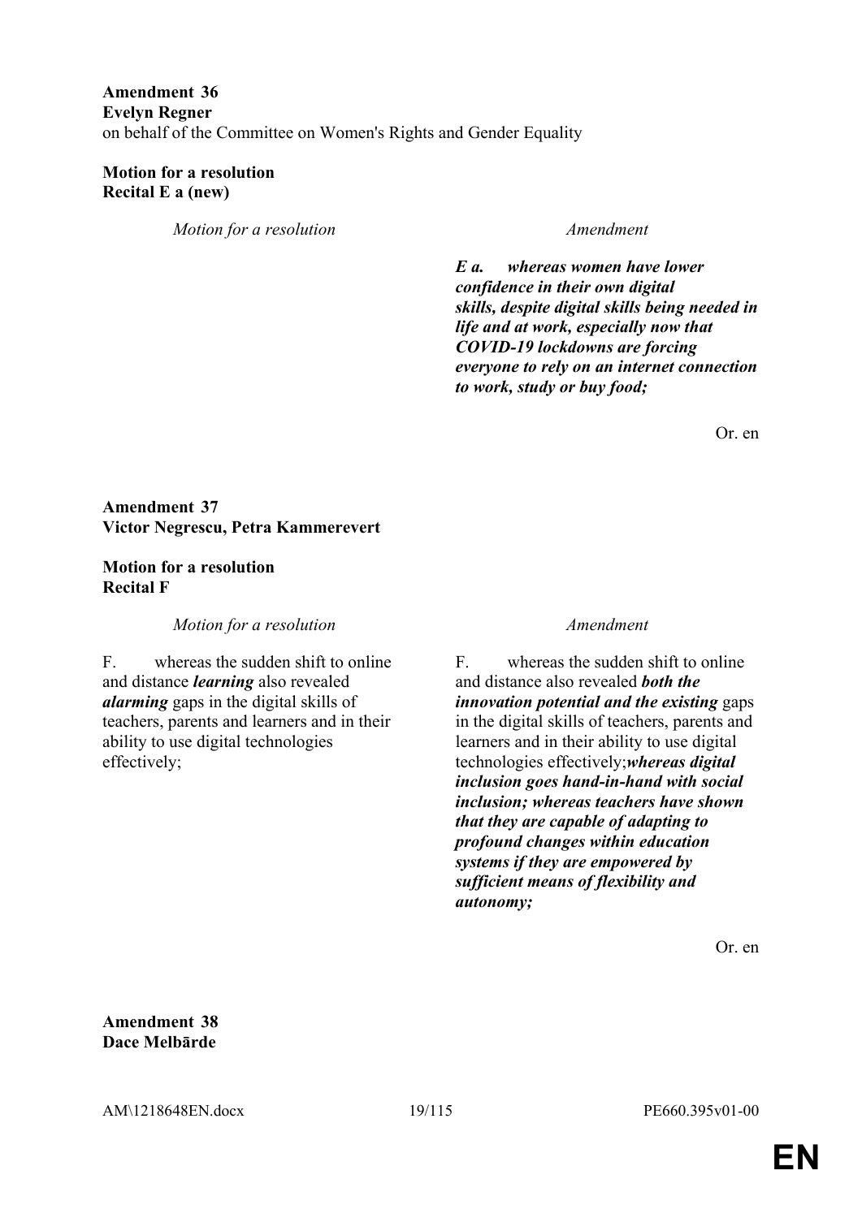**Amendment 36**
**Evelyn Regner**
on behalf of the Committee on Women's Rights and Gender Equality

**Motion for a resolution**
**Recital E a (new)**

| *Motion for a resolution* | *Amendment* |
| --- | --- |
| | ***E a. whereas women have lower confidence in their own digital skills, despite digital skills being needed in life and at work, especially now that COVID-19 lockdowns are forcing everyone to rely on an internet connection to work, study or buy food;*** |

Or. en

**Amendment 37**
**Victor Negrescu, Petra Kammerevert**

**Motion for a resolution**
**Recital F**

| *Motion for a resolution* | *Amendment* |
| --- | --- |
| F. whereas the sudden shift to online and distance ***learning*** also revealed ***alarming*** gaps in the digital skills of teachers, parents and learners and in their ability to use digital technologies effectively; | F. whereas the sudden shift to online and distance also revealed ***both the innovation potential and the existing*** gaps in the digital skills of teachers, parents and learners and in their ability to use digital technologies effectively;***whereas digital inclusion goes hand-in-hand with social inclusion; whereas teachers have shown that they are capable of adapting to profound changes within education systems if they are empowered by sufficient means of flexibility and autonomy;*** |

Or. en

**Amendment 38**
**Dace Melbārde**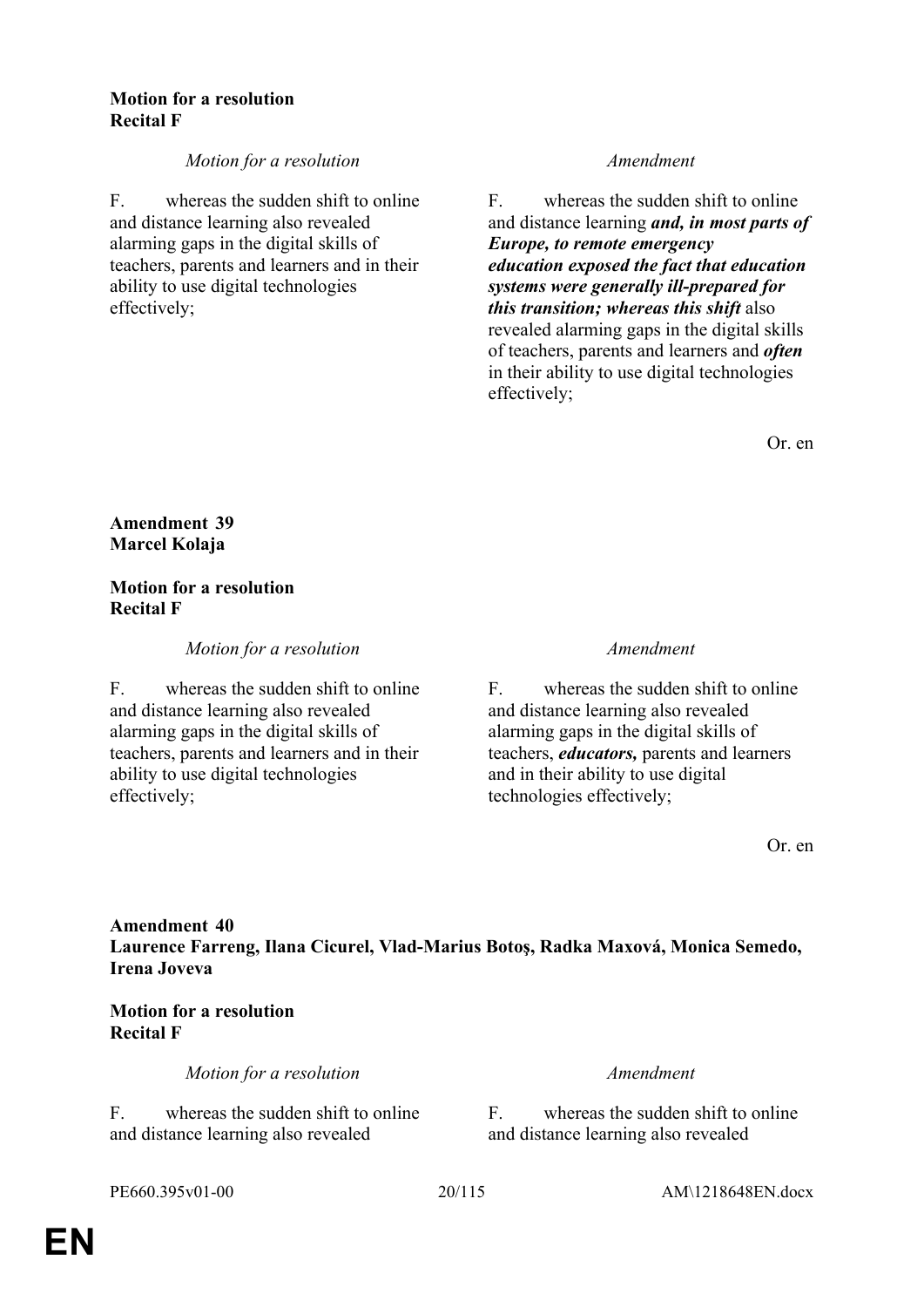**Motion for a resolution**
**Recital F**

| *Motion for a resolution* | *Amendment* |
|---|---|
| F. whereas the sudden shift to online and distance learning also revealed alarming gaps in the digital skills of teachers, parents and learners and in their ability to use digital technologies effectively; | F. whereas the sudden shift to online and distance learning ***and, in most parts of Europe, to remote emergency education exposed the fact that education systems were generally ill-prepared for this transition; whereas this shift*** also revealed alarming gaps in the digital skills of teachers, parents and learners and ***often*** in their ability to use digital technologies effectively; |

Or. en

**Amendment 39**
**Marcel Kolaja**

**Motion for a resolution**
**Recital F**

| *Motion for a resolution* | *Amendment* |
|---|---|
| F. whereas the sudden shift to online and distance learning also revealed alarming gaps in the digital skills of teachers, parents and learners and in their ability to use digital technologies effectively; | F. whereas the sudden shift to online and distance learning also revealed alarming gaps in the digital skills of teachers, ***educators,*** parents and learners and in their ability to use digital technologies effectively; |

Or. en

**Amendment 40**
**Laurence Farreng, Ilana Cicurel, Vlad-Marius Botoş, Radka Maxová, Monica Semedo, Irena Joveva**

**Motion for a resolution**
**Recital F**

| *Motion for a resolution* | *Amendment* |
|---|---|
| F. whereas the sudden shift to online and distance learning also revealed | F. whereas the sudden shift to online and distance learning also revealed |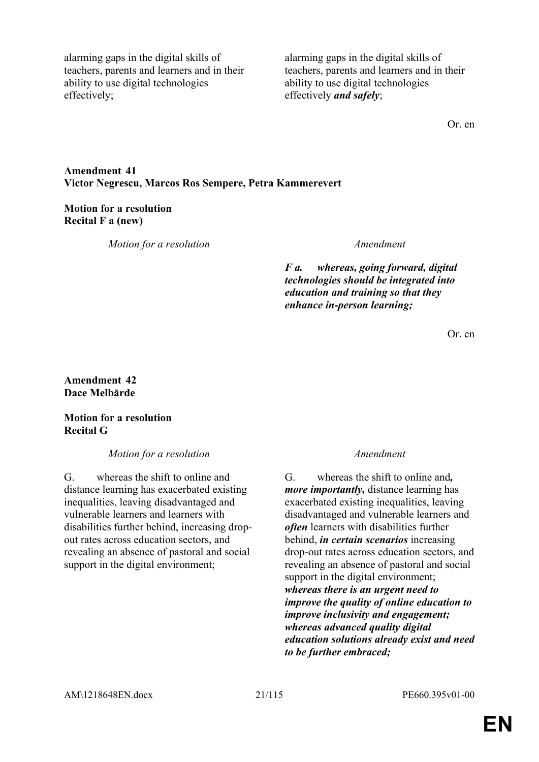| | |
|---|---|
| alarming gaps in the digital skills of teachers, parents and learners and in their ability to use digital technologies effectively; | alarming gaps in the digital skills of teachers, parents and learners and in their ability to use digital technologies effectively ***and safely***; |

Or. en

**Amendment 41**
**Victor Negrescu, Marcos Ros Sempere, Petra Kammerevert**

**Motion for a resolution**
**Recital F a (new)**

| *Motion for a resolution* | *Amendment* |
|---|---|
| | ***F a. whereas, going forward, digital technologies should be integrated into education and training so that they enhance in-person learning;*** |

Or. en

**Amendment 42**
**Dace Melbārde**

**Motion for a resolution**
**Recital G**

| *Motion for a resolution* | *Amendment* |
|---|---|
| G. whereas the shift to online and distance learning has exacerbated existing inequalities, leaving disadvantaged and vulnerable learners and learners with disabilities further behind, increasing drop-out rates across education sectors, and revealing an absence of pastoral and social support in the digital environment; | G. whereas the shift to online and***, more importantly,*** distance learning has exacerbated existing inequalities, leaving disadvantaged and vulnerable learners and ***often*** learners with disabilities further behind, ***in certain scenarios*** increasing drop-out rates across education sectors, and revealing an absence of pastoral and social support in the digital environment; ***whereas there is an urgent need to improve the quality of online education to improve inclusivity and engagement; whereas advanced quality digital education solutions already exist and need to be further embraced;*** |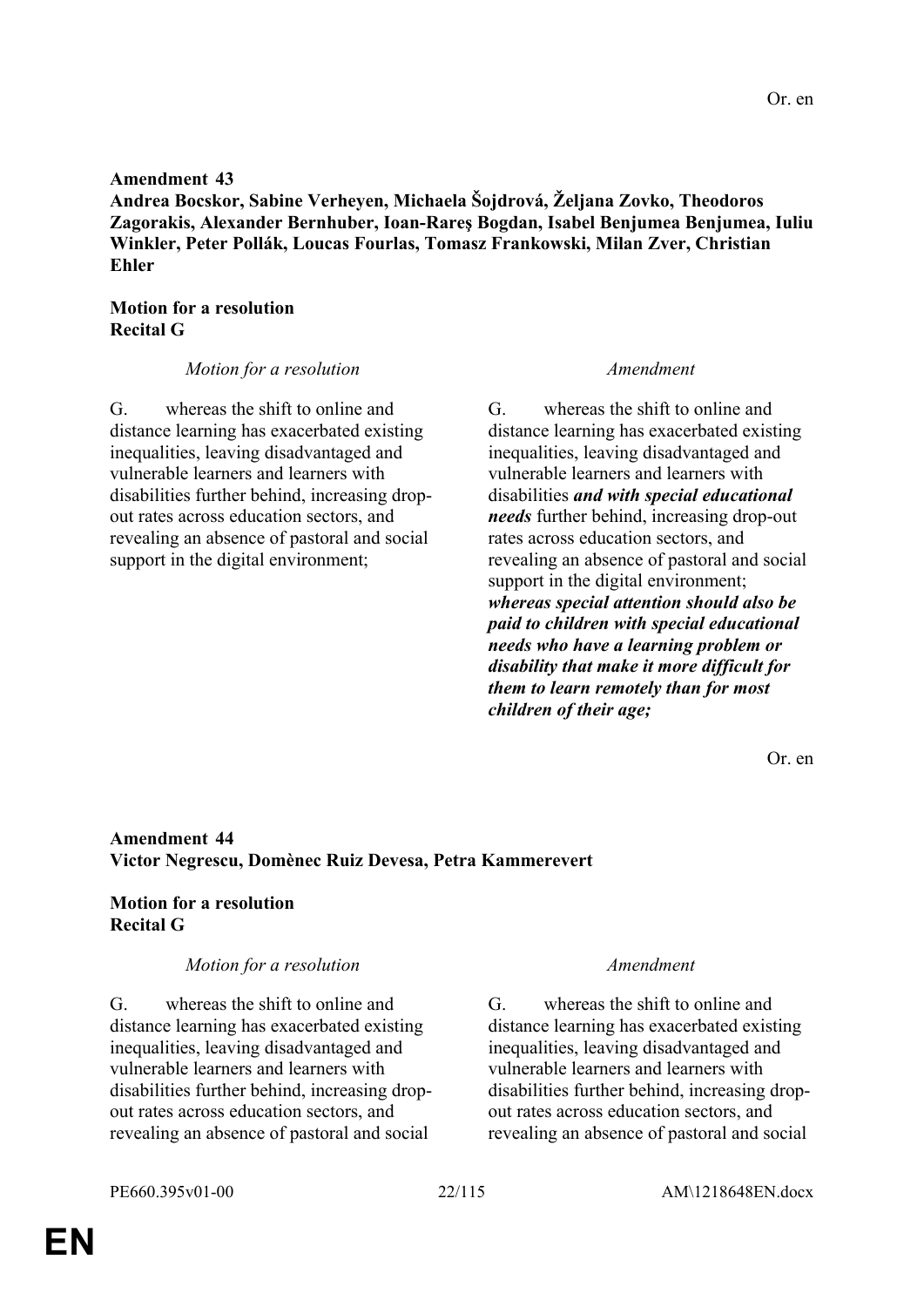Or. en

**Amendment 43**
**Andrea Bocskor, Sabine Verheyen, Michaela Šojdrová, Željana Zovko, Theodoros Zagorakis, Alexander Bernhuber, Ioan-Rareş Bogdan, Isabel Benjumea Benjumea, Iuliu Winkler, Peter Pollák, Loucas Fourlas, Tomasz Frankowski, Milan Zver, Christian Ehler**

**Motion for a resolution**
**Recital G**

| *Motion for a resolution* | *Amendment* |
|---|---|
| G. whereas the shift to online and distance learning has exacerbated existing inequalities, leaving disadvantaged and vulnerable learners and learners with disabilities further behind, increasing drop-out rates across education sectors, and revealing an absence of pastoral and social support in the digital environment; | G. whereas the shift to online and distance learning has exacerbated existing inequalities, leaving disadvantaged and vulnerable learners and learners with disabilities ***and with special educational needs*** further behind, increasing drop-out rates across education sectors, and revealing an absence of pastoral and social support in the digital environment; ***whereas special attention should also be paid to children with special educational needs who have a learning problem or disability that make it more difficult for them to learn remotely than for most children of their age;*** |

Or. en

**Amendment 44**
**Victor Negrescu, Domènec Ruiz Devesa, Petra Kammerevert**

**Motion for a resolution**
**Recital G**

| *Motion for a resolution* | *Amendment* |
|---|---|
| G. whereas the shift to online and distance learning has exacerbated existing inequalities, leaving disadvantaged and vulnerable learners and learners with disabilities further behind, increasing drop-out rates across education sectors, and revealing an absence of pastoral and social | G. whereas the shift to online and distance learning has exacerbated existing inequalities, leaving disadvantaged and vulnerable learners and learners with disabilities further behind, increasing drop-out rates across education sectors, and revealing an absence of pastoral and social |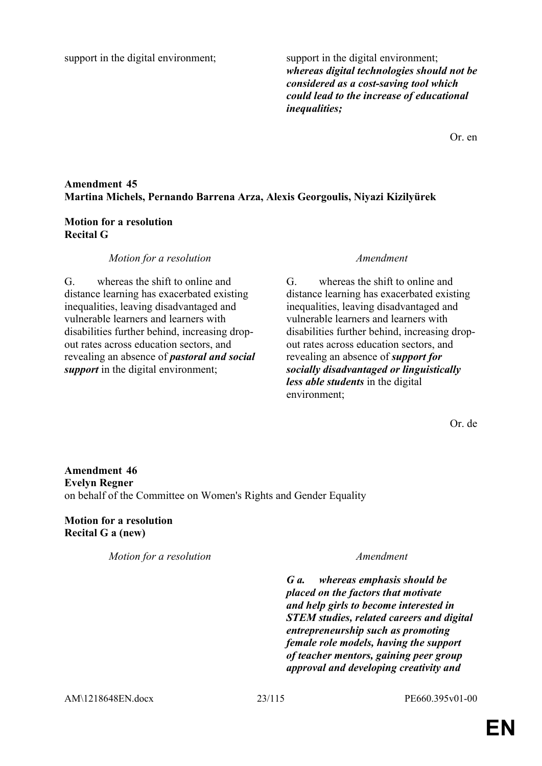| | |
|---|---|
| support in the digital environment; | support in the digital environment; ***whereas digital technologies should not be considered as a cost-saving tool which could lead to the increase of educational inequalities;*** |

Or. en

**Amendment 45**
**Martina Michels, Pernando Barrena Arza, Alexis Georgoulis, Niyazi Kizilyürek**

**Motion for a resolution**
**Recital G**

| *Motion for a resolution* | *Amendment* |
|---|---|
| G. whereas the shift to online and distance learning has exacerbated existing inequalities, leaving disadvantaged and vulnerable learners and learners with disabilities further behind, increasing drop-out rates across education sectors, and revealing an absence of ***pastoral and social support*** in the digital environment; | G. whereas the shift to online and distance learning has exacerbated existing inequalities, leaving disadvantaged and vulnerable learners and learners with disabilities further behind, increasing drop-out rates across education sectors, and revealing an absence of ***support for socially disadvantaged or linguistically less able students*** in the digital environment; |

Or. de

**Amendment 46**
**Evelyn Regner**
on behalf of the Committee on Women's Rights and Gender Equality

**Motion for a resolution**
**Recital G a (new)**

| *Motion for a resolution* | *Amendment* |
|---|---|
| | ***G a. whereas emphasis should be placed on the factors that motivate and help girls to become interested in STEM studies, related careers and digital entrepreneurship such as promoting female role models, having the support of teacher mentors, gaining peer group approval and developing creativity and*** |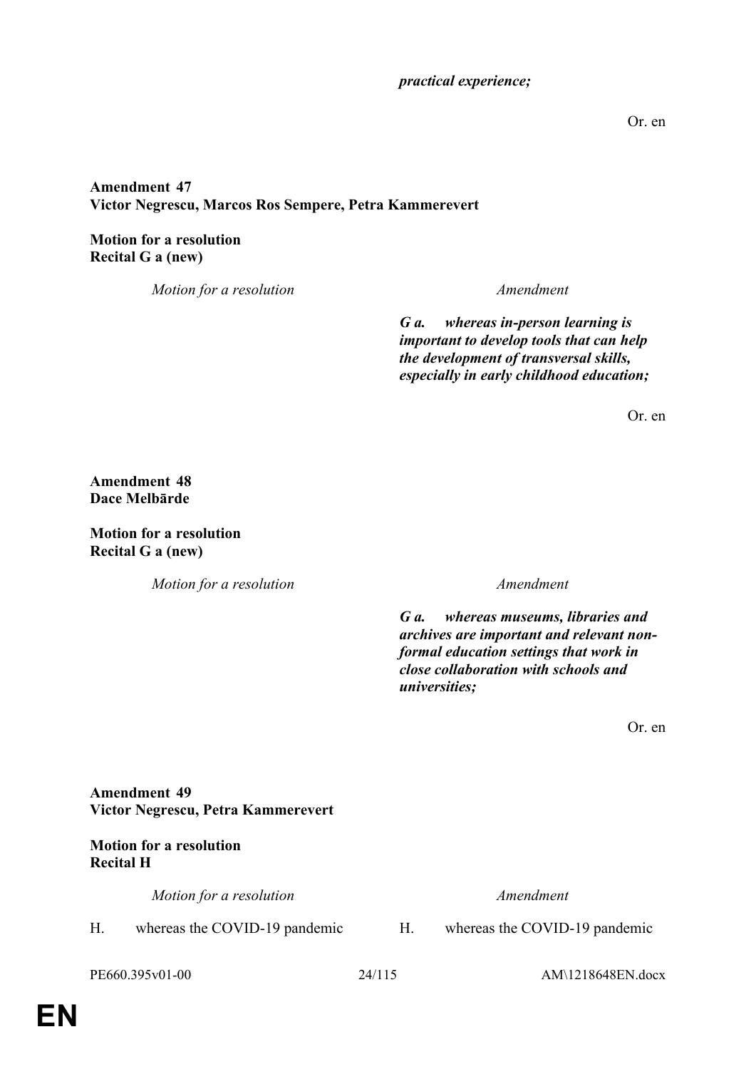*practical experience;*

Or. en

**Amendment 47**
**Victor Negrescu, Marcos Ros Sempere, Petra Kammerevert**

**Motion for a resolution**
**Recital G a (new)**

| *Motion for a resolution* | *Amendment* |
|---|---|
| | ***G a. whereas in-person learning is important to develop tools that can help the development of transversal skills, especially in early childhood education;*** |

Or. en

**Amendment 48**
**Dace Melbārde**

**Motion for a resolution**
**Recital G a (new)**

| *Motion for a resolution* | *Amendment* |
|---|---|
| | ***G a. whereas museums, libraries and archives are important and relevant non-formal education settings that work in close collaboration with schools and universities;*** |

Or. en

**Amendment 49**
**Victor Negrescu, Petra Kammerevert**

**Motion for a resolution**
**Recital H**

| *Motion for a resolution* | *Amendment* |
|---|---|
| H. whereas the COVID-19 pandemic | H. whereas the COVID-19 pandemic |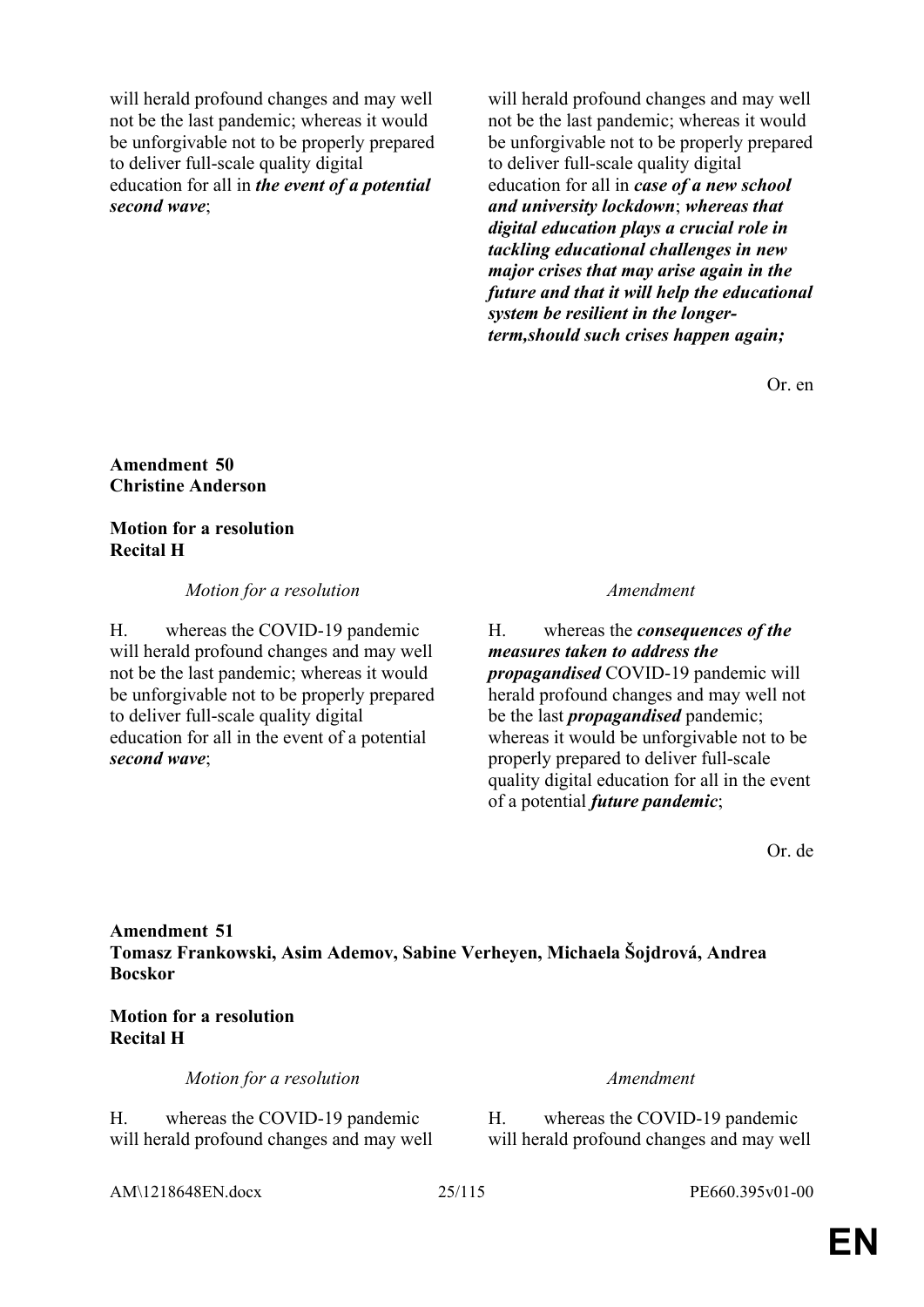| | |
|---|---|
| will herald profound changes and may well not be the last pandemic; whereas it would be unforgivable not to be properly prepared to deliver full-scale quality digital education for all in ***the event of a potential second wave***; | will herald profound changes and may well not be the last pandemic; whereas it would be unforgivable not to be properly prepared to deliver full-scale quality digital education for all in ***case of a new school and university lockdown***; ***whereas that digital education plays a crucial role in tackling educational challenges in new major crises that may arise again in the future and that it will help the educational system be resilient in the longer-term,should such crises happen again;*** |

Or. en

**Amendment 50**
**Christine Anderson**

**Motion for a resolution**
**Recital H**

| *Motion for a resolution* | *Amendment* |
|---|---|
| H. whereas the COVID-19 pandemic will herald profound changes and may well not be the last pandemic; whereas it would be unforgivable not to be properly prepared to deliver full-scale quality digital education for all in the event of a potential ***second wave***; | H. whereas the ***consequences of the measures taken to address the propagandised*** COVID-19 pandemic will herald profound changes and may well not be the last ***propagandised*** pandemic; whereas it would be unforgivable not to be properly prepared to deliver full-scale quality digital education for all in the event of a potential ***future pandemic***; |

Or. de

**Amendment 51**
**Tomasz Frankowski, Asim Ademov, Sabine Verheyen, Michaela Šojdrová, Andrea Bocskor**

**Motion for a resolution**
**Recital H**

| *Motion for a resolution* | *Amendment* |
|---|---|
| H. whereas the COVID-19 pandemic will herald profound changes and may well | H. whereas the COVID-19 pandemic will herald profound changes and may well |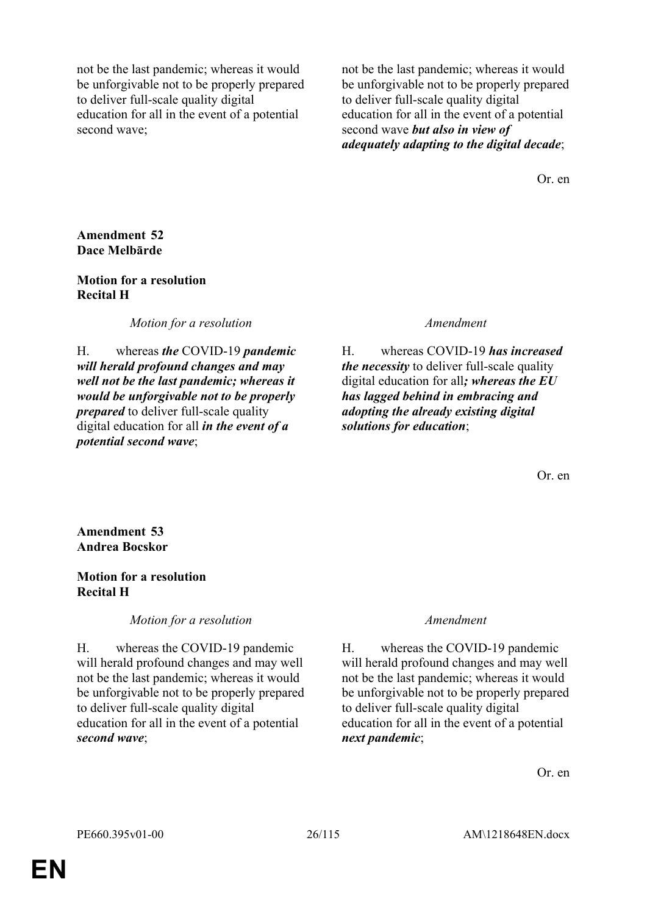| | |
|---|---|
| not be the last pandemic; whereas it would be unforgivable not to be properly prepared to deliver full-scale quality digital education for all in the event of a potential second wave; | not be the last pandemic; whereas it would be unforgivable not to be properly prepared to deliver full-scale quality digital education for all in the event of a potential second wave ***but also in view of adequately adapting to the digital decade***; |

Or. en

**Amendment 52**
**Dace Melbārde**

**Motion for a resolution**
**Recital H**

| *Motion for a resolution* | *Amendment* |
|---|---|
| H. whereas ***the*** COVID-19 ***pandemic will herald profound changes and may well not be the last pandemic; whereas it would be unforgivable not to be properly prepared*** to deliver full-scale quality digital education for all ***in the event of a potential second wave***; | H. whereas COVID-19 ***has increased the necessity*** to deliver full-scale quality digital education for all***; whereas the EU has lagged behind in embracing and adopting the already existing digital solutions for education***; |

Or. en

**Amendment 53**
**Andrea Bocskor**

**Motion for a resolution**
**Recital H**

| *Motion for a resolution* | *Amendment* |
|---|---|
| H. whereas the COVID-19 pandemic will herald profound changes and may well not be the last pandemic; whereas it would be unforgivable not to be properly prepared to deliver full-scale quality digital education for all in the event of a potential ***second wave***; | H. whereas the COVID-19 pandemic will herald profound changes and may well not be the last pandemic; whereas it would be unforgivable not to be properly prepared to deliver full-scale quality digital education for all in the event of a potential ***next pandemic***; |

Or. en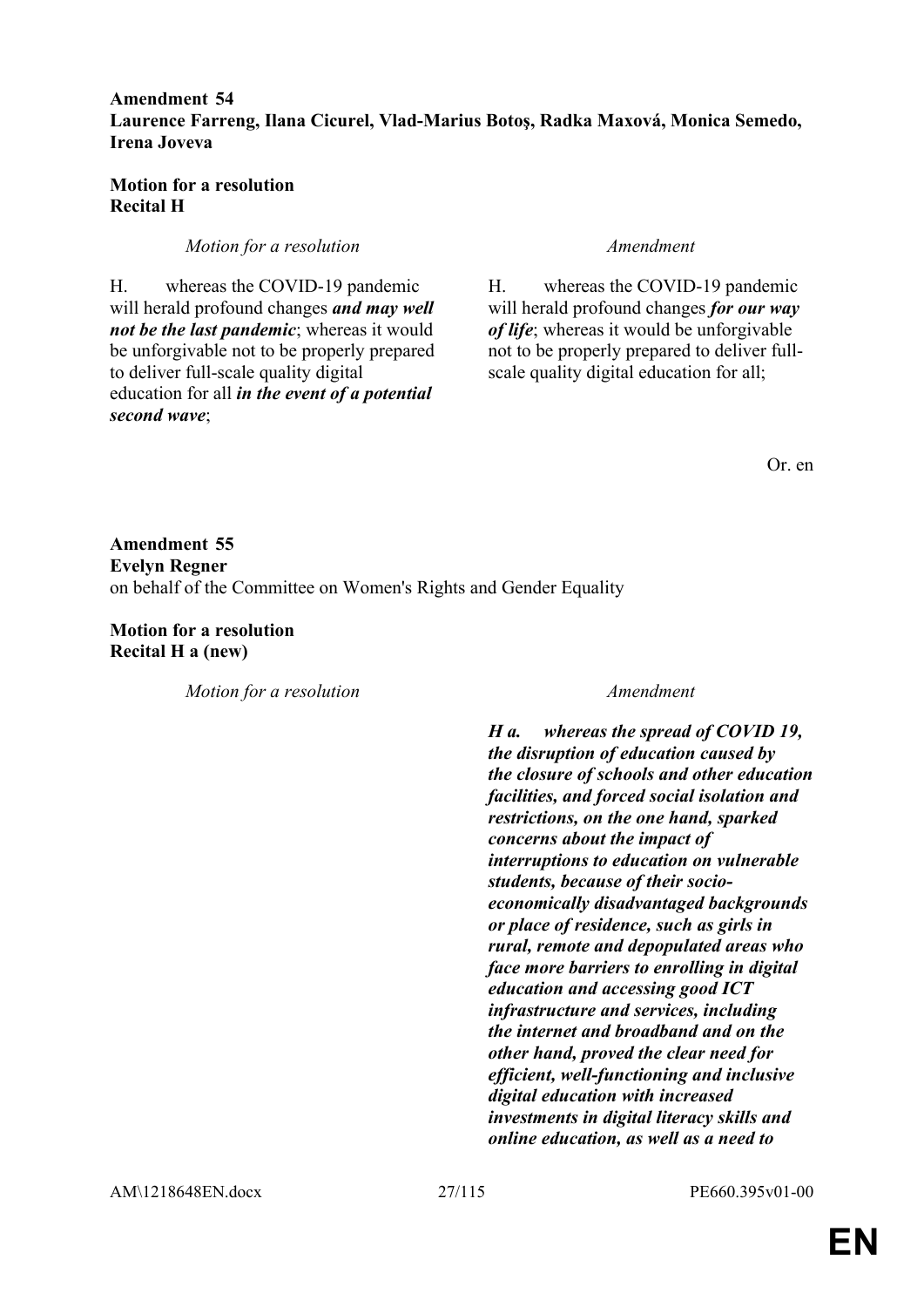**Amendment 54**
**Laurence Farreng, Ilana Cicurel, Vlad-Marius Botoş, Radka Maxová, Monica Semedo, Irena Joveva**

**Motion for a resolution**
**Recital H**

| *Motion for a resolution* | *Amendment* |
|---|---|
| H. whereas the COVID-19 pandemic will herald profound changes ***and may well not be the last pandemic***; whereas it would be unforgivable not to be properly prepared to deliver full-scale quality digital education for all ***in the event of a potential second wave***; | H. whereas the COVID-19 pandemic will herald profound changes ***for our way of life***; whereas it would be unforgivable not to be properly prepared to deliver full-scale quality digital education for all; |

Or. en

**Amendment 55**
**Evelyn Regner**
on behalf of the Committee on Women's Rights and Gender Equality

**Motion for a resolution**
**Recital H a (new)**

| *Motion for a resolution* | *Amendment* |
|---|---|
| | ***H a. whereas the spread of COVID 19, the disruption of education caused by the closure of schools and other education facilities, and forced social isolation and restrictions, on the one hand, sparked concerns about the impact of interruptions to education on vulnerable students, because of their socio-economically disadvantaged backgrounds or place of residence, such as girls in rural, remote and depopulated areas who face more barriers to enrolling in digital education and accessing good ICT infrastructure and services, including the internet and broadband and on the other hand, proved the clear need for efficient, well-functioning and inclusive digital education with increased investments in digital literacy skills and online education, as well as a need to*** |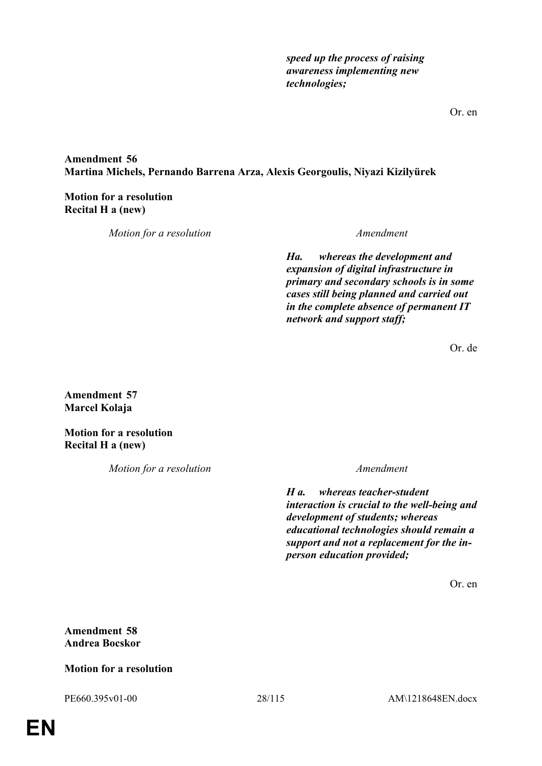| | |
|---|---|
| | ***speed up the process of raising awareness implementing new technologies;*** |

Or. en

**Amendment 56**
**Martina Michels, Pernando Barrena Arza, Alexis Georgoulis, Niyazi Kizilyürek**

**Motion for a resolution**
**Recital H a (new)**

| *Motion for a resolution* | *Amendment* |
|---|---|
| | ***Ha. whereas the development and expansion of digital infrastructure in primary and secondary schools is in some cases still being planned and carried out in the complete absence of permanent IT network and support staff;*** |

Or. de

**Amendment 57**
**Marcel Kolaja**

**Motion for a resolution**
**Recital H a (new)**

| *Motion for a resolution* | *Amendment* |
|---|---|
| | ***H a. whereas teacher-student interaction is crucial to the well-being and development of students; whereas educational technologies should remain a support and not a replacement for the in-person education provided;*** |

Or. en

**Amendment 58**
**Andrea Bocskor**

**Motion for a resolution**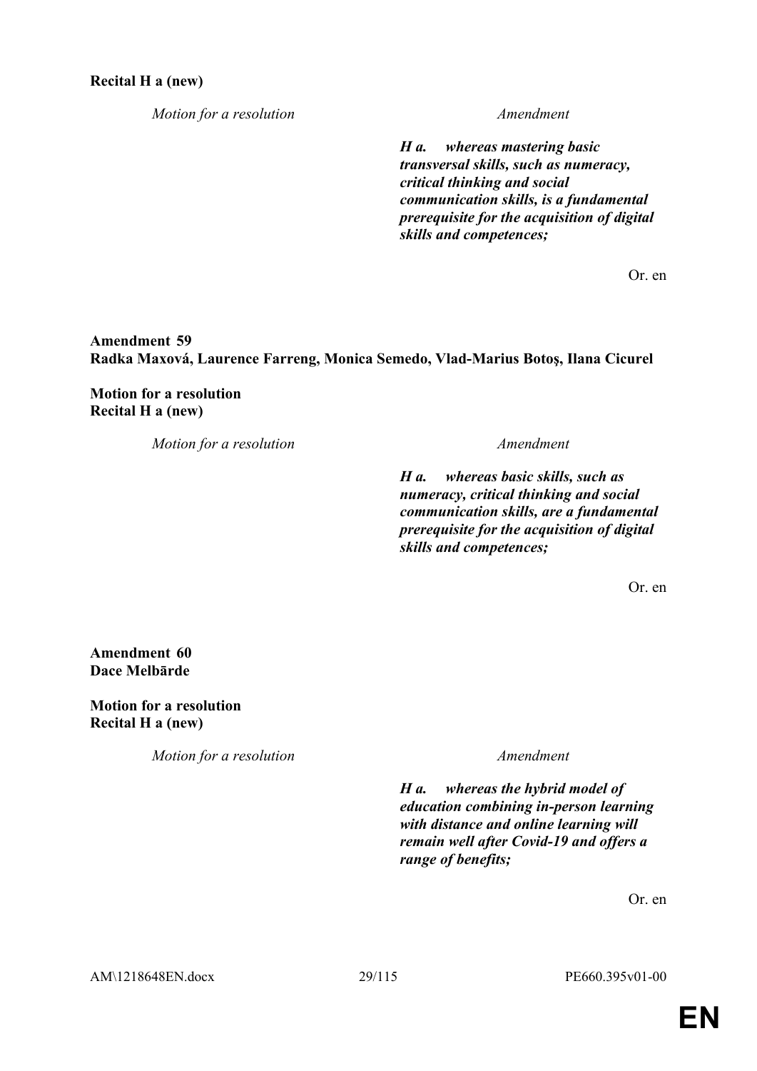**Recital H a (new)**

| *Motion for a resolution* | *Amendment* |
|---|---|
| | ***H a. whereas mastering basic transversal skills, such as numeracy, critical thinking and social communication skills, is a fundamental prerequisite for the acquisition of digital skills and competences;*** |

Or. en

**Amendment 59**
**Radka Maxová, Laurence Farreng, Monica Semedo, Vlad-Marius Botoş, Ilana Cicurel**

**Motion for a resolution**
**Recital H a (new)**

| *Motion for a resolution* | *Amendment* |
|---|---|
| | ***H a. whereas basic skills, such as numeracy, critical thinking and social communication skills, are a fundamental prerequisite for the acquisition of digital skills and competences;*** |

Or. en

**Amendment 60**
**Dace Melbārde**

**Motion for a resolution**
**Recital H a (new)**

| *Motion for a resolution* | *Amendment* |
|---|---|
| | ***H a. whereas the hybrid model of education combining in-person learning with distance and online learning will remain well after Covid-19 and offers a range of benefits;*** |

Or. en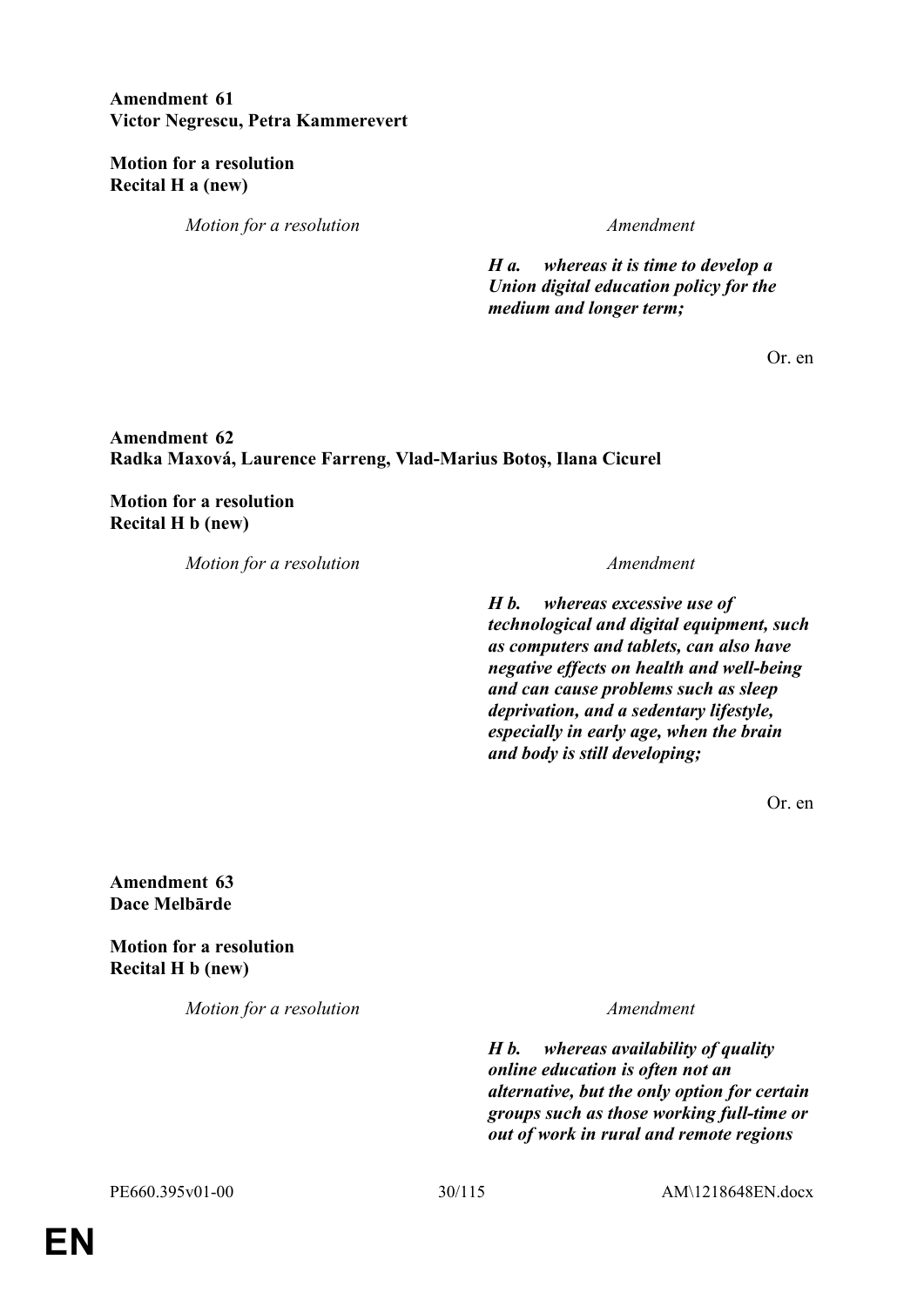**Amendment 61**
**Victor Negrescu, Petra Kammerevert**

**Motion for a resolution**
**Recital H a (new)**

| *Motion for a resolution* | *Amendment* |
|---|---|
| | ***H a. whereas it is time to develop a Union digital education policy for the medium and longer term;*** |

Or. en

**Amendment 62**
**Radka Maxová, Laurence Farreng, Vlad-Marius Botoş, Ilana Cicurel**

**Motion for a resolution**
**Recital H b (new)**

| *Motion for a resolution* | *Amendment* |
|---|---|
| | ***H b. whereas excessive use of technological and digital equipment, such as computers and tablets, can also have negative effects on health and well-being and can cause problems such as sleep deprivation, and a sedentary lifestyle, especially in early age, when the brain and body is still developing;*** |

Or. en

**Amendment 63**
**Dace Melbārde**

**Motion for a resolution**
**Recital H b (new)**

| *Motion for a resolution* | *Amendment* |
|---|---|
| | ***H b. whereas availability of quality online education is often not an alternative, but the only option for certain groups such as those working full-time or out of work in rural and remote regions*** |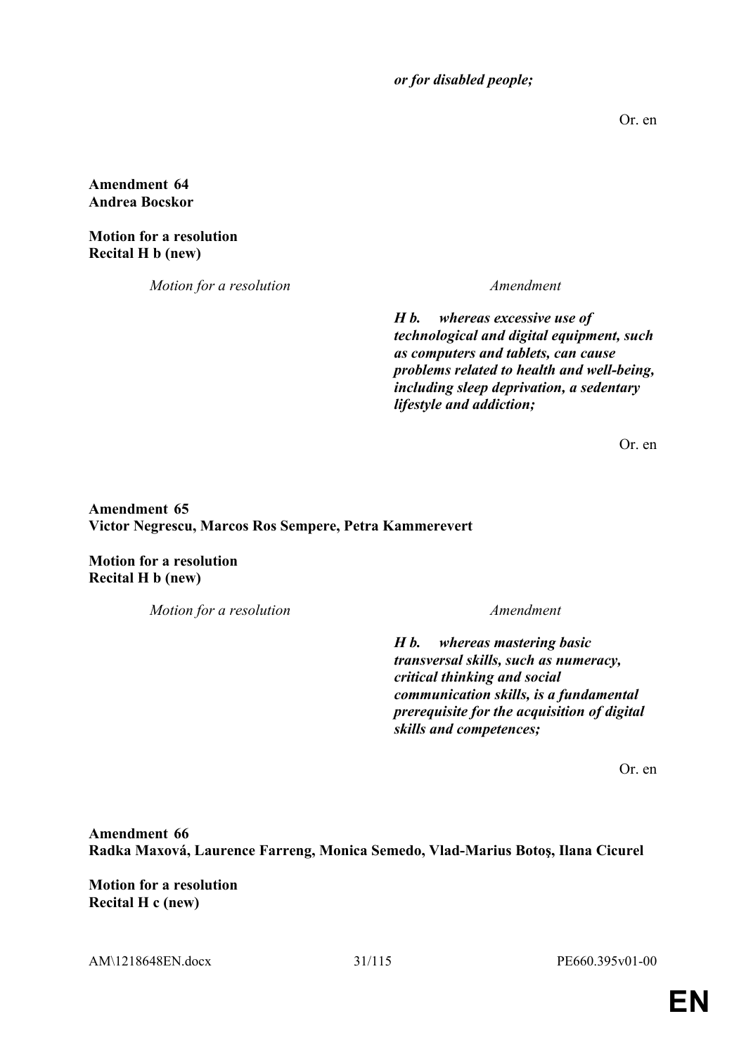| | |
|---|---|
| | ***or for disabled people;*** |

Or. en

**Amendment 64**
**Andrea Bocskor**

**Motion for a resolution**
**Recital H b (new)**

| *Motion for a resolution* | *Amendment* |
|---|---|
| | ***H b. whereas excessive use of technological and digital equipment, such as computers and tablets, can cause problems related to health and well-being, including sleep deprivation, a sedentary lifestyle and addiction;*** |

Or. en

**Amendment 65**
**Victor Negrescu, Marcos Ros Sempere, Petra Kammerevert**

**Motion for a resolution**
**Recital H b (new)**

| *Motion for a resolution* | *Amendment* |
|---|---|
| | ***H b. whereas mastering basic transversal skills, such as numeracy, critical thinking and social communication skills, is a fundamental prerequisite for the acquisition of digital skills and competences;*** |

Or. en

**Amendment 66**
**Radka Maxová, Laurence Farreng, Monica Semedo, Vlad-Marius Botoş, Ilana Cicurel**

**Motion for a resolution**
**Recital H c (new)**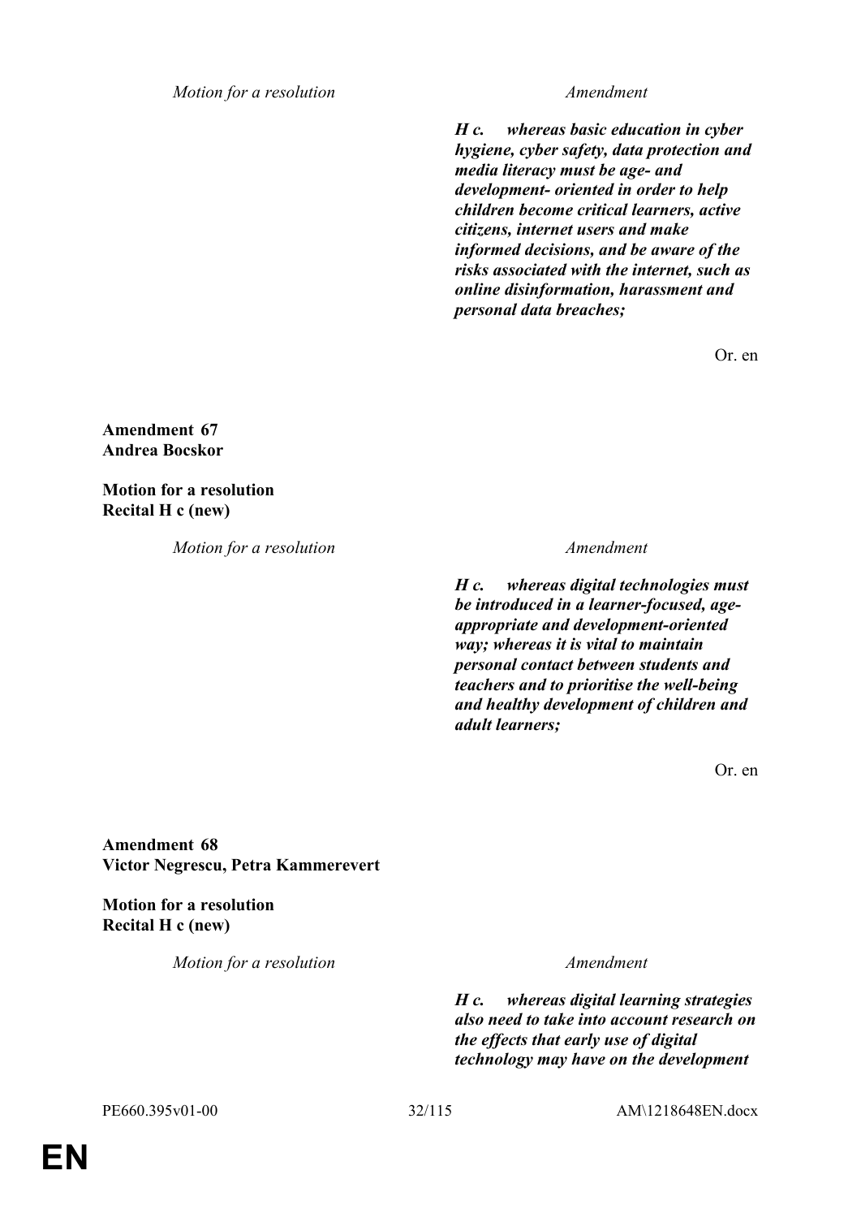| Motion for a resolution | Amendment |
|---|---|
| | ***H c. whereas basic education in cyber hygiene, cyber safety, data protection and media literacy must be age- and development- oriented in order to help children become critical learners, active citizens, internet users and make informed decisions, and be aware of the risks associated with the internet, such as online disinformation, harassment and personal data breaches;*** |

Or. en

**Amendment 67**
**Andrea Bocskor**

**Motion for a resolution**
**Recital H c (new)**

| Motion for a resolution | Amendment |
|---|---|
| | ***H c. whereas digital technologies must be introduced in a learner-focused, age-appropriate and development-oriented way; whereas it is vital to maintain personal contact between students and teachers and to prioritise the well-being and healthy development of children and adult learners;*** |

Or. en

**Amendment 68**
**Victor Negrescu, Petra Kammerevert**

**Motion for a resolution**
**Recital H c (new)**

| Motion for a resolution | Amendment |
|---|---|
| | ***H c. whereas digital learning strategies also need to take into account research on the effects that early use of digital technology may have on the development*** |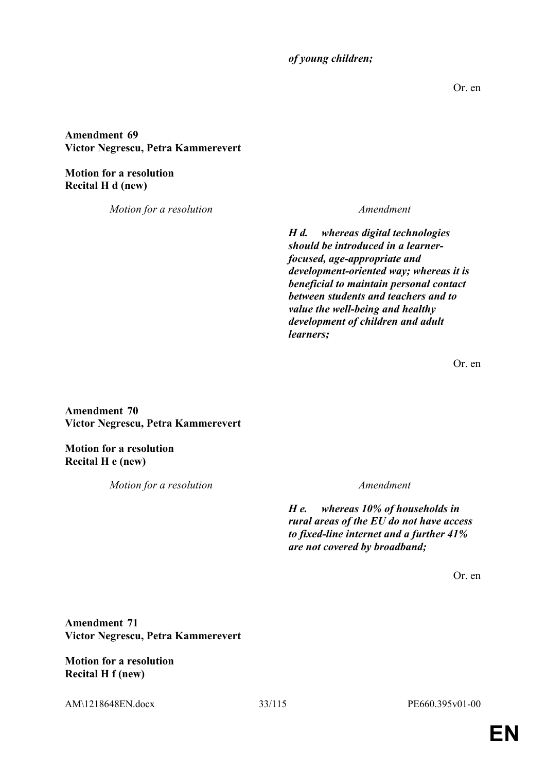***of young children;***

Or. en

**Amendment 69**
**Victor Negrescu, Petra Kammerevert**

**Motion for a resolution**
**Recital H d (new)**

| *Motion for a resolution* | *Amendment* |
|---|---|
| | ***H d. whereas digital technologies should be introduced in a learner-focused, age-appropriate and development-oriented way; whereas it is beneficial to maintain personal contact between students and teachers and to value the well-being and healthy development of children and adult learners;*** |

Or. en

**Amendment 70**
**Victor Negrescu, Petra Kammerevert**

**Motion for a resolution**
**Recital H e (new)**

| *Motion for a resolution* | *Amendment* |
|---|---|
| | ***H e. whereas 10% of households in rural areas of the EU do not have access to fixed-line internet and a further 41% are not covered by broadband;*** |

Or. en

**Amendment 71**
**Victor Negrescu, Petra Kammerevert**

**Motion for a resolution**
**Recital H f (new)**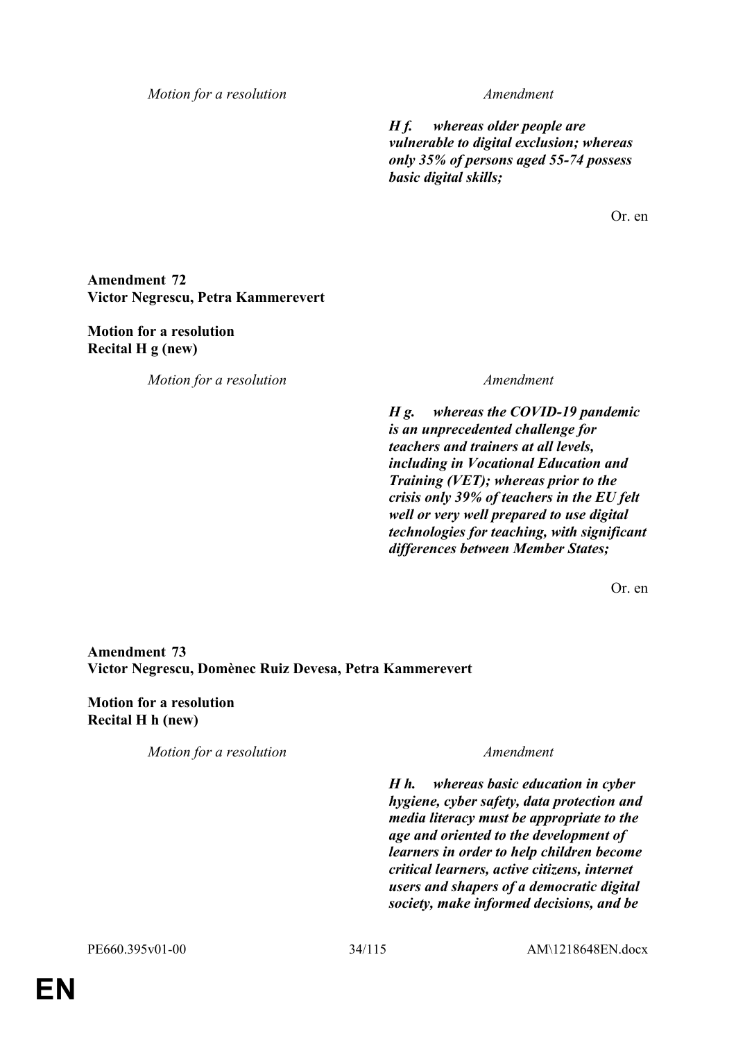| *Motion for a resolution* | *Amendment* |
| --- | --- |
| | ***H f. whereas older people are vulnerable to digital exclusion; whereas only 35% of persons aged 55-74 possess basic digital skills;*** |

Or. en

**Amendment 72**
**Victor Negrescu, Petra Kammerevert**

**Motion for a resolution**
**Recital H g (new)**

| *Motion for a resolution* | *Amendment* |
| --- | --- |
| | ***H g. whereas the COVID-19 pandemic is an unprecedented challenge for teachers and trainers at all levels, including in Vocational Education and Training (VET); whereas prior to the crisis only 39% of teachers in the EU felt well or very well prepared to use digital technologies for teaching, with significant differences between Member States;*** |

Or. en

**Amendment 73**
**Victor Negrescu, Domènec Ruiz Devesa, Petra Kammerevert**

**Motion for a resolution**
**Recital H h (new)**

| *Motion for a resolution* | *Amendment* |
| --- | --- |
| | ***H h. whereas basic education in cyber hygiene, cyber safety, data protection and media literacy must be appropriate to the age and oriented to the development of learners in order to help children become critical learners, active citizens, internet users and shapers of a democratic digital society, make informed decisions, and be*** |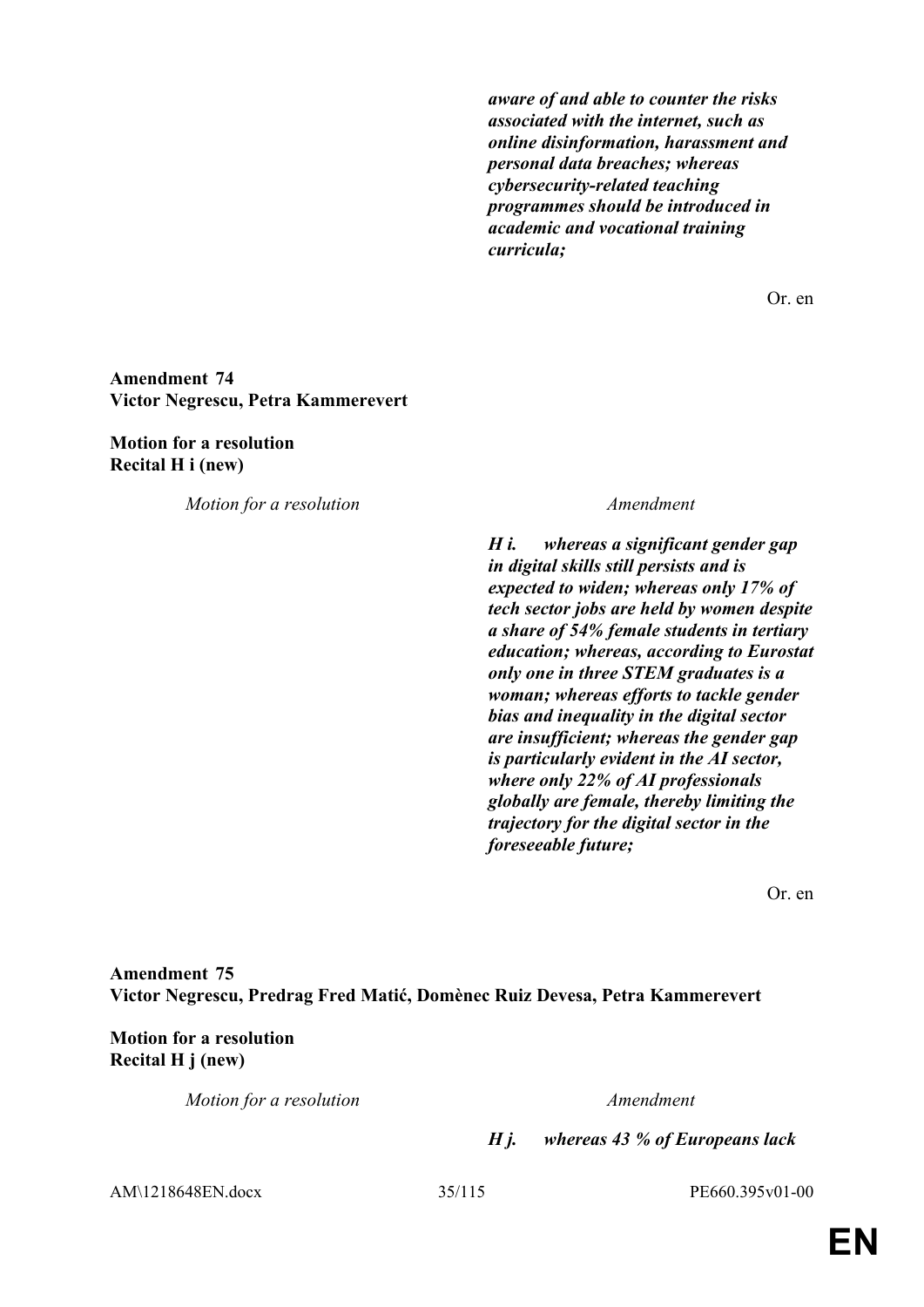***aware of and able to counter the risks associated with the internet, such as online disinformation, harassment and personal data breaches; whereas cybersecurity-related teaching programmes should be introduced in academic and vocational training curricula;***

Or. en

**Amendment 74**
**Victor Negrescu, Petra Kammerevert**

**Motion for a resolution**
**Recital H i (new)**

| *Motion for a resolution* | *Amendment* |
|---|---|
| | ***H i. whereas a significant gender gap in digital skills still persists and is expected to widen; whereas only 17% of tech sector jobs are held by women despite a share of 54% female students in tertiary education; whereas, according to Eurostat only one in three STEM graduates is a woman; whereas efforts to tackle gender bias and inequality in the digital sector are insufficient; whereas the gender gap is particularly evident in the AI sector, where only 22% of AI professionals globally are female, thereby limiting the trajectory for the digital sector in the foreseeable future;*** |

Or. en

**Amendment 75**
**Victor Negrescu, Predrag Fred Matić, Domènec Ruiz Devesa, Petra Kammerevert**

**Motion for a resolution**
**Recital H j (new)**

| *Motion for a resolution* | *Amendment* |
|---|---|
| | ***H j. whereas 43 % of Europeans lack*** |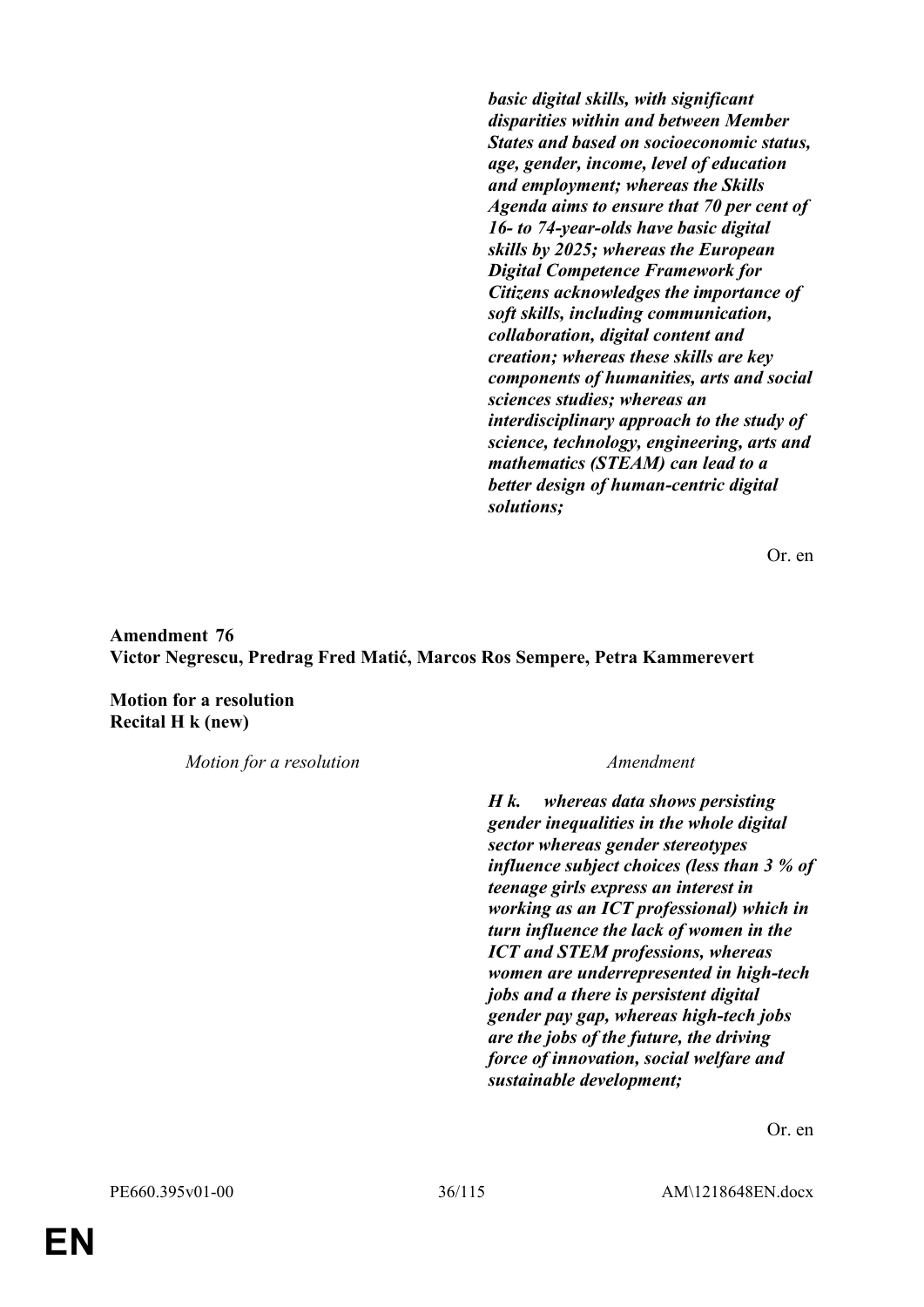***basic digital skills, with significant disparities within and between Member States and based on socioeconomic status, age, gender, income, level of education and employment; whereas the Skills Agenda aims to ensure that 70 per cent of 16- to 74-year-olds have basic digital skills by 2025; whereas the European Digital Competence Framework for Citizens acknowledges the importance of soft skills, including communication, collaboration, digital content and creation; whereas these skills are key components of humanities, arts and social sciences studies; whereas an interdisciplinary approach to the study of science, technology, engineering, arts and mathematics (STEAM) can lead to a better design of human-centric digital solutions;***

Or. en

**Amendment 76**
**Victor Negrescu, Predrag Fred Matić, Marcos Ros Sempere, Petra Kammerevert**

**Motion for a resolution**
**Recital H k (new)**

| *Motion for a resolution* | *Amendment* |
|---|---|
| | ***H k. whereas data shows persisting gender inequalities in the whole digital sector whereas gender stereotypes influence subject choices (less than 3 % of teenage girls express an interest in working as an ICT professional) which in turn influence the lack of women in the ICT and STEM professions, whereas women are underrepresented in high-tech jobs and a there is persistent digital gender pay gap, whereas high-tech jobs are the jobs of the future, the driving force of innovation, social welfare and sustainable development;*** |

Or. en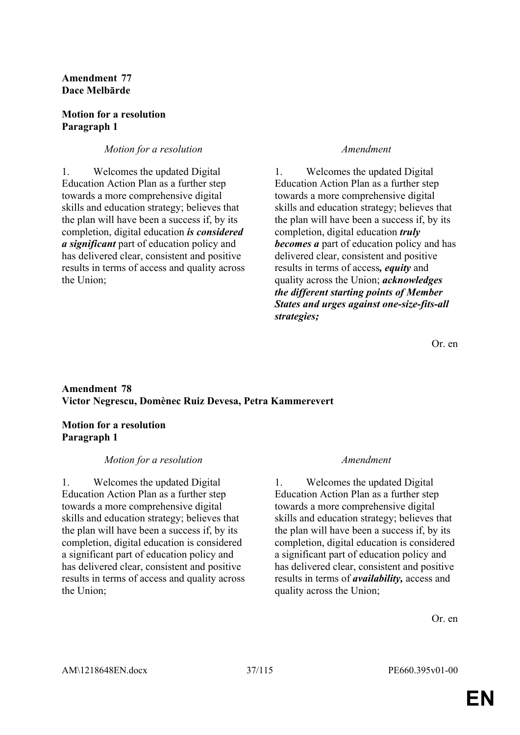**Amendment 77**
**Dace Melbārde**

**Motion for a resolution**
**Paragraph 1**

| *Motion for a resolution* | *Amendment* |
|---|---|
| 1. Welcomes the updated Digital Education Action Plan as a further step towards a more comprehensive digital skills and education strategy; believes that the plan will have been a success if, by its completion, digital education ***is considered a significant*** part of education policy and has delivered clear, consistent and positive results in terms of access and quality across the Union; | 1. Welcomes the updated Digital Education Action Plan as a further step towards a more comprehensive digital skills and education strategy; believes that the plan will have been a success if, by its completion, digital education ***truly becomes a*** part of education policy and has delivered clear, consistent and positive results in terms of access***, equity*** and quality across the Union; ***acknowledges the different starting points of Member States and urges against one-size-fits-all strategies;*** |

Or. en

**Amendment 78**
**Victor Negrescu, Domènec Ruiz Devesa, Petra Kammerevert**

**Motion for a resolution**
**Paragraph 1**

| *Motion for a resolution* | *Amendment* |
|---|---|
| 1. Welcomes the updated Digital Education Action Plan as a further step towards a more comprehensive digital skills and education strategy; believes that the plan will have been a success if, by its completion, digital education is considered a significant part of education policy and has delivered clear, consistent and positive results in terms of access and quality across the Union; | 1. Welcomes the updated Digital Education Action Plan as a further step towards a more comprehensive digital skills and education strategy; believes that the plan will have been a success if, by its completion, digital education is considered a significant part of education policy and has delivered clear, consistent and positive results in terms of ***availability,*** access and quality across the Union; |

Or. en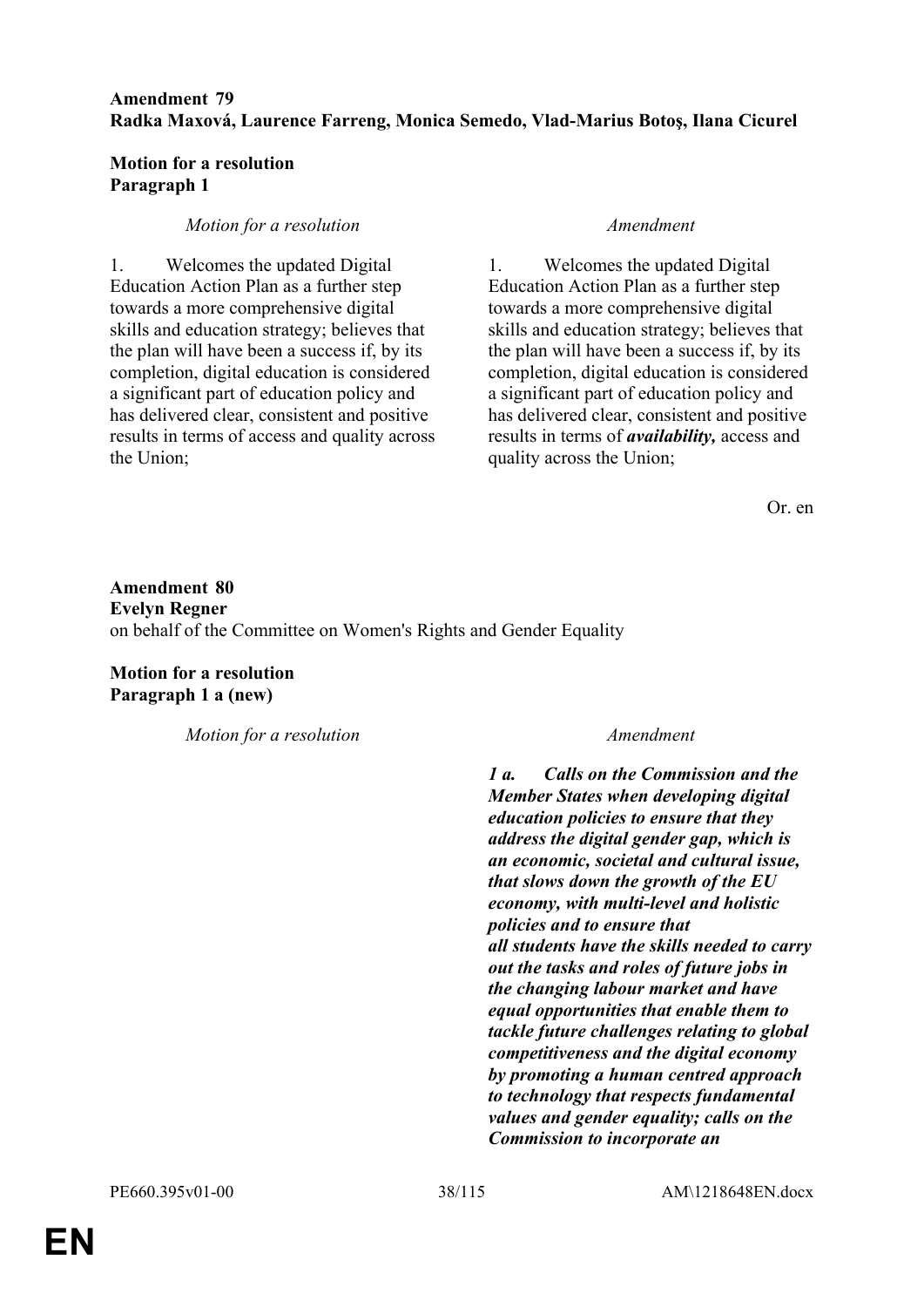**Amendment 79**
**Radka Maxová, Laurence Farreng, Monica Semedo, Vlad-Marius Botoş, Ilana Cicurel**

**Motion for a resolution**
**Paragraph 1**

| *Motion for a resolution* | *Amendment* |
|---|---|
| 1. Welcomes the updated Digital Education Action Plan as a further step towards a more comprehensive digital skills and education strategy; believes that the plan will have been a success if, by its completion, digital education is considered a significant part of education policy and has delivered clear, consistent and positive results in terms of access and quality across the Union; | 1. Welcomes the updated Digital Education Action Plan as a further step towards a more comprehensive digital skills and education strategy; believes that the plan will have been a success if, by its completion, digital education is considered a significant part of education policy and has delivered clear, consistent and positive results in terms of ***availability,*** access and quality across the Union; |

Or. en

**Amendment 80**
**Evelyn Regner**
on behalf of the Committee on Women's Rights and Gender Equality

**Motion for a resolution**
**Paragraph 1 a (new)**

| *Motion for a resolution* | *Amendment* |
|---|---|
| | ***1 a. Calls on the Commission and the Member States when developing digital education policies to ensure that they address the digital gender gap, which is an economic, societal and cultural issue, that slows down the growth of the EU economy, with multi-level and holistic policies and to ensure that all students have the skills needed to carry out the tasks and roles of future jobs in the changing labour market and have equal opportunities that enable them to tackle future challenges relating to global competitiveness and the digital economy by promoting a human centred approach to technology that respects fundamental values and gender equality; calls on the Commission to incorporate an*** |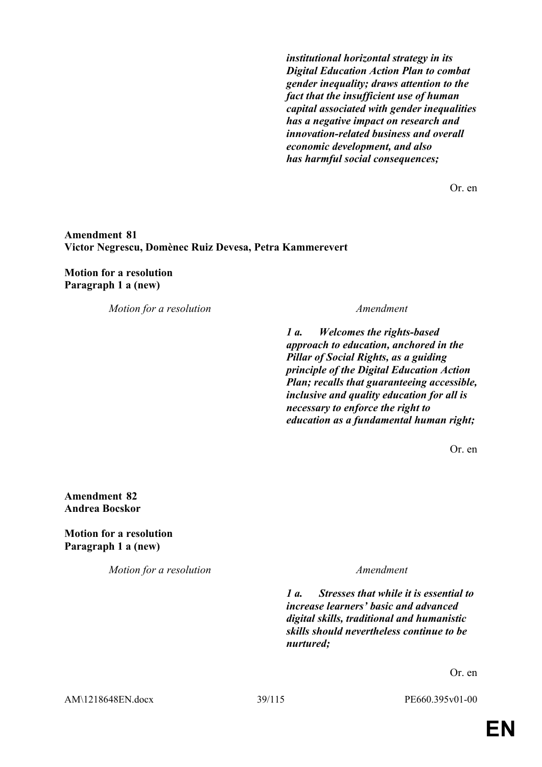***institutional horizontal strategy in its Digital Education Action Plan to combat gender inequality; draws attention to the fact that the insufficient use of human capital associated with gender inequalities has a negative impact on research and innovation-related business and overall economic development, and also has harmful social consequences;***

Or. en

**Amendment 81**
**Victor Negrescu, Domènec Ruiz Devesa, Petra Kammerevert**

**Motion for a resolution**
**Paragraph 1 a (new)**

| *Motion for a resolution* | *Amendment* |
|---|---|
| | ***1 a. Welcomes the rights-based approach to education, anchored in the Pillar of Social Rights, as a guiding principle of the Digital Education Action Plan; recalls that guaranteeing accessible, inclusive and quality education for all is necessary to enforce the right to education as a fundamental human right;*** |

Or. en

**Amendment 82**
**Andrea Bocskor**

**Motion for a resolution**
**Paragraph 1 a (new)**

| *Motion for a resolution* | *Amendment* |
|---|---|
| | ***1 a. Stresses that while it is essential to increase learners' basic and advanced digital skills, traditional and humanistic skills should nevertheless continue to be nurtured;*** |

Or. en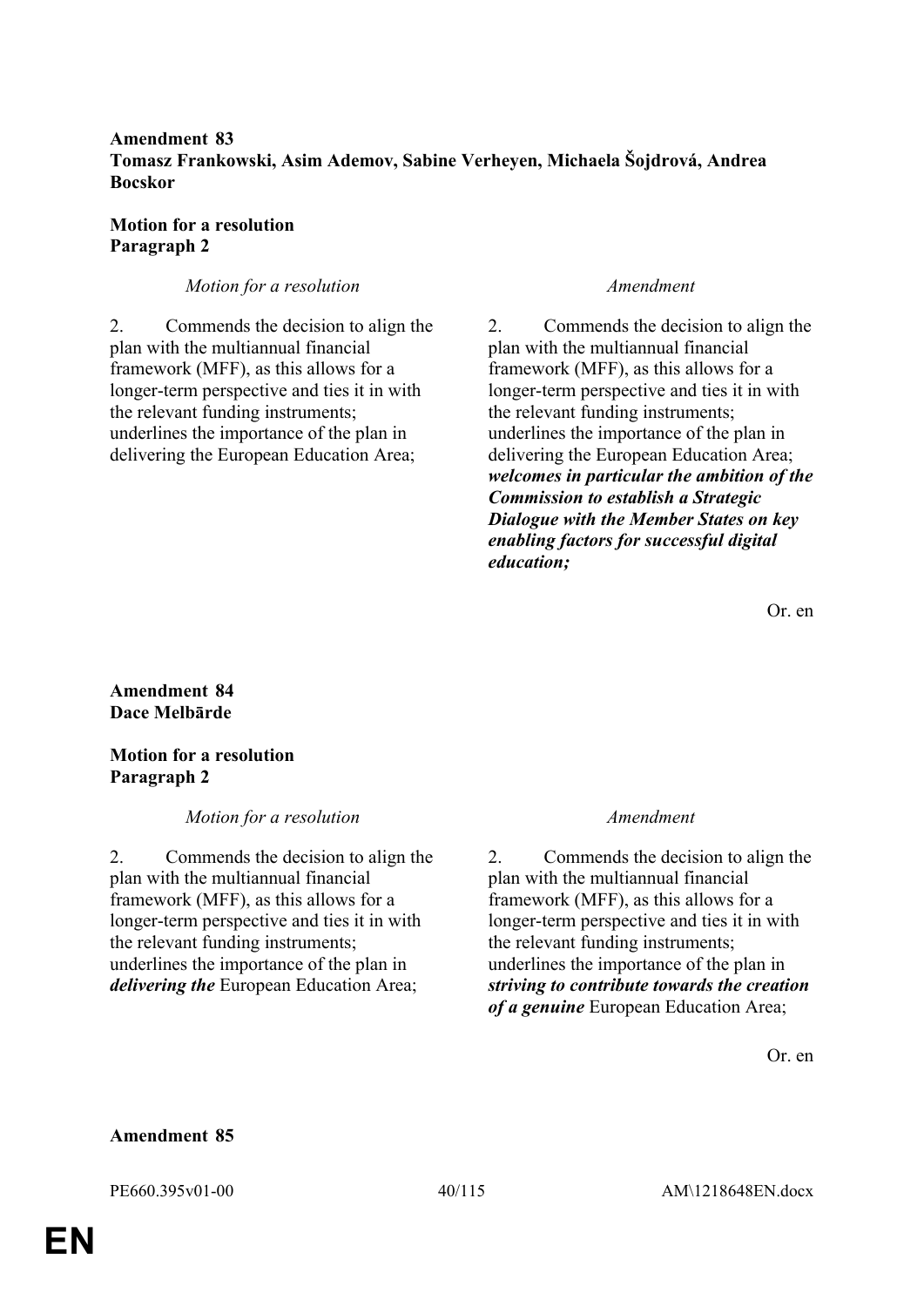**Amendment 83**
**Tomasz Frankowski, Asim Ademov, Sabine Verheyen, Michaela Šojdrová, Andrea Bocskor**

**Motion for a resolution**
**Paragraph 2**

| *Motion for a resolution* | *Amendment* |
|---|---|
| 2. Commends the decision to align the plan with the multiannual financial framework (MFF), as this allows for a longer-term perspective and ties it in with the relevant funding instruments; underlines the importance of the plan in delivering the European Education Area; | 2. Commends the decision to align the plan with the multiannual financial framework (MFF), as this allows for a longer-term perspective and ties it in with the relevant funding instruments; underlines the importance of the plan in delivering the European Education Area; ***welcomes in particular the ambition of the Commission to establish a Strategic Dialogue with the Member States on key enabling factors for successful digital education;*** |

Or. en

**Amendment 84**
**Dace Melbārde**

**Motion for a resolution**
**Paragraph 2**

| *Motion for a resolution* | *Amendment* |
|---|---|
| 2. Commends the decision to align the plan with the multiannual financial framework (MFF), as this allows for a longer-term perspective and ties it in with the relevant funding instruments; underlines the importance of the plan in ***delivering the*** European Education Area; | 2. Commends the decision to align the plan with the multiannual financial framework (MFF), as this allows for a longer-term perspective and ties it in with the relevant funding instruments; underlines the importance of the plan in ***striving to contribute towards the creation of a genuine*** European Education Area; |

Or. en

**Amendment 85**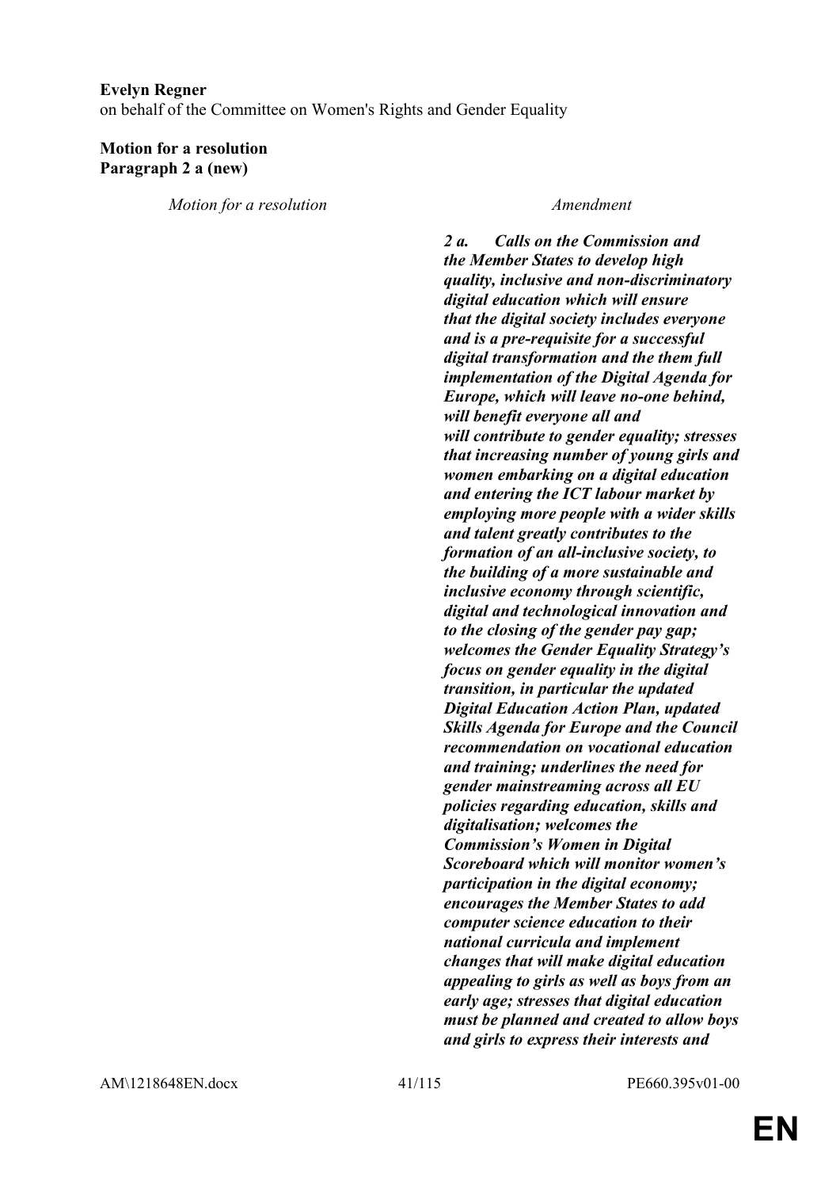**Evelyn Regner**
on behalf of the Committee on Women's Rights and Gender Equality

**Motion for a resolution**
**Paragraph 2 a (new)**

| *Motion for a resolution* | *Amendment* |
|---|---|
| | ***2 a. Calls on the Commission and the Member States to develop high quality, inclusive and non-discriminatory digital education which will ensure that the digital society includes everyone and is a pre-requisite for a successful digital transformation and the them full implementation of the Digital Agenda for Europe, which will leave no-one behind, will benefit everyone all and will contribute to gender equality; stresses that increasing number of young girls and women embarking on a digital education and entering the ICT labour market by employing more people with a wider skills and talent greatly contributes to the formation of an all-inclusive society, to the building of a more sustainable and inclusive economy through scientific, digital and technological innovation and to the closing of the gender pay gap; welcomes the Gender Equality Strategy's focus on gender equality in the digital transition, in particular the updated Digital Education Action Plan, updated Skills Agenda for Europe and the Council recommendation on vocational education and training; underlines the need for gender mainstreaming across all EU policies regarding education, skills and digitalisation; welcomes the Commission's Women in Digital Scoreboard which will monitor women's participation in the digital economy; encourages the Member States to add computer science education to their national curricula and implement changes that will make digital education appealing to girls as well as boys from an early age; stresses that digital education must be planned and created to allow boys and girls to express their interests and*** |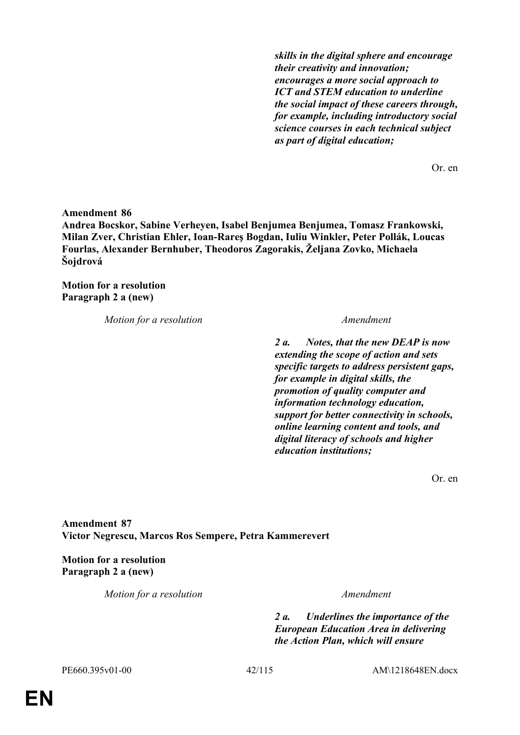| | |
|---|---|
| | ***skills in the digital sphere and encourage their creativity and innovation; encourages a more social approach to ICT and STEM education to underline the social impact of these careers through, for example, including introductory social science courses in each technical subject as part of digital education;*** |

Or. en

**Amendment 86**
**Andrea Bocskor, Sabine Verheyen, Isabel Benjumea Benjumea, Tomasz Frankowski, Milan Zver, Christian Ehler, Ioan-Rareş Bogdan, Iuliu Winkler, Peter Pollák, Loucas Fourlas, Alexander Bernhuber, Theodoros Zagorakis, Željana Zovko, Michaela Šojdrová**

**Motion for a resolution**
**Paragraph 2 a (new)**

| *Motion for a resolution* | *Amendment* |
|---|---|
| | ***2 a. Notes, that the new DEAP is now extending the scope of action and sets specific targets to address persistent gaps, for example in digital skills, the promotion of quality computer and information technology education, support for better connectivity in schools, online learning content and tools, and digital literacy of schools and higher education institutions;*** |

Or. en

**Amendment 87**
**Victor Negrescu, Marcos Ros Sempere, Petra Kammerevert**

**Motion for a resolution**
**Paragraph 2 a (new)**

| *Motion for a resolution* | *Amendment* |
|---|---|
| | ***2 a. Underlines the importance of the European Education Area in delivering the Action Plan, which will ensure*** |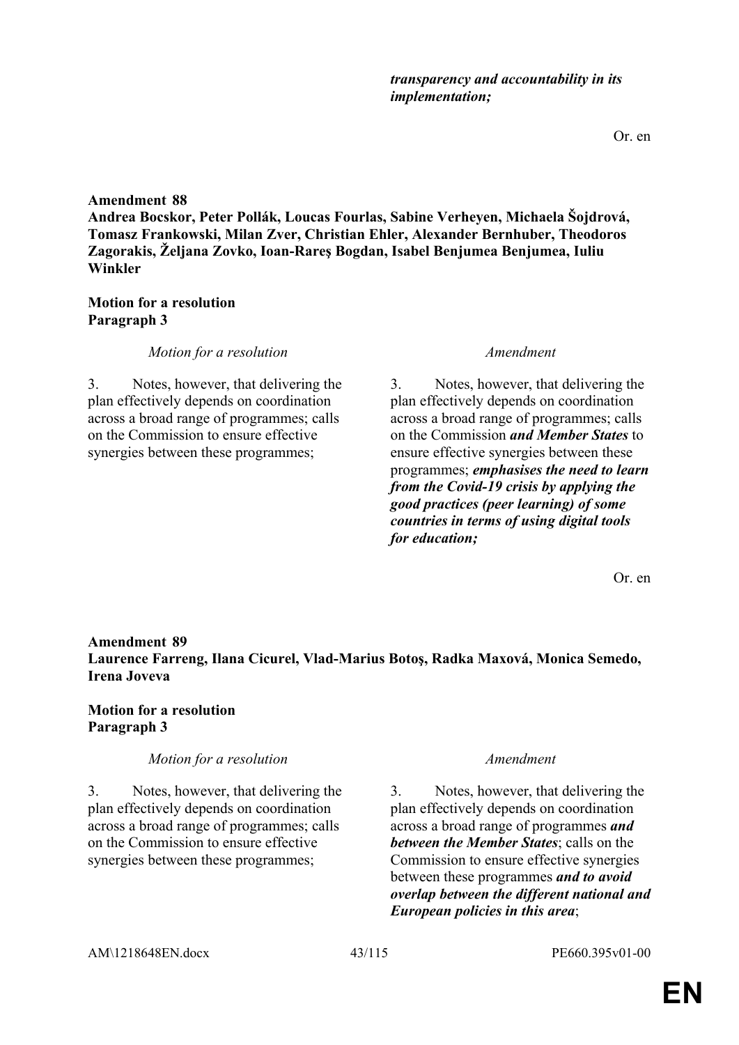***transparency and accountability in its implementation;***

Or. en

**Amendment 88**
**Andrea Bocskor, Peter Pollák, Loucas Fourlas, Sabine Verheyen, Michaela Šojdrová, Tomasz Frankowski, Milan Zver, Christian Ehler, Alexander Bernhuber, Theodoros Zagorakis, Željana Zovko, Ioan-Rareş Bogdan, Isabel Benjumea Benjumea, Iuliu Winkler**

**Motion for a resolution**
**Paragraph 3**

| *Motion for a resolution* | *Amendment* |
|---|---|
| 3. Notes, however, that delivering the plan effectively depends on coordination across a broad range of programmes; calls on the Commission to ensure effective synergies between these programmes; | 3. Notes, however, that delivering the plan effectively depends on coordination across a broad range of programmes; calls on the Commission ***and Member States*** to ensure effective synergies between these programmes; ***emphasises the need to learn from the Covid-19 crisis by applying the good practices (peer learning) of some countries in terms of using digital tools for education;*** |

Or. en

**Amendment 89**
**Laurence Farreng, Ilana Cicurel, Vlad-Marius Botoş, Radka Maxová, Monica Semedo, Irena Joveva**

**Motion for a resolution**
**Paragraph 3**

| *Motion for a resolution* | *Amendment* |
|---|---|
| 3. Notes, however, that delivering the plan effectively depends on coordination across a broad range of programmes; calls on the Commission to ensure effective synergies between these programmes; | 3. Notes, however, that delivering the plan effectively depends on coordination across a broad range of programmes ***and between the Member States***; calls on the Commission to ensure effective synergies between these programmes ***and to avoid overlap between the different national and European policies in this area***; |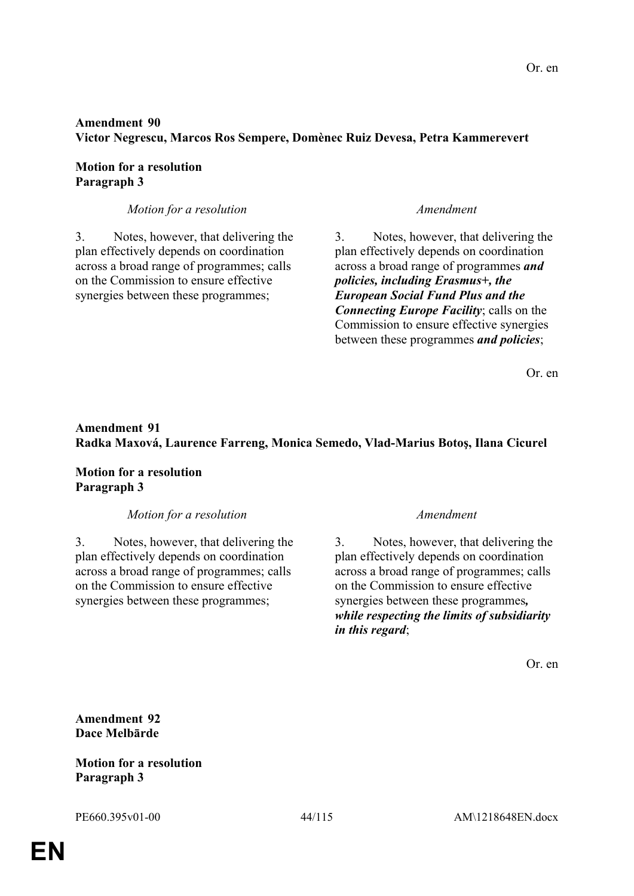Or. en

**Amendment 90**
**Victor Negrescu, Marcos Ros Sempere, Domènec Ruiz Devesa, Petra Kammerevert**

**Motion for a resolution**
**Paragraph 3**

| *Motion for a resolution* | *Amendment* |
|---|---|
| 3. Notes, however, that delivering the plan effectively depends on coordination across a broad range of programmes; calls on the Commission to ensure effective synergies between these programmes; | 3. Notes, however, that delivering the plan effectively depends on coordination across a broad range of programmes ***and policies, including Erasmus+, the European Social Fund Plus and the Connecting Europe Facility***; calls on the Commission to ensure effective synergies between these programmes ***and policies***; |

Or. en

**Amendment 91**
**Radka Maxová, Laurence Farreng, Monica Semedo, Vlad-Marius Botoş, Ilana Cicurel**

**Motion for a resolution**
**Paragraph 3**

| *Motion for a resolution* | *Amendment* |
|---|---|
| 3. Notes, however, that delivering the plan effectively depends on coordination across a broad range of programmes; calls on the Commission to ensure effective synergies between these programmes; | 3. Notes, however, that delivering the plan effectively depends on coordination across a broad range of programmes; calls on the Commission to ensure effective synergies between these programmes***, while respecting the limits of subsidiarity in this regard***; |

Or. en

**Amendment 92**
**Dace Melbārde**

**Motion for a resolution**
**Paragraph 3**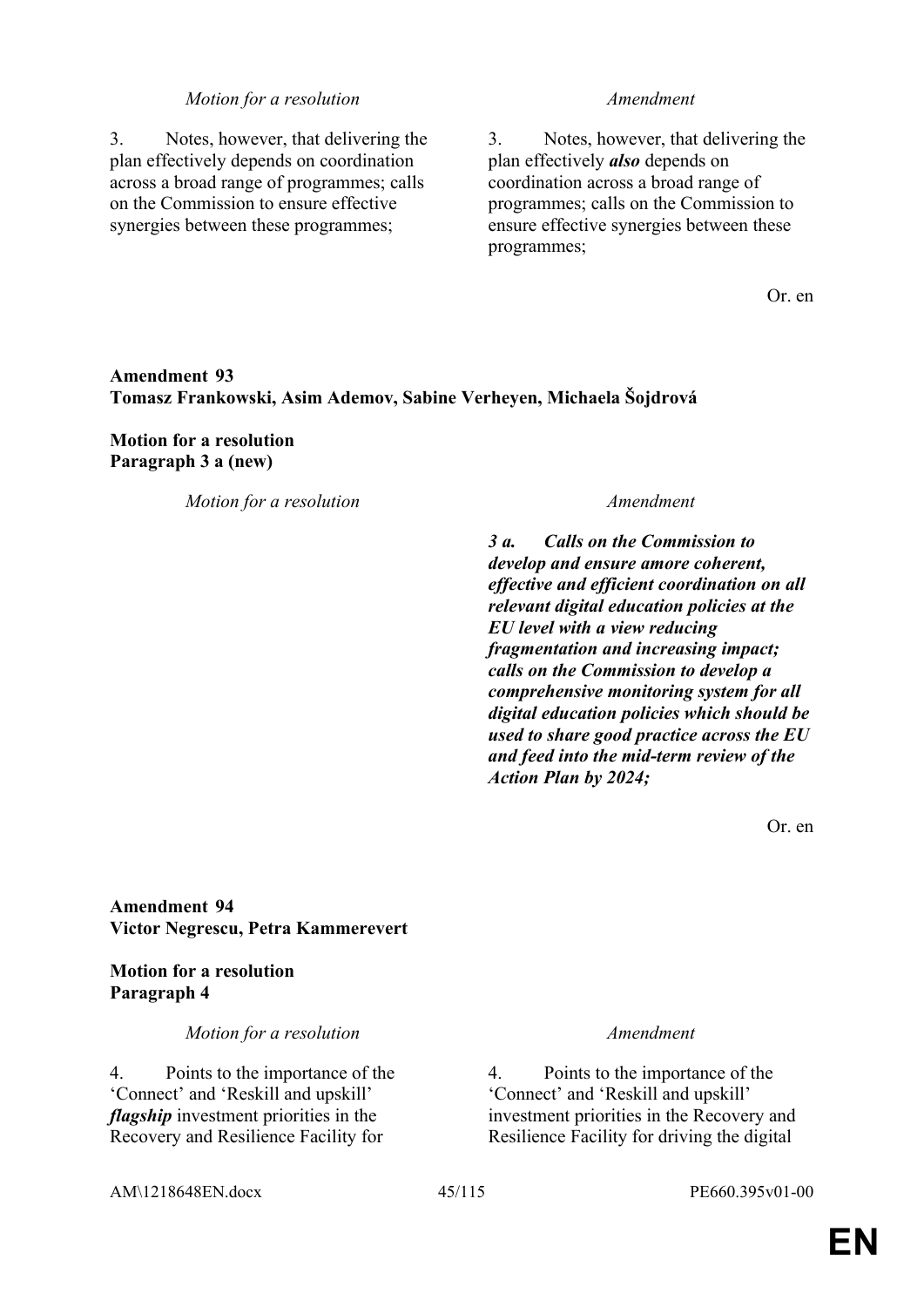| Motion for a resolution | Amendment |
| --- | --- |
| 3. Notes, however, that delivering the plan effectively depends on coordination across a broad range of programmes; calls on the Commission to ensure effective synergies between these programmes; | 3. Notes, however, that delivering the plan effectively ***also*** depends on coordination across a broad range of programmes; calls on the Commission to ensure effective synergies between these programmes; |

Or. en

**Amendment 93**
**Tomasz Frankowski, Asim Ademov, Sabine Verheyen, Michaela Šojdrová**

**Motion for a resolution**
**Paragraph 3 a (new)**

| Motion for a resolution | Amendment |
| --- | --- |
| | ***3 a. Calls on the Commission to develop and ensure amore coherent, effective and efficient coordination on all relevant digital education policies at the EU level with a view reducing fragmentation and increasing impact; calls on the Commission to develop a comprehensive monitoring system for all digital education policies which should be used to share good practice across the EU and feed into the mid-term review of the Action Plan by 2024;*** |

Or. en

**Amendment 94**
**Victor Negrescu, Petra Kammerevert**

**Motion for a resolution**
**Paragraph 4**

| Motion for a resolution | Amendment |
| --- | --- |
| 4. Points to the importance of the 'Connect' and 'Reskill and upskill' ***flagship*** investment priorities in the Recovery and Resilience Facility for | 4. Points to the importance of the 'Connect' and 'Reskill and upskill' investment priorities in the Recovery and Resilience Facility for driving the digital |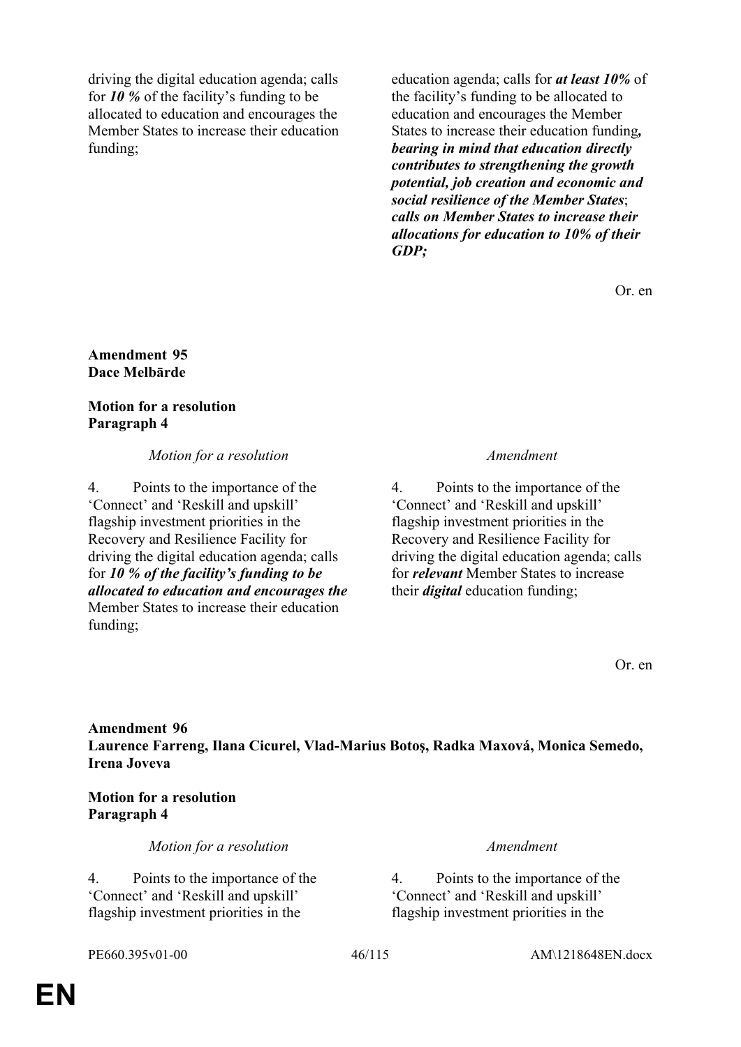| | |
|---|---|
| driving the digital education agenda; calls for ***10 %*** of the facility's funding to be allocated to education and encourages the Member States to increase their education funding; | education agenda; calls for ***at least 10%*** of the facility's funding to be allocated to education and encourages the Member States to increase their education funding***, bearing in mind that education directly contributes to strengthening the growth potential, job creation and economic and social resilience of the Member States***; ***calls on Member States to increase their allocations for education to 10% of their GDP;*** |

Or. en

**Amendment 95**
**Dace Melbārde**

**Motion for a resolution**
**Paragraph 4**

| *Motion for a resolution* | *Amendment* |
|---|---|
| 4. Points to the importance of the 'Connect' and 'Reskill and upskill' flagship investment priorities in the Recovery and Resilience Facility for driving the digital education agenda; calls for ***10 % of the facility's funding to be allocated to education and encourages the*** Member States to increase their education funding; | 4. Points to the importance of the 'Connect' and 'Reskill and upskill' flagship investment priorities in the Recovery and Resilience Facility for driving the digital education agenda; calls for ***relevant*** Member States to increase their ***digital*** education funding; |

Or. en

**Amendment 96**
**Laurence Farreng, Ilana Cicurel, Vlad-Marius Botoş, Radka Maxová, Monica Semedo, Irena Joveva**

**Motion for a resolution**
**Paragraph 4**

| *Motion for a resolution* | *Amendment* |
|---|---|
| 4. Points to the importance of the 'Connect' and 'Reskill and upskill' flagship investment priorities in the | 4. Points to the importance of the 'Connect' and 'Reskill and upskill' flagship investment priorities in the |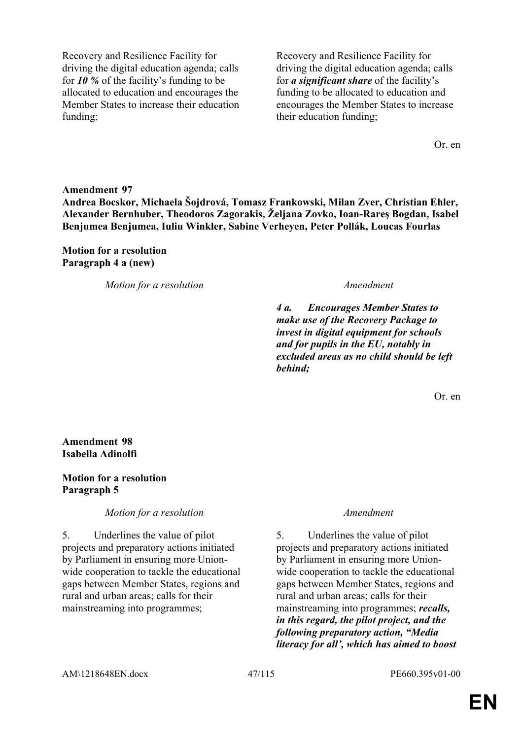| | |
|---|---|
| Recovery and Resilience Facility for driving the digital education agenda; calls for ***10 %*** of the facility's funding to be allocated to education and encourages the Member States to increase their education funding; | Recovery and Resilience Facility for driving the digital education agenda; calls for ***a significant share*** of the facility's funding to be allocated to education and encourages the Member States to increase their education funding; |

Or. en

**Amendment 97**
**Andrea Bocskor, Michaela Šojdrová, Tomasz Frankowski, Milan Zver, Christian Ehler, Alexander Bernhuber, Theodoros Zagorakis, Željana Zovko, Ioan-Rareş Bogdan, Isabel Benjumea Benjumea, Iuliu Winkler, Sabine Verheyen, Peter Pollák, Loucas Fourlas**

**Motion for a resolution**
**Paragraph 4 a (new)**

| *Motion for a resolution* | *Amendment* |
|---|---|
| | ***4 a. Encourages Member States to make use of the Recovery Package to invest in digital equipment for schools and for pupils in the EU, notably in excluded areas as no child should be left behind;*** |

Or. en

**Amendment 98**
**Isabella Adinolfi**

**Motion for a resolution**
**Paragraph 5**

| *Motion for a resolution* | *Amendment* |
|---|---|
| 5. Underlines the value of pilot projects and preparatory actions initiated by Parliament in ensuring more Union-wide cooperation to tackle the educational gaps between Member States, regions and rural and urban areas; calls for their mainstreaming into programmes; | 5. Underlines the value of pilot projects and preparatory actions initiated by Parliament in ensuring more Union-wide cooperation to tackle the educational gaps between Member States, regions and rural and urban areas; calls for their mainstreaming into programmes; ***recalls, in this regard, the pilot project, and the following preparatory action, "Media literacy for all', which has aimed to boost*** |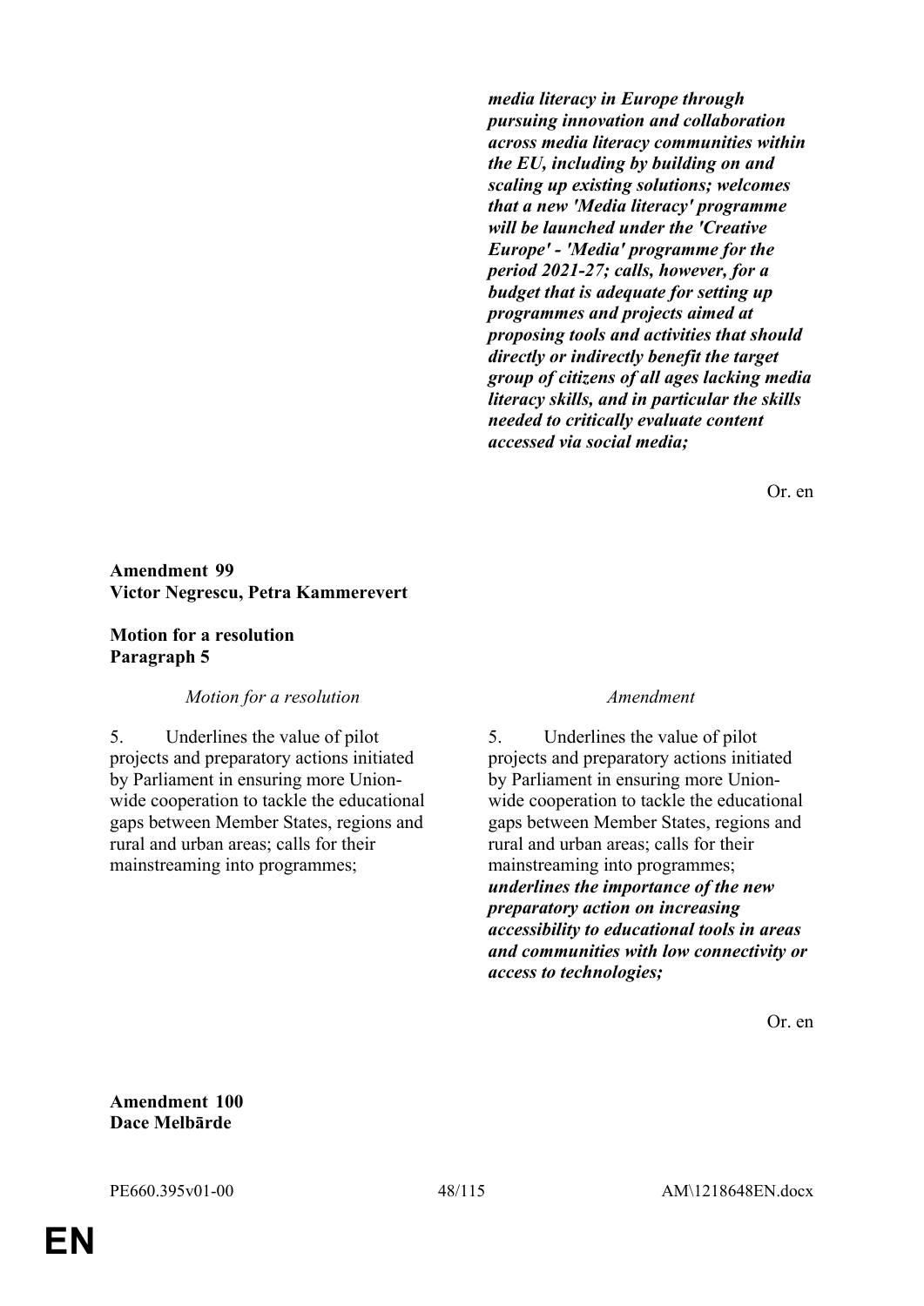| | |
|---|---|
| | ***media literacy in Europe through pursuing innovation and collaboration across media literacy communities within the EU, including by building on and scaling up existing solutions; welcomes that a new 'Media literacy' programme will be launched under the 'Creative Europe' - 'Media' programme for the period 2021-27; calls, however, for a budget that is adequate for setting up programmes and projects aimed at proposing tools and activities that should directly or indirectly benefit the target group of citizens of all ages lacking media literacy skills, and in particular the skills needed to critically evaluate content accessed via social media;*** |

Or. en

**Amendment 99**
**Victor Negrescu, Petra Kammerevert**

**Motion for a resolution**
**Paragraph 5**

| *Motion for a resolution* | *Amendment* |
|---|---|
| 5. Underlines the value of pilot projects and preparatory actions initiated by Parliament in ensuring more Union-wide cooperation to tackle the educational gaps between Member States, regions and rural and urban areas; calls for their mainstreaming into programmes; | 5. Underlines the value of pilot projects and preparatory actions initiated by Parliament in ensuring more Union-wide cooperation to tackle the educational gaps between Member States, regions and rural and urban areas; calls for their mainstreaming into programmes; ***underlines the importance of the new preparatory action on increasing accessibility to educational tools in areas and communities with low connectivity or access to technologies;*** |

Or. en

**Amendment 100**
**Dace Melbārde**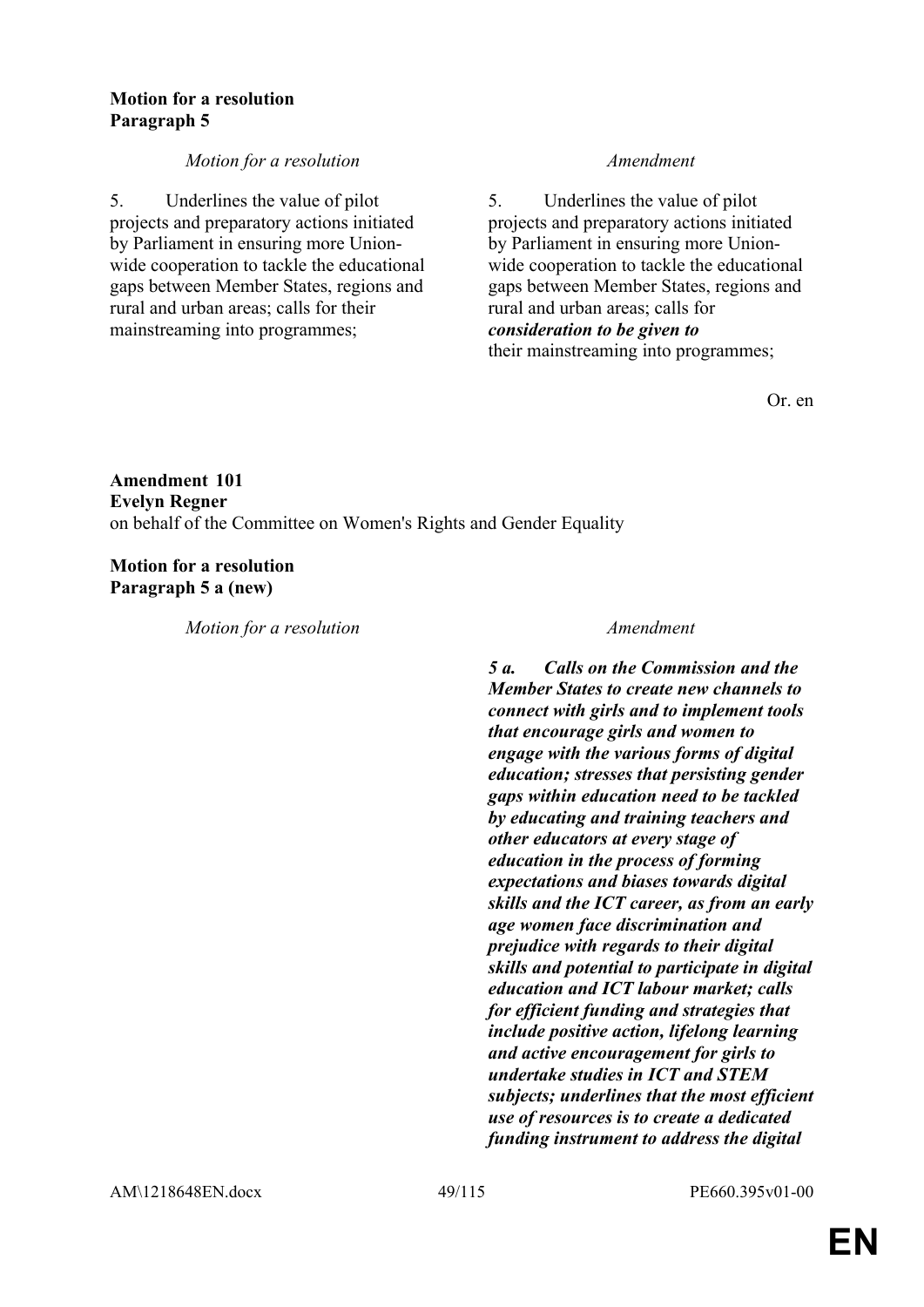**Motion for a resolution**
**Paragraph 5**

| *Motion for a resolution* | *Amendment* |
| --- | --- |
| 5. Underlines the value of pilot projects and preparatory actions initiated by Parliament in ensuring more Union-wide cooperation to tackle the educational gaps between Member States, regions and rural and urban areas; calls for their mainstreaming into programmes; | 5. Underlines the value of pilot projects and preparatory actions initiated by Parliament in ensuring more Union-wide cooperation to tackle the educational gaps between Member States, regions and rural and urban areas; calls for ***consideration to be given to*** their mainstreaming into programmes; |

Or. en

**Amendment 101**
**Evelyn Regner**
on behalf of the Committee on Women's Rights and Gender Equality

**Motion for a resolution**
**Paragraph 5 a (new)**

| *Motion for a resolution* | *Amendment* |
| --- | --- |
| | ***5 a. Calls on the Commission and the Member States to create new channels to connect with girls and to implement tools that encourage girls and women to engage with the various forms of digital education; stresses that persisting gender gaps within education need to be tackled by educating and training teachers and other educators at every stage of education in the process of forming expectations and biases towards digital skills and the ICT career, as from an early age women face discrimination and prejudice with regards to their digital skills and potential to participate in digital education and ICT labour market; calls for efficient funding and strategies that include positive action, lifelong learning and active encouragement for girls to undertake studies in ICT and STEM subjects; underlines that the most efficient use of resources is to create a dedicated funding instrument to address the digital*** |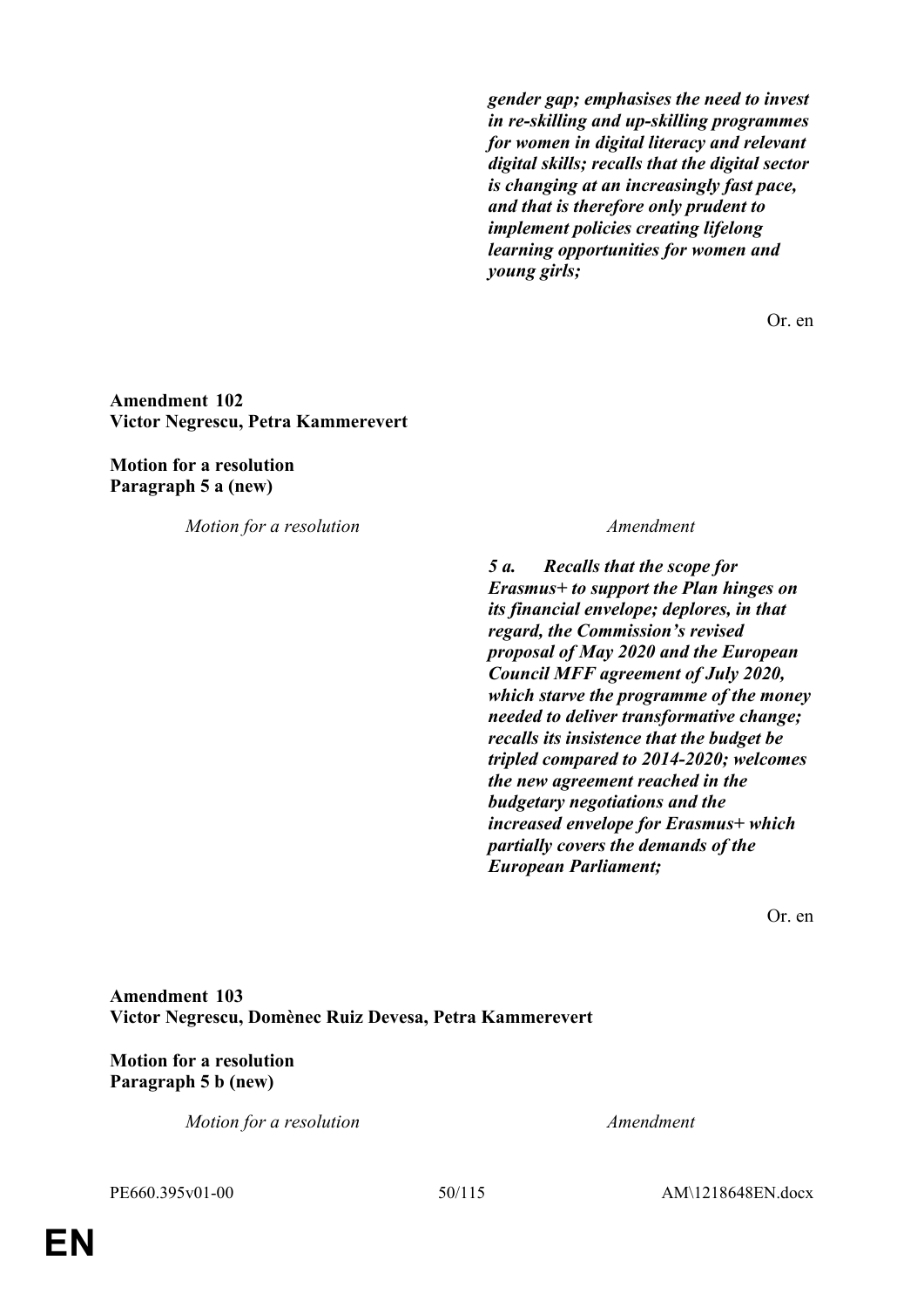| | |
|---|---|
| | ***gender gap; emphasises the need to invest in re-skilling and up-skilling programmes for women in digital literacy and relevant digital skills; recalls that the digital sector is changing at an increasingly fast pace, and that is therefore only prudent to implement policies creating lifelong learning opportunities for women and young girls;*** |

Or. en

**Amendment 102**
**Victor Negrescu, Petra Kammerevert**

**Motion for a resolution**
**Paragraph 5 a (new)**

| *Motion for a resolution* | *Amendment* |
|---|---|
| | ***5 a. Recalls that the scope for Erasmus+ to support the Plan hinges on its financial envelope; deplores, in that regard, the Commission's revised proposal of May 2020 and the European Council MFF agreement of July 2020, which starve the programme of the money needed to deliver transformative change; recalls its insistence that the budget be tripled compared to 2014-2020; welcomes the new agreement reached in the budgetary negotiations and the increased envelope for Erasmus+ which partially covers the demands of the European Parliament;*** |

Or. en

**Amendment 103**
**Victor Negrescu, Domènec Ruiz Devesa, Petra Kammerevert**

**Motion for a resolution**
**Paragraph 5 b (new)**

| *Motion for a resolution* | *Amendment* |
|---|---|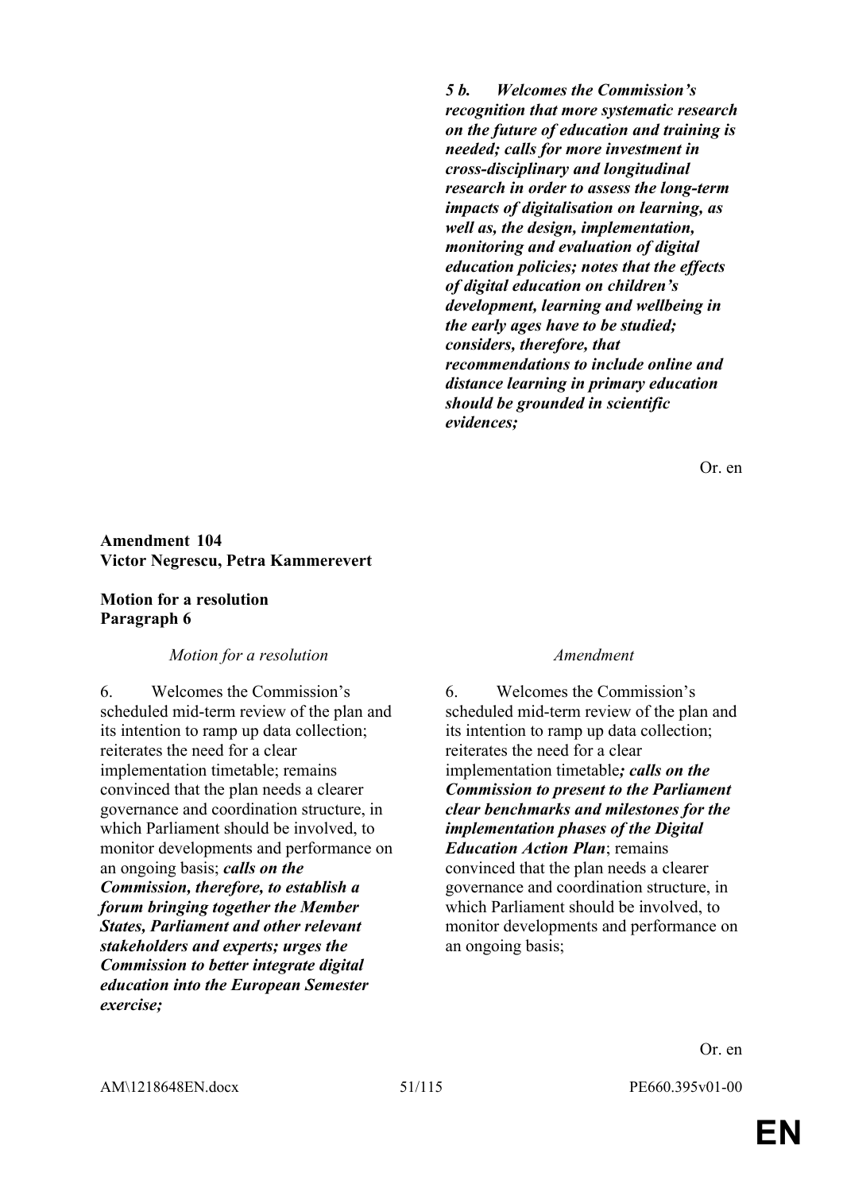| | |
|---|---|
| | ***5 b. Welcomes the Commission's recognition that more systematic research on the future of education and training is needed; calls for more investment in cross-disciplinary and longitudinal research in order to assess the long-term impacts of digitalisation on learning, as well as, the design, implementation, monitoring and evaluation of digital education policies; notes that the effects of digital education on children's development, learning and wellbeing in the early ages have to be studied; considers, therefore, that recommendations to include online and distance learning in primary education should be grounded in scientific evidences;*** |

Or. en

**Amendment 104**
**Victor Negrescu, Petra Kammerevert**

**Motion for a resolution**
**Paragraph 6**

| *Motion for a resolution* | *Amendment* |
|---|---|
| 6. Welcomes the Commission's scheduled mid-term review of the plan and its intention to ramp up data collection; reiterates the need for a clear implementation timetable; remains convinced that the plan needs a clearer governance and coordination structure, in which Parliament should be involved, to monitor developments and performance on an ongoing basis; ***calls on the Commission, therefore, to establish a forum bringing together the Member States, Parliament and other relevant stakeholders and experts; urges the Commission to better integrate digital education into the European Semester exercise;*** | 6. Welcomes the Commission's scheduled mid-term review of the plan and its intention to ramp up data collection; reiterates the need for a clear implementation timetable***; calls on the Commission to present to the Parliament clear benchmarks and milestones for the implementation phases of the Digital Education Action Plan***; remains convinced that the plan needs a clearer governance and coordination structure, in which Parliament should be involved, to monitor developments and performance on an ongoing basis; |

Or. en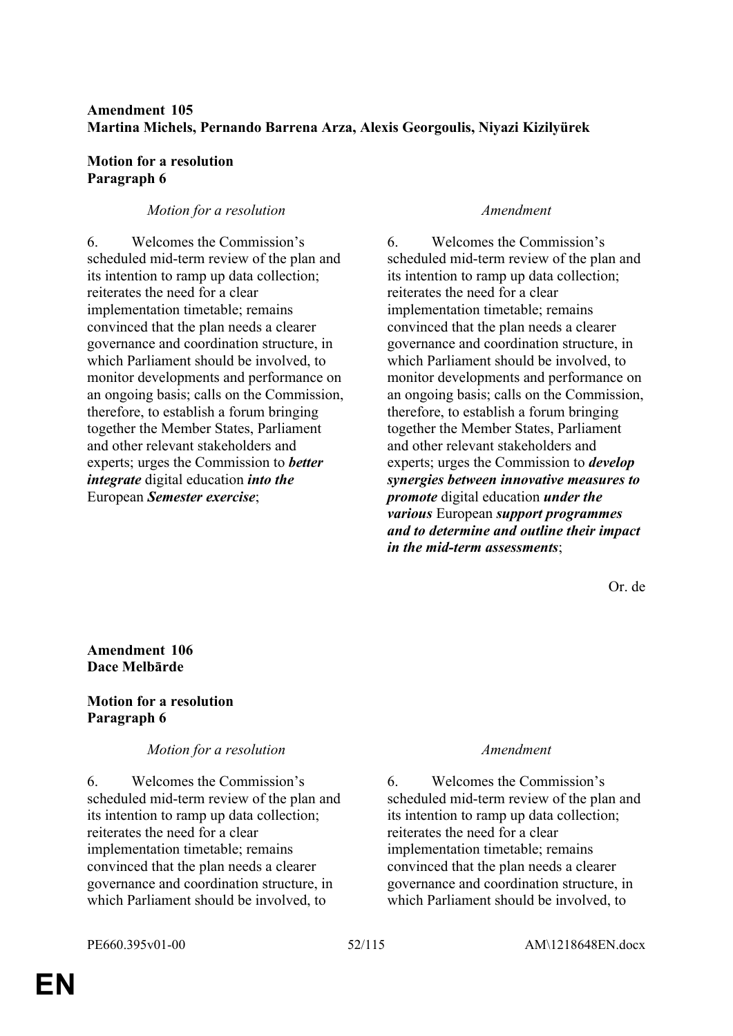**Amendment 105**
**Martina Michels, Pernando Barrena Arza, Alexis Georgoulis, Niyazi Kizilyürek**

**Motion for a resolution**
**Paragraph 6**

| *Motion for a resolution* | *Amendment* |
|---|---|
| 6. Welcomes the Commission's scheduled mid-term review of the plan and its intention to ramp up data collection; reiterates the need for a clear implementation timetable; remains convinced that the plan needs a clearer governance and coordination structure, in which Parliament should be involved, to monitor developments and performance on an ongoing basis; calls on the Commission, therefore, to establish a forum bringing together the Member States, Parliament and other relevant stakeholders and experts; urges the Commission to ***better integrate*** digital education ***into the*** European ***Semester exercise***; | 6. Welcomes the Commission's scheduled mid-term review of the plan and its intention to ramp up data collection; reiterates the need for a clear implementation timetable; remains convinced that the plan needs a clearer governance and coordination structure, in which Parliament should be involved, to monitor developments and performance on an ongoing basis; calls on the Commission, therefore, to establish a forum bringing together the Member States, Parliament and other relevant stakeholders and experts; urges the Commission to ***develop synergies between innovative measures to promote*** digital education ***under the various*** European ***support programmes and to determine and outline their impact in the mid-term assessments***; |

Or. de

**Amendment 106**
**Dace Melbārde**

**Motion for a resolution**
**Paragraph 6**

| *Motion for a resolution* | *Amendment* |
|---|---|
| 6. Welcomes the Commission's scheduled mid-term review of the plan and its intention to ramp up data collection; reiterates the need for a clear implementation timetable; remains convinced that the plan needs a clearer governance and coordination structure, in which Parliament should be involved, to | 6. Welcomes the Commission's scheduled mid-term review of the plan and its intention to ramp up data collection; reiterates the need for a clear implementation timetable; remains convinced that the plan needs a clearer governance and coordination structure, in which Parliament should be involved, to |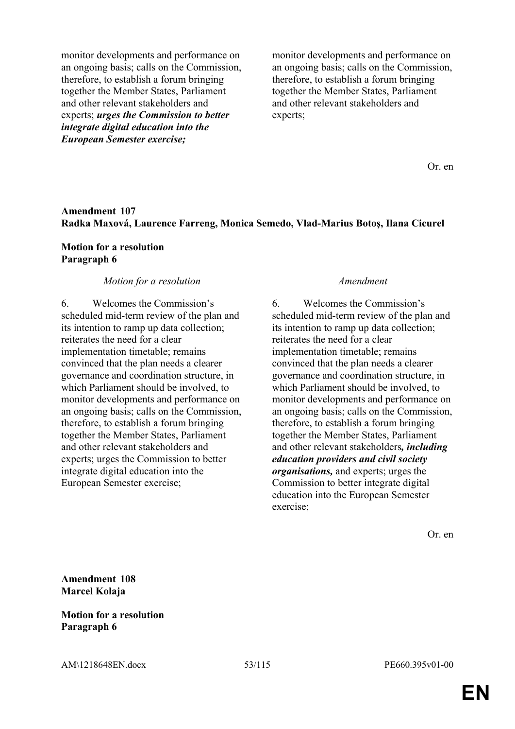| | |
|---|---|
| monitor developments and performance on an ongoing basis; calls on the Commission, therefore, to establish a forum bringing together the Member States, Parliament and other relevant stakeholders and experts; ***urges the Commission to better integrate digital education into the European Semester exercise;*** | monitor developments and performance on an ongoing basis; calls on the Commission, therefore, to establish a forum bringing together the Member States, Parliament and other relevant stakeholders and experts; |

Or. en

**Amendment 107**
**Radka Maxová, Laurence Farreng, Monica Semedo, Vlad-Marius Botoş, Ilana Cicurel**

**Motion for a resolution**
**Paragraph 6**

| *Motion for a resolution* | *Amendment* |
|---|---|
| 6. Welcomes the Commission's scheduled mid-term review of the plan and its intention to ramp up data collection; reiterates the need for a clear implementation timetable; remains convinced that the plan needs a clearer governance and coordination structure, in which Parliament should be involved, to monitor developments and performance on an ongoing basis; calls on the Commission, therefore, to establish a forum bringing together the Member States, Parliament and other relevant stakeholders and experts; urges the Commission to better integrate digital education into the European Semester exercise; | 6. Welcomes the Commission's scheduled mid-term review of the plan and its intention to ramp up data collection; reiterates the need for a clear implementation timetable; remains convinced that the plan needs a clearer governance and coordination structure, in which Parliament should be involved, to monitor developments and performance on an ongoing basis; calls on the Commission, therefore, to establish a forum bringing together the Member States, Parliament and other relevant stakeholders***, including education providers and civil society organisations,*** and experts; urges the Commission to better integrate digital education into the European Semester exercise; |

Or. en

**Amendment 108**
**Marcel Kolaja**

**Motion for a resolution**
**Paragraph 6**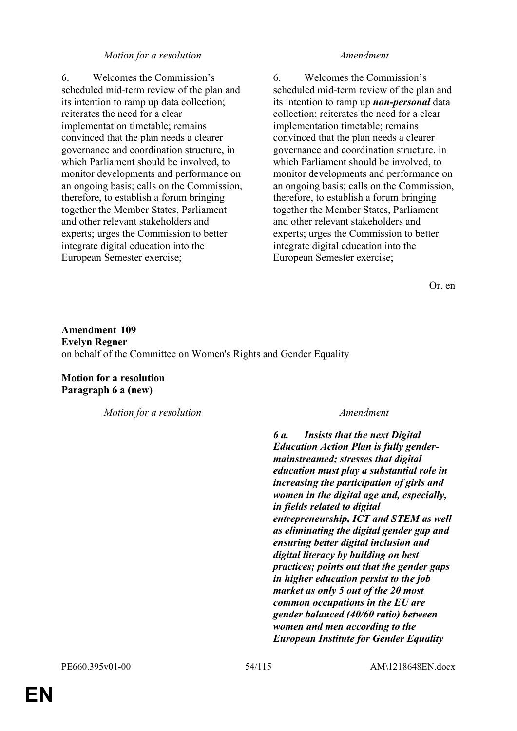| *Motion for a resolution* | *Amendment* |
|---|---|
| 6. Welcomes the Commission's scheduled mid-term review of the plan and its intention to ramp up data collection; reiterates the need for a clear implementation timetable; remains convinced that the plan needs a clearer governance and coordination structure, in which Parliament should be involved, to monitor developments and performance on an ongoing basis; calls on the Commission, therefore, to establish a forum bringing together the Member States, Parliament and other relevant stakeholders and experts; urges the Commission to better integrate digital education into the European Semester exercise; | 6. Welcomes the Commission's scheduled mid-term review of the plan and its intention to ramp up ***non-personal*** data collection; reiterates the need for a clear implementation timetable; remains convinced that the plan needs a clearer governance and coordination structure, in which Parliament should be involved, to monitor developments and performance on an ongoing basis; calls on the Commission, therefore, to establish a forum bringing together the Member States, Parliament and other relevant stakeholders and experts; urges the Commission to better integrate digital education into the European Semester exercise; |

Or. en

**Amendment 109**
**Evelyn Regner**
on behalf of the Committee on Women's Rights and Gender Equality

**Motion for a resolution**
**Paragraph 6 a (new)**

| *Motion for a resolution* | *Amendment* |
|---|---|
| | ***6 a. Insists that the next Digital Education Action Plan is fully gender-mainstreamed; stresses that digital education must play a substantial role in increasing the participation of girls and women in the digital age and, especially, in fields related to digital entrepreneurship, ICT and STEM as well as eliminating the digital gender gap and ensuring better digital inclusion and digital literacy by building on best practices; points out that the gender gaps in higher education persist to the job market as only 5 out of the 20 most common occupations in the EU are gender balanced (40/60 ratio) between women and men according to the European Institute for Gender Equality*** |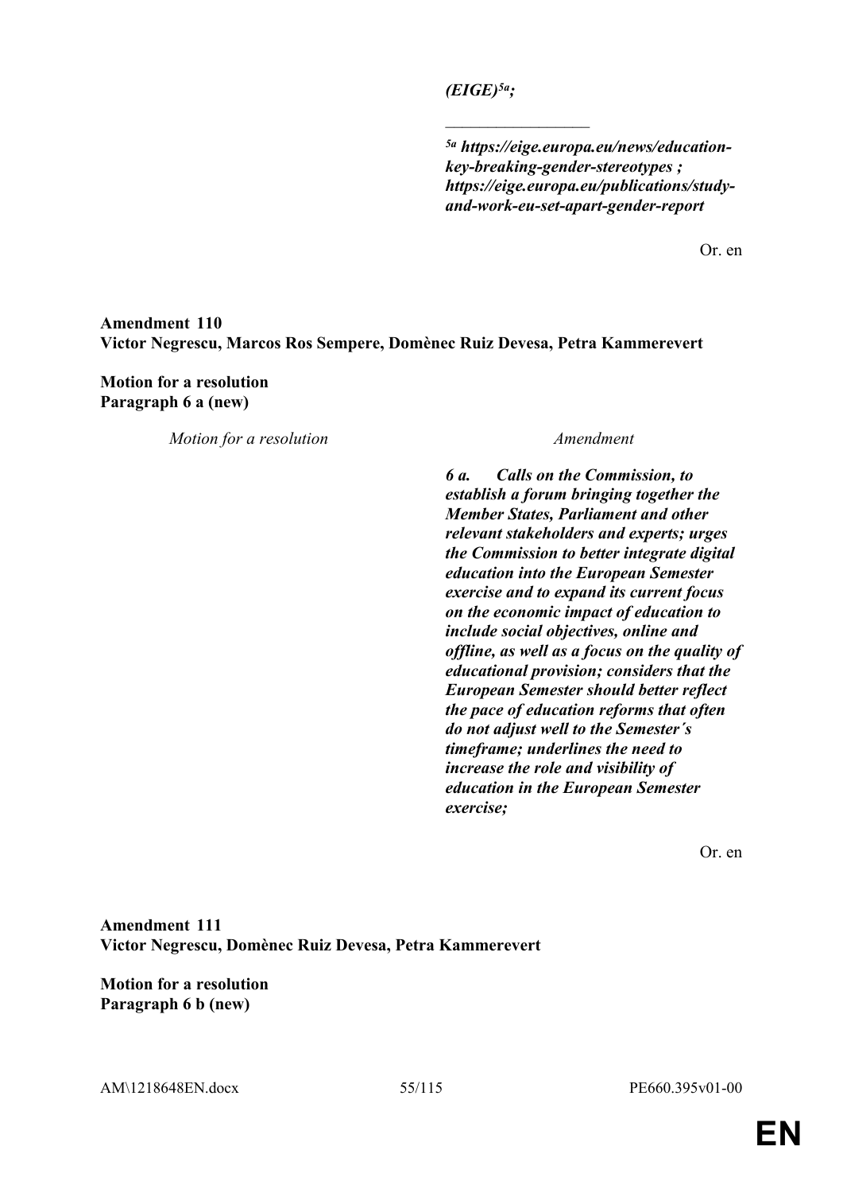*(EIGE)[5a];*

_________________

*[5a] https://eige.europa.eu/news/education-key-breaking-gender-stereotypes ; https://eige.europa.eu/publications/study-and-work-eu-set-apart-gender-report*

Or. en

**Amendment 110**
**Victor Negrescu, Marcos Ros Sempere, Domènec Ruiz Devesa, Petra Kammerevert**

**Motion for a resolution**
**Paragraph 6 a (new)**

| *Motion for a resolution* | *Amendment* |
|---|---|
| | ***6 a. Calls on the Commission, to establish a forum bringing together the Member States, Parliament and other relevant stakeholders and experts; urges the Commission to better integrate digital education into the European Semester exercise and to expand its current focus on the economic impact of education to include social objectives, online and offline, as well as a focus on the quality of educational provision; considers that the European Semester should better reflect the pace of education reforms that often do not adjust well to the Semester´s timeframe; underlines the need to increase the role and visibility of education in the European Semester exercise;*** |

Or. en

**Amendment 111**
**Victor Negrescu, Domènec Ruiz Devesa, Petra Kammerevert**

**Motion for a resolution**
**Paragraph 6 b (new)**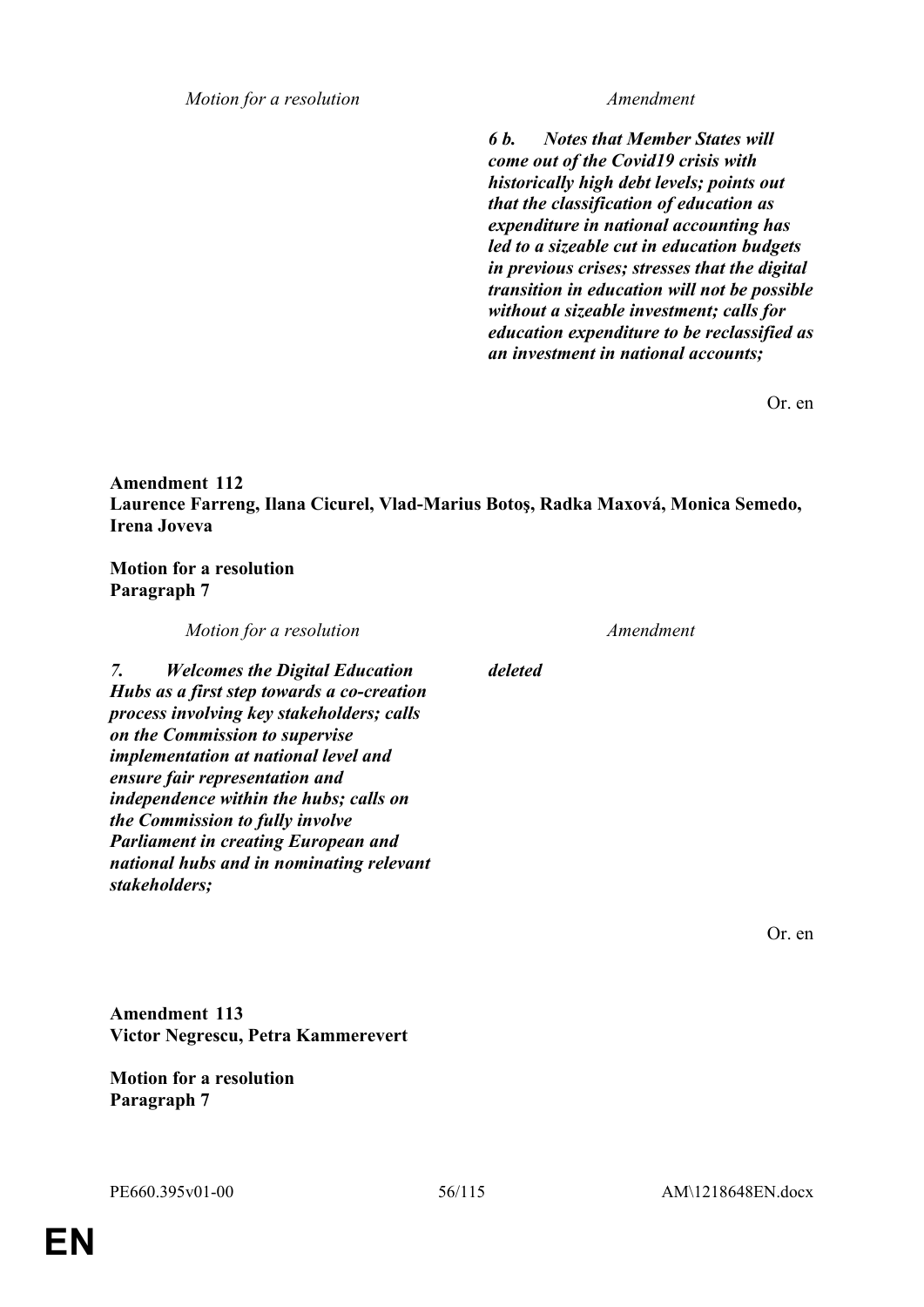| Motion for a resolution | Amendment |
|---|---|
| | ***6 b. Notes that Member States will come out of the Covid19 crisis with historically high debt levels; points out that the classification of education as expenditure in national accounting has led to a sizeable cut in education budgets in previous crises; stresses that the digital transition in education will not be possible without a sizeable investment; calls for education expenditure to be reclassified as an investment in national accounts;*** |

Or. en

**Amendment 112**
**Laurence Farreng, Ilana Cicurel, Vlad-Marius Botoş, Radka Maxová, Monica Semedo, Irena Joveva**

**Motion for a resolution**
**Paragraph 7**

| Motion for a resolution | Amendment |
|---|---|
| *7. **Welcomes the Digital Education Hubs as a first step towards a co-creation process involving key stakeholders; calls on the Commission to supervise implementation at national level and ensure fair representation and independence within the hubs; calls on the Commission to fully involve Parliament in creating European and national hubs and in nominating relevant stakeholders;*** | ***deleted*** |

Or. en

**Amendment 113**
**Victor Negrescu, Petra Kammerevert**

**Motion for a resolution**
**Paragraph 7**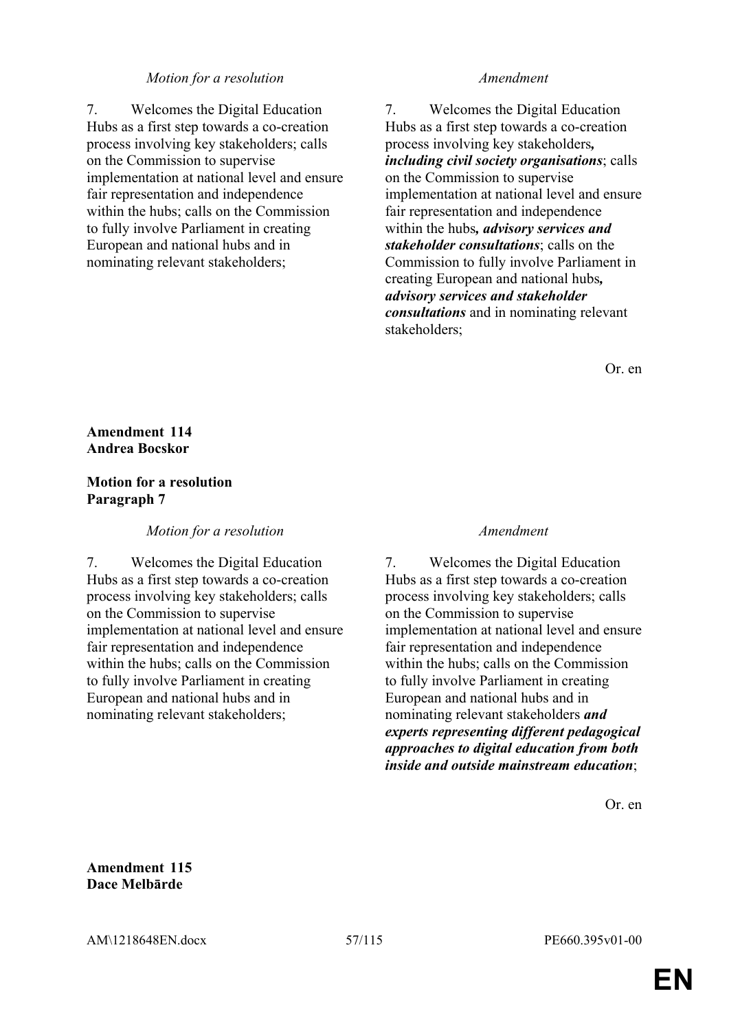| *Motion for a resolution* | *Amendment* |
|---|---|
| 7. Welcomes the Digital Education Hubs as a first step towards a co-creation process involving key stakeholders; calls on the Commission to supervise implementation at national level and ensure fair representation and independence within the hubs; calls on the Commission to fully involve Parliament in creating European and national hubs and in nominating relevant stakeholders; | 7. Welcomes the Digital Education Hubs as a first step towards a co-creation process involving key stakeholders***, including civil society organisations***; calls on the Commission to supervise implementation at national level and ensure fair representation and independence within the hubs***, advisory services and stakeholder consultations***; calls on the Commission to fully involve Parliament in creating European and national hubs***, advisory services and stakeholder consultations*** and in nominating relevant stakeholders; |

Or. en

**Amendment 114**
**Andrea Bocskor**

**Motion for a resolution**
**Paragraph 7**

| *Motion for a resolution* | *Amendment* |
|---|---|
| 7. Welcomes the Digital Education Hubs as a first step towards a co-creation process involving key stakeholders; calls on the Commission to supervise implementation at national level and ensure fair representation and independence within the hubs; calls on the Commission to fully involve Parliament in creating European and national hubs and in nominating relevant stakeholders; | 7. Welcomes the Digital Education Hubs as a first step towards a co-creation process involving key stakeholders; calls on the Commission to supervise implementation at national level and ensure fair representation and independence within the hubs; calls on the Commission to fully involve Parliament in creating European and national hubs and in nominating relevant stakeholders ***and experts representing different pedagogical approaches to digital education from both inside and outside mainstream education***; |

Or. en

**Amendment 115**
**Dace Melbārde**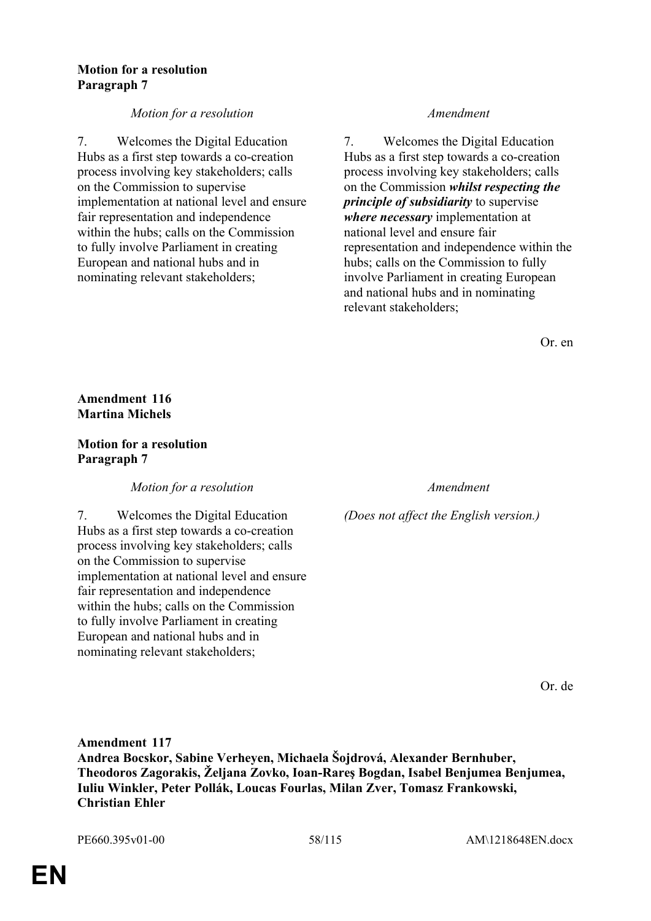**Motion for a resolution**
**Paragraph 7**

| *Motion for a resolution* | *Amendment* |
|---|---|
| 7. Welcomes the Digital Education Hubs as a first step towards a co-creation process involving key stakeholders; calls on the Commission to supervise implementation at national level and ensure fair representation and independence within the hubs; calls on the Commission to fully involve Parliament in creating European and national hubs and in nominating relevant stakeholders; | 7. Welcomes the Digital Education Hubs as a first step towards a co-creation process involving key stakeholders; calls on the Commission ***whilst respecting the principle of subsidiarity*** to supervise ***where necessary*** implementation at national level and ensure fair representation and independence within the hubs; calls on the Commission to fully involve Parliament in creating European and national hubs and in nominating relevant stakeholders; |

Or. en

**Amendment 116**
**Martina Michels**

**Motion for a resolution**
**Paragraph 7**

| *Motion for a resolution* | *Amendment* |
|---|---|
| 7. Welcomes the Digital Education Hubs as a first step towards a co-creation process involving key stakeholders; calls on the Commission to supervise implementation at national level and ensure fair representation and independence within the hubs; calls on the Commission to fully involve Parliament in creating European and national hubs and in nominating relevant stakeholders; | *(Does not affect the English version.)* |

Or. de

**Amendment 117**
**Andrea Bocskor, Sabine Verheyen, Michaela Šojdrová, Alexander Bernhuber, Theodoros Zagorakis, Željana Zovko, Ioan-Rareş Bogdan, Isabel Benjumea Benjumea, Iuliu Winkler, Peter Pollák, Loucas Fourlas, Milan Zver, Tomasz Frankowski, Christian Ehler**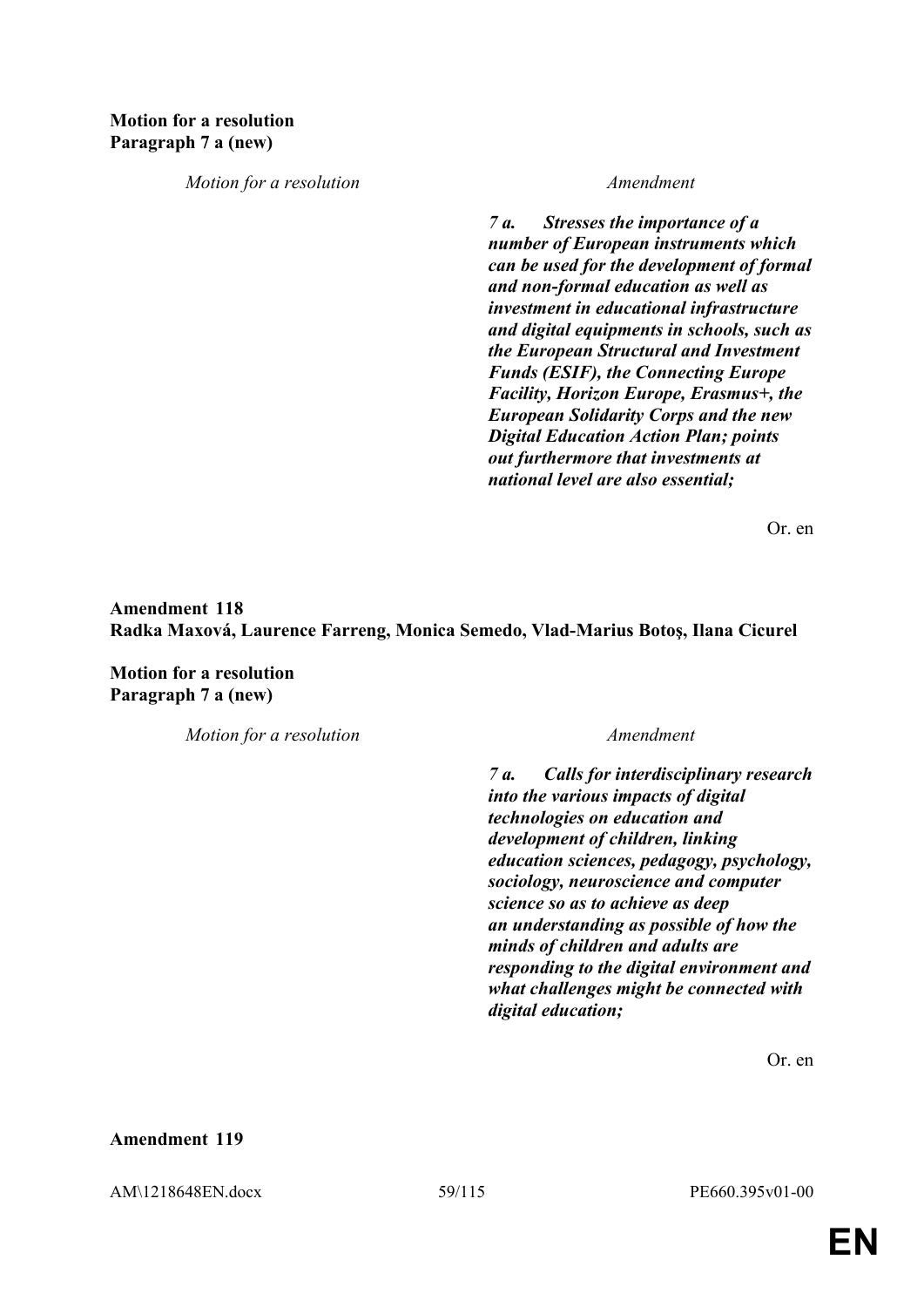**Motion for a resolution**
**Paragraph 7 a (new)**

| *Motion for a resolution* | *Amendment* |
|---|---|
| | ***7 a. Stresses the importance of a number of European instruments which can be used for the development of formal and non-formal education as well as investment in educational infrastructure and digital equipments in schools, such as the European Structural and Investment Funds (ESIF), the Connecting Europe Facility, Horizon Europe, Erasmus+, the European Solidarity Corps and the new Digital Education Action Plan; points out furthermore that investments at national level are also essential;*** |

Or. en

**Amendment 118**
**Radka Maxová, Laurence Farreng, Monica Semedo, Vlad-Marius Botoş, Ilana Cicurel**

**Motion for a resolution**
**Paragraph 7 a (new)**

| *Motion for a resolution* | *Amendment* |
|---|---|
| | ***7 a. Calls for interdisciplinary research into the various impacts of digital technologies on education and development of children, linking education sciences, pedagogy, psychology, sociology, neuroscience and computer science so as to achieve as deep an understanding as possible of how the minds of children and adults are responding to the digital environment and what challenges might be connected with digital education;*** |

Or. en

**Amendment 119**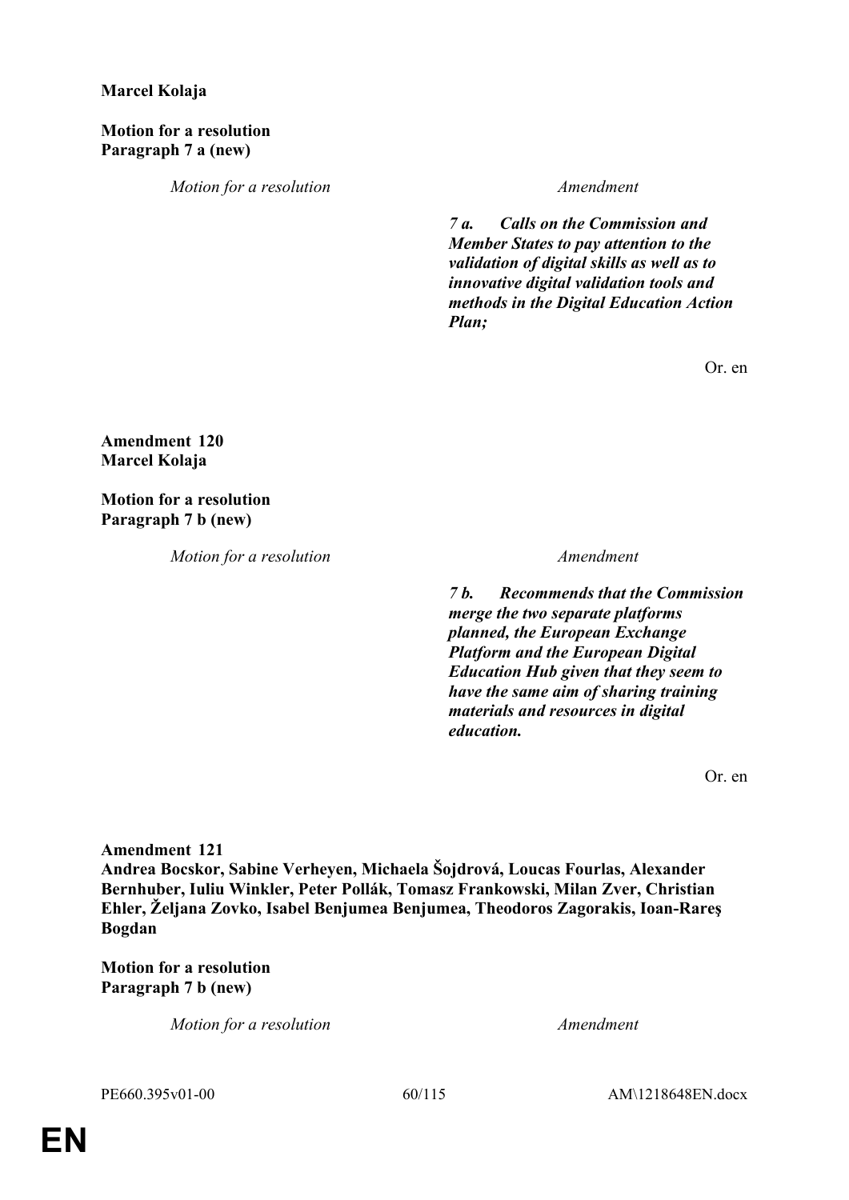**Marcel Kolaja**

**Motion for a resolution**
**Paragraph 7 a (new)**

| *Motion for a resolution* | *Amendment* |
|---|---|
| | ***7 a. Calls on the Commission and Member States to pay attention to the validation of digital skills as well as to innovative digital validation tools and methods in the Digital Education Action Plan;*** |

Or. en

**Amendment 120**
**Marcel Kolaja**

**Motion for a resolution**
**Paragraph 7 b (new)**

| *Motion for a resolution* | *Amendment* |
|---|---|
| | ***7 b. Recommends that the Commission merge the two separate platforms planned, the European Exchange Platform and the European Digital Education Hub given that they seem to have the same aim of sharing training materials and resources in digital education.*** |

Or. en

**Amendment 121**
**Andrea Bocskor, Sabine Verheyen, Michaela Šojdrová, Loucas Fourlas, Alexander Bernhuber, Iuliu Winkler, Peter Pollák, Tomasz Frankowski, Milan Zver, Christian Ehler, Željana Zovko, Isabel Benjumea Benjumea, Theodoros Zagorakis, Ioan-Rareş Bogdan**

**Motion for a resolution**
**Paragraph 7 b (new)**

| *Motion for a resolution* | *Amendment* |
|---|---|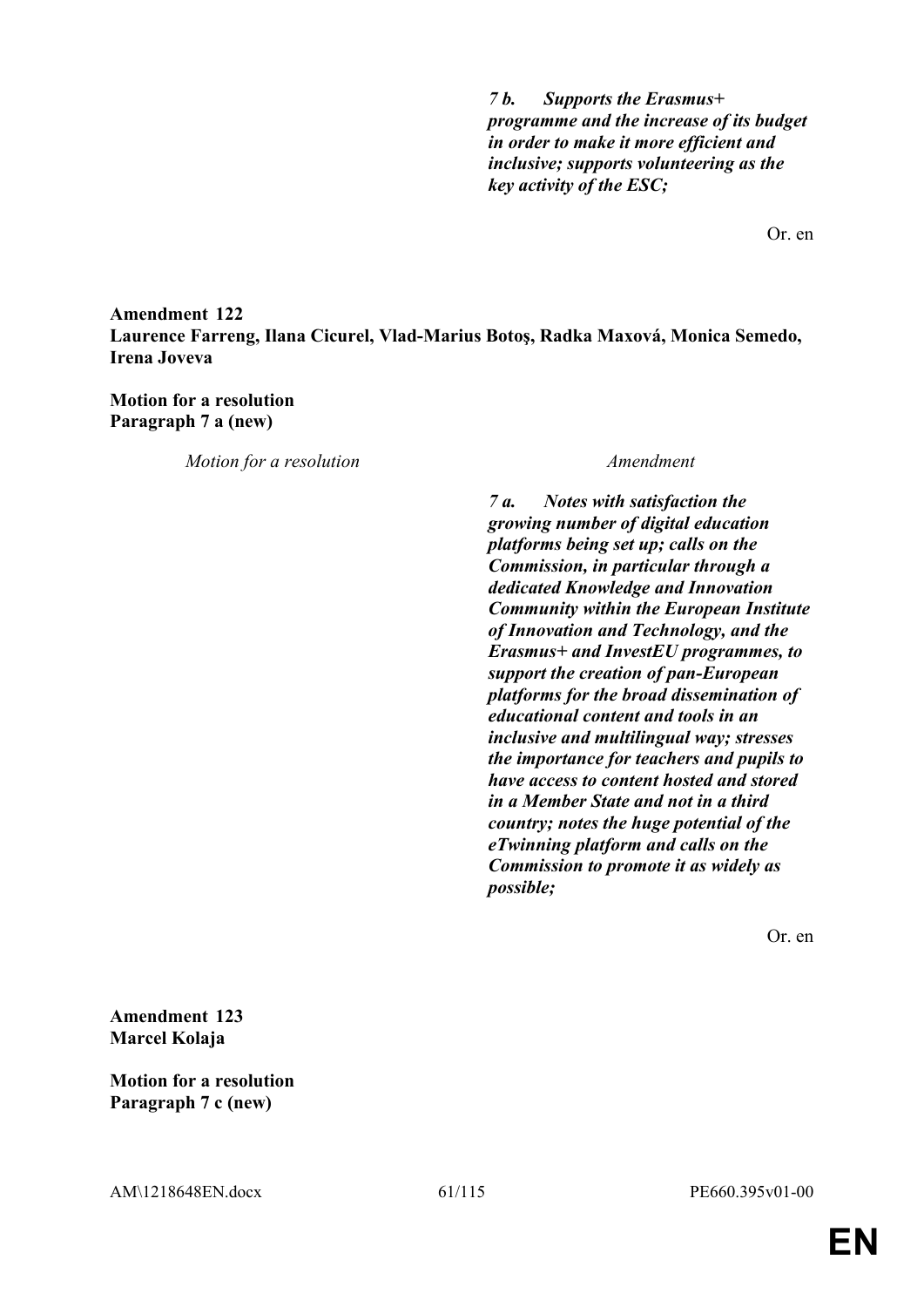*7 b. Supports the Erasmus+ programme and the increase of its budget in order to make it more efficient and inclusive; supports volunteering as the key activity of the ESC;*

Or. en

**Amendment 122**
**Laurence Farreng, Ilana Cicurel, Vlad-Marius Botoş, Radka Maxová, Monica Semedo, Irena Joveva**

**Motion for a resolution**
**Paragraph 7 a (new)**

| *Motion for a resolution* | *Amendment* |
|---|---|
| | ***7 a. Notes with satisfaction the growing number of digital education platforms being set up; calls on the Commission, in particular through a dedicated Knowledge and Innovation Community within the European Institute of Innovation and Technology, and the Erasmus+ and InvestEU programmes, to support the creation of pan-European platforms for the broad dissemination of educational content and tools in an inclusive and multilingual way; stresses the importance for teachers and pupils to have access to content hosted and stored in a Member State and not in a third country; notes the huge potential of the eTwinning platform and calls on the Commission to promote it as widely as possible;*** |

Or. en

**Amendment 123**
**Marcel Kolaja**

**Motion for a resolution**
**Paragraph 7 c (new)**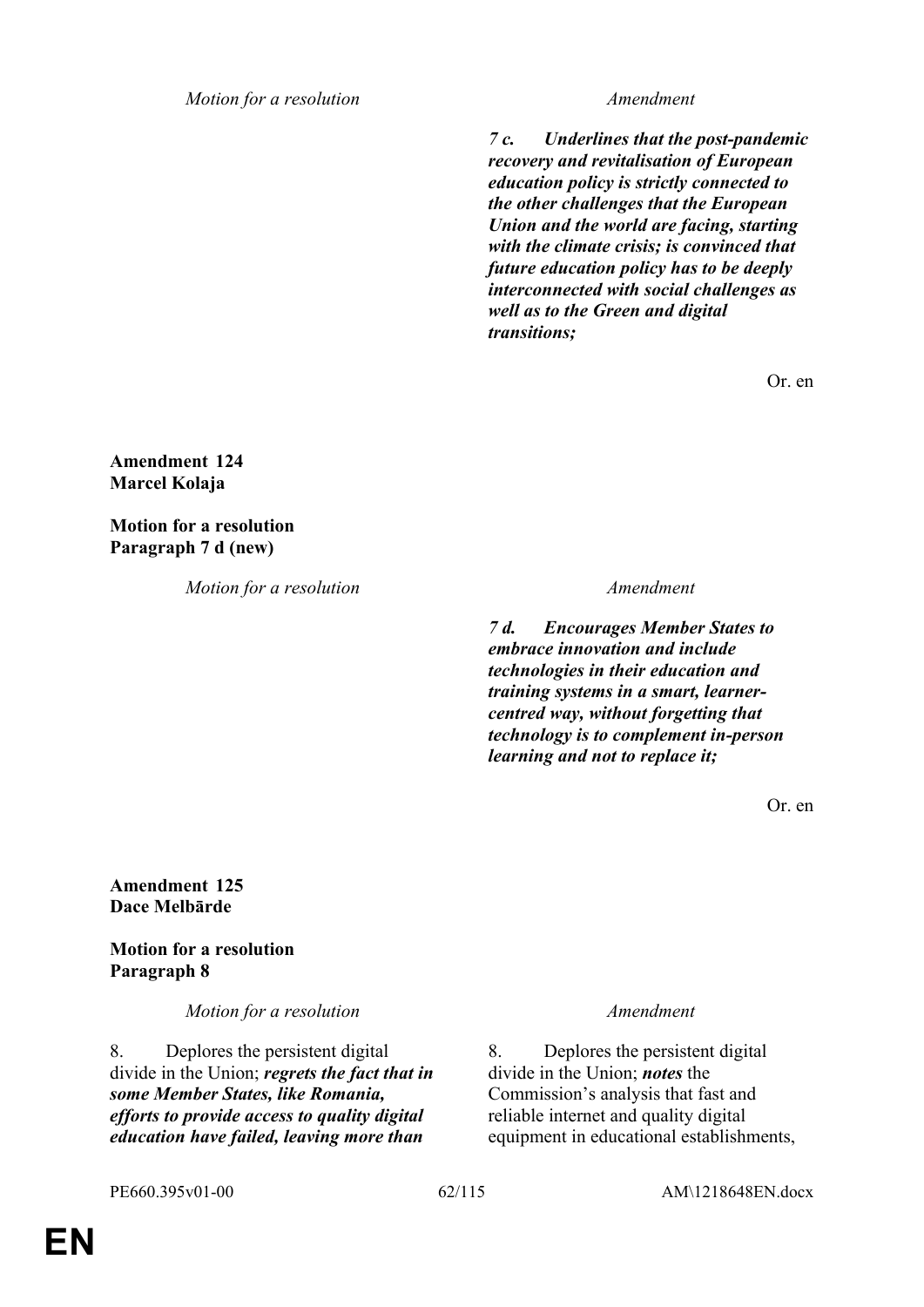| Motion for a resolution | Amendment |
|---|---|
| | ***7 c. Underlines that the post-pandemic recovery and revitalisation of European education policy is strictly connected to the other challenges that the European Union and the world are facing, starting with the climate crisis; is convinced that future education policy has to be deeply interconnected with social challenges as well as to the Green and digital transitions;*** |

Or. en

**Amendment 124**
**Marcel Kolaja**

**Motion for a resolution**
**Paragraph 7 d (new)**

| Motion for a resolution | Amendment |
|---|---|
| | ***7 d. Encourages Member States to embrace innovation and include technologies in their education and training systems in a smart, learner-centred way, without forgetting that technology is to complement in-person learning and not to replace it;*** |

Or. en

**Amendment 125**
**Dace Melbārde**

**Motion for a resolution**
**Paragraph 8**

| Motion for a resolution | Amendment |
|---|---|
| 8. Deplores the persistent digital divide in the Union; ***regrets the fact that in some Member States, like Romania, efforts to provide access to quality digital education have failed, leaving more than*** | 8. Deplores the persistent digital divide in the Union; ***notes*** the Commission's analysis that fast and reliable internet and quality digital equipment in educational establishments, |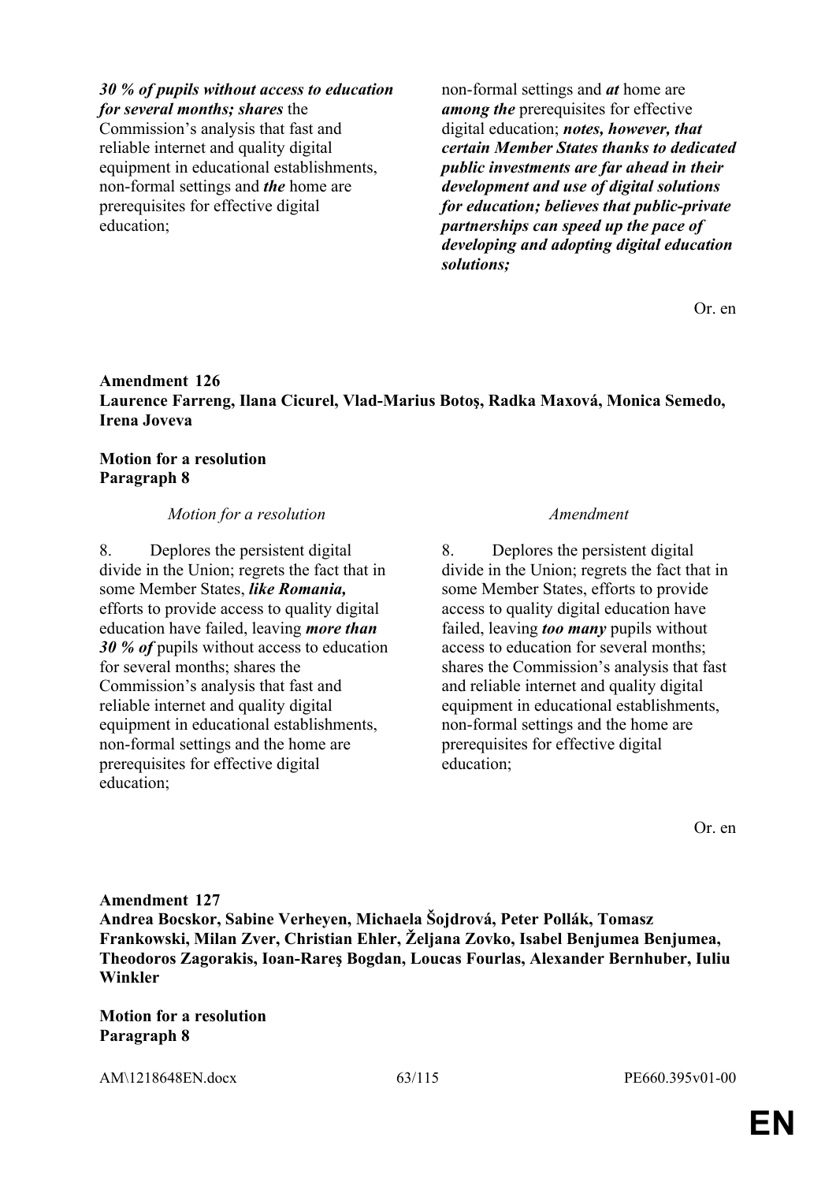| | |
|---|---|
| ***30 % of pupils without access to education for several months; shares*** the Commission's analysis that fast and reliable internet and quality digital equipment in educational establishments, non-formal settings and ***the*** home are prerequisites for effective digital education; | non-formal settings and ***at*** home are ***among the*** prerequisites for effective digital education; ***notes, however, that certain Member States thanks to dedicated public investments are far ahead in their development and use of digital solutions for education; believes that public-private partnerships can speed up the pace of developing and adopting digital education solutions;*** |

Or. en

**Amendment 126**
**Laurence Farreng, Ilana Cicurel, Vlad-Marius Botoş, Radka Maxová, Monica Semedo, Irena Joveva**

**Motion for a resolution**
**Paragraph 8**

| *Motion for a resolution* | *Amendment* |
|---|---|
| 8. Deplores the persistent digital divide in the Union; regrets the fact that in some Member States, ***like Romania,*** efforts to provide access to quality digital education have failed, leaving ***more than 30 % of*** pupils without access to education for several months; shares the Commission's analysis that fast and reliable internet and quality digital equipment in educational establishments, non-formal settings and the home are prerequisites for effective digital education; | 8. Deplores the persistent digital divide in the Union; regrets the fact that in some Member States, efforts to provide access to quality digital education have failed, leaving ***too many*** pupils without access to education for several months; shares the Commission's analysis that fast and reliable internet and quality digital equipment in educational establishments, non-formal settings and the home are prerequisites for effective digital education; |

Or. en

**Amendment 127**
**Andrea Bocskor, Sabine Verheyen, Michaela Šojdrová, Peter Pollák, Tomasz Frankowski, Milan Zver, Christian Ehler, Željana Zovko, Isabel Benjumea Benjumea, Theodoros Zagorakis, Ioan-Rareş Bogdan, Loucas Fourlas, Alexander Bernhuber, Iuliu Winkler**

**Motion for a resolution**
**Paragraph 8**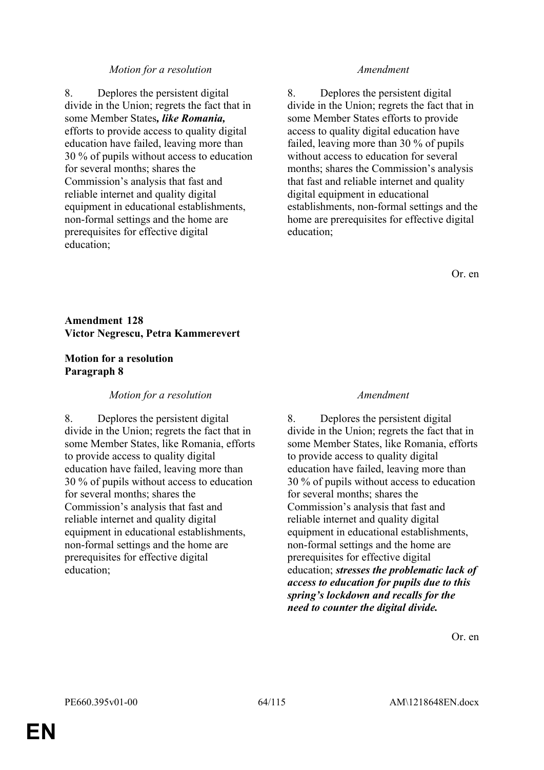| *Motion for a resolution* | *Amendment* |
|---|---|
| 8. Deplores the persistent digital divide in the Union; regrets the fact that in some Member States***, like Romania,*** efforts to provide access to quality digital education have failed, leaving more than 30 % of pupils without access to education for several months; shares the Commission's analysis that fast and reliable internet and quality digital equipment in educational establishments, non-formal settings and the home are prerequisites for effective digital education; | 8. Deplores the persistent digital divide in the Union; regrets the fact that in some Member States efforts to provide access to quality digital education have failed, leaving more than 30 % of pupils without access to education for several months; shares the Commission's analysis that fast and reliable internet and quality digital equipment in educational establishments, non-formal settings and the home are prerequisites for effective digital education; |

Or. en

**Amendment 128**
**Victor Negrescu, Petra Kammerevert**

**Motion for a resolution**
**Paragraph 8**

| *Motion for a resolution* | *Amendment* |
|---|---|
| 8. Deplores the persistent digital divide in the Union; regrets the fact that in some Member States, like Romania, efforts to provide access to quality digital education have failed, leaving more than 30 % of pupils without access to education for several months; shares the Commission's analysis that fast and reliable internet and quality digital equipment in educational establishments, non-formal settings and the home are prerequisites for effective digital education; | 8. Deplores the persistent digital divide in the Union; regrets the fact that in some Member States, like Romania, efforts to provide access to quality digital education have failed, leaving more than 30 % of pupils without access to education for several months; shares the Commission's analysis that fast and reliable internet and quality digital equipment in educational establishments, non-formal settings and the home are prerequisites for effective digital education; ***stresses the problematic lack of access to education for pupils due to this spring's lockdown and recalls for the need to counter the digital divide.*** |

Or. en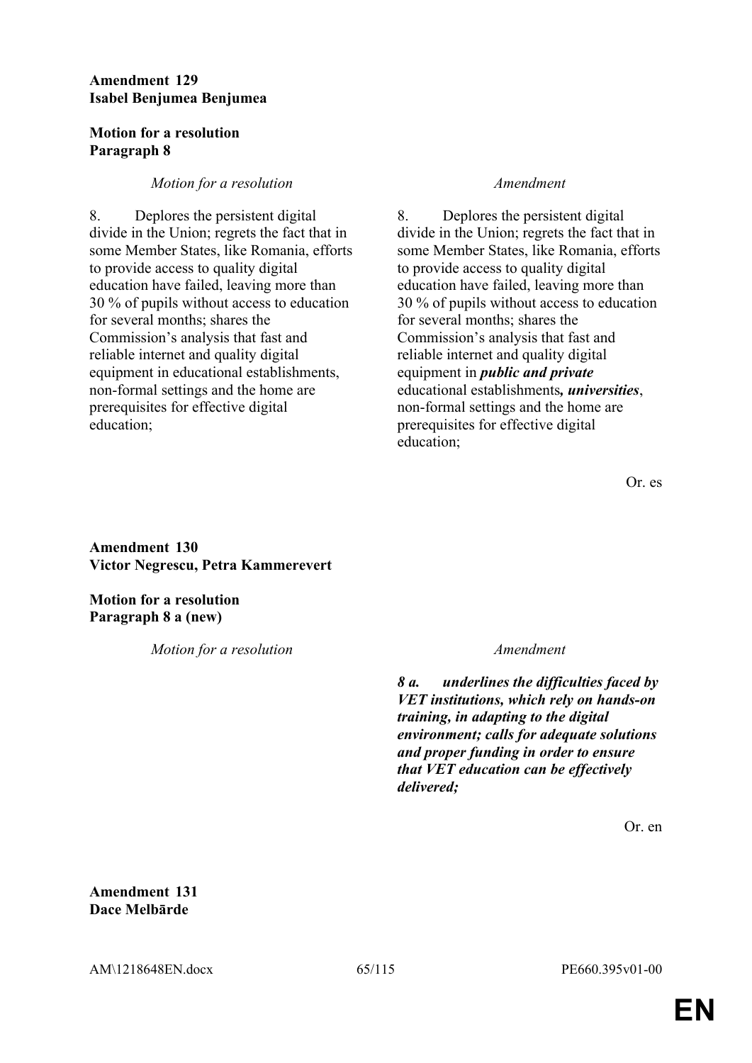**Amendment 129**
**Isabel Benjumea Benjumea**

**Motion for a resolution**
**Paragraph 8**

| *Motion for a resolution* | *Amendment* |
|---|---|
| 8. Deplores the persistent digital divide in the Union; regrets the fact that in some Member States, like Romania, efforts to provide access to quality digital education have failed, leaving more than 30 % of pupils without access to education for several months; shares the Commission's analysis that fast and reliable internet and quality digital equipment in educational establishments, non-formal settings and the home are prerequisites for effective digital education; | 8. Deplores the persistent digital divide in the Union; regrets the fact that in some Member States, like Romania, efforts to provide access to quality digital education have failed, leaving more than 30 % of pupils without access to education for several months; shares the Commission's analysis that fast and reliable internet and quality digital equipment in ***public and private*** educational establishments***, universities***, non-formal settings and the home are prerequisites for effective digital education; |

Or. es

**Amendment 130**
**Victor Negrescu, Petra Kammerevert**

**Motion for a resolution**
**Paragraph 8 a (new)**

| *Motion for a resolution* | *Amendment* |
|---|---|
| | ***8 a. underlines the difficulties faced by VET institutions, which rely on hands-on training, in adapting to the digital environment; calls for adequate solutions and proper funding in order to ensure that VET education can be effectively delivered;*** |

Or. en

**Amendment 131**
**Dace Melbārde**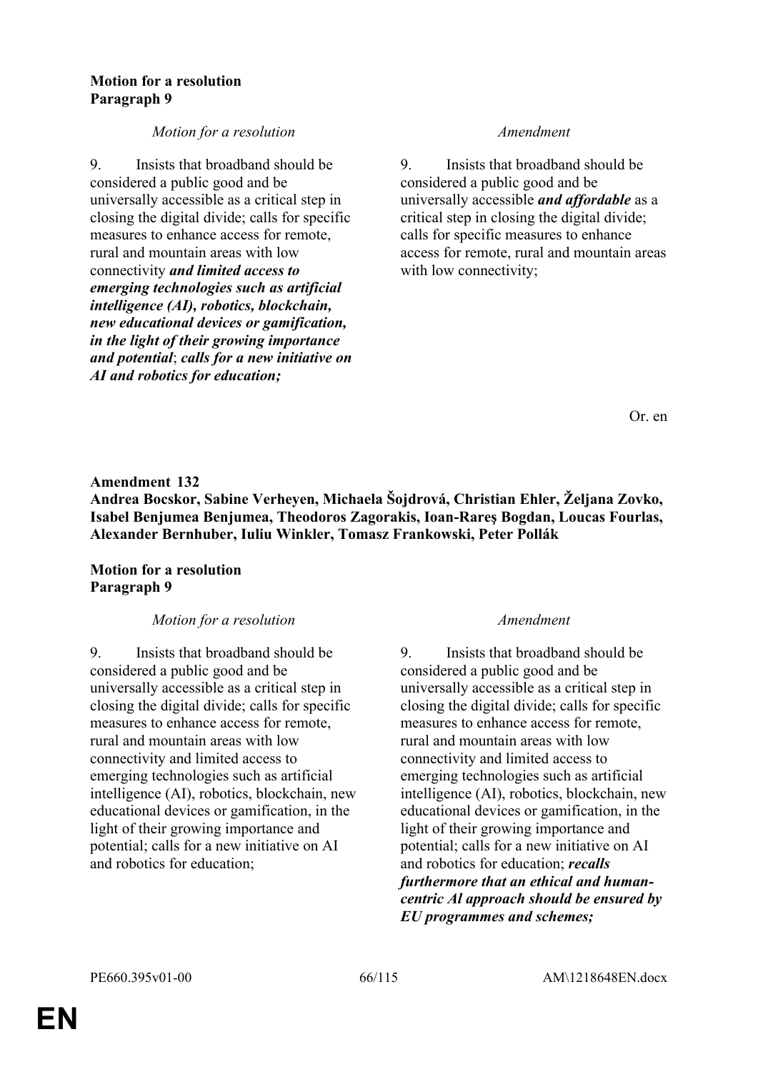**Motion for a resolution**
**Paragraph 9**

| *Motion for a resolution* | *Amendment* |
|---|---|
| 9. Insists that broadband should be considered a public good and be universally accessible as a critical step in closing the digital divide; calls for specific measures to enhance access for remote, rural and mountain areas with low connectivity ***and limited access to emerging technologies such as artificial intelligence (AI), robotics, blockchain, new educational devices or gamification, in the light of their growing importance and potential***; ***calls for a new initiative on AI and robotics for education;*** | 9. Insists that broadband should be considered a public good and be universally accessible ***and affordable*** as a critical step in closing the digital divide; calls for specific measures to enhance access for remote, rural and mountain areas with low connectivity; |

Or. en

**Amendment 132**
**Andrea Bocskor, Sabine Verheyen, Michaela Šojdrová, Christian Ehler, Željana Zovko, Isabel Benjumea Benjumea, Theodoros Zagorakis, Ioan-Rareş Bogdan, Loucas Fourlas, Alexander Bernhuber, Iuliu Winkler, Tomasz Frankowski, Peter Pollák**

**Motion for a resolution**
**Paragraph 9**

| *Motion for a resolution* | *Amendment* |
|---|---|
| 9. Insists that broadband should be considered a public good and be universally accessible as a critical step in closing the digital divide; calls for specific measures to enhance access for remote, rural and mountain areas with low connectivity and limited access to emerging technologies such as artificial intelligence (AI), robotics, blockchain, new educational devices or gamification, in the light of their growing importance and potential; calls for a new initiative on AI and robotics for education; | 9. Insists that broadband should be considered a public good and be universally accessible as a critical step in closing the digital divide; calls for specific measures to enhance access for remote, rural and mountain areas with low connectivity and limited access to emerging technologies such as artificial intelligence (AI), robotics, blockchain, new educational devices or gamification, in the light of their growing importance and potential; calls for a new initiative on AI and robotics for education; ***recalls furthermore that an ethical and human-centric Al approach should be ensured by EU programmes and schemes;*** |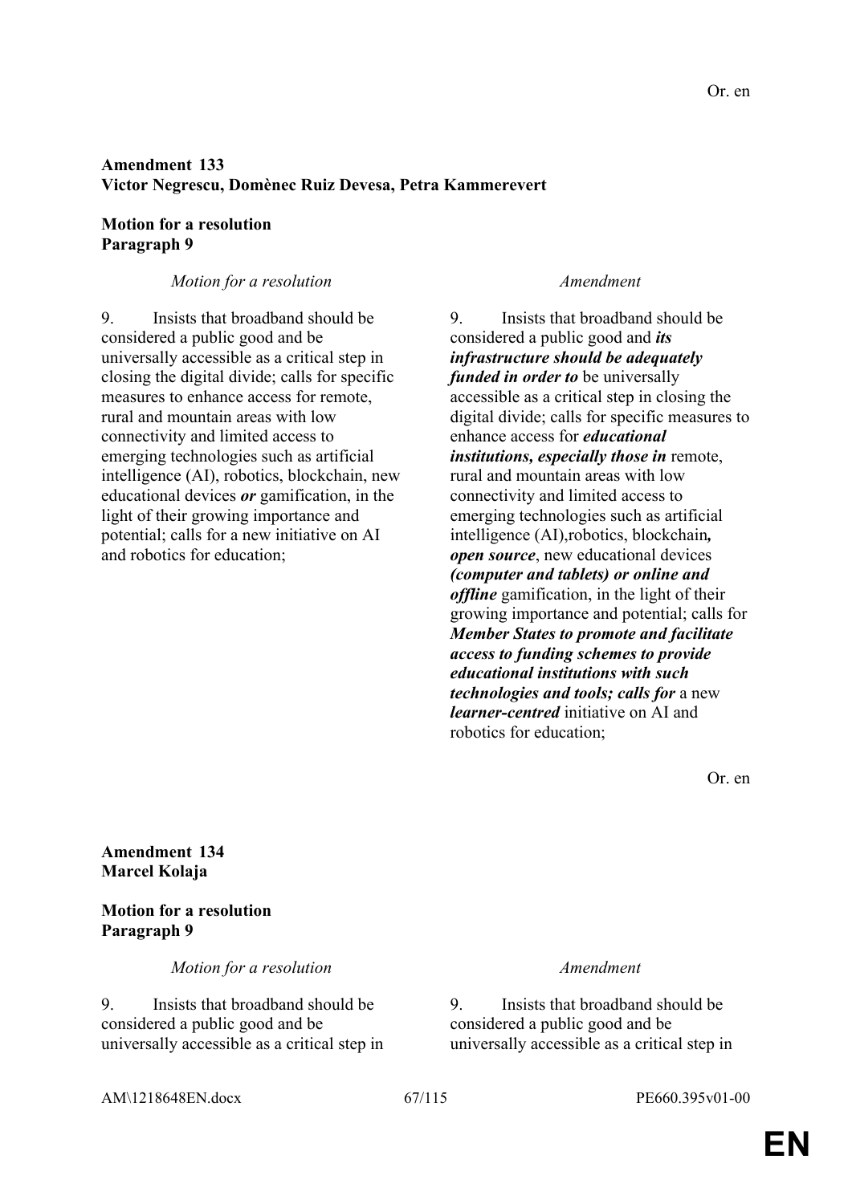Or. en

**Amendment 133**
**Victor Negrescu, Domènec Ruiz Devesa, Petra Kammerevert**

**Motion for a resolution**
**Paragraph 9**

| *Motion for a resolution* | *Amendment* |
|---|---|
| 9. Insists that broadband should be considered a public good and be universally accessible as a critical step in closing the digital divide; calls for specific measures to enhance access for remote, rural and mountain areas with low connectivity and limited access to emerging technologies such as artificial intelligence (AI), robotics, blockchain, new educational devices ***or*** gamification, in the light of their growing importance and potential; calls for a new initiative on AI and robotics for education; | 9. Insists that broadband should be considered a public good and ***its infrastructure should be adequately funded in order to*** be universally accessible as a critical step in closing the digital divide; calls for specific measures to enhance access for ***educational institutions, especially those in*** remote, rural and mountain areas with low connectivity and limited access to emerging technologies such as artificial intelligence (AI),robotics, blockchain***, open source***, new educational devices ***(computer and tablets) or online and offline*** gamification, in the light of their growing importance and potential; calls for ***Member States to promote and facilitate access to funding schemes to provide educational institutions with such technologies and tools; calls for*** a new ***learner-centred*** initiative on AI and robotics for education; |

Or. en

**Amendment 134**
**Marcel Kolaja**

**Motion for a resolution**
**Paragraph 9**

| *Motion for a resolution* | *Amendment* |
|---|---|
| 9. Insists that broadband should be considered a public good and be universally accessible as a critical step in | 9. Insists that broadband should be considered a public good and be universally accessible as a critical step in |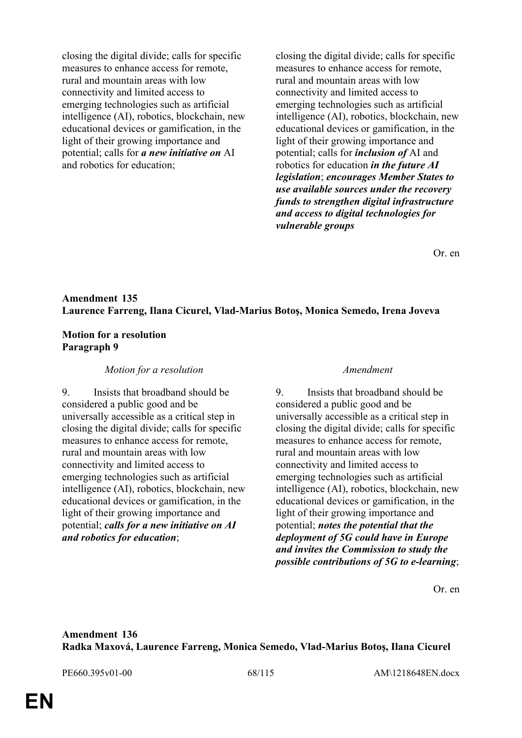| Motion for a resolution | Amendment |
|---|---|
| closing the digital divide; calls for specific measures to enhance access for remote, rural and mountain areas with low connectivity and limited access to emerging technologies such as artificial intelligence (AI), robotics, blockchain, new educational devices or gamification, in the light of their growing importance and potential; calls for ***a new initiative on*** AI and robotics for education; | closing the digital divide; calls for specific measures to enhance access for remote, rural and mountain areas with low connectivity and limited access to emerging technologies such as artificial intelligence (AI), robotics, blockchain, new educational devices or gamification, in the light of their growing importance and potential; calls for ***inclusion of*** AI and robotics for education ***in the future AI legislation***; ***encourages Member States to use available sources under the recovery funds to strengthen digital infrastructure and access to digital technologies for vulnerable groups*** |

Or. en

**Amendment 135**
**Laurence Farreng, Ilana Cicurel, Vlad-Marius Botoş, Monica Semedo, Irena Joveva**

**Motion for a resolution**
**Paragraph 9**

| *Motion for a resolution* | *Amendment* |
|---|---|
| 9. Insists that broadband should be considered a public good and be universally accessible as a critical step in closing the digital divide; calls for specific measures to enhance access for remote, rural and mountain areas with low connectivity and limited access to emerging technologies such as artificial intelligence (AI), robotics, blockchain, new educational devices or gamification, in the light of their growing importance and potential; ***calls for a new initiative on AI and robotics for education***; | 9. Insists that broadband should be considered a public good and be universally accessible as a critical step in closing the digital divide; calls for specific measures to enhance access for remote, rural and mountain areas with low connectivity and limited access to emerging technologies such as artificial intelligence (AI), robotics, blockchain, new educational devices or gamification, in the light of their growing importance and potential; ***notes the potential that the deployment of 5G could have in Europe and invites the Commission to study the possible contributions of 5G to e-learning***; |

Or. en

**Amendment 136**
**Radka Maxová, Laurence Farreng, Monica Semedo, Vlad-Marius Botoş, Ilana Cicurel**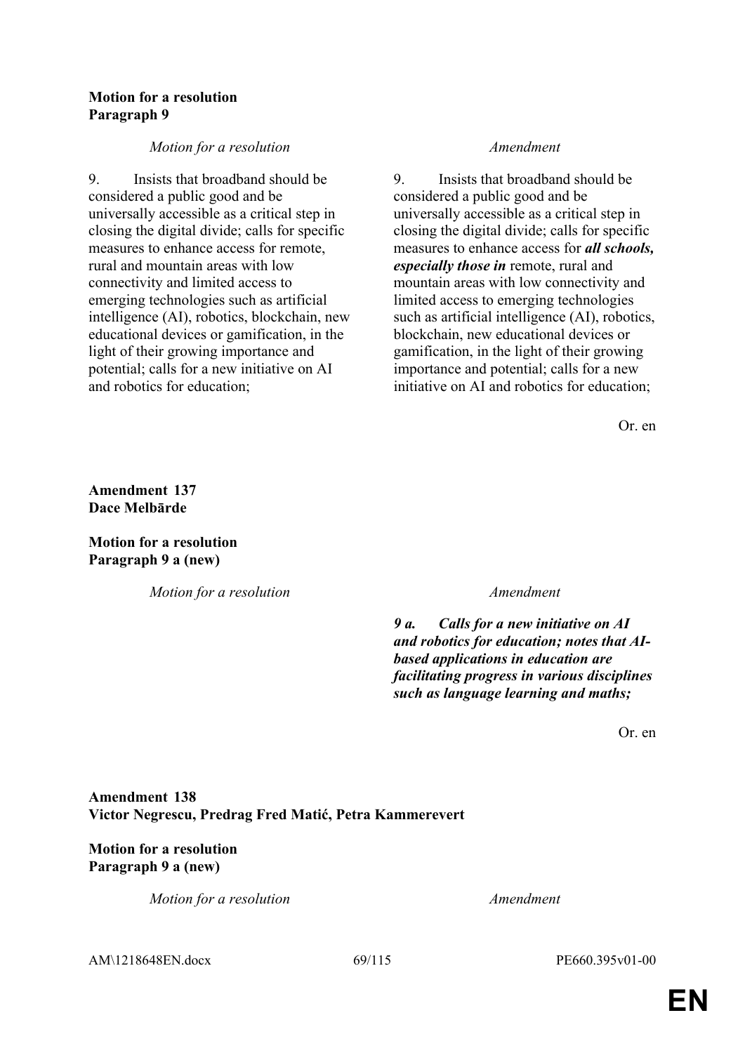**Motion for a resolution**
**Paragraph 9**

| *Motion for a resolution* | *Amendment* |
| --- | --- |
| 9. Insists that broadband should be considered a public good and be universally accessible as a critical step in closing the digital divide; calls for specific measures to enhance access for remote, rural and mountain areas with low connectivity and limited access to emerging technologies such as artificial intelligence (AI), robotics, blockchain, new educational devices or gamification, in the light of their growing importance and potential; calls for a new initiative on AI and robotics for education; | 9. Insists that broadband should be considered a public good and be universally accessible as a critical step in closing the digital divide; calls for specific measures to enhance access for ***all schools, especially those in*** remote, rural and mountain areas with low connectivity and limited access to emerging technologies such as artificial intelligence (AI), robotics, blockchain, new educational devices or gamification, in the light of their growing importance and potential; calls for a new initiative on AI and robotics for education; |

Or. en

**Amendment 137**
**Dace Melbārde**

**Motion for a resolution**
**Paragraph 9 a (new)**

| *Motion for a resolution* | *Amendment* |
| --- | --- |
| | ***9 a. Calls for a new initiative on AI and robotics for education; notes that AI-based applications in education are facilitating progress in various disciplines such as language learning and maths;*** |

Or. en

**Amendment 138**
**Victor Negrescu, Predrag Fred Matić, Petra Kammerevert**

**Motion for a resolution**
**Paragraph 9 a (new)**

| *Motion for a resolution* | *Amendment* |
| --- | --- |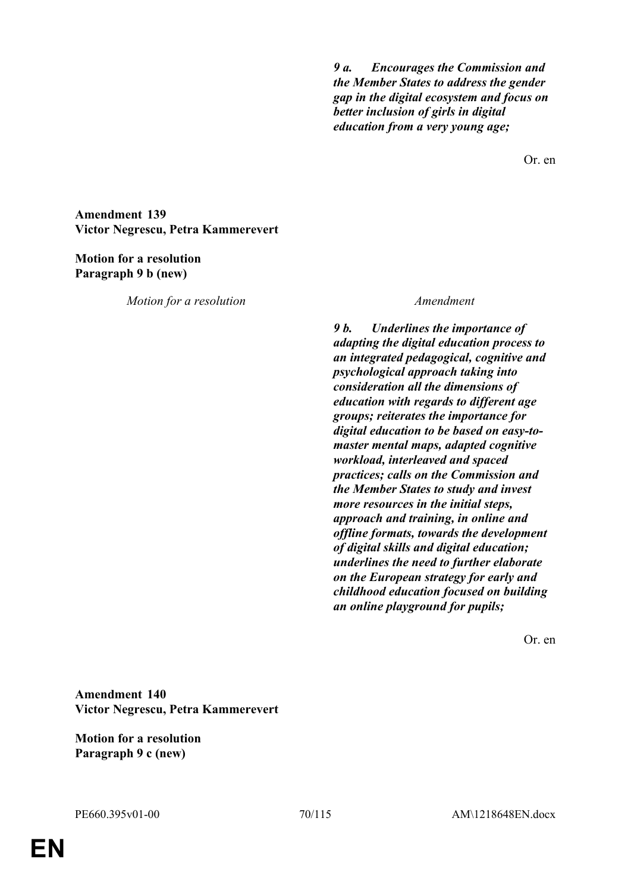| | |
|---|---|
| | ***9 a. Encourages the Commission and the Member States to address the gender gap in the digital ecosystem and focus on better inclusion of girls in digital education from a very young age;*** |

Or. en

**Amendment 139**
**Victor Negrescu, Petra Kammerevert**

**Motion for a resolution**
**Paragraph 9 b (new)**

| *Motion for a resolution* | *Amendment* |
|---|---|
| | ***9 b. Underlines the importance of adapting the digital education process to an integrated pedagogical, cognitive and psychological approach taking into consideration all the dimensions of education with regards to different age groups; reiterates the importance for digital education to be based on easy-to-master mental maps, adapted cognitive workload, interleaved and spaced practices; calls on the Commission and the Member States to study and invest more resources in the initial steps, approach and training, in online and offline formats, towards the development of digital skills and digital education; underlines the need to further elaborate on the European strategy for early and childhood education focused on building an online playground for pupils;*** |

Or. en

**Amendment 140**
**Victor Negrescu, Petra Kammerevert**

**Motion for a resolution**
**Paragraph 9 c (new)**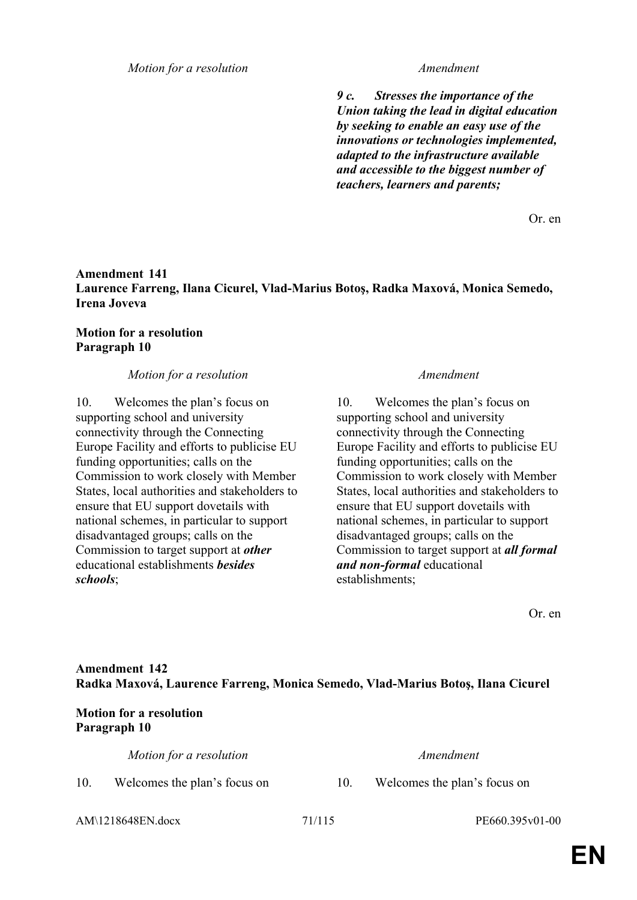| *Motion for a resolution* | *Amendment* |
|---|---|
| | ***9 c. Stresses the importance of the Union taking the lead in digital education by seeking to enable an easy use of the innovations or technologies implemented, adapted to the infrastructure available and accessible to the biggest number of teachers, learners and parents;*** |

Or. en

**Amendment 141**
**Laurence Farreng, Ilana Cicurel, Vlad-Marius Botoş, Radka Maxová, Monica Semedo, Irena Joveva**

**Motion for a resolution**
**Paragraph 10**

| *Motion for a resolution* | *Amendment* |
|---|---|
| 10. Welcomes the plan's focus on supporting school and university connectivity through the Connecting Europe Facility and efforts to publicise EU funding opportunities; calls on the Commission to work closely with Member States, local authorities and stakeholders to ensure that EU support dovetails with national schemes, in particular to support disadvantaged groups; calls on the Commission to target support at ***other*** educational establishments ***besides schools***; | 10. Welcomes the plan's focus on supporting school and university connectivity through the Connecting Europe Facility and efforts to publicise EU funding opportunities; calls on the Commission to work closely with Member States, local authorities and stakeholders to ensure that EU support dovetails with national schemes, in particular to support disadvantaged groups; calls on the Commission to target support at ***all formal and non-formal*** educational establishments; |

Or. en

**Amendment 142**
**Radka Maxová, Laurence Farreng, Monica Semedo, Vlad-Marius Botoş, Ilana Cicurel**

**Motion for a resolution**
**Paragraph 10**

| *Motion for a resolution* | *Amendment* |
|---|---|
| 10. Welcomes the plan's focus on | 10. Welcomes the plan's focus on |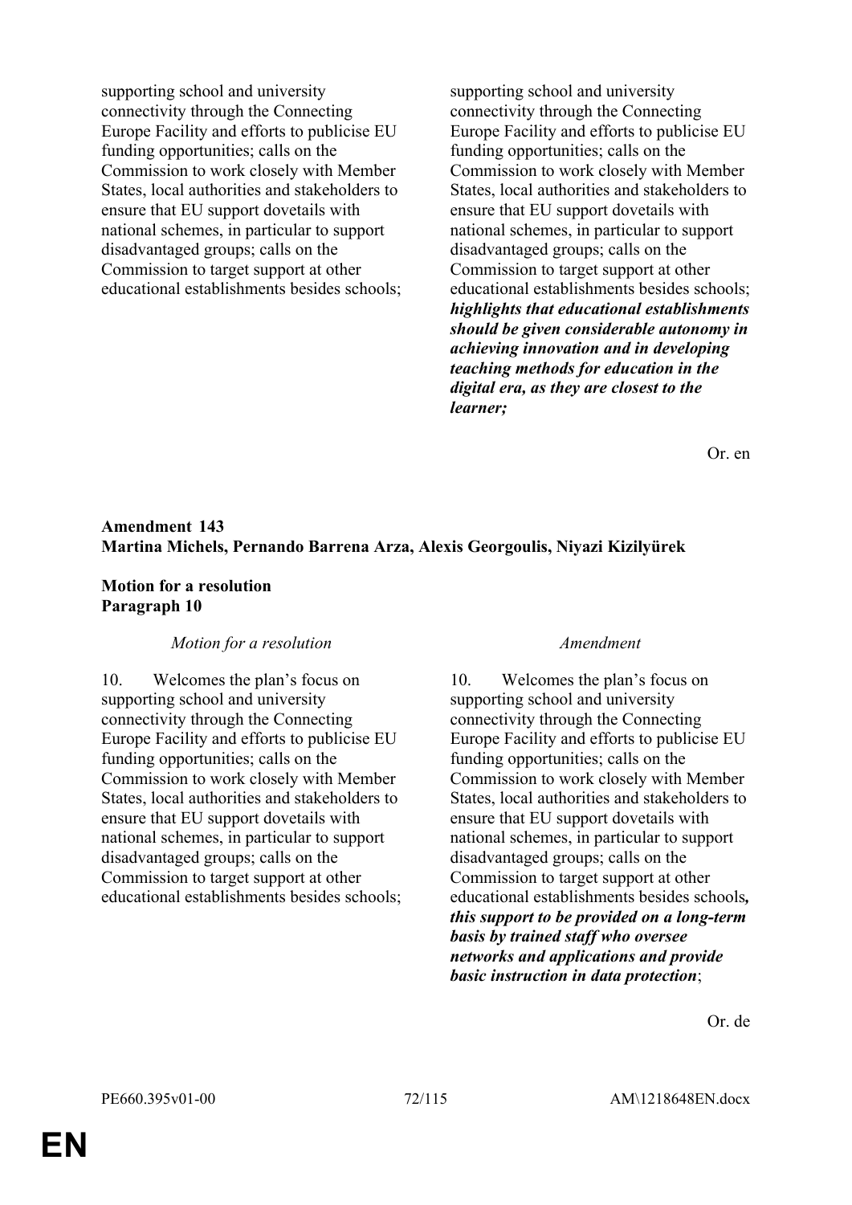| | |
|---|---|
| supporting school and university connectivity through the Connecting Europe Facility and efforts to publicise EU funding opportunities; calls on the Commission to work closely with Member States, local authorities and stakeholders to ensure that EU support dovetails with national schemes, in particular to support disadvantaged groups; calls on the Commission to target support at other educational establishments besides schools; | supporting school and university connectivity through the Connecting Europe Facility and efforts to publicise EU funding opportunities; calls on the Commission to work closely with Member States, local authorities and stakeholders to ensure that EU support dovetails with national schemes, in particular to support disadvantaged groups; calls on the Commission to target support at other educational establishments besides schools; ***highlights that educational establishments should be given considerable autonomy in achieving innovation and in developing teaching methods for education in the digital era, as they are closest to the learner;*** |

Or. en

**Amendment 143**
**Martina Michels, Pernando Barrena Arza, Alexis Georgoulis, Niyazi Kizilyürek**

**Motion for a resolution**
**Paragraph 10**

| *Motion for a resolution* | *Amendment* |
|---|---|
| 10. Welcomes the plan's focus on supporting school and university connectivity through the Connecting Europe Facility and efforts to publicise EU funding opportunities; calls on the Commission to work closely with Member States, local authorities and stakeholders to ensure that EU support dovetails with national schemes, in particular to support disadvantaged groups; calls on the Commission to target support at other educational establishments besides schools; | 10. Welcomes the plan's focus on supporting school and university connectivity through the Connecting Europe Facility and efforts to publicise EU funding opportunities; calls on the Commission to work closely with Member States, local authorities and stakeholders to ensure that EU support dovetails with national schemes, in particular to support disadvantaged groups; calls on the Commission to target support at other educational establishments besides schools***, this support to be provided on a long-term basis by trained staff who oversee networks and applications and provide basic instruction in data protection***; |

Or. de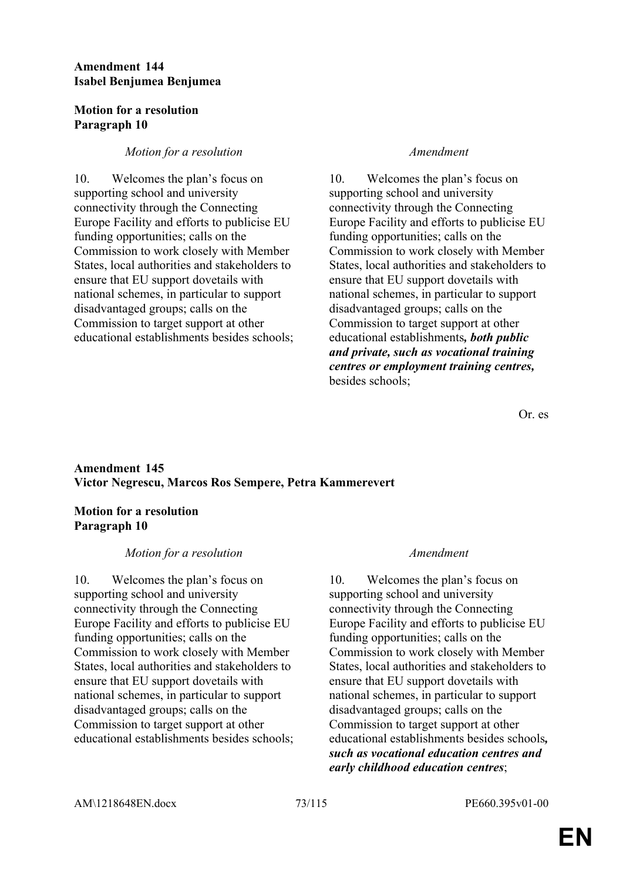**Amendment 144**
**Isabel Benjumea Benjumea**

**Motion for a resolution**
**Paragraph 10**

| *Motion for a resolution* | *Amendment* |
|---|---|
| 10. Welcomes the plan's focus on supporting school and university connectivity through the Connecting Europe Facility and efforts to publicise EU funding opportunities; calls on the Commission to work closely with Member States, local authorities and stakeholders to ensure that EU support dovetails with national schemes, in particular to support disadvantaged groups; calls on the Commission to target support at other educational establishments besides schools; | 10. Welcomes the plan's focus on supporting school and university connectivity through the Connecting Europe Facility and efforts to publicise EU funding opportunities; calls on the Commission to work closely with Member States, local authorities and stakeholders to ensure that EU support dovetails with national schemes, in particular to support disadvantaged groups; calls on the Commission to target support at other educational establishments***, both public and private, such as vocational training centres or employment training centres,*** besides schools; |

Or. es

**Amendment 145**
**Victor Negrescu, Marcos Ros Sempere, Petra Kammerevert**

**Motion for a resolution**
**Paragraph 10**

| *Motion for a resolution* | *Amendment* |
|---|---|
| 10. Welcomes the plan's focus on supporting school and university connectivity through the Connecting Europe Facility and efforts to publicise EU funding opportunities; calls on the Commission to work closely with Member States, local authorities and stakeholders to ensure that EU support dovetails with national schemes, in particular to support disadvantaged groups; calls on the Commission to target support at other educational establishments besides schools; | 10. Welcomes the plan's focus on supporting school and university connectivity through the Connecting Europe Facility and efforts to publicise EU funding opportunities; calls on the Commission to work closely with Member States, local authorities and stakeholders to ensure that EU support dovetails with national schemes, in particular to support disadvantaged groups; calls on the Commission to target support at other educational establishments besides schools***, such as vocational education centres and early childhood education centres***; |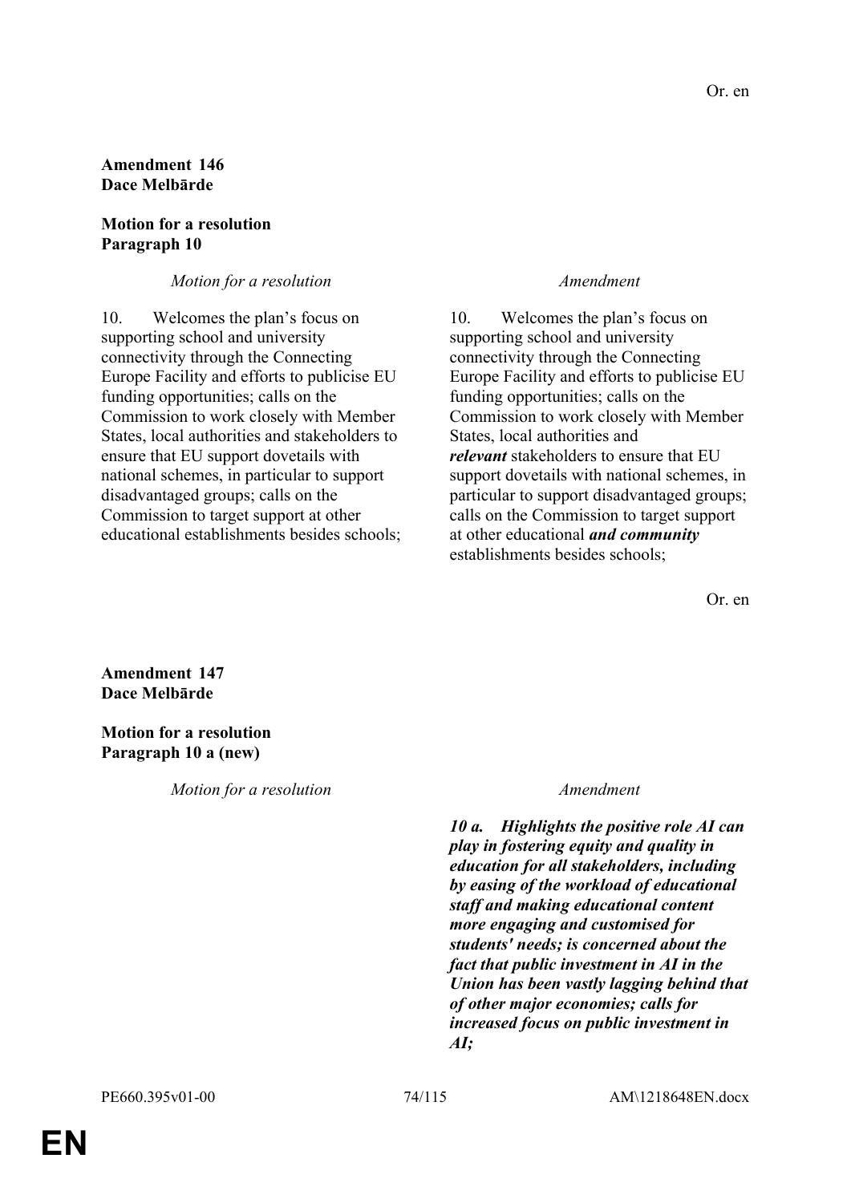Or. en

**Amendment 146**
**Dace Melbārde**

**Motion for a resolution**
**Paragraph 10**

| *Motion for a resolution* | *Amendment* |
|---|---|
| 10. Welcomes the plan's focus on supporting school and university connectivity through the Connecting Europe Facility and efforts to publicise EU funding opportunities; calls on the Commission to work closely with Member States, local authorities and stakeholders to ensure that EU support dovetails with national schemes, in particular to support disadvantaged groups; calls on the Commission to target support at other educational establishments besides schools; | 10. Welcomes the plan's focus on supporting school and university connectivity through the Connecting Europe Facility and efforts to publicise EU funding opportunities; calls on the Commission to work closely with Member States, local authorities and ***relevant*** stakeholders to ensure that EU support dovetails with national schemes, in particular to support disadvantaged groups; calls on the Commission to target support at other educational ***and community*** establishments besides schools; |

Or. en

**Amendment 147**
**Dace Melbārde**

**Motion for a resolution**
**Paragraph 10 a (new)**

| *Motion for a resolution* | *Amendment* |
|---|---|
| | ***10 a. Highlights the positive role AI can play in fostering equity and quality in education for all stakeholders, including by easing of the workload of educational staff and making educational content more engaging and customised for students' needs; is concerned about the fact that public investment in AI in the Union has been vastly lagging behind that of other major economies; calls for increased focus on public investment in AI;*** |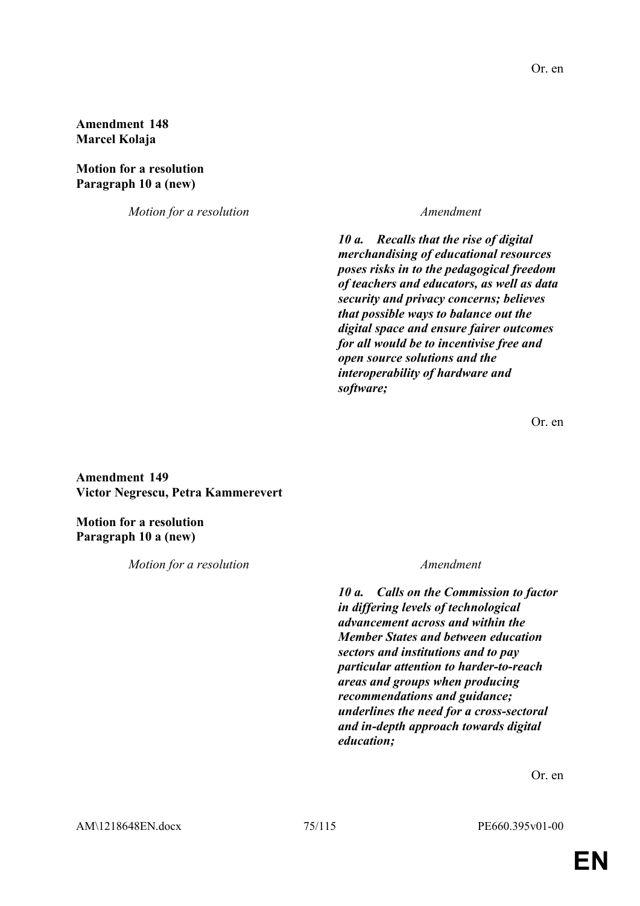Or. en

**Amendment 148**
**Marcel Kolaja**

**Motion for a resolution**
**Paragraph 10 a (new)**

| *Motion for a resolution* | *Amendment* |
|---|---|
| | ***10 a. Recalls that the rise of digital merchandising of educational resources poses risks in to the pedagogical freedom of teachers and educators, as well as data security and privacy concerns; believes that possible ways to balance out the digital space and ensure fairer outcomes for all would be to incentivise free and open source solutions and the interoperability of hardware and software;*** |

Or. en

**Amendment 149**
**Victor Negrescu, Petra Kammerevert**

**Motion for a resolution**
**Paragraph 10 a (new)**

| *Motion for a resolution* | *Amendment* |
|---|---|
| | ***10 a. Calls on the Commission to factor in differing levels of technological advancement across and within the Member States and between education sectors and institutions and to pay particular attention to harder-to-reach areas and groups when producing recommendations and guidance; underlines the need for a cross-sectoral and in-depth approach towards digital education;*** |

Or. en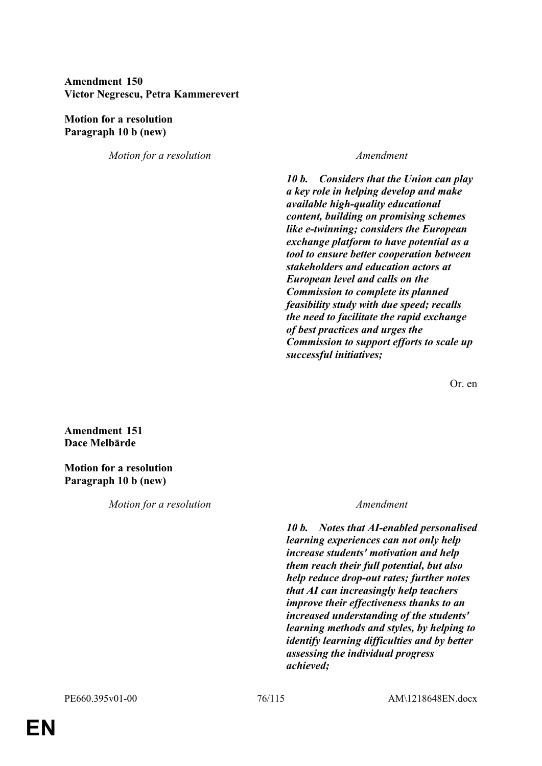**Amendment 150**
**Victor Negrescu, Petra Kammerevert**

**Motion for a resolution**
**Paragraph 10 b (new)**

| *Motion for a resolution* | *Amendment* |
|---|---|
| | ***10 b. Considers that the Union can play a key role in helping develop and make available high-quality educational content, building on promising schemes like e-twinning; considers the European exchange platform to have potential as a tool to ensure better cooperation between stakeholders and education actors at European level and calls on the Commission to complete its planned feasibility study with due speed; recalls the need to facilitate the rapid exchange of best practices and urges the Commission to support efforts to scale up successful initiatives;*** |

Or. en

**Amendment 151**
**Dace Melbārde**

**Motion for a resolution**
**Paragraph 10 b (new)**

| *Motion for a resolution* | *Amendment* |
|---|---|
| | ***10 b. Notes that AI-enabled personalised learning experiences can not only help increase students' motivation and help them reach their full potential, but also help reduce drop-out rates; further notes that AI can increasingly help teachers improve their effectiveness thanks to an increased understanding of the students' learning methods and styles, by helping to identify learning difficulties and by better assessing the individual progress achieved;*** |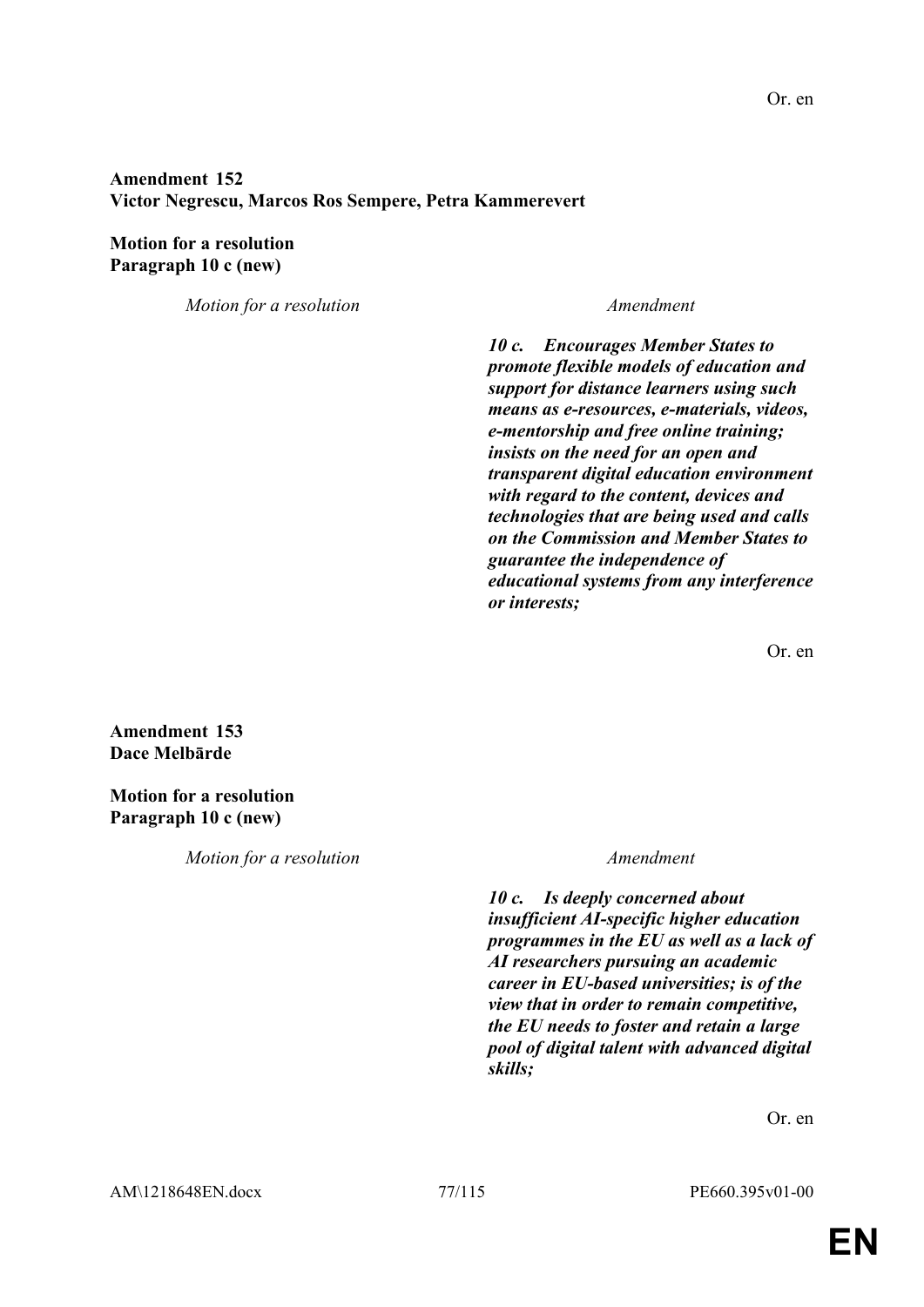Or. en

**Amendment 152**
**Victor Negrescu, Marcos Ros Sempere, Petra Kammerevert**

**Motion for a resolution**
**Paragraph 10 c (new)**

| *Motion for a resolution* | *Amendment* |
|---|---|
| | ***10 c. Encourages Member States to promote flexible models of education and support for distance learners using such means as e-resources, e-materials, videos, e-mentorship and free online training; insists on the need for an open and transparent digital education environment with regard to the content, devices and technologies that are being used and calls on the Commission and Member States to guarantee the independence of educational systems from any interference or interests;*** |

Or. en

**Amendment 153**
**Dace Melbārde**

**Motion for a resolution**
**Paragraph 10 c (new)**

| *Motion for a resolution* | *Amendment* |
|---|---|
| | ***10 c. Is deeply concerned about insufficient AI-specific higher education programmes in the EU as well as a lack of AI researchers pursuing an academic career in EU-based universities; is of the view that in order to remain competitive, the EU needs to foster and retain a large pool of digital talent with advanced digital skills;*** |

Or. en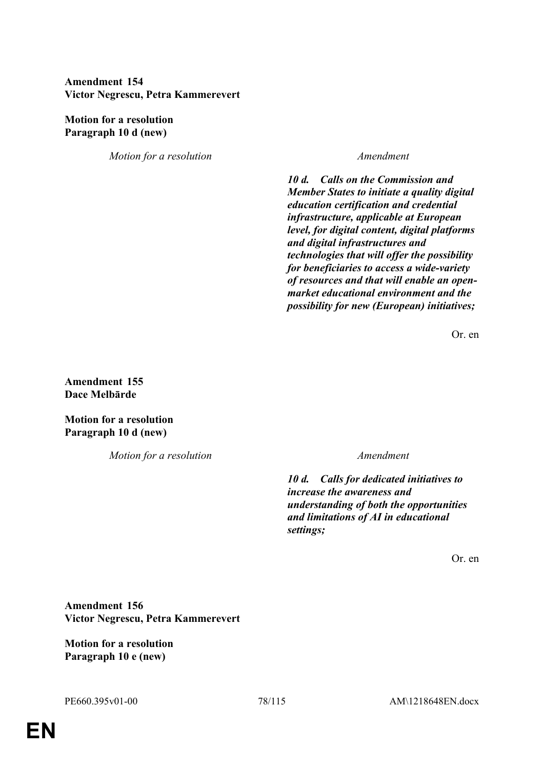**Amendment 154**
**Victor Negrescu, Petra Kammerevert**

**Motion for a resolution**
**Paragraph 10 d (new)**

| *Motion for a resolution* | *Amendment* |
|---|---|
| | ***10 d. Calls on the Commission and Member States to initiate a quality digital education certification and credential infrastructure, applicable at European level, for digital content, digital platforms and digital infrastructures and technologies that will offer the possibility for beneficiaries to access a wide-variety of resources and that will enable an open-market educational environment and the possibility for new (European) initiatives;*** |

Or. en

**Amendment 155**
**Dace Melbārde**

**Motion for a resolution**
**Paragraph 10 d (new)**

| *Motion for a resolution* | *Amendment* |
|---|---|
| | ***10 d. Calls for dedicated initiatives to increase the awareness and understanding of both the opportunities and limitations of AI in educational settings;*** |

Or. en

**Amendment 156**
**Victor Negrescu, Petra Kammerevert**

**Motion for a resolution**
**Paragraph 10 e (new)**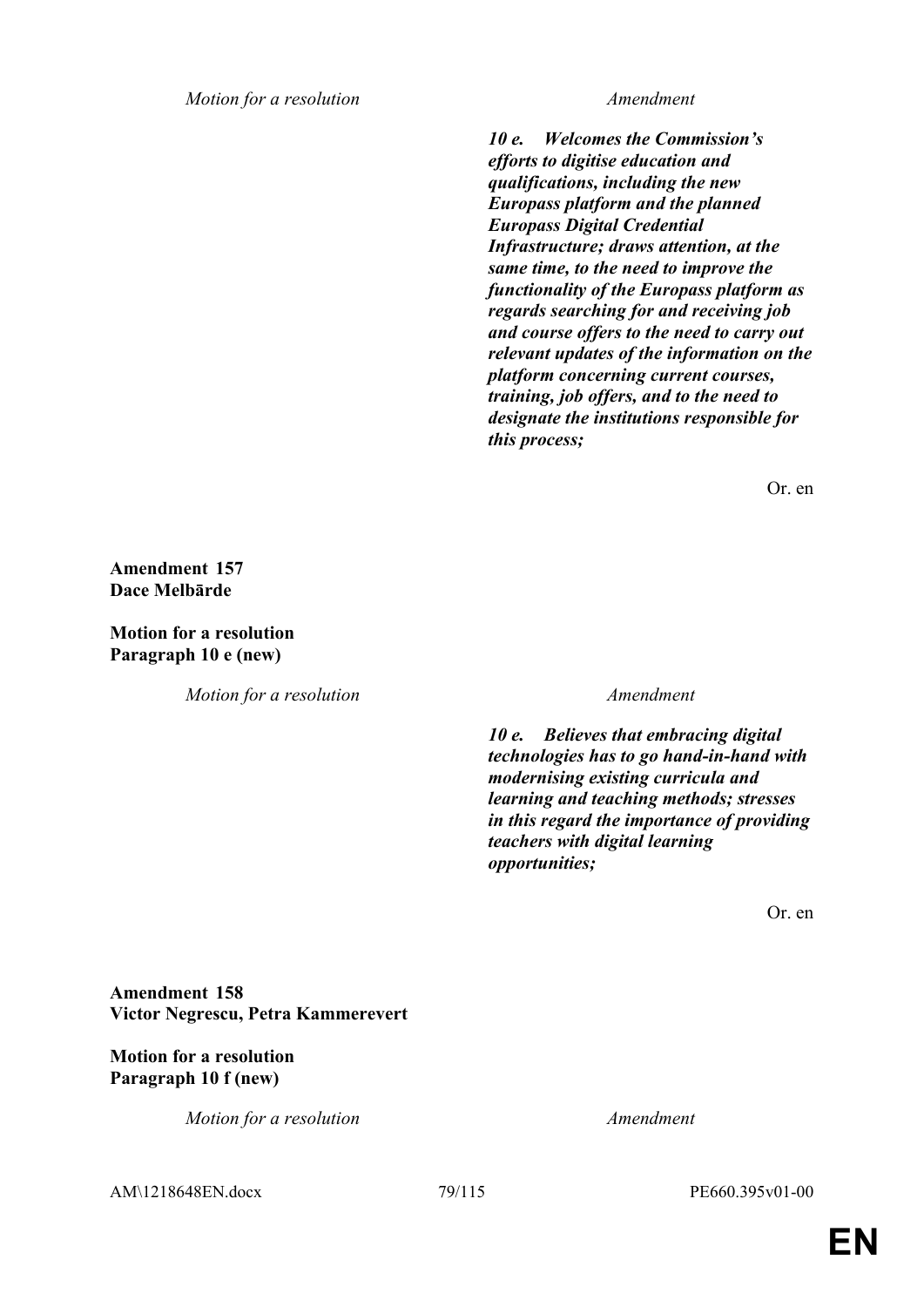| Motion for a resolution | Amendment |
|---|---|
| | ***10 e. Welcomes the Commission's efforts to digitise education and qualifications, including the new Europass platform and the planned Europass Digital Credential Infrastructure; draws attention, at the same time, to the need to improve the functionality of the Europass platform as regards searching for and receiving job and course offers to the need to carry out relevant updates of the information on the platform concerning current courses, training, job offers, and to the need to designate the institutions responsible for this process;*** |

Or. en

**Amendment 157**
**Dace Melbārde**

**Motion for a resolution**
**Paragraph 10 e (new)**

| Motion for a resolution | Amendment |
|---|---|
| | ***10 e. Believes that embracing digital technologies has to go hand-in-hand with modernising existing curricula and learning and teaching methods; stresses in this regard the importance of providing teachers with digital learning opportunities;*** |

Or. en

**Amendment 158**
**Victor Negrescu, Petra Kammerevert**

**Motion for a resolution**
**Paragraph 10 f (new)**

| Motion for a resolution | Amendment |
|---|---|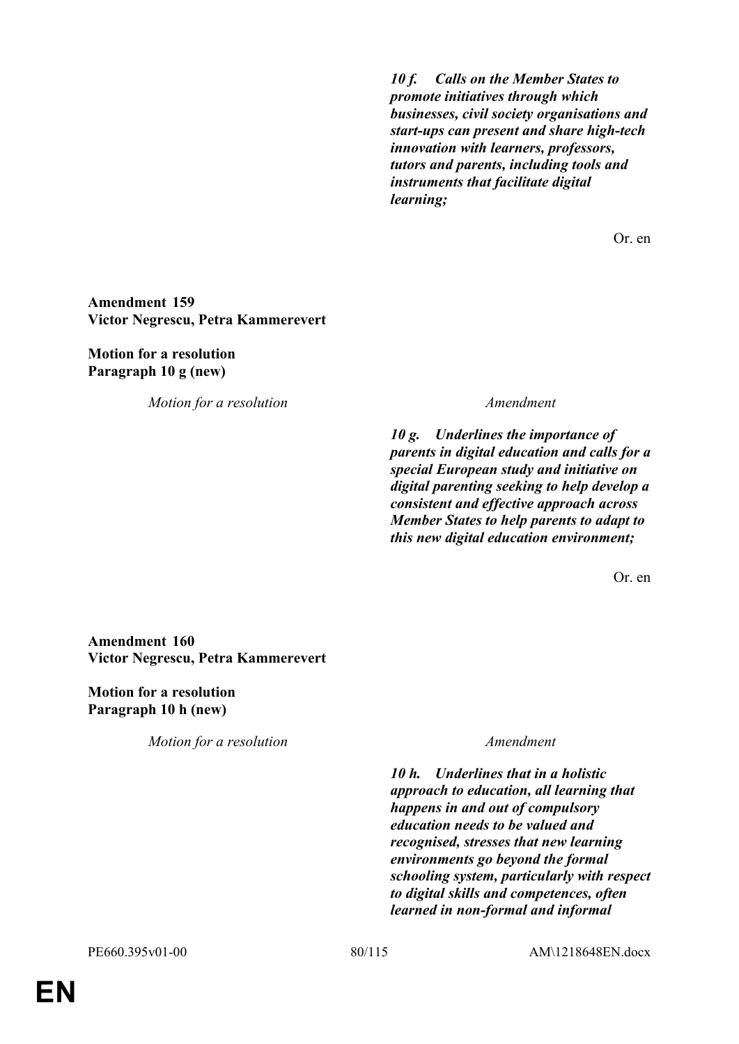| Motion for a resolution | Amendment |
|---|---|
| | ***10 f. Calls on the Member States to promote initiatives through which businesses, civil society organisations and start-ups can present and share high-tech innovation with learners, professors, tutors and parents, including tools and instruments that facilitate digital learning;*** |

Or. en

**Amendment 159**
**Victor Negrescu, Petra Kammerevert**

**Motion for a resolution**
**Paragraph 10 g (new)**

| *Motion for a resolution* | *Amendment* |
|---|---|
| | ***10 g. Underlines the importance of parents in digital education and calls for a special European study and initiative on digital parenting seeking to help develop a consistent and effective approach across Member States to help parents to adapt to this new digital education environment;*** |

Or. en

**Amendment 160**
**Victor Negrescu, Petra Kammerevert**

**Motion for a resolution**
**Paragraph 10 h (new)**

| *Motion for a resolution* | *Amendment* |
|---|---|
| | ***10 h. Underlines that in a holistic approach to education, all learning that happens in and out of compulsory education needs to be valued and recognised, stresses that new learning environments go beyond the formal schooling system, particularly with respect to digital skills and competences, often learned in non-formal and informal*** |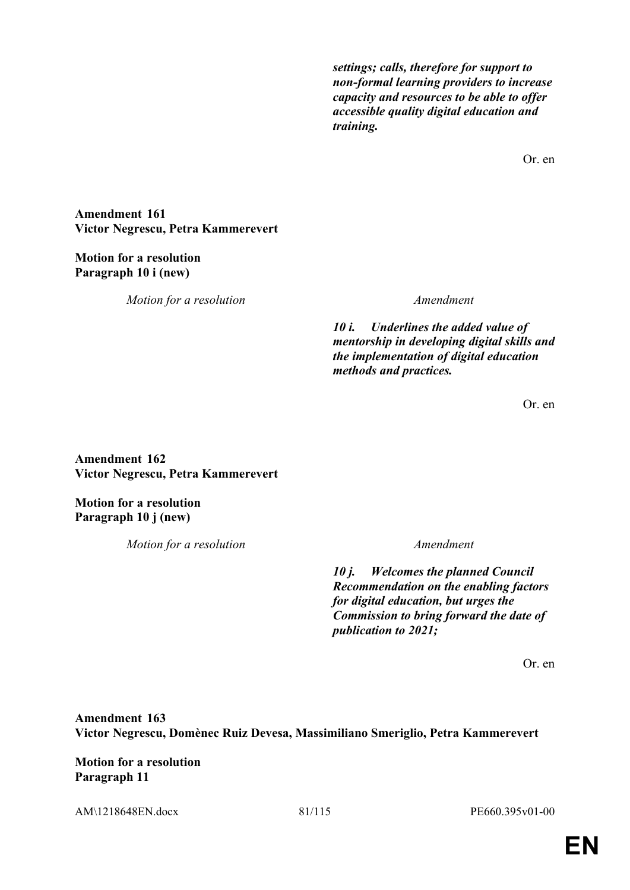| | |
|---|---|
| | ***settings; calls, therefore for support to non-formal learning providers to increase capacity and resources to be able to offer accessible quality digital education and training.*** |

Or. en

**Amendment 161**
**Victor Negrescu, Petra Kammerevert**

**Motion for a resolution**
**Paragraph 10 i (new)**

| *Motion for a resolution* | *Amendment* |
|---|---|
| | ***10 i. Underlines the added value of mentorship in developing digital skills and the implementation of digital education methods and practices.*** |

Or. en

**Amendment 162**
**Victor Negrescu, Petra Kammerevert**

**Motion for a resolution**
**Paragraph 10 j (new)**

| *Motion for a resolution* | *Amendment* |
|---|---|
| | ***10 j. Welcomes the planned Council Recommendation on the enabling factors for digital education, but urges the Commission to bring forward the date of publication to 2021;*** |

Or. en

**Amendment 163**
**Victor Negrescu, Domènec Ruiz Devesa, Massimiliano Smeriglio, Petra Kammerevert**

**Motion for a resolution**
**Paragraph 11**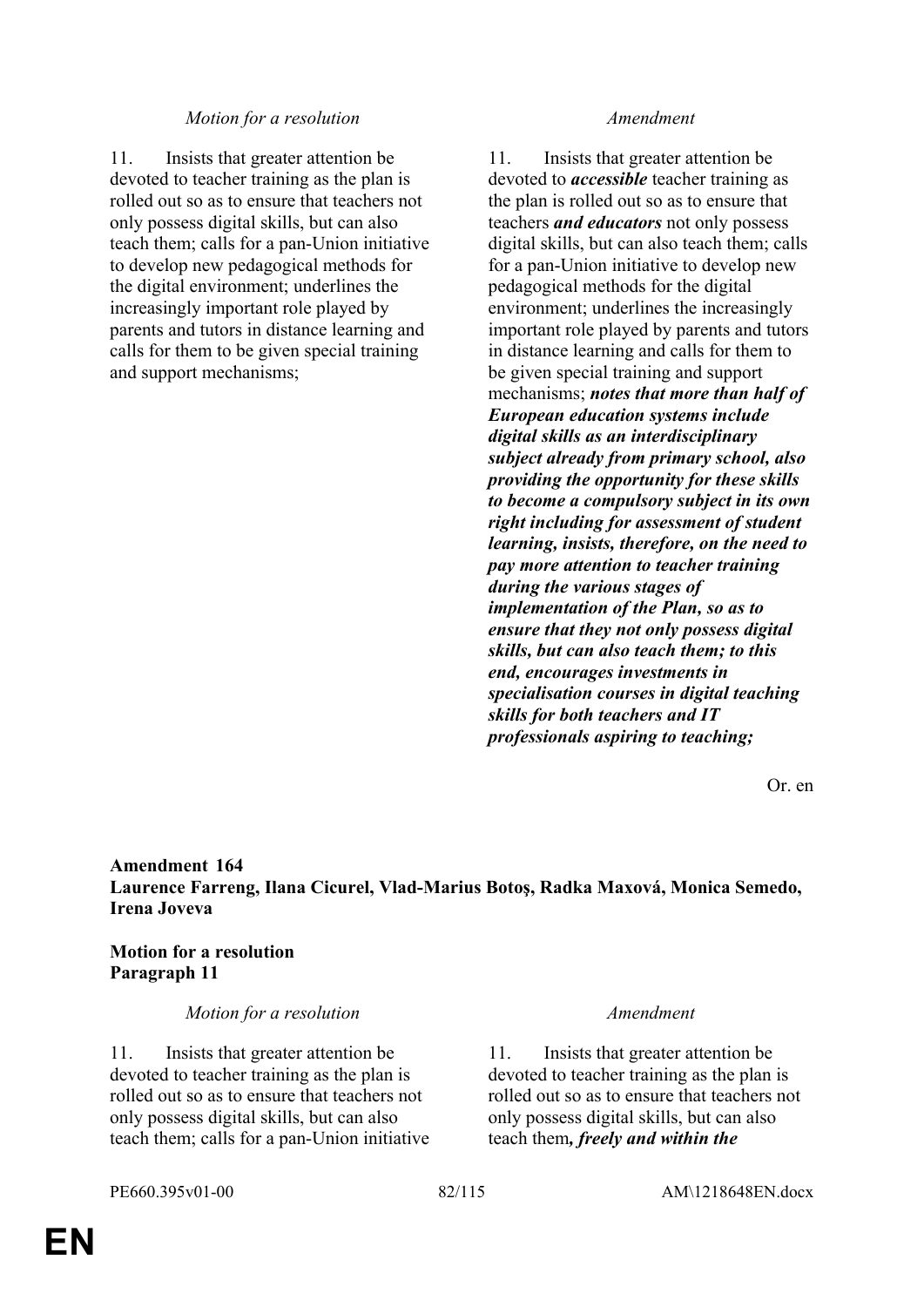| *Motion for a resolution* | *Amendment* |
|---|---|
| 11. Insists that greater attention be devoted to teacher training as the plan is rolled out so as to ensure that teachers not only possess digital skills, but can also teach them; calls for a pan-Union initiative to develop new pedagogical methods for the digital environment; underlines the increasingly important role played by parents and tutors in distance learning and calls for them to be given special training and support mechanisms; | 11. Insists that greater attention be devoted to ***accessible*** teacher training as the plan is rolled out so as to ensure that teachers ***and educators*** not only possess digital skills, but can also teach them; calls for a pan-Union initiative to develop new pedagogical methods for the digital environment; underlines the increasingly important role played by parents and tutors in distance learning and calls for them to be given special training and support mechanisms; ***notes that more than half of European education systems include digital skills as an interdisciplinary subject already from primary school, also providing the opportunity for these skills to become a compulsory subject in its own right including for assessment of student learning, insists, therefore, on the need to pay more attention to teacher training during the various stages of implementation of the Plan, so as to ensure that they not only possess digital skills, but can also teach them; to this end, encourages investments in specialisation courses in digital teaching skills for both teachers and IT professionals aspiring to teaching;*** |

Or. en

**Amendment 164**
**Laurence Farreng, Ilana Cicurel, Vlad-Marius Botoş, Radka Maxová, Monica Semedo, Irena Joveva**

**Motion for a resolution**
**Paragraph 11**

| *Motion for a resolution* | *Amendment* |
|---|---|
| 11. Insists that greater attention be devoted to teacher training as the plan is rolled out so as to ensure that teachers not only possess digital skills, but can also teach them; calls for a pan-Union initiative | 11. Insists that greater attention be devoted to teacher training as the plan is rolled out so as to ensure that teachers not only possess digital skills, but can also teach them***, freely and within the*** |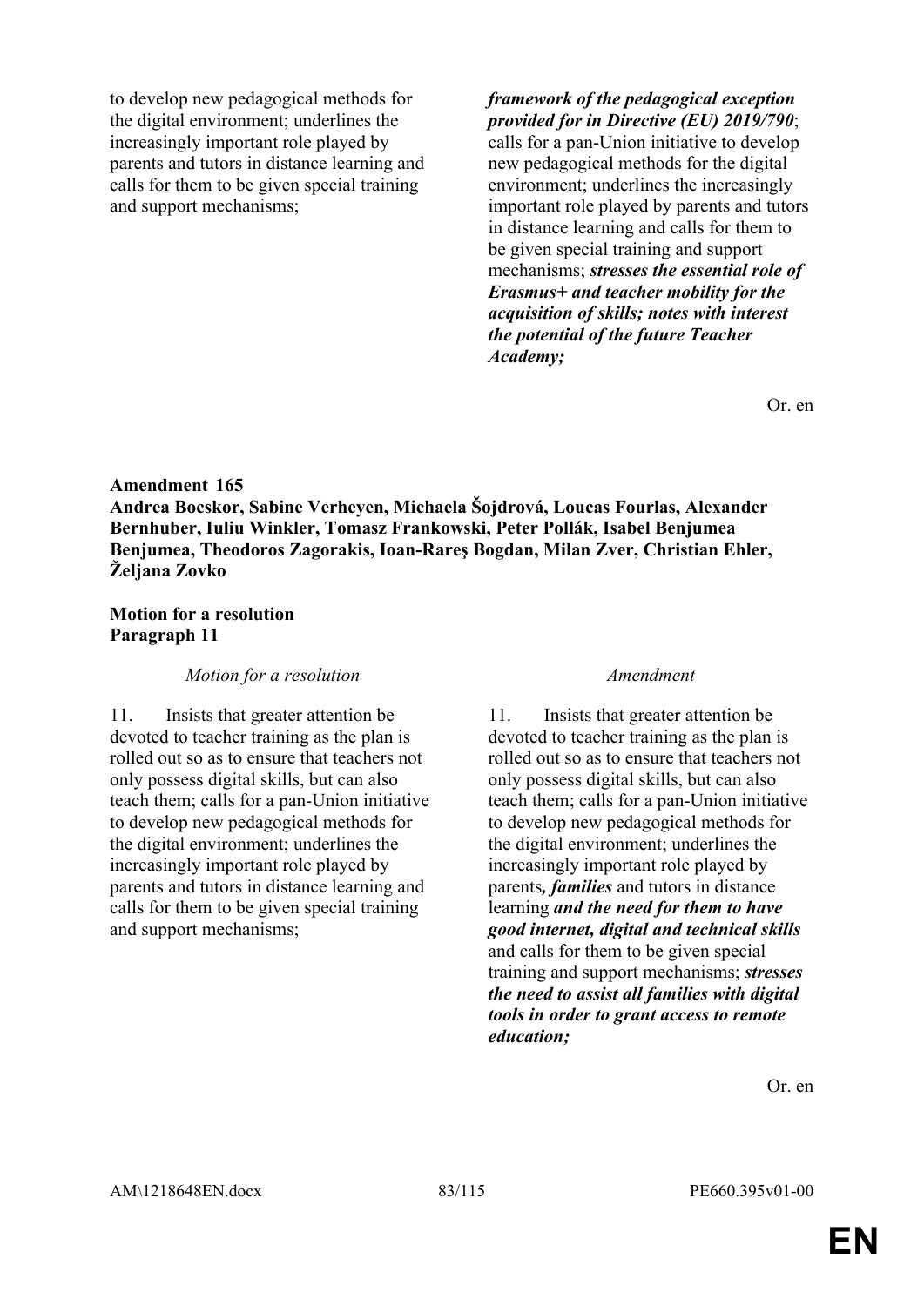| | |
|---|---|
| to develop new pedagogical methods for the digital environment; underlines the increasingly important role played by parents and tutors in distance learning and calls for them to be given special training and support mechanisms; | ***framework of the pedagogical exception provided for in Directive (EU) 2019/790***; calls for a pan-Union initiative to develop new pedagogical methods for the digital environment; underlines the increasingly important role played by parents and tutors in distance learning and calls for them to be given special training and support mechanisms; ***stresses the essential role of Erasmus+ and teacher mobility for the acquisition of skills; notes with interest the potential of the future Teacher Academy;*** |

Or. en

**Amendment 165**
**Andrea Bocskor, Sabine Verheyen, Michaela Šojdrová, Loucas Fourlas, Alexander Bernhuber, Iuliu Winkler, Tomasz Frankowski, Peter Pollák, Isabel Benjumea Benjumea, Theodoros Zagorakis, Ioan-Rareş Bogdan, Milan Zver, Christian Ehler, Željana Zovko**

**Motion for a resolution**
**Paragraph 11**

| *Motion for a resolution* | *Amendment* |
|---|---|
| 11. Insists that greater attention be devoted to teacher training as the plan is rolled out so as to ensure that teachers not only possess digital skills, but can also teach them; calls for a pan-Union initiative to develop new pedagogical methods for the digital environment; underlines the increasingly important role played by parents and tutors in distance learning and calls for them to be given special training and support mechanisms; | 11. Insists that greater attention be devoted to teacher training as the plan is rolled out so as to ensure that teachers not only possess digital skills, but can also teach them; calls for a pan-Union initiative to develop new pedagogical methods for the digital environment; underlines the increasingly important role played by parents***, families*** and tutors in distance learning ***and the need for them to have good internet, digital and technical skills*** and calls for them to be given special training and support mechanisms; ***stresses the need to assist all families with digital tools in order to grant access to remote education;*** |

Or. en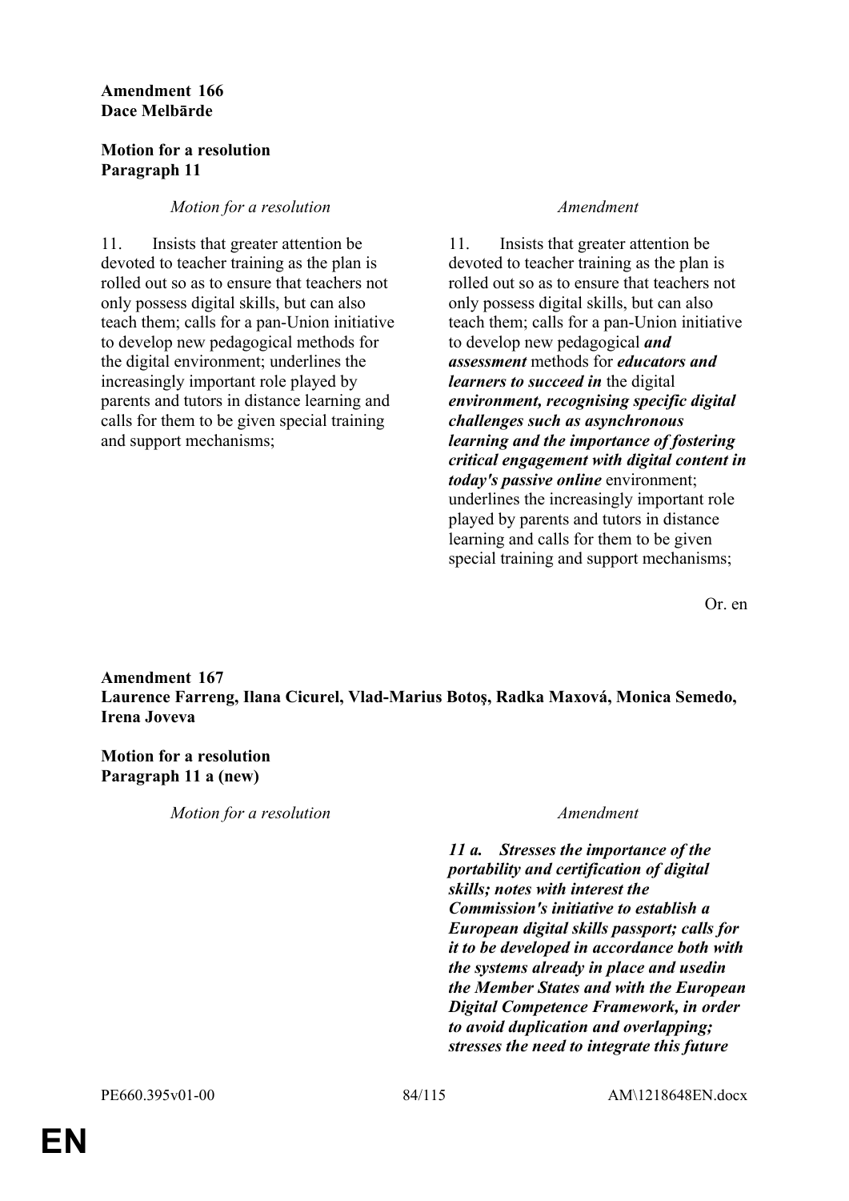**Amendment 166**
**Dace Melbārde**

**Motion for a resolution**
**Paragraph 11**

| *Motion for a resolution* | *Amendment* |
|---|---|
| 11. Insists that greater attention be devoted to teacher training as the plan is rolled out so as to ensure that teachers not only possess digital skills, but can also teach them; calls for a pan-Union initiative to develop new pedagogical methods for the digital environment; underlines the increasingly important role played by parents and tutors in distance learning and calls for them to be given special training and support mechanisms; | 11. Insists that greater attention be devoted to teacher training as the plan is rolled out so as to ensure that teachers not only possess digital skills, but can also teach them; calls for a pan-Union initiative to develop new pedagogical ***and assessment*** methods for ***educators and learners to succeed in*** the digital ***environment, recognising specific digital challenges such as asynchronous learning and the importance of fostering critical engagement with digital content in today's passive online*** environment; underlines the increasingly important role played by parents and tutors in distance learning and calls for them to be given special training and support mechanisms; |

Or. en

**Amendment 167**
**Laurence Farreng, Ilana Cicurel, Vlad-Marius Botoş, Radka Maxová, Monica Semedo, Irena Joveva**

**Motion for a resolution**
**Paragraph 11 a (new)**

| *Motion for a resolution* | *Amendment* |
|---|---|
| | ***11 a. Stresses the importance of the portability and certification of digital skills; notes with interest the Commission's initiative to establish a European digital skills passport; calls for it to be developed in accordance both with the systems already in place and usedin the Member States and with the European Digital Competence Framework, in order to avoid duplication and overlapping; stresses the need to integrate this future*** |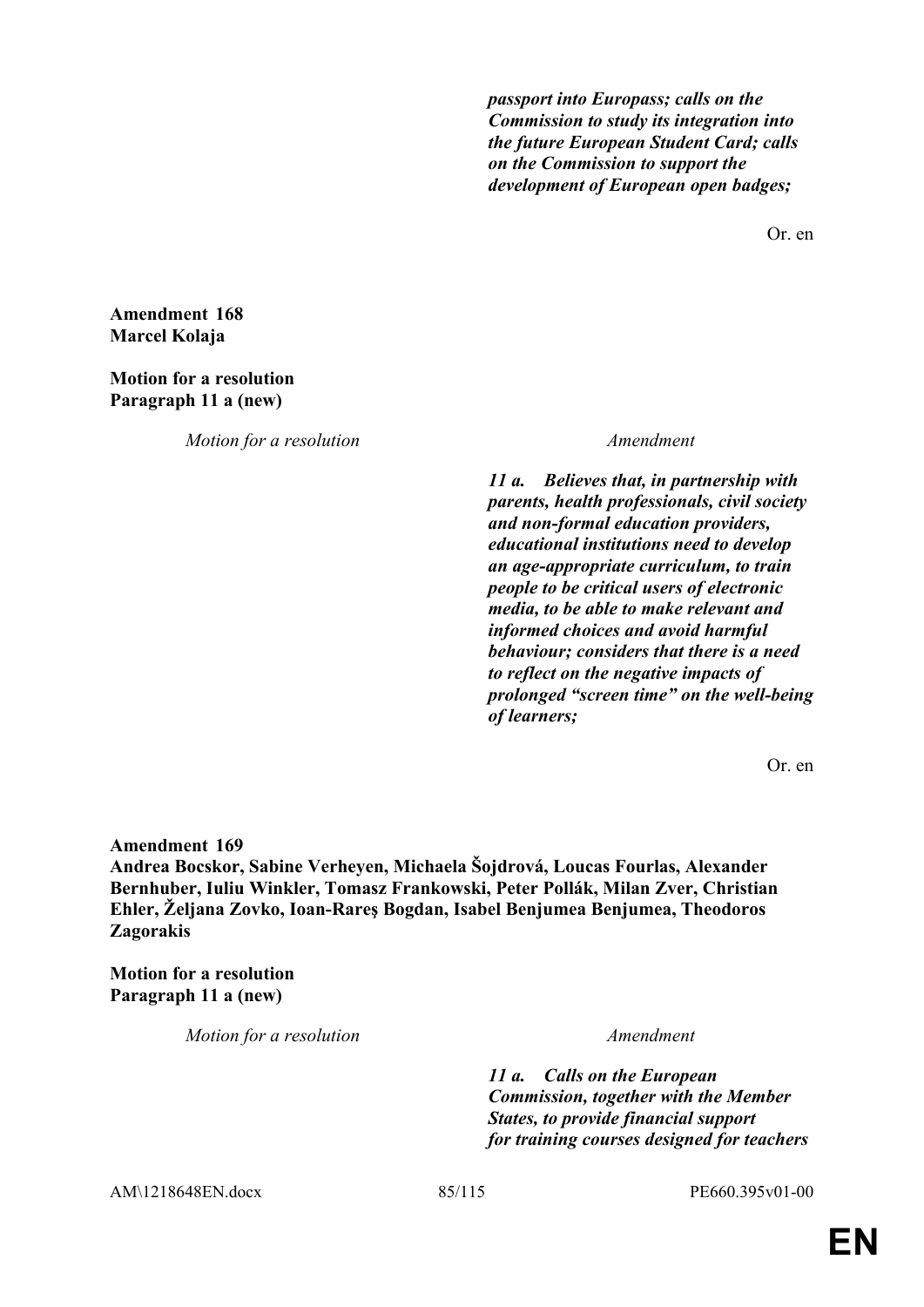| Motion for a resolution | Amendment |
|---|---|
| | ***passport into Europass; calls on the Commission to study its integration into the future European Student Card; calls on the Commission to support the development of European open badges;*** |

Or. en

**Amendment 168**
**Marcel Kolaja**

**Motion for a resolution**
**Paragraph 11 a (new)**

| *Motion for a resolution* | *Amendment* |
|---|---|
| | ***11 a. Believes that, in partnership with parents, health professionals, civil society and non-formal education providers, educational institutions need to develop an age-appropriate curriculum, to train people to be critical users of electronic media, to be able to make relevant and informed choices and avoid harmful behaviour; considers that there is a need to reflect on the negative impacts of prolonged "screen time" on the well-being of learners;*** |

Or. en

**Amendment 169**
**Andrea Bocskor, Sabine Verheyen, Michaela Šojdrová, Loucas Fourlas, Alexander Bernhuber, Iuliu Winkler, Tomasz Frankowski, Peter Pollák, Milan Zver, Christian Ehler, Željana Zovko, Ioan-Rareş Bogdan, Isabel Benjumea Benjumea, Theodoros Zagorakis**

**Motion for a resolution**
**Paragraph 11 a (new)**

| *Motion for a resolution* | *Amendment* |
|---|---|
| | ***11 a. Calls on the European Commission, together with the Member States, to provide financial support for training courses designed for teachers*** |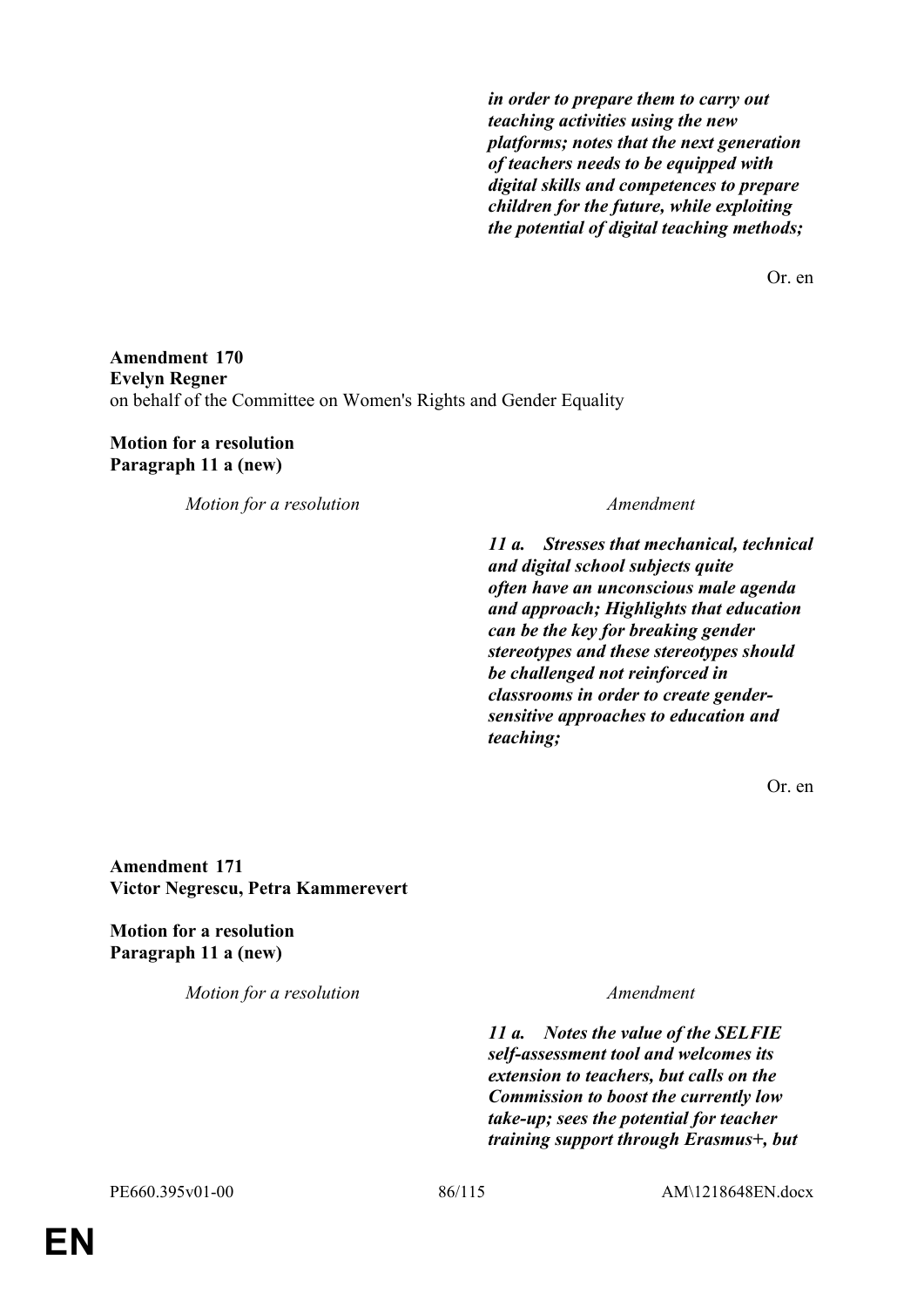*in order to prepare them to carry out teaching activities using the new platforms; notes that the next generation of teachers needs to be equipped with digital skills and competences to prepare children for the future, while exploiting the potential of digital teaching methods;*

Or. en

**Amendment 170**
**Evelyn Regner**
on behalf of the Committee on Women's Rights and Gender Equality

**Motion for a resolution**
**Paragraph 11 a (new)**

| *Motion for a resolution* | *Amendment* |
|---|---|
| | ***11 a. Stresses that mechanical, technical and digital school subjects quite often have an unconscious male agenda and approach; Highlights that education can be the key for breaking gender stereotypes and these stereotypes should be challenged not reinforced in classrooms in order to create gender-sensitive approaches to education and teaching;*** |

Or. en

**Amendment 171**
**Victor Negrescu, Petra Kammerevert**

**Motion for a resolution**
**Paragraph 11 a (new)**

| *Motion for a resolution* | *Amendment* |
|---|---|
| | ***11 a. Notes the value of the SELFIE self-assessment tool and welcomes its extension to teachers, but calls on the Commission to boost the currently low take-up; sees the potential for teacher training support through Erasmus+, but*** |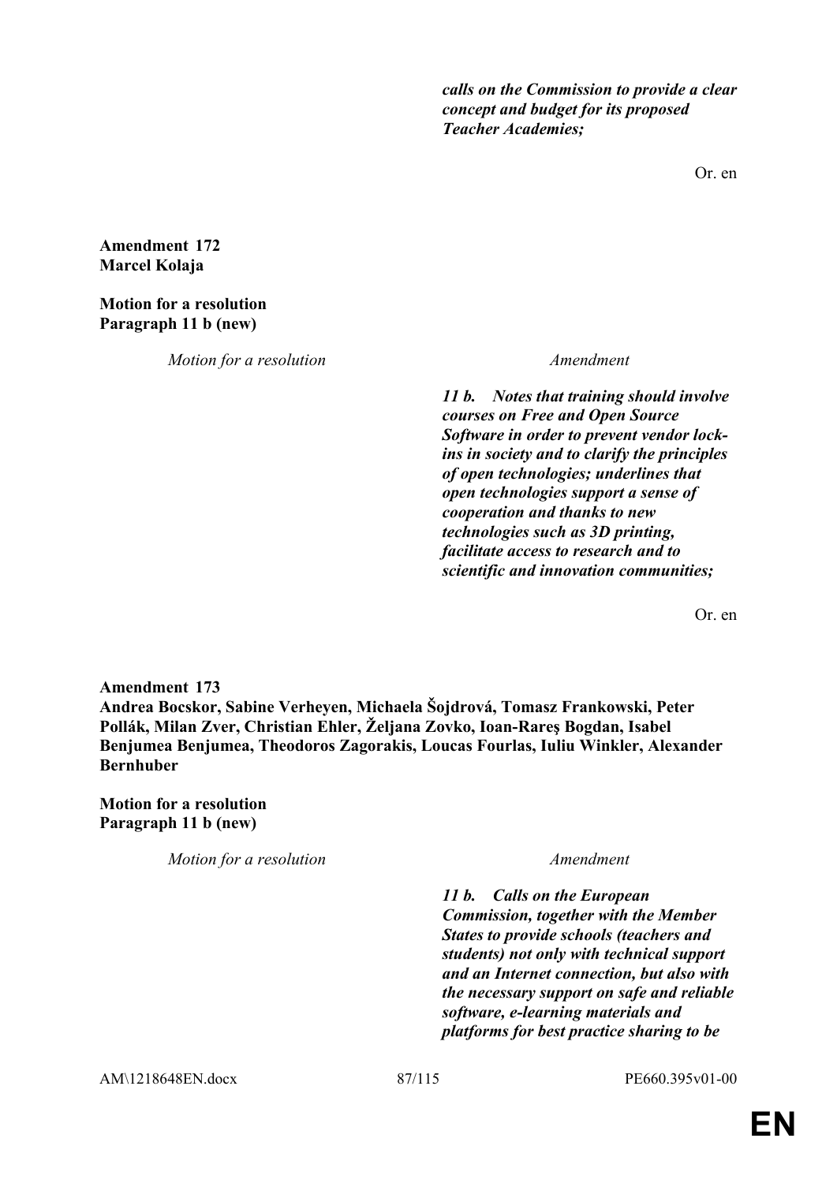*calls on the Commission to provide a clear concept and budget for its proposed Teacher Academies;*

Or. en

**Amendment 172**
**Marcel Kolaja**

**Motion for a resolution**
**Paragraph 11 b (new)**

| *Motion for a resolution* | *Amendment* |
|---|---|
| | ***11 b. Notes that training should involve courses on Free and Open Source Software in order to prevent vendor lock-ins in society and to clarify the principles of open technologies; underlines that open technologies support a sense of cooperation and thanks to new technologies such as 3D printing, facilitate access to research and to scientific and innovation communities;*** |

Or. en

**Amendment 173**
**Andrea Bocskor, Sabine Verheyen, Michaela Šojdrová, Tomasz Frankowski, Peter Pollák, Milan Zver, Christian Ehler, Željana Zovko, Ioan-Rareş Bogdan, Isabel Benjumea Benjumea, Theodoros Zagorakis, Loucas Fourlas, Iuliu Winkler, Alexander Bernhuber**

**Motion for a resolution**
**Paragraph 11 b (new)**

| *Motion for a resolution* | *Amendment* |
|---|---|
| | ***11 b. Calls on the European Commission, together with the Member States to provide schools (teachers and students) not only with technical support and an Internet connection, but also with the necessary support on safe and reliable software, e-learning materials and platforms for best practice sharing to be*** |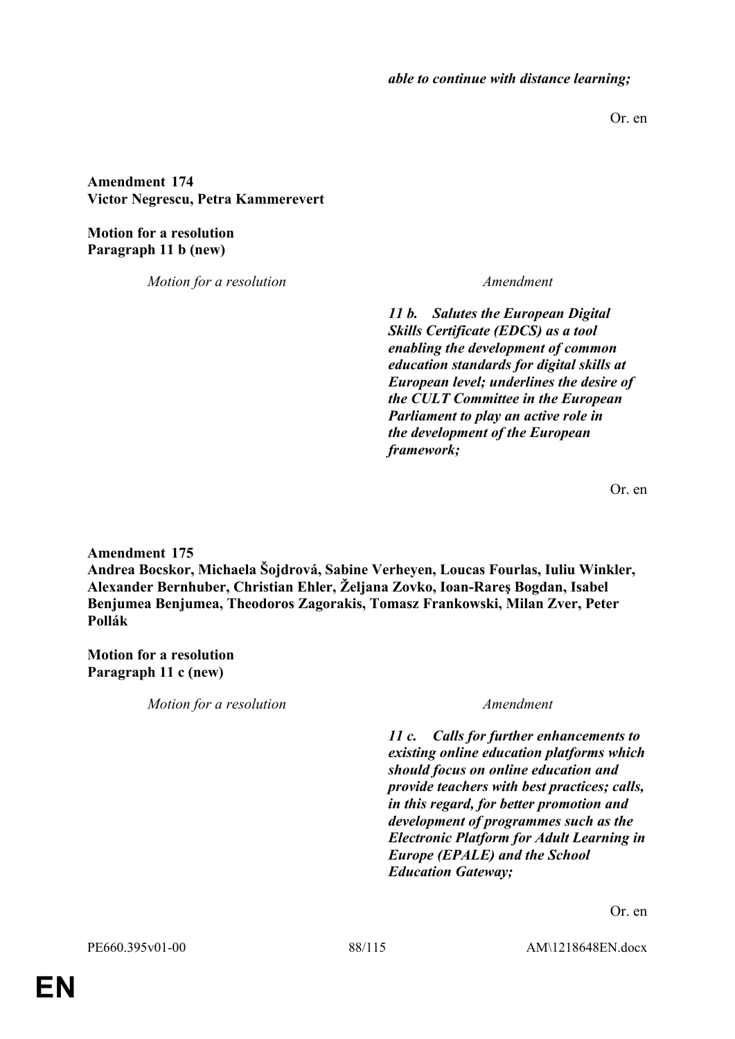*able to continue with distance learning;*

Or. en

**Amendment 174**
**Victor Negrescu, Petra Kammerevert**

**Motion for a resolution**
**Paragraph 11 b (new)**

| *Motion for a resolution* | *Amendment* |
|---|---|
| | ***11 b. Salutes the European Digital Skills Certificate (EDCS) as a tool enabling the development of common education standards for digital skills at European level; underlines the desire of the CULT Committee in the European Parliament to play an active role in the development of the European framework;*** |

Or. en

**Amendment 175**
**Andrea Bocskor, Michaela Šojdrová, Sabine Verheyen, Loucas Fourlas, Iuliu Winkler, Alexander Bernhuber, Christian Ehler, Željana Zovko, Ioan-Rareş Bogdan, Isabel Benjumea Benjumea, Theodoros Zagorakis, Tomasz Frankowski, Milan Zver, Peter Pollák**

**Motion for a resolution**
**Paragraph 11 c (new)**

| *Motion for a resolution* | *Amendment* |
|---|---|
| | ***11 c. Calls for further enhancements to existing online education platforms which should focus on online education and provide teachers with best practices; calls, in this regard, for better promotion and development of programmes such as the Electronic Platform for Adult Learning in Europe (EPALE) and the School Education Gateway;*** |

Or. en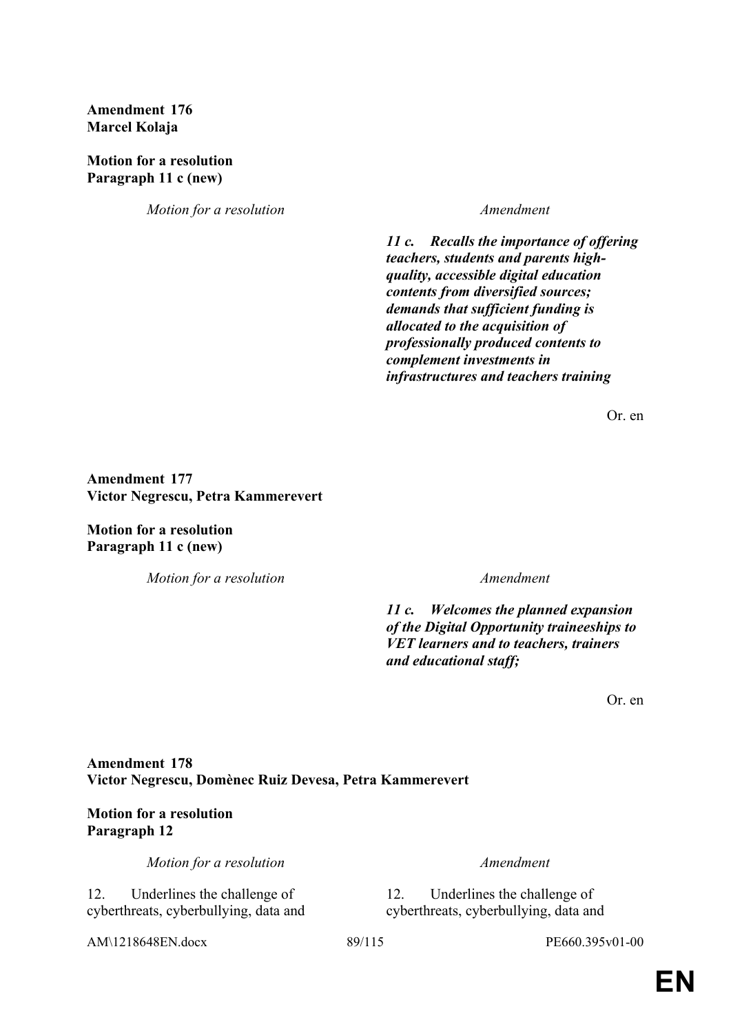**Amendment 176**
**Marcel Kolaja**

**Motion for a resolution**
**Paragraph 11 c (new)**

| *Motion for a resolution* | *Amendment* |
|---|---|
| | ***11 c. Recalls the importance of offering teachers, students and parents high-quality, accessible digital education contents from diversified sources; demands that sufficient funding is allocated to the acquisition of professionally produced contents to complement investments in infrastructures and teachers training*** |

Or. en

**Amendment 177**
**Victor Negrescu, Petra Kammerevert**

**Motion for a resolution**
**Paragraph 11 c (new)**

| *Motion for a resolution* | *Amendment* |
|---|---|
| | ***11 c. Welcomes the planned expansion of the Digital Opportunity traineeships to VET learners and to teachers, trainers and educational staff;*** |

Or. en

**Amendment 178**
**Victor Negrescu, Domènec Ruiz Devesa, Petra Kammerevert**

**Motion for a resolution**
**Paragraph 12**

| *Motion for a resolution* | *Amendment* |
|---|---|
| 12. Underlines the challenge of cyberthreats, cyberbullying, data and | 12. Underlines the challenge of cyberthreats, cyberbullying, data and |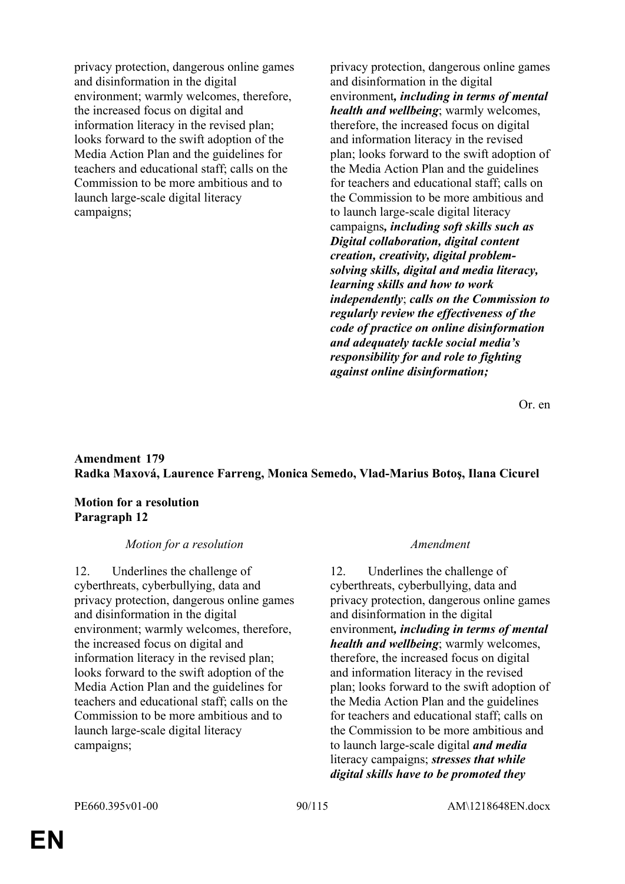| | |
|---|---|
| privacy protection, dangerous online games and disinformation in the digital environment; warmly welcomes, therefore, the increased focus on digital and information literacy in the revised plan; looks forward to the swift adoption of the Media Action Plan and the guidelines for teachers and educational staff; calls on the Commission to be more ambitious and to launch large-scale digital literacy campaigns; | privacy protection, dangerous online games and disinformation in the digital environment***, including in terms of mental health and wellbeing***; warmly welcomes, therefore, the increased focus on digital and information literacy in the revised plan; looks forward to the swift adoption of the Media Action Plan and the guidelines for teachers and educational staff; calls on the Commission to be more ambitious and to launch large-scale digital literacy campaigns***, including soft skills such as Digital collaboration, digital content creation, creativity, digital problem-solving skills, digital and media literacy, learning skills and how to work independently***; ***calls on the Commission to regularly review the effectiveness of the code of practice on online disinformation and adequately tackle social media's responsibility for and role to fighting against online disinformation;*** |

Or. en

**Amendment 179**
**Radka Maxová, Laurence Farreng, Monica Semedo, Vlad-Marius Botoş, Ilana Cicurel**

**Motion for a resolution**
**Paragraph 12**

| *Motion for a resolution* | *Amendment* |
|---|---|
| 12. Underlines the challenge of cyberthreats, cyberbullying, data and privacy protection, dangerous online games and disinformation in the digital environment; warmly welcomes, therefore, the increased focus on digital and information literacy in the revised plan; looks forward to the swift adoption of the Media Action Plan and the guidelines for teachers and educational staff; calls on the Commission to be more ambitious and to launch large-scale digital literacy campaigns; | 12. Underlines the challenge of cyberthreats, cyberbullying, data and privacy protection, dangerous online games and disinformation in the digital environment***, including in terms of mental health and wellbeing***; warmly welcomes, therefore, the increased focus on digital and information literacy in the revised plan; looks forward to the swift adoption of the Media Action Plan and the guidelines for teachers and educational staff; calls on the Commission to be more ambitious and to launch large-scale digital ***and media*** literacy campaigns; ***stresses that while digital skills have to be promoted they*** |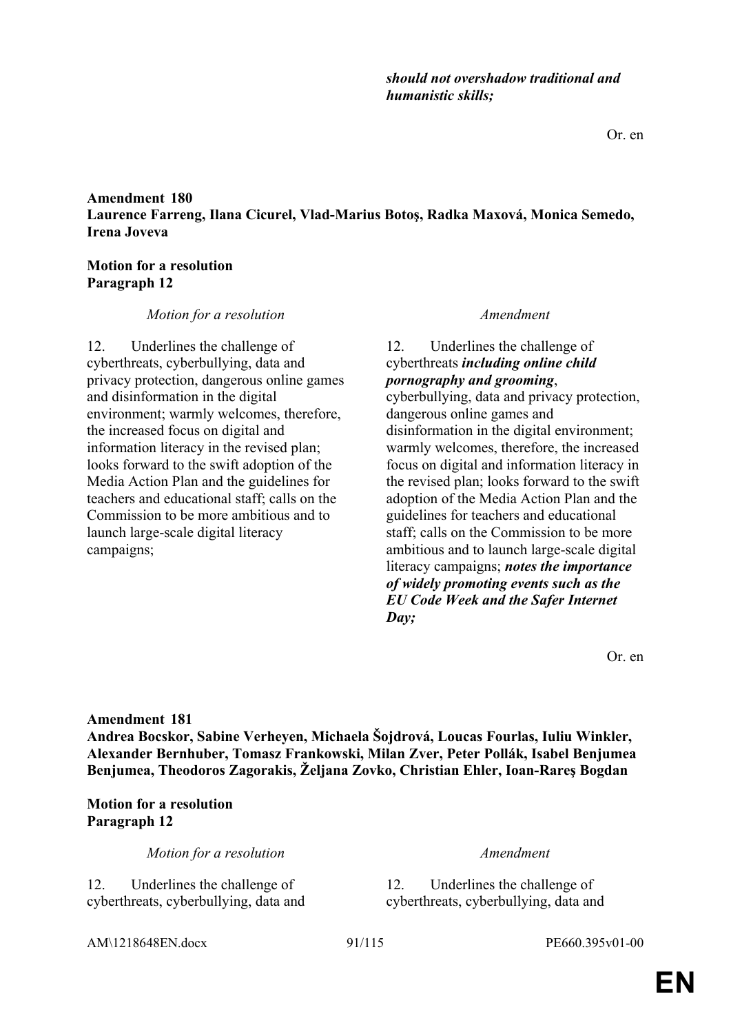***should not overshadow traditional and humanistic skills;***

Or. en

**Amendment 180**
**Laurence Farreng, Ilana Cicurel, Vlad-Marius Botoş, Radka Maxová, Monica Semedo, Irena Joveva**

**Motion for a resolution**
**Paragraph 12**

| *Motion for a resolution* | *Amendment* |
|---|---|
| 12. Underlines the challenge of cyberthreats, cyberbullying, data and privacy protection, dangerous online games and disinformation in the digital environment; warmly welcomes, therefore, the increased focus on digital and information literacy in the revised plan; looks forward to the swift adoption of the Media Action Plan and the guidelines for teachers and educational staff; calls on the Commission to be more ambitious and to launch large-scale digital literacy campaigns; | 12. Underlines the challenge of cyberthreats ***including online child pornography and grooming***, cyberbullying, data and privacy protection, dangerous online games and disinformation in the digital environment; warmly welcomes, therefore, the increased focus on digital and information literacy in the revised plan; looks forward to the swift adoption of the Media Action Plan and the guidelines for teachers and educational staff; calls on the Commission to be more ambitious and to launch large-scale digital literacy campaigns; ***notes the importance of widely promoting events such as the EU Code Week and the Safer Internet Day;*** |

Or. en

**Amendment 181**
**Andrea Bocskor, Sabine Verheyen, Michaela Šojdrová, Loucas Fourlas, Iuliu Winkler, Alexander Bernhuber, Tomasz Frankowski, Milan Zver, Peter Pollák, Isabel Benjumea Benjumea, Theodoros Zagorakis, Željana Zovko, Christian Ehler, Ioan-Rareş Bogdan**

**Motion for a resolution**
**Paragraph 12**

| *Motion for a resolution* | *Amendment* |
|---|---|
| 12. Underlines the challenge of cyberthreats, cyberbullying, data and | 12. Underlines the challenge of cyberthreats, cyberbullying, data and |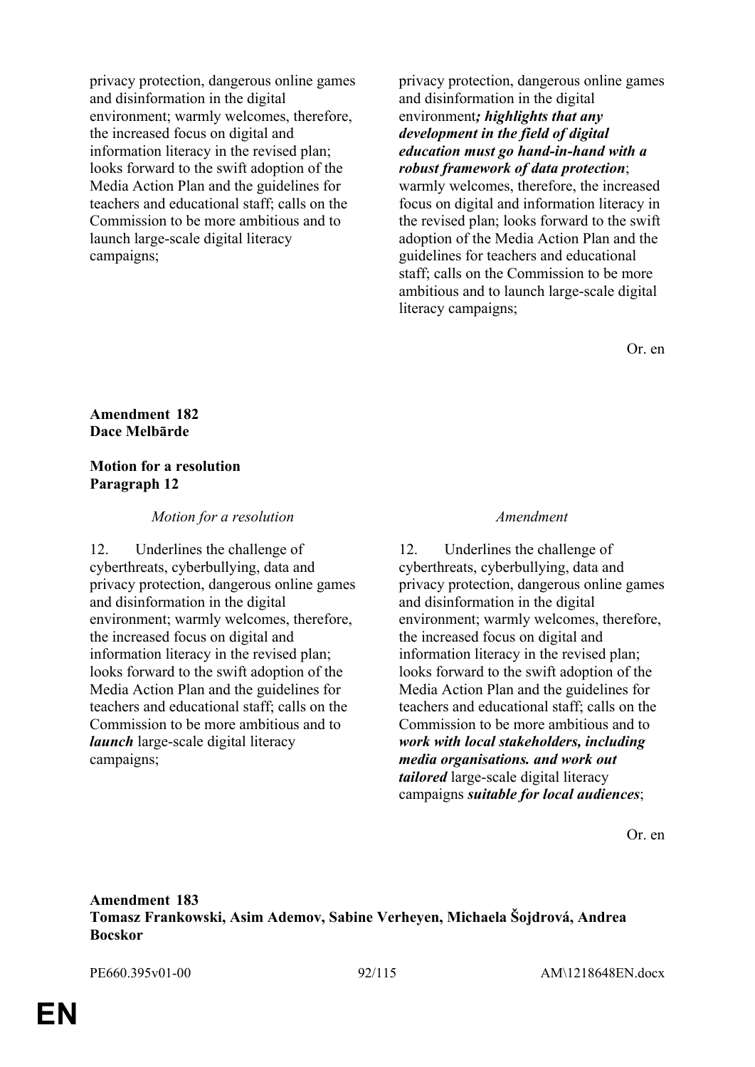| | |
|---|---|
| privacy protection, dangerous online games and disinformation in the digital environment; warmly welcomes, therefore, the increased focus on digital and information literacy in the revised plan; looks forward to the swift adoption of the Media Action Plan and the guidelines for teachers and educational staff; calls on the Commission to be more ambitious and to launch large-scale digital literacy campaigns; | privacy protection, dangerous online games and disinformation in the digital environment***; highlights that any development in the field of digital education must go hand-in-hand with a robust framework of data protection***; warmly welcomes, therefore, the increased focus on digital and information literacy in the revised plan; looks forward to the swift adoption of the Media Action Plan and the guidelines for teachers and educational staff; calls on the Commission to be more ambitious and to launch large-scale digital literacy campaigns; |

Or. en

**Amendment 182**
**Dace Melbārde**

**Motion for a resolution**
**Paragraph 12**

| *Motion for a resolution* | *Amendment* |
|---|---|
| 12. Underlines the challenge of cyberthreats, cyberbullying, data and privacy protection, dangerous online games and disinformation in the digital environment; warmly welcomes, therefore, the increased focus on digital and information literacy in the revised plan; looks forward to the swift adoption of the Media Action Plan and the guidelines for teachers and educational staff; calls on the Commission to be more ambitious and to ***launch*** large-scale digital literacy campaigns; | 12. Underlines the challenge of cyberthreats, cyberbullying, data and privacy protection, dangerous online games and disinformation in the digital environment; warmly welcomes, therefore, the increased focus on digital and information literacy in the revised plan; looks forward to the swift adoption of the Media Action Plan and the guidelines for teachers and educational staff; calls on the Commission to be more ambitious and to ***work with local stakeholders, including media organisations. and work out tailored*** large-scale digital literacy campaigns ***suitable for local audiences***; |

Or. en

**Amendment 183**
**Tomasz Frankowski, Asim Ademov, Sabine Verheyen, Michaela Šojdrová, Andrea Bocskor**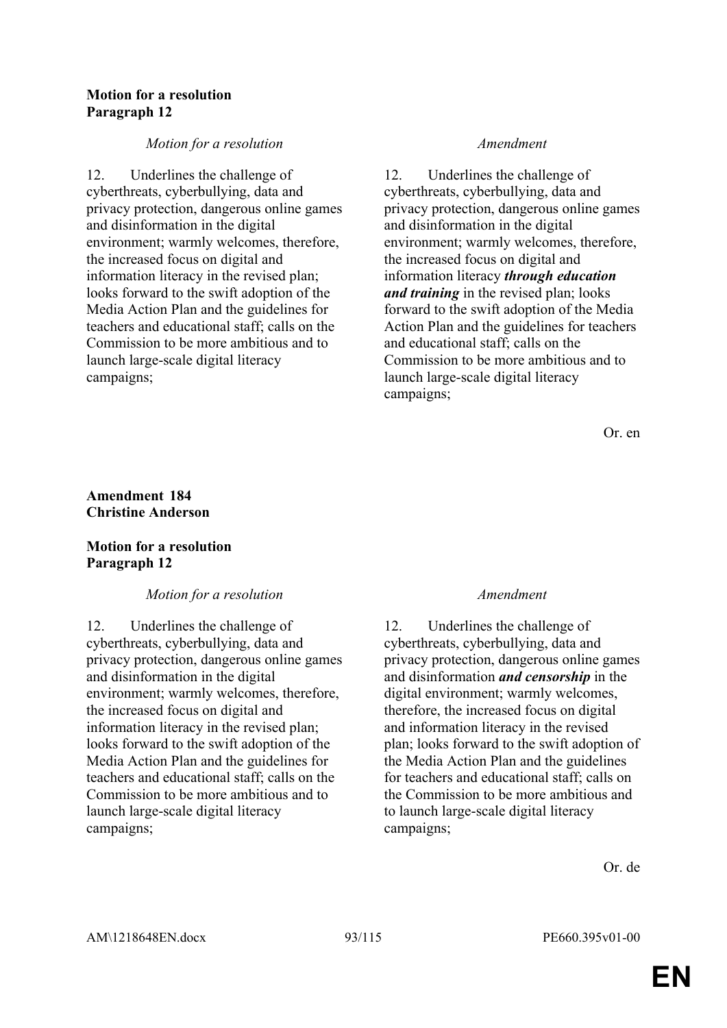**Motion for a resolution**
**Paragraph 12**

| *Motion for a resolution* | *Amendment* |
|---|---|
| 12. Underlines the challenge of cyberthreats, cyberbullying, data and privacy protection, dangerous online games and disinformation in the digital environment; warmly welcomes, therefore, the increased focus on digital and information literacy in the revised plan; looks forward to the swift adoption of the Media Action Plan and the guidelines for teachers and educational staff; calls on the Commission to be more ambitious and to launch large-scale digital literacy campaigns; | 12. Underlines the challenge of cyberthreats, cyberbullying, data and privacy protection, dangerous online games and disinformation in the digital environment; warmly welcomes, therefore, the increased focus on digital and information literacy ***through education and training*** in the revised plan; looks forward to the swift adoption of the Media Action Plan and the guidelines for teachers and educational staff; calls on the Commission to be more ambitious and to launch large-scale digital literacy campaigns; |

Or. en

**Amendment 184**
**Christine Anderson**

**Motion for a resolution**
**Paragraph 12**

| *Motion for a resolution* | *Amendment* |
|---|---|
| 12. Underlines the challenge of cyberthreats, cyberbullying, data and privacy protection, dangerous online games and disinformation in the digital environment; warmly welcomes, therefore, the increased focus on digital and information literacy in the revised plan; looks forward to the swift adoption of the Media Action Plan and the guidelines for teachers and educational staff; calls on the Commission to be more ambitious and to launch large-scale digital literacy campaigns; | 12. Underlines the challenge of cyberthreats, cyberbullying, data and privacy protection, dangerous online games and disinformation ***and censorship*** in the digital environment; warmly welcomes, therefore, the increased focus on digital and information literacy in the revised plan; looks forward to the swift adoption of the Media Action Plan and the guidelines for teachers and educational staff; calls on the Commission to be more ambitious and to launch large-scale digital literacy campaigns; |

Or. de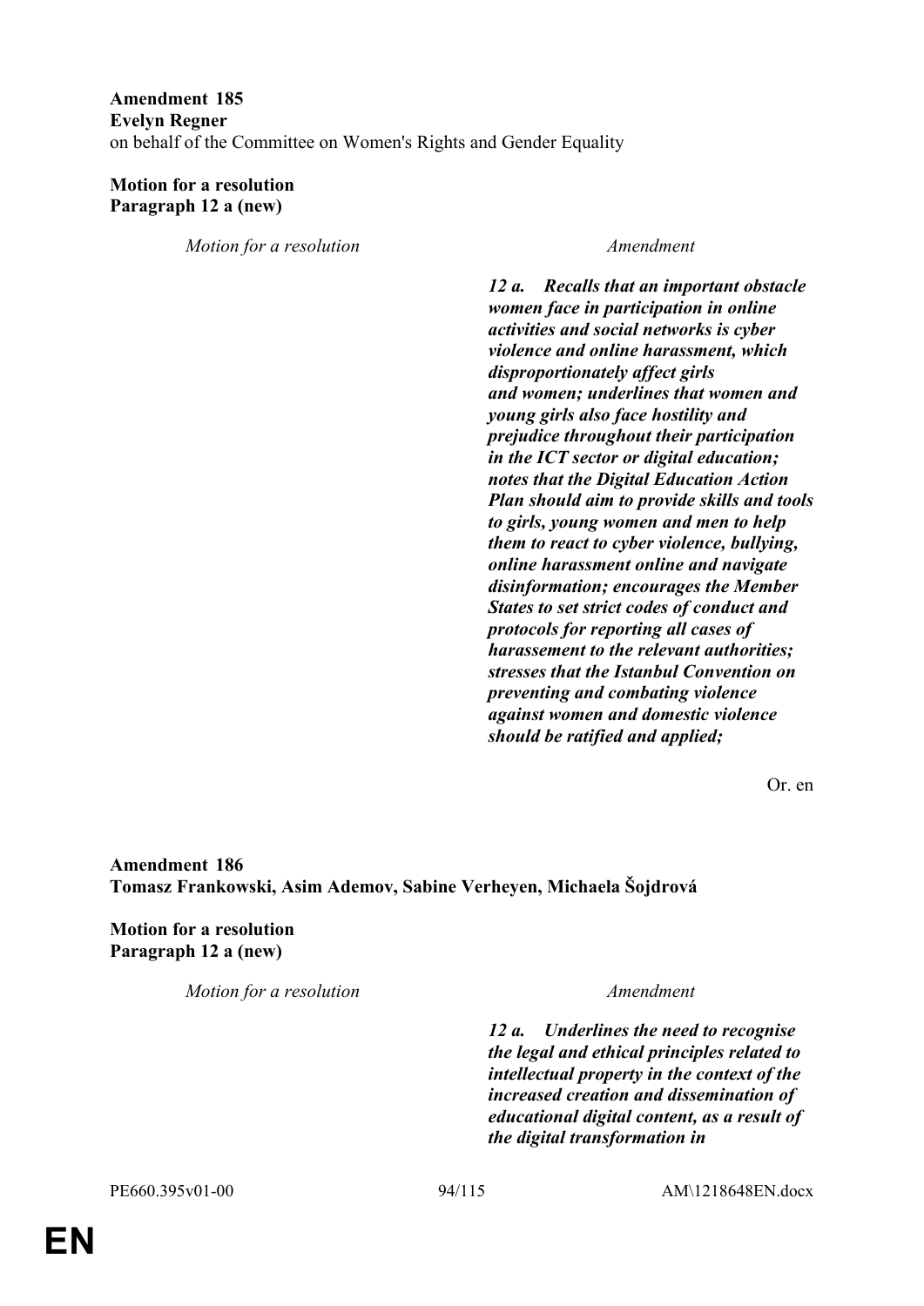**Amendment 185**
**Evelyn Regner**
on behalf of the Committee on Women's Rights and Gender Equality

**Motion for a resolution**
**Paragraph 12 a (new)**

| *Motion for a resolution* | *Amendment* |
|---|---|
| | ***12 a. Recalls that an important obstacle women face in participation in online activities and social networks is cyber violence and online harassment, which disproportionately affect girls and women; underlines that women and young girls also face hostility and prejudice throughout their participation in the ICT sector or digital education; notes that the Digital Education Action Plan should aim to provide skills and tools to girls, young women and men to help them to react to cyber violence, bullying, online harassment online and navigate disinformation; encourages the Member States to set strict codes of conduct and protocols for reporting all cases of harassement to the relevant authorities; stresses that the Istanbul Convention on preventing and combating violence against women and domestic violence should be ratified and applied;*** |

Or. en

**Amendment 186**
**Tomasz Frankowski, Asim Ademov, Sabine Verheyen, Michaela Šojdrová**

**Motion for a resolution**
**Paragraph 12 a (new)**

| *Motion for a resolution* | *Amendment* |
|---|---|
| | ***12 a. Underlines the need to recognise the legal and ethical principles related to intellectual property in the context of the increased creation and dissemination of educational digital content, as a result of the digital transformation in*** |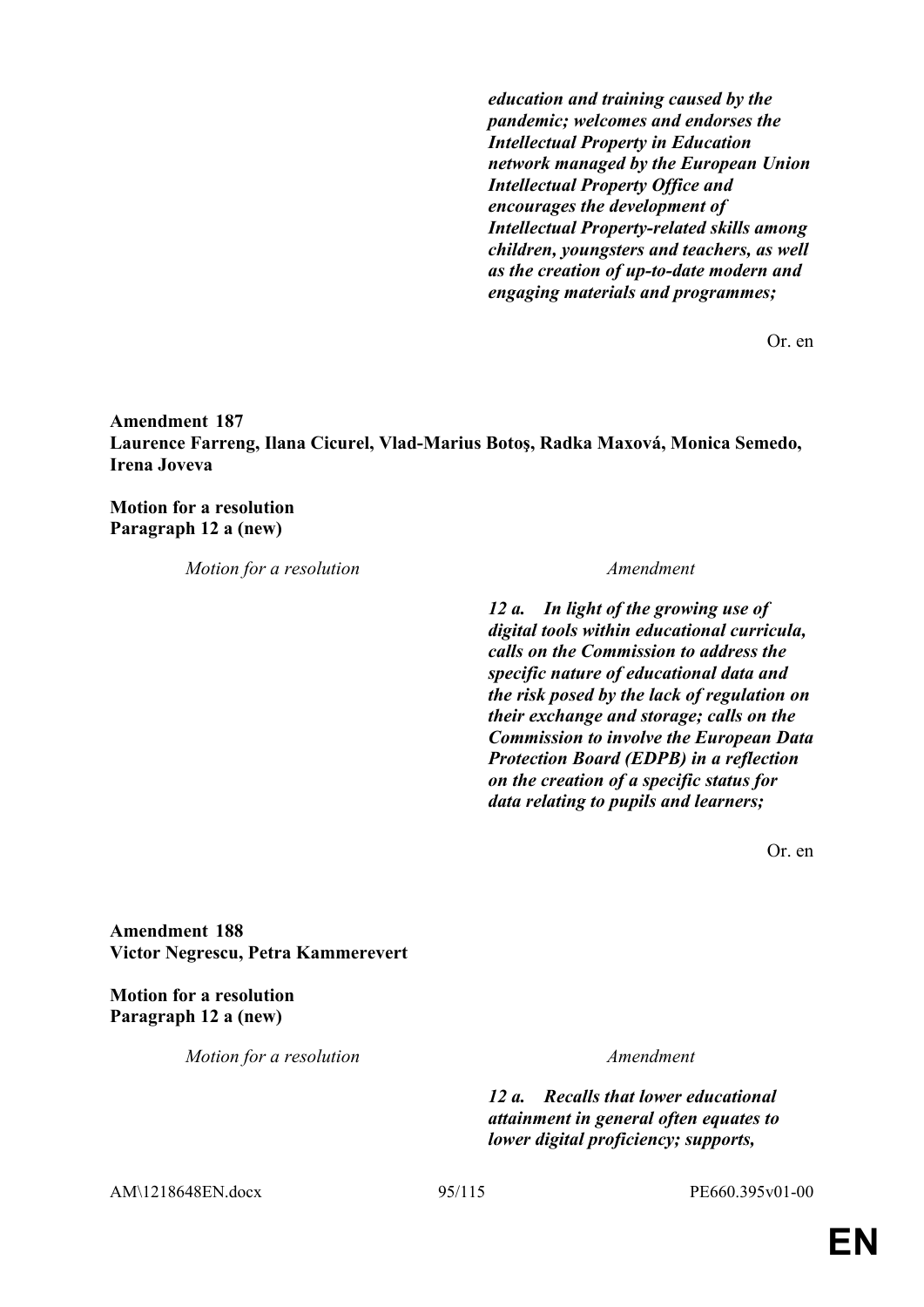| Motion for a resolution | Amendment |
|---|---|
| | ***education and training caused by the pandemic; welcomes and endorses the Intellectual Property in Education network managed by the European Union Intellectual Property Office and encourages the development of Intellectual Property-related skills among children, youngsters and teachers, as well as the creation of up-to-date modern and engaging materials and programmes;*** |

Or. en

**Amendment 187**
**Laurence Farreng, Ilana Cicurel, Vlad-Marius Botoş, Radka Maxová, Monica Semedo, Irena Joveva**

**Motion for a resolution**
**Paragraph 12 a (new)**

| *Motion for a resolution* | *Amendment* |
|---|---|
| | ***12 a. In light of the growing use of digital tools within educational curricula, calls on the Commission to address the specific nature of educational data and the risk posed by the lack of regulation on their exchange and storage; calls on the Commission to involve the European Data Protection Board (EDPB) in a reflection on the creation of a specific status for data relating to pupils and learners;*** |

Or. en

**Amendment 188**
**Victor Negrescu, Petra Kammerevert**

**Motion for a resolution**
**Paragraph 12 a (new)**

| *Motion for a resolution* | *Amendment* |
|---|---|
| | ***12 a. Recalls that lower educational attainment in general often equates to lower digital proficiency; supports,*** |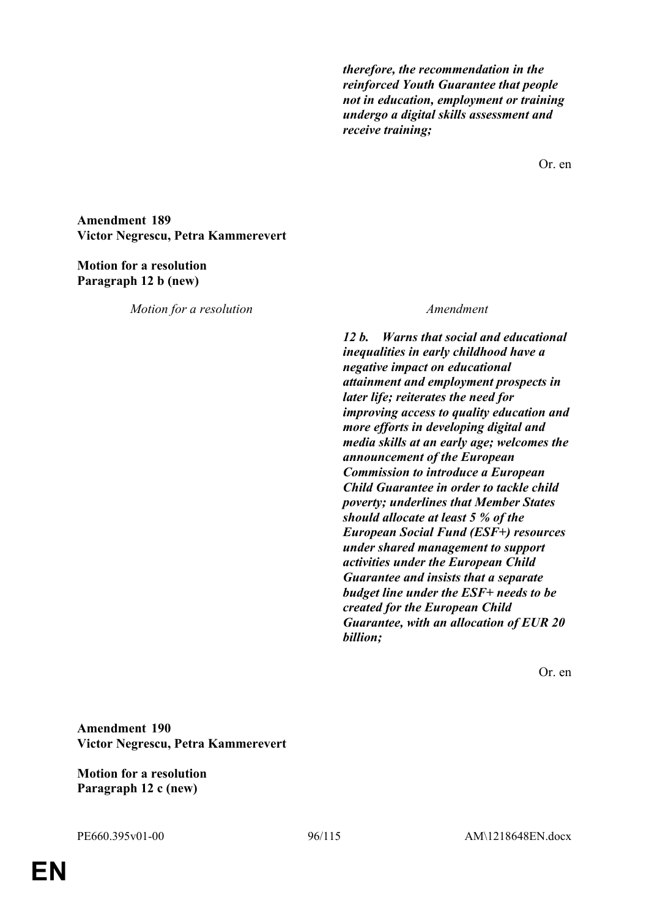*therefore, the recommendation in the reinforced Youth Guarantee that people not in education, employment or training undergo a digital skills assessment and receive training;*

Or. en

**Amendment 189**
**Victor Negrescu, Petra Kammerevert**

**Motion for a resolution**
**Paragraph 12 b (new)**

| *Motion for a resolution* | *Amendment* |
|---|---|
| | ***12 b. Warns that social and educational inequalities in early childhood have a negative impact on educational attainment and employment prospects in later life; reiterates the need for improving access to quality education and more efforts in developing digital and media skills at an early age; welcomes the announcement of the European Commission to introduce a European Child Guarantee in order to tackle child poverty; underlines that Member States should allocate at least 5 % of the European Social Fund (ESF+) resources under shared management to support activities under the European Child Guarantee and insists that a separate budget line under the ESF+ needs to be created for the European Child Guarantee, with an allocation of EUR 20 billion;*** |

Or. en

**Amendment 190**
**Victor Negrescu, Petra Kammerevert**

**Motion for a resolution**
**Paragraph 12 c (new)**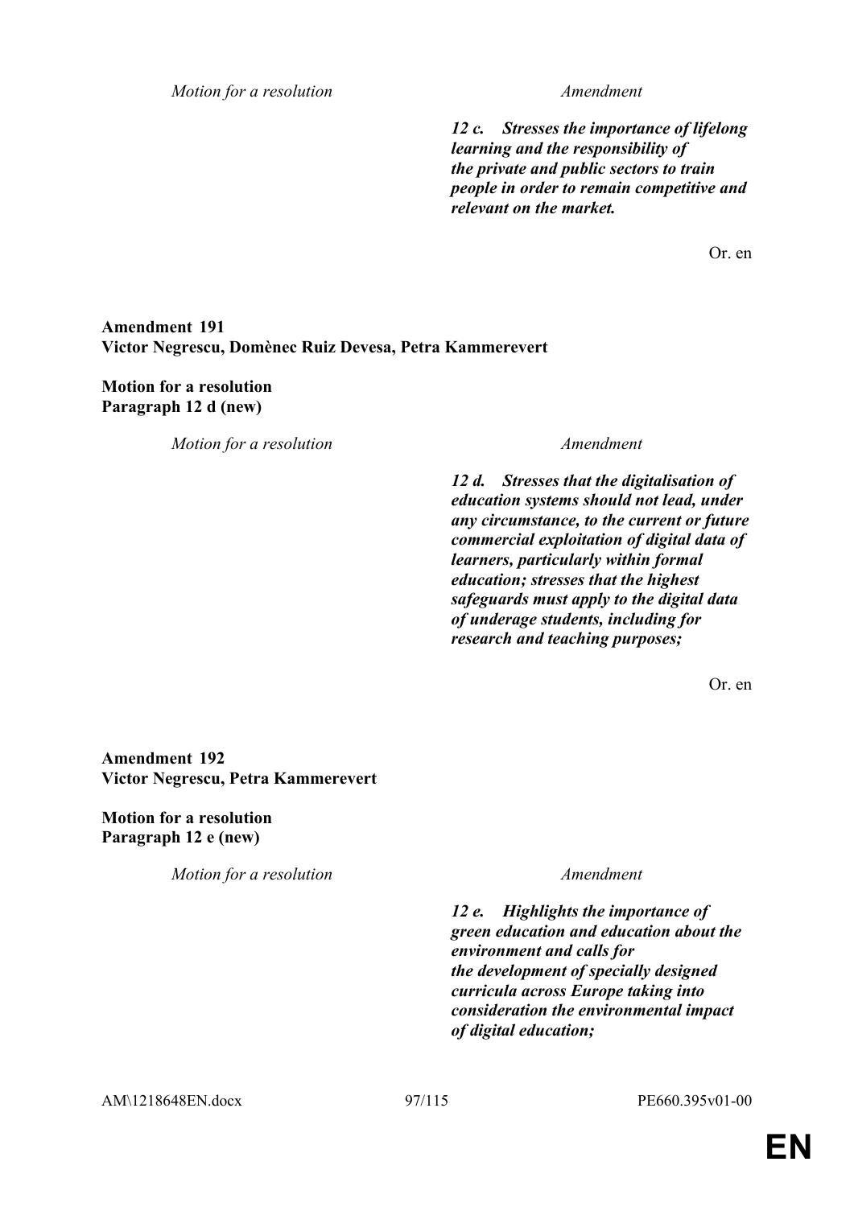| Motion for a resolution | Amendment |
|---|---|
| | ***12 c. Stresses the importance of lifelong learning and the responsibility of the private and public sectors to train people in order to remain competitive and relevant on the market.*** |

Or. en

**Amendment 191**
**Victor Negrescu, Domènec Ruiz Devesa, Petra Kammerevert**

**Motion for a resolution**
**Paragraph 12 d (new)**

| Motion for a resolution | Amendment |
|---|---|
| | ***12 d. Stresses that the digitalisation of education systems should not lead, under any circumstance, to the current or future commercial exploitation of digital data of learners, particularly within formal education; stresses that the highest safeguards must apply to the digital data of underage students, including for research and teaching purposes;*** |

Or. en

**Amendment 192**
**Victor Negrescu, Petra Kammerevert**

**Motion for a resolution**
**Paragraph 12 e (new)**

| Motion for a resolution | Amendment |
|---|---|
| | ***12 e. Highlights the importance of green education and education about the environment and calls for the development of specially designed curricula across Europe taking into consideration the environmental impact of digital education;*** |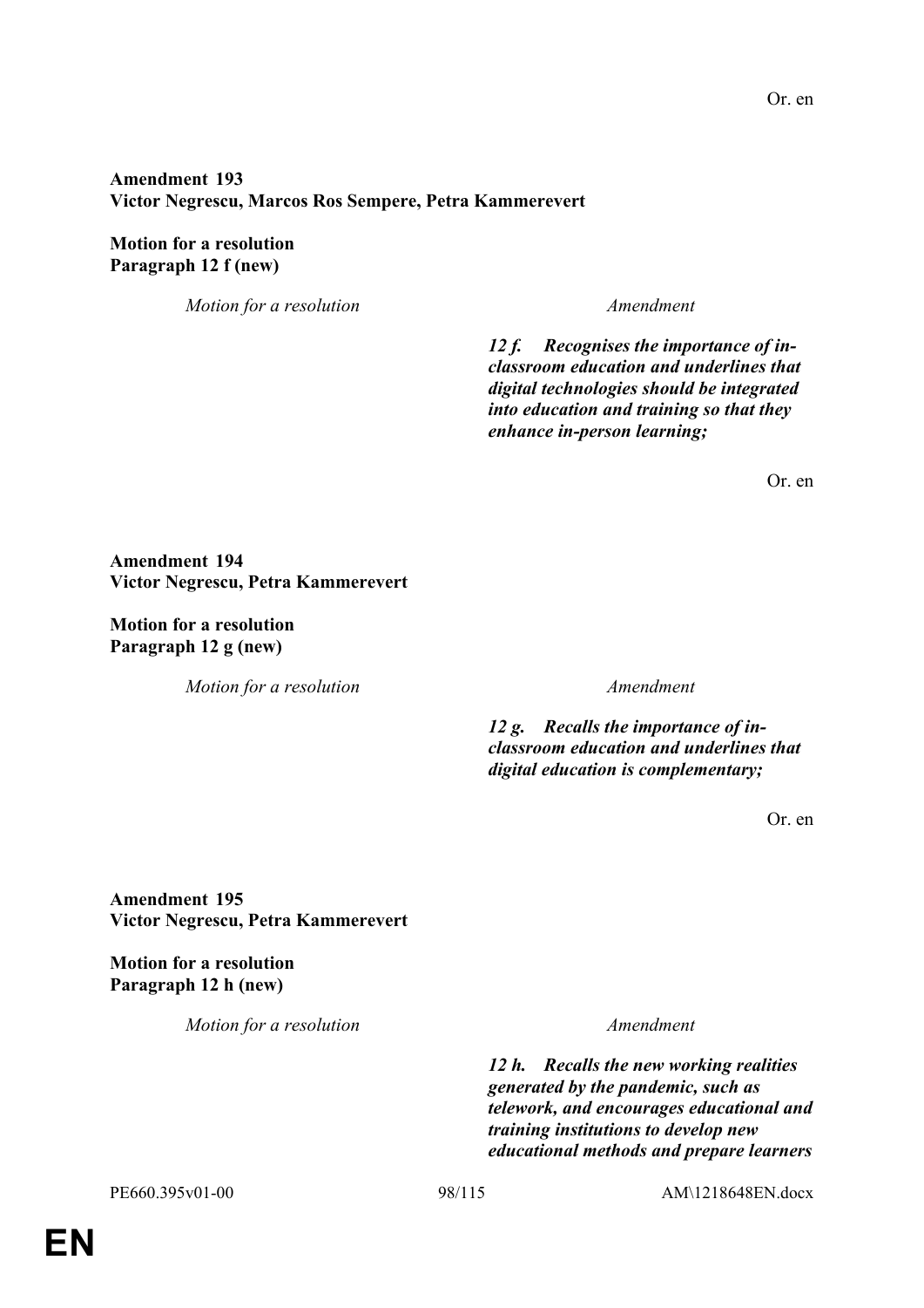Or. en

**Amendment 193**
**Victor Negrescu, Marcos Ros Sempere, Petra Kammerevert**

**Motion for a resolution**
**Paragraph 12 f (new)**

| *Motion for a resolution* | *Amendment* |
|---|---|
| | ***12 f. Recognises the importance of in-classroom education and underlines that digital technologies should be integrated into education and training so that they enhance in-person learning;*** |

Or. en

**Amendment 194**
**Victor Negrescu, Petra Kammerevert**

**Motion for a resolution**
**Paragraph 12 g (new)**

| *Motion for a resolution* | *Amendment* |
|---|---|
| | ***12 g. Recalls the importance of in-classroom education and underlines that digital education is complementary;*** |

Or. en

**Amendment 195**
**Victor Negrescu, Petra Kammerevert**

**Motion for a resolution**
**Paragraph 12 h (new)**

| *Motion for a resolution* | *Amendment* |
|---|---|
| | ***12 h. Recalls the new working realities generated by the pandemic, such as telework, and encourages educational and training institutions to develop new educational methods and prepare learners*** |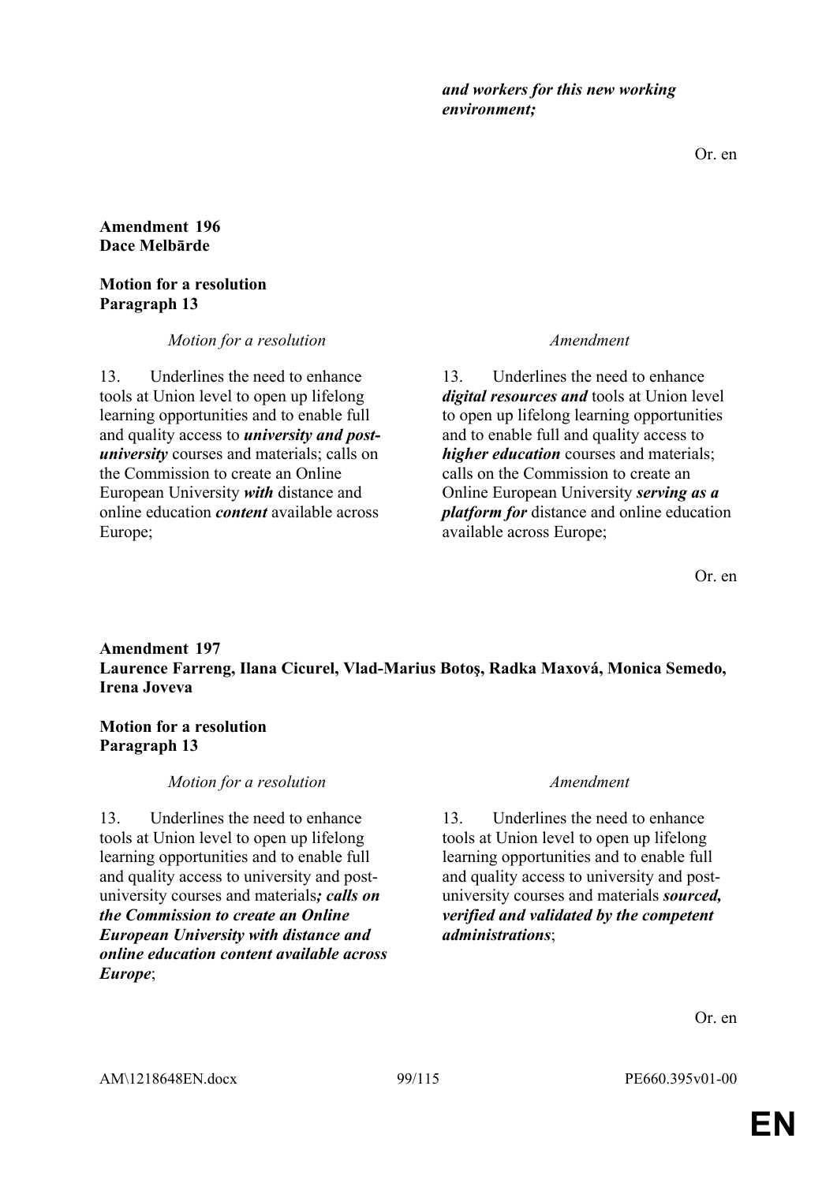*and workers for this new working environment;*

Or. en

**Amendment 196**
**Dace Melbārde**

**Motion for a resolution**
**Paragraph 13**

| *Motion for a resolution* | *Amendment* |
|---|---|
| 13. Underlines the need to enhance tools at Union level to open up lifelong learning opportunities and to enable full and quality access to ***university and post-university*** courses and materials; calls on the Commission to create an Online European University ***with*** distance and online education ***content*** available across Europe; | 13. Underlines the need to enhance ***digital resources and*** tools at Union level to open up lifelong learning opportunities and to enable full and quality access to ***higher education*** courses and materials; calls on the Commission to create an Online European University ***serving as a platform for*** distance and online education available across Europe; |

Or. en

**Amendment 197**
**Laurence Farreng, Ilana Cicurel, Vlad-Marius Botoş, Radka Maxová, Monica Semedo, Irena Joveva**

**Motion for a resolution**
**Paragraph 13**

| *Motion for a resolution* | *Amendment* |
|---|---|
| 13. Underlines the need to enhance tools at Union level to open up lifelong learning opportunities and to enable full and quality access to university and post-university courses and materials***; calls on the Commission to create an Online European University with distance and online education content available across Europe***; | 13. Underlines the need to enhance tools at Union level to open up lifelong learning opportunities and to enable full and quality access to university and post-university courses and materials ***sourced, verified and validated by the competent administrations***; |

Or. en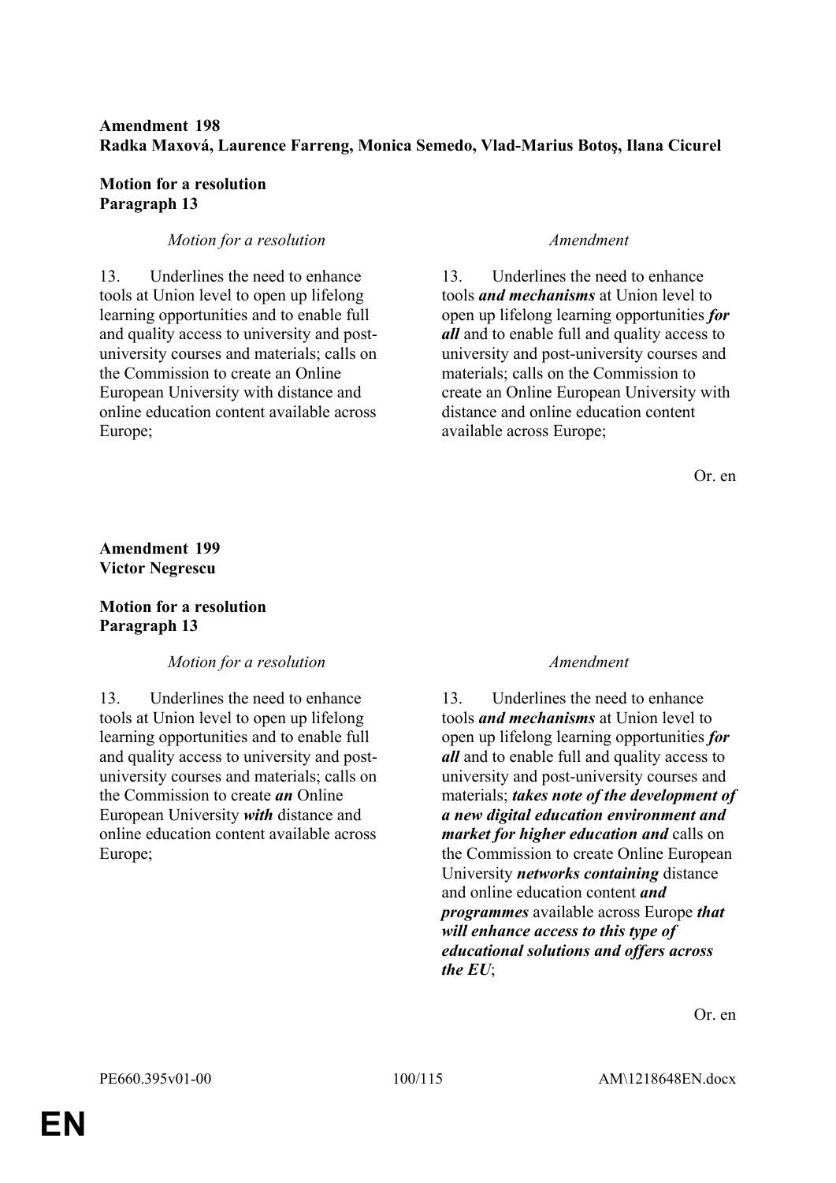**Amendment 198**
**Radka Maxová, Laurence Farreng, Monica Semedo, Vlad-Marius Botoş, Ilana Cicurel**

**Motion for a resolution**
**Paragraph 13**

| *Motion for a resolution* | *Amendment* |
|---|---|
| 13. Underlines the need to enhance tools at Union level to open up lifelong learning opportunities and to enable full and quality access to university and post-university courses and materials; calls on the Commission to create an Online European University with distance and online education content available across Europe; | 13. Underlines the need to enhance tools ***and mechanisms*** at Union level to open up lifelong learning opportunities ***for all*** and to enable full and quality access to university and post-university courses and materials; calls on the Commission to create an Online European University with distance and online education content available across Europe; |

Or. en

**Amendment 199**
**Victor Negrescu**

**Motion for a resolution**
**Paragraph 13**

| *Motion for a resolution* | *Amendment* |
|---|---|
| 13. Underlines the need to enhance tools at Union level to open up lifelong learning opportunities and to enable full and quality access to university and post-university courses and materials; calls on the Commission to create ***an*** Online European University ***with*** distance and online education content available across Europe; | 13. Underlines the need to enhance tools ***and mechanisms*** at Union level to open up lifelong learning opportunities ***for all*** and to enable full and quality access to university and post-university courses and materials; ***takes note of the development of a new digital education environment and market for higher education and*** calls on the Commission to create Online European University ***networks containing*** distance and online education content ***and programmes*** available across Europe ***that will enhance access to this type of educational solutions and offers across the EU***; |

Or. en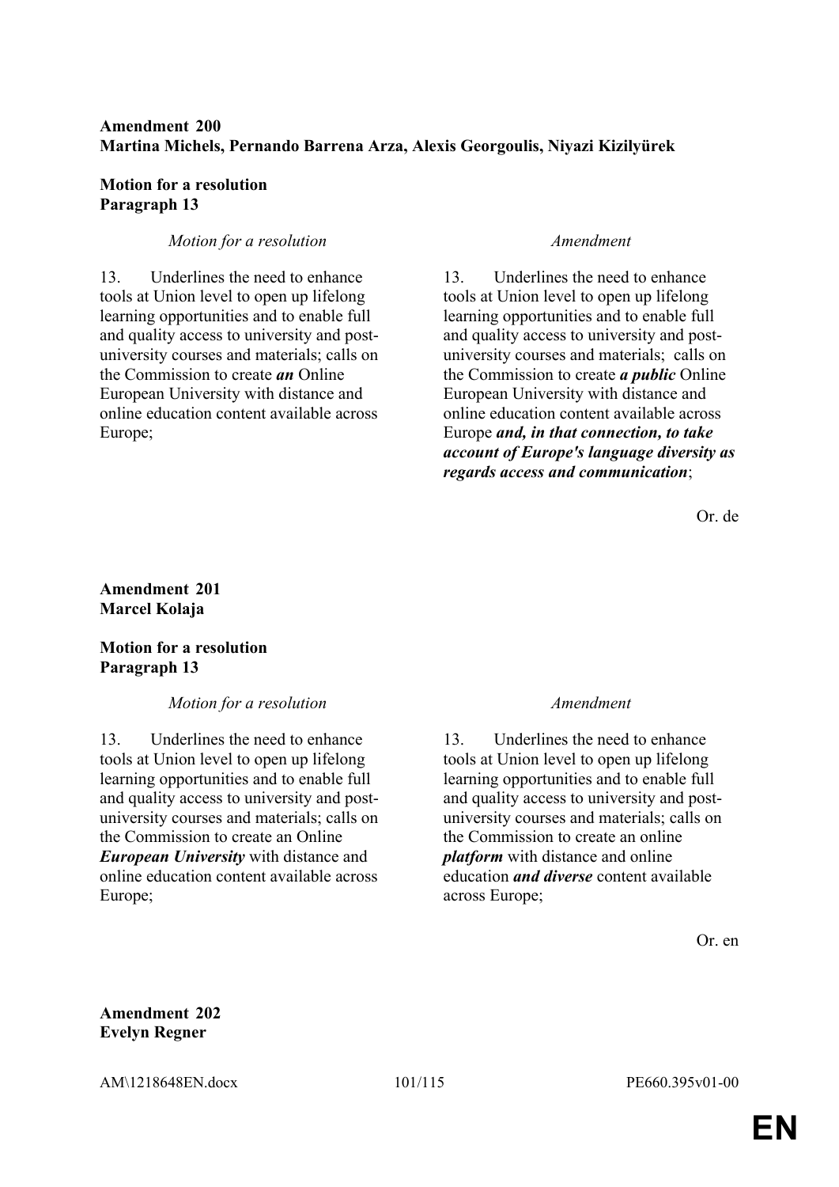**Amendment 200**
**Martina Michels, Pernando Barrena Arza, Alexis Georgoulis, Niyazi Kizilyürek**

**Motion for a resolution**
**Paragraph 13**

| *Motion for a resolution* | *Amendment* |
|---|---|
| 13. Underlines the need to enhance tools at Union level to open up lifelong learning opportunities and to enable full and quality access to university and post-university courses and materials; calls on the Commission to create ***an*** Online European University with distance and online education content available across Europe; | 13. Underlines the need to enhance tools at Union level to open up lifelong learning opportunities and to enable full and quality access to university and post-university courses and materials; calls on the Commission to create ***a public*** Online European University with distance and online education content available across Europe ***and, in that connection, to take account of Europe's language diversity as regards access and communication***; |

Or. de

**Amendment 201**
**Marcel Kolaja**

**Motion for a resolution**
**Paragraph 13**

| *Motion for a resolution* | *Amendment* |
|---|---|
| 13. Underlines the need to enhance tools at Union level to open up lifelong learning opportunities and to enable full and quality access to university and post-university courses and materials; calls on the Commission to create an Online ***European University*** with distance and online education content available across Europe; | 13. Underlines the need to enhance tools at Union level to open up lifelong learning opportunities and to enable full and quality access to university and post-university courses and materials; calls on the Commission to create an online ***platform*** with distance and online education ***and diverse*** content available across Europe; |

Or. en

**Amendment 202**
**Evelyn Regner**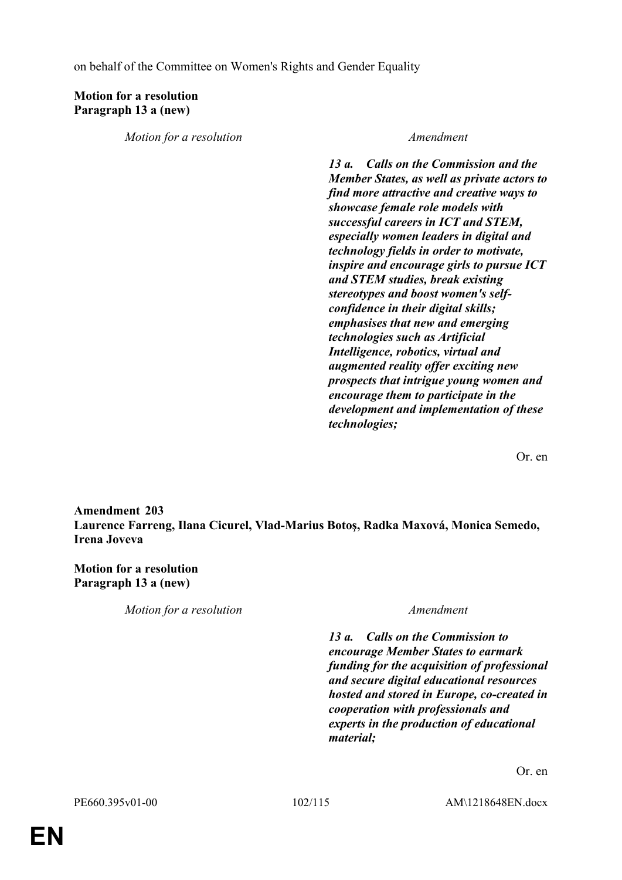on behalf of the Committee on Women's Rights and Gender Equality

**Motion for a resolution**
**Paragraph 13 a (new)**

| *Motion for a resolution* | *Amendment* |
|---|---|
| | ***13 a. Calls on the Commission and the Member States, as well as private actors to find more attractive and creative ways to showcase female role models with successful careers in ICT and STEM, especially women leaders in digital and technology fields in order to motivate, inspire and encourage girls to pursue ICT and STEM studies, break existing stereotypes and boost women's self-confidence in their digital skills; emphasises that new and emerging technologies such as Artificial Intelligence, robotics, virtual and augmented reality offer exciting new prospects that intrigue young women and encourage them to participate in the development and implementation of these technologies;*** |

Or. en

**Amendment 203**
**Laurence Farreng, Ilana Cicurel, Vlad-Marius Botoş, Radka Maxová, Monica Semedo, Irena Joveva**

**Motion for a resolution**
**Paragraph 13 a (new)**

| *Motion for a resolution* | *Amendment* |
|---|---|
| | ***13 a. Calls on the Commission to encourage Member States to earmark funding for the acquisition of professional and secure digital educational resources hosted and stored in Europe, co-created in cooperation with professionals and experts in the production of educational material;*** |

Or. en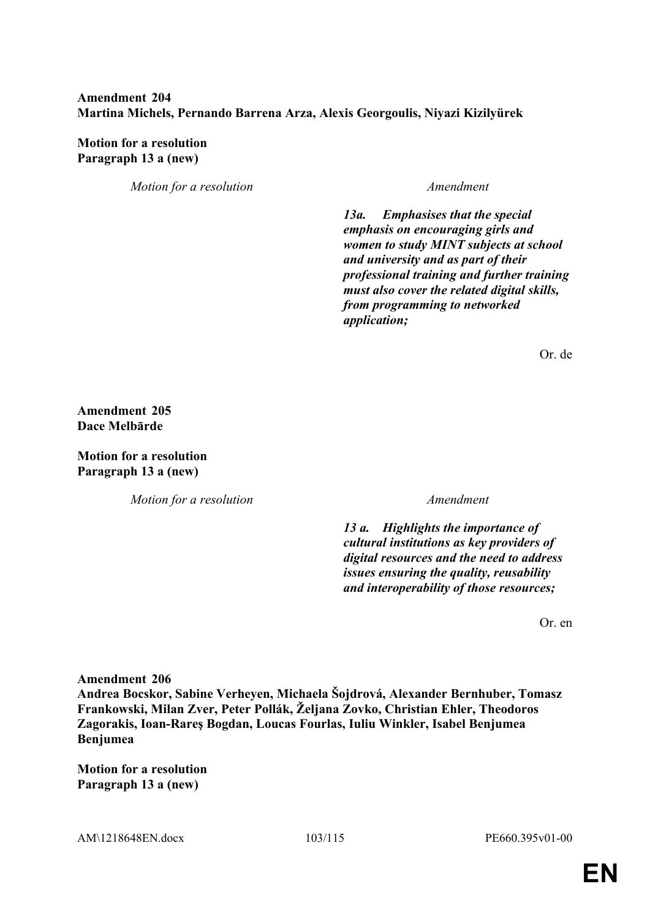**Amendment 204**
**Martina Michels, Pernando Barrena Arza, Alexis Georgoulis, Niyazi Kizilyürek**

**Motion for a resolution**
**Paragraph 13 a (new)**

| *Motion for a resolution* | *Amendment* |
| --- | --- |
| | ***13a. Emphasises that the special emphasis on encouraging girls and women to study MINT subjects at school and university and as part of their professional training and further training must also cover the related digital skills, from programming to networked application;*** |

Or. de

**Amendment 205**
**Dace Melbārde**

**Motion for a resolution**
**Paragraph 13 a (new)**

| *Motion for a resolution* | *Amendment* |
| --- | --- |
| | ***13 a. Highlights the importance of cultural institutions as key providers of digital resources and the need to address issues ensuring the quality, reusability and interoperability of those resources;*** |

Or. en

**Amendment 206**
**Andrea Bocskor, Sabine Verheyen, Michaela Šojdrová, Alexander Bernhuber, Tomasz Frankowski, Milan Zver, Peter Pollák, Željana Zovko, Christian Ehler, Theodoros Zagorakis, Ioan-Rareş Bogdan, Loucas Fourlas, Iuliu Winkler, Isabel Benjumea Benjumea**

**Motion for a resolution**
**Paragraph 13 a (new)**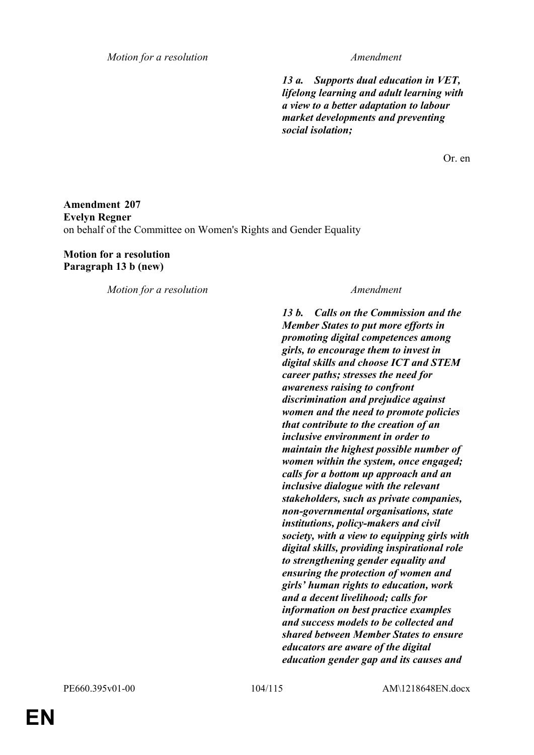| Motion for a resolution | Amendment |
|---|---|
| | ***13 a. Supports dual education in VET, lifelong learning and adult learning with a view to a better adaptation to labour market developments and preventing social isolation;*** |

Or. en

**Amendment 207**
**Evelyn Regner**
on behalf of the Committee on Women's Rights and Gender Equality

**Motion for a resolution**
**Paragraph 13 b (new)**

| Motion for a resolution | Amendment |
|---|---|
| | ***13 b. Calls on the Commission and the Member States to put more efforts in promoting digital competences among girls, to encourage them to invest in digital skills and choose ICT and STEM career paths; stresses the need for awareness raising to confront discrimination and prejudice against women and the need to promote policies that contribute to the creation of an inclusive environment in order to maintain the highest possible number of women within the system, once engaged; calls for a bottom up approach and an inclusive dialogue with the relevant stakeholders, such as private companies, non-governmental organisations, state institutions, policy-makers and civil society, with a view to equipping girls with digital skills, providing inspirational role to strengthening gender equality and ensuring the protection of women and girls' human rights to education, work and a decent livelihood; calls for information on best practice examples and success models to be collected and shared between Member States to ensure educators are aware of the digital education gender gap and its causes and*** |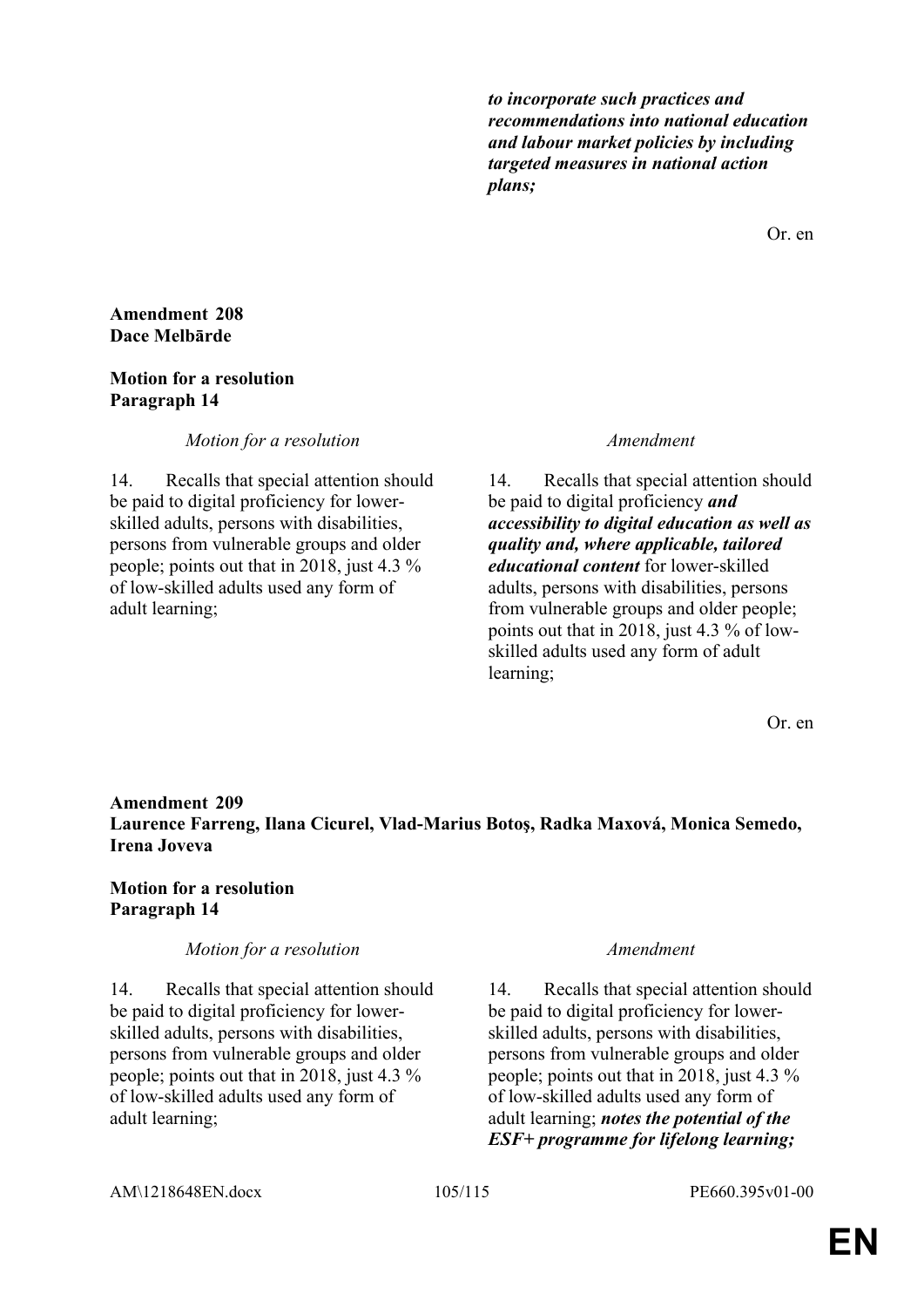| | |
|---|---|
| | ***to incorporate such practices and recommendations into national education and labour market policies by including targeted measures in national action plans;*** |

Or. en

**Amendment 208**
**Dace Melbārde**

**Motion for a resolution**
**Paragraph 14**

| *Motion for a resolution* | *Amendment* |
|---|---|
| 14. Recalls that special attention should be paid to digital proficiency for lower-skilled adults, persons with disabilities, persons from vulnerable groups and older people; points out that in 2018, just 4.3 % of low-skilled adults used any form of adult learning; | 14. Recalls that special attention should be paid to digital proficiency ***and accessibility to digital education as well as quality and, where applicable, tailored educational content*** for lower-skilled adults, persons with disabilities, persons from vulnerable groups and older people; points out that in 2018, just 4.3 % of low-skilled adults used any form of adult learning; |

Or. en

**Amendment 209**
**Laurence Farreng, Ilana Cicurel, Vlad-Marius Botoş, Radka Maxová, Monica Semedo, Irena Joveva**

**Motion for a resolution**
**Paragraph 14**

| *Motion for a resolution* | *Amendment* |
|---|---|
| 14. Recalls that special attention should be paid to digital proficiency for lower-skilled adults, persons with disabilities, persons from vulnerable groups and older people; points out that in 2018, just 4.3 % of low-skilled adults used any form of adult learning; | 14. Recalls that special attention should be paid to digital proficiency for lower-skilled adults, persons with disabilities, persons from vulnerable groups and older people; points out that in 2018, just 4.3 % of low-skilled adults used any form of adult learning; ***notes the potential of the ESF+ programme for lifelong learning;*** |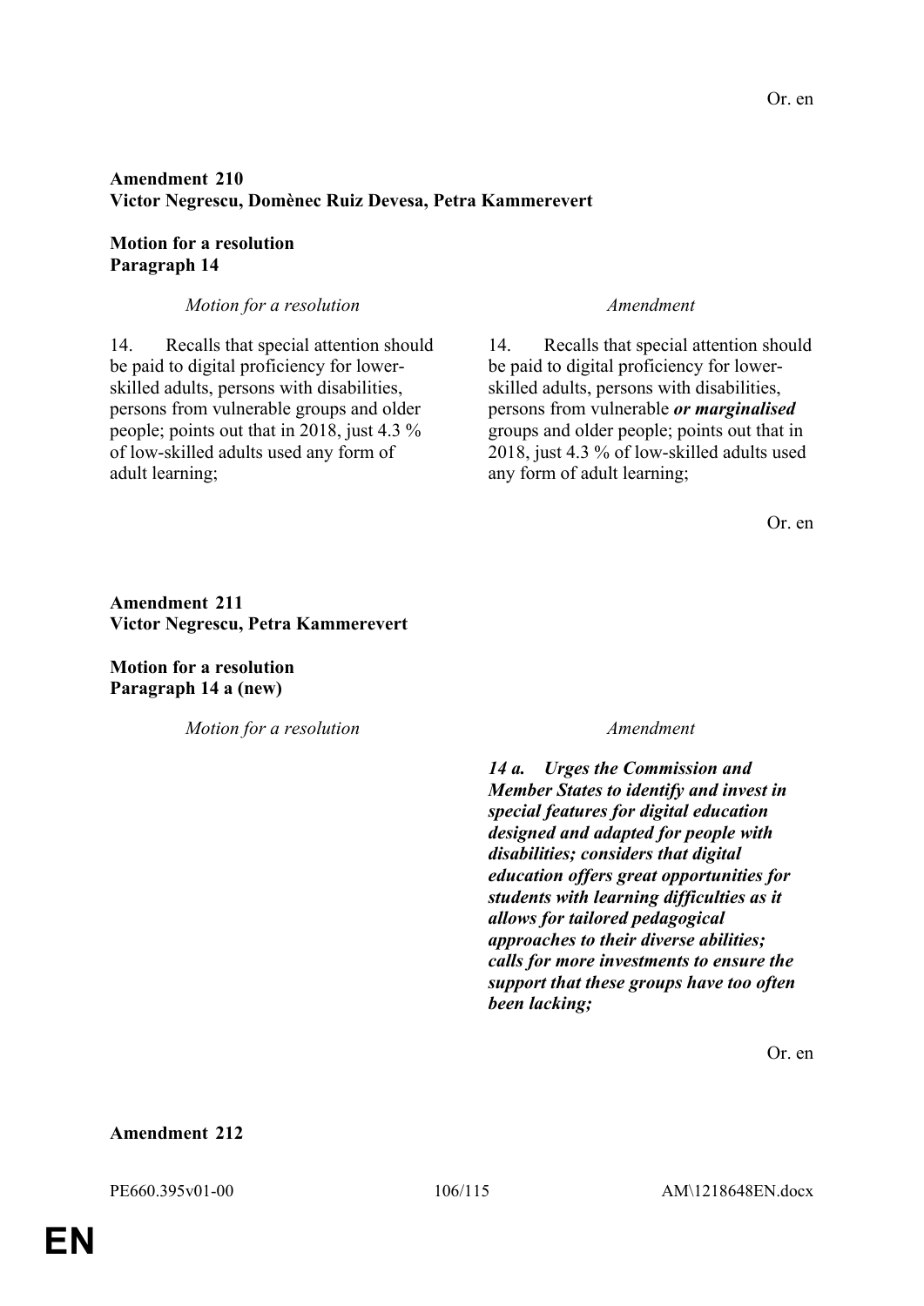Or. en

**Amendment 210**
**Victor Negrescu, Domènec Ruiz Devesa, Petra Kammerevert**

**Motion for a resolution**
**Paragraph 14**

| *Motion for a resolution* | *Amendment* |
|---|---|
| 14. Recalls that special attention should be paid to digital proficiency for lower-skilled adults, persons with disabilities, persons from vulnerable groups and older people; points out that in 2018, just 4.3 % of low-skilled adults used any form of adult learning; | 14. Recalls that special attention should be paid to digital proficiency for lower-skilled adults, persons with disabilities, persons from vulnerable ***or marginalised*** groups and older people; points out that in 2018, just 4.3 % of low-skilled adults used any form of adult learning; |

Or. en

**Amendment 211**
**Victor Negrescu, Petra Kammerevert**

**Motion for a resolution**
**Paragraph 14 a (new)**

| *Motion for a resolution* | *Amendment* |
|---|---|
| | ***14 a. Urges the Commission and Member States to identify and invest in special features for digital education designed and adapted for people with disabilities; considers that digital education offers great opportunities for students with learning difficulties as it allows for tailored pedagogical approaches to their diverse abilities; calls for more investments to ensure the support that these groups have too often been lacking;*** |

Or. en

**Amendment 212**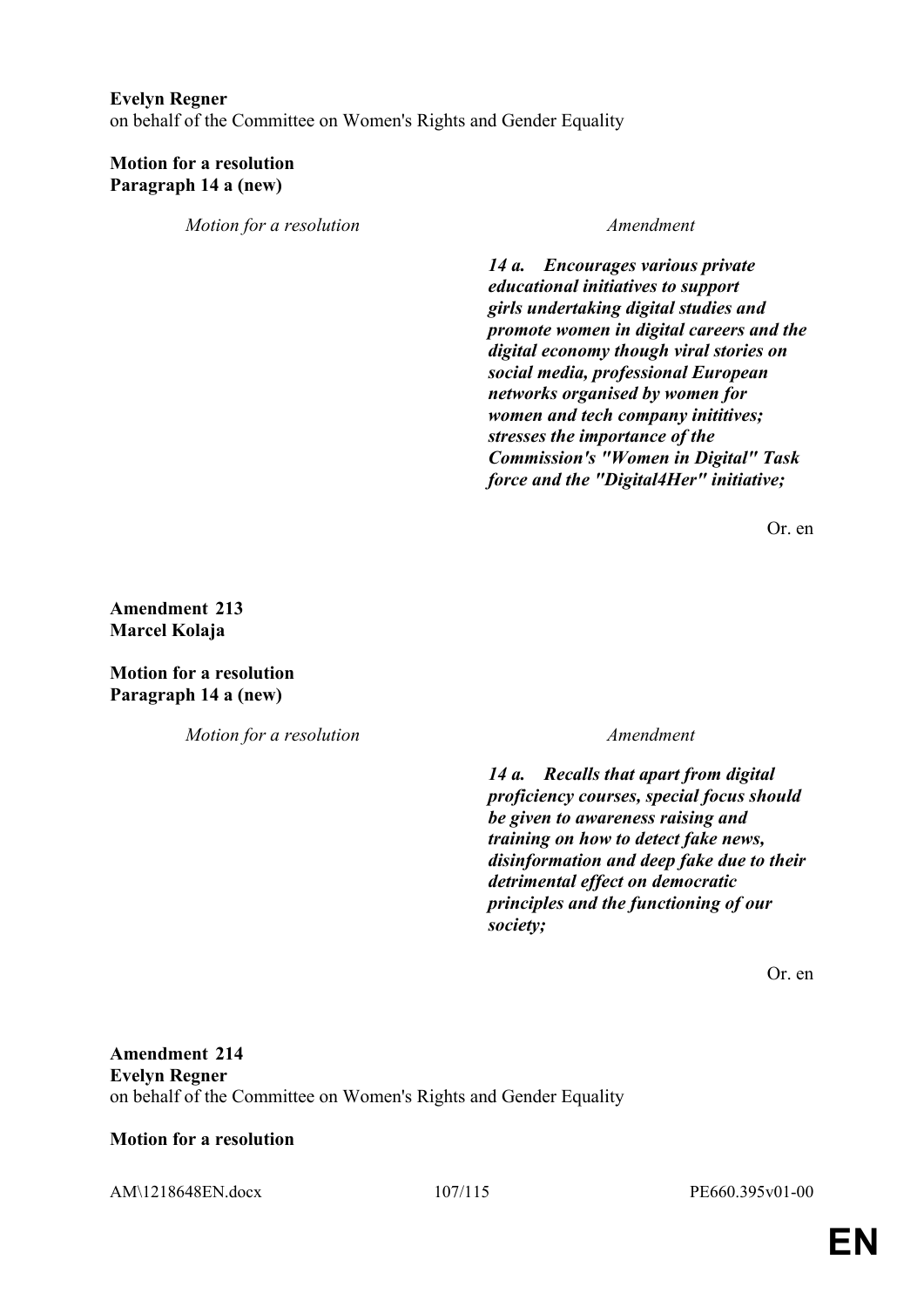**Evelyn Regner**
on behalf of the Committee on Women's Rights and Gender Equality

**Motion for a resolution**
**Paragraph 14 a (new)**

| *Motion for a resolution* | *Amendment* |
|---|---|
| | ***14 a. Encourages various private educational initiatives to support girls undertaking digital studies and promote women in digital careers and the digital economy though viral stories on social media, professional European networks organised by women for women and tech company inititives; stresses the importance of the Commission's "Women in Digital" Task force and the "Digital4Her" initiative;*** |

Or. en

**Amendment 213**
**Marcel Kolaja**

**Motion for a resolution**
**Paragraph 14 a (new)**

| *Motion for a resolution* | *Amendment* |
|---|---|
| | ***14 a. Recalls that apart from digital proficiency courses, special focus should be given to awareness raising and training on how to detect fake news, disinformation and deep fake due to their detrimental effect on democratic principles and the functioning of our society;*** |

Or. en

**Amendment 214**
**Evelyn Regner**
on behalf of the Committee on Women's Rights and Gender Equality

**Motion for a resolution**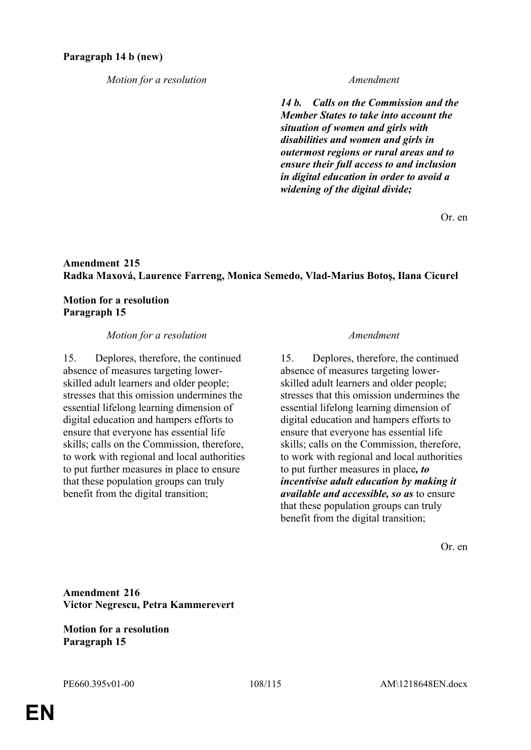**Paragraph 14 b (new)**

| *Motion for a resolution* | *Amendment* |
|---|---|
| | ***14 b. Calls on the Commission and the Member States to take into account the situation of women and girls with disabilities and women and girls in outermost regions or rural areas and to ensure their full access to and inclusion in digital education in order to avoid a widening of the digital divide;*** |

Or. en

**Amendment 215**
**Radka Maxová, Laurence Farreng, Monica Semedo, Vlad-Marius Botoş, Ilana Cicurel**

**Motion for a resolution**
**Paragraph 15**

| *Motion for a resolution* | *Amendment* |
|---|---|
| 15. Deplores, therefore, the continued absence of measures targeting lower-skilled adult learners and older people; stresses that this omission undermines the essential lifelong learning dimension of digital education and hampers efforts to ensure that everyone has essential life skills; calls on the Commission, therefore, to work with regional and local authorities to put further measures in place to ensure that these population groups can truly benefit from the digital transition; | 15. Deplores, therefore, the continued absence of measures targeting lower-skilled adult learners and older people; stresses that this omission undermines the essential lifelong learning dimension of digital education and hampers efforts to ensure that everyone has essential life skills; calls on the Commission, therefore, to work with regional and local authorities to put further measures in place***, to incentivise adult education by making it available and accessible, so as*** to ensure that these population groups can truly benefit from the digital transition; |

Or. en

**Amendment 216**
**Victor Negrescu, Petra Kammerevert**

**Motion for a resolution**
**Paragraph 15**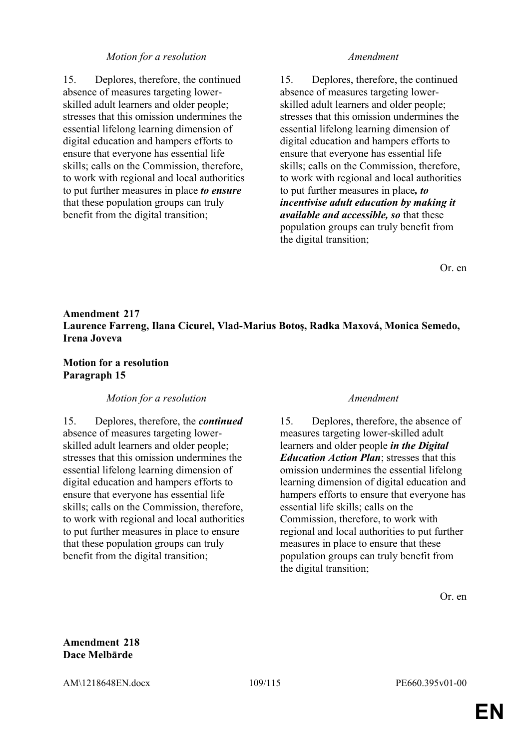| *Motion for a resolution* | *Amendment* |
|---|---|
| 15. Deplores, therefore, the continued absence of measures targeting lower-skilled adult learners and older people; stresses that this omission undermines the essential lifelong learning dimension of digital education and hampers efforts to ensure that everyone has essential life skills; calls on the Commission, therefore, to work with regional and local authorities to put further measures in place ***to ensure*** that these population groups can truly benefit from the digital transition; | 15. Deplores, therefore, the continued absence of measures targeting lower-skilled adult learners and older people; stresses that this omission undermines the essential lifelong learning dimension of digital education and hampers efforts to ensure that everyone has essential life skills; calls on the Commission, therefore, to work with regional and local authorities to put further measures in place***, to incentivise adult education by making it available and accessible, so*** that these population groups can truly benefit from the digital transition; |

Or. en

**Amendment 217**
**Laurence Farreng, Ilana Cicurel, Vlad-Marius Botoş, Radka Maxová, Monica Semedo, Irena Joveva**

**Motion for a resolution**
**Paragraph 15**

| *Motion for a resolution* | *Amendment* |
|---|---|
| 15. Deplores, therefore, the ***continued*** absence of measures targeting lower-skilled adult learners and older people; stresses that this omission undermines the essential lifelong learning dimension of digital education and hampers efforts to ensure that everyone has essential life skills; calls on the Commission, therefore, to work with regional and local authorities to put further measures in place to ensure that these population groups can truly benefit from the digital transition; | 15. Deplores, therefore, the absence of measures targeting lower-skilled adult learners and older people ***in the Digital Education Action Plan***; stresses that this omission undermines the essential lifelong learning dimension of digital education and hampers efforts to ensure that everyone has essential life skills; calls on the Commission, therefore, to work with regional and local authorities to put further measures in place to ensure that these population groups can truly benefit from the digital transition; |

Or. en

**Amendment 218**
**Dace Melbārde**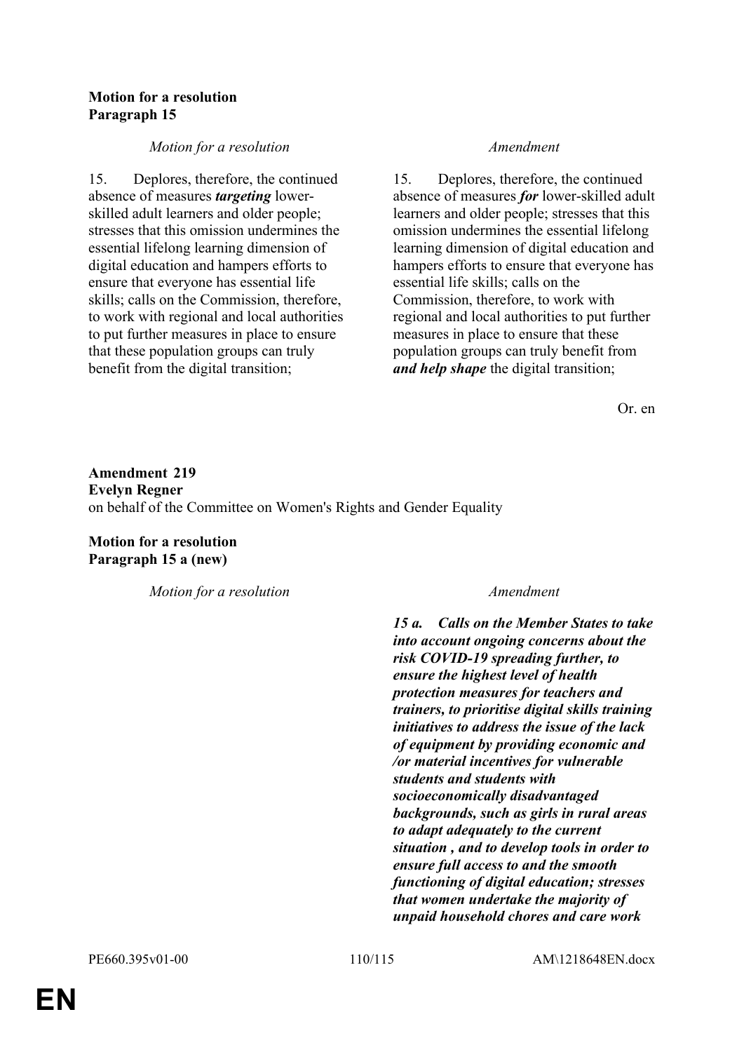**Motion for a resolution**
**Paragraph 15**

| *Motion for a resolution* | *Amendment* |
|---|---|
| 15. Deplores, therefore, the continued absence of measures ***targeting*** lower-skilled adult learners and older people; stresses that this omission undermines the essential lifelong learning dimension of digital education and hampers efforts to ensure that everyone has essential life skills; calls on the Commission, therefore, to work with regional and local authorities to put further measures in place to ensure that these population groups can truly benefit from the digital transition; | 15. Deplores, therefore, the continued absence of measures ***for*** lower-skilled adult learners and older people; stresses that this omission undermines the essential lifelong learning dimension of digital education and hampers efforts to ensure that everyone has essential life skills; calls on the Commission, therefore, to work with regional and local authorities to put further measures in place to ensure that these population groups can truly benefit from ***and help shape*** the digital transition; |

Or. en

**Amendment 219**
**Evelyn Regner**
on behalf of the Committee on Women's Rights and Gender Equality

**Motion for a resolution**
**Paragraph 15 a (new)**

| *Motion for a resolution* | *Amendment* |
|---|---|
| | ***15 a. Calls on the Member States to take into account ongoing concerns about the risk COVID-19 spreading further, to ensure the highest level of health protection measures for teachers and trainers, to prioritise digital skills training initiatives to address the issue of the lack of equipment by providing economic and /or material incentives for vulnerable students and students with socioeconomically disadvantaged backgrounds, such as girls in rural areas to adapt adequately to the current situation , and to develop tools in order to ensure full access to and the smooth functioning of digital education; stresses that women undertake the majority of unpaid household chores and care work*** |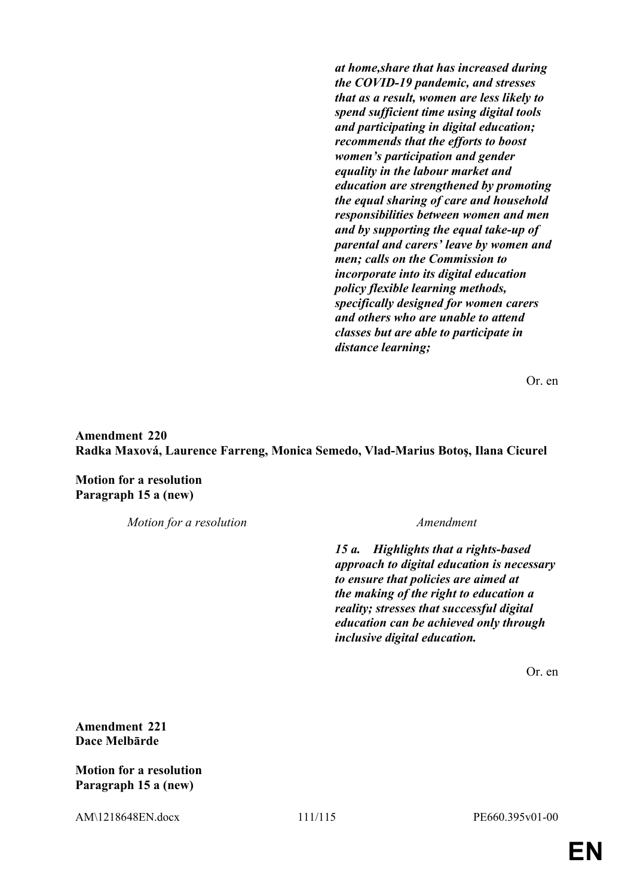| | |
|---|---|
| | ***at home,share that has increased during the COVID-19 pandemic, and stresses that as a result, women are less likely to spend sufficient time using digital tools and participating in digital education; recommends that the efforts to boost women's participation and gender equality in the labour market and education are strengthened by promoting the equal sharing of care and household responsibilities between women and men and by supporting the equal take-up of parental and carers' leave by women and men; calls on the Commission to incorporate into its digital education policy flexible learning methods, specifically designed for women carers and others who are unable to attend classes but are able to participate in distance learning;*** |

Or. en

**Amendment 220**
**Radka Maxová, Laurence Farreng, Monica Semedo, Vlad-Marius Botoş, Ilana Cicurel**

**Motion for a resolution**
**Paragraph 15 a (new)**

| *Motion for a resolution* | *Amendment* |
|---|---|
| | ***15 a. Highlights that a rights-based approach to digital education is necessary to ensure that policies are aimed at the making of the right to education a reality; stresses that successful digital education can be achieved only through inclusive digital education.*** |

Or. en

**Amendment 221**
**Dace Melbārde**

**Motion for a resolution**
**Paragraph 15 a (new)**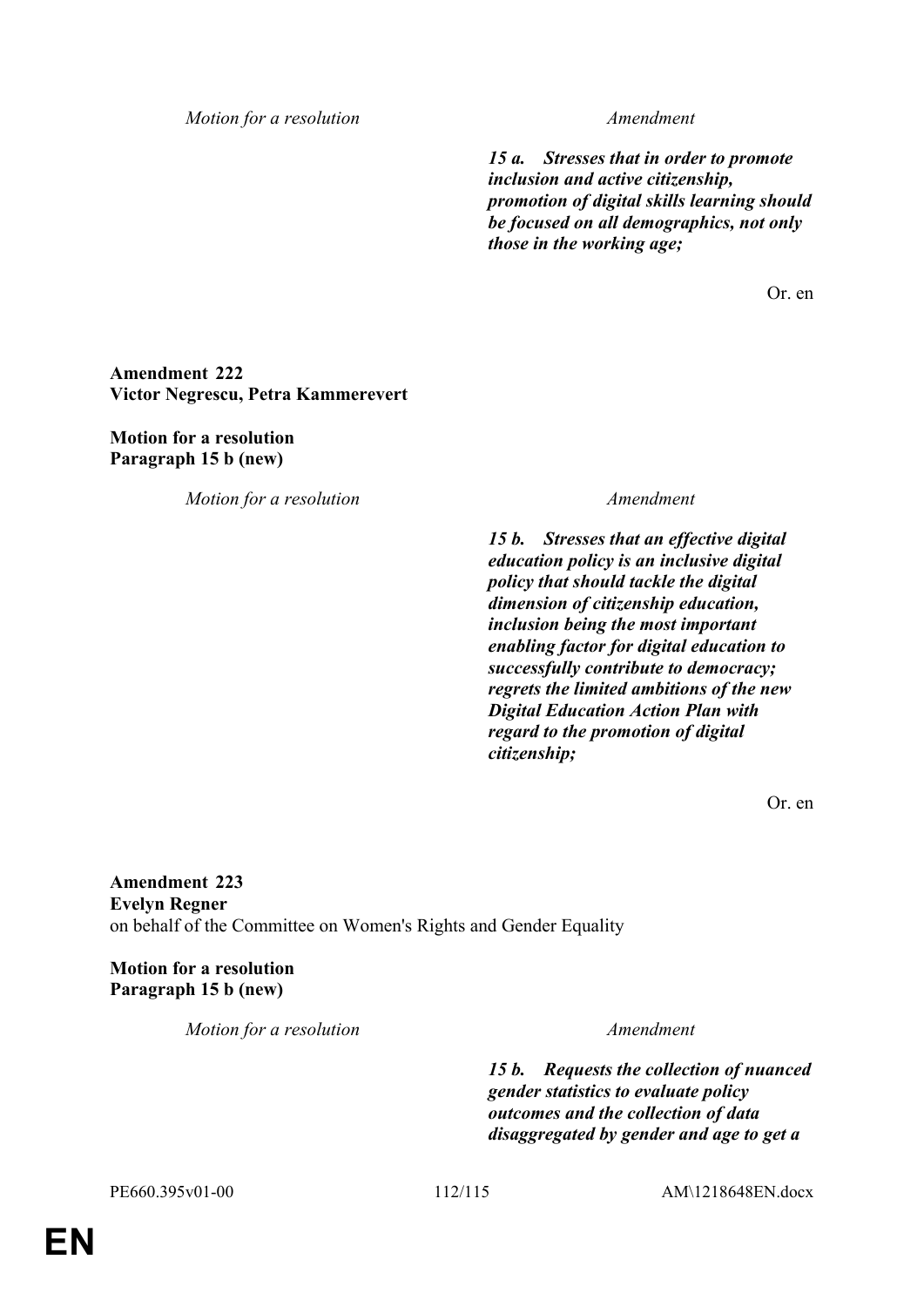*Motion for a resolution* | *Amendment*

***15 a. Stresses that in order to promote inclusion and active citizenship, promotion of digital skills learning should be focused on all demographics, not only those in the working age;***

Or. en

**Amendment 222**
**Victor Negrescu, Petra Kammerevert**

**Motion for a resolution**
**Paragraph 15 b (new)**

*Motion for a resolution* | *Amendment*

***15 b. Stresses that an effective digital education policy is an inclusive digital policy that should tackle the digital dimension of citizenship education, inclusion being the most important enabling factor for digital education to successfully contribute to democracy; regrets the limited ambitions of the new Digital Education Action Plan with regard to the promotion of digital citizenship;***

Or. en

**Amendment 223**
**Evelyn Regner**
on behalf of the Committee on Women's Rights and Gender Equality

**Motion for a resolution**
**Paragraph 15 b (new)**

*Motion for a resolution* | *Amendment*

***15 b. Requests the collection of nuanced gender statistics to evaluate policy outcomes and the collection of data disaggregated by gender and age to get a***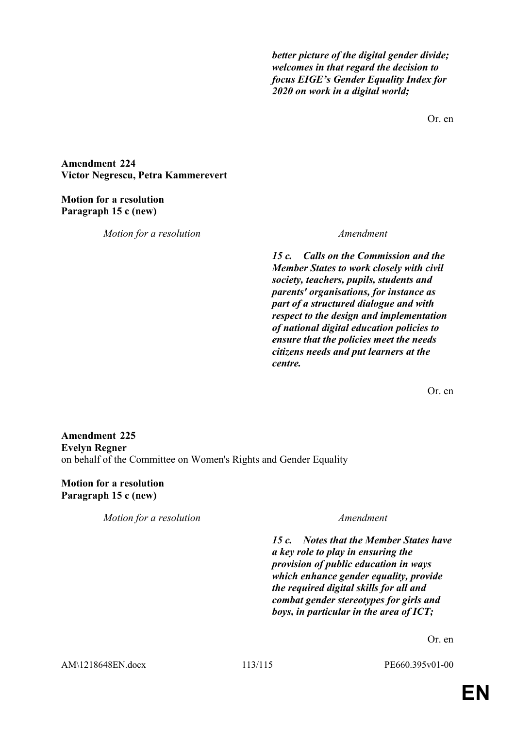| Motion for a resolution | Amendment |
|---|---|
| | ***better picture of the digital gender divide; welcomes in that regard the decision to focus EIGE's Gender Equality Index for 2020 on work in a digital world;*** |

Or. en

**Amendment 224**
**Victor Negrescu, Petra Kammerevert**

**Motion for a resolution**
**Paragraph 15 c (new)**

| *Motion for a resolution* | *Amendment* |
|---|---|
| | ***15 c. Calls on the Commission and the Member States to work closely with civil society, teachers, pupils, students and parents' organisations, for instance as part of a structured dialogue and with respect to the design and implementation of national digital education policies to ensure that the policies meet the needs citizens needs and put learners at the centre.*** |

Or. en

**Amendment 225**
**Evelyn Regner**
on behalf of the Committee on Women's Rights and Gender Equality

**Motion for a resolution**
**Paragraph 15 c (new)**

| *Motion for a resolution* | *Amendment* |
|---|---|
| | ***15 c. Notes that the Member States have a key role to play in ensuring the provision of public education in ways which enhance gender equality, provide the required digital skills for all and combat gender stereotypes for girls and boys, in particular in the area of ICT;*** |

Or. en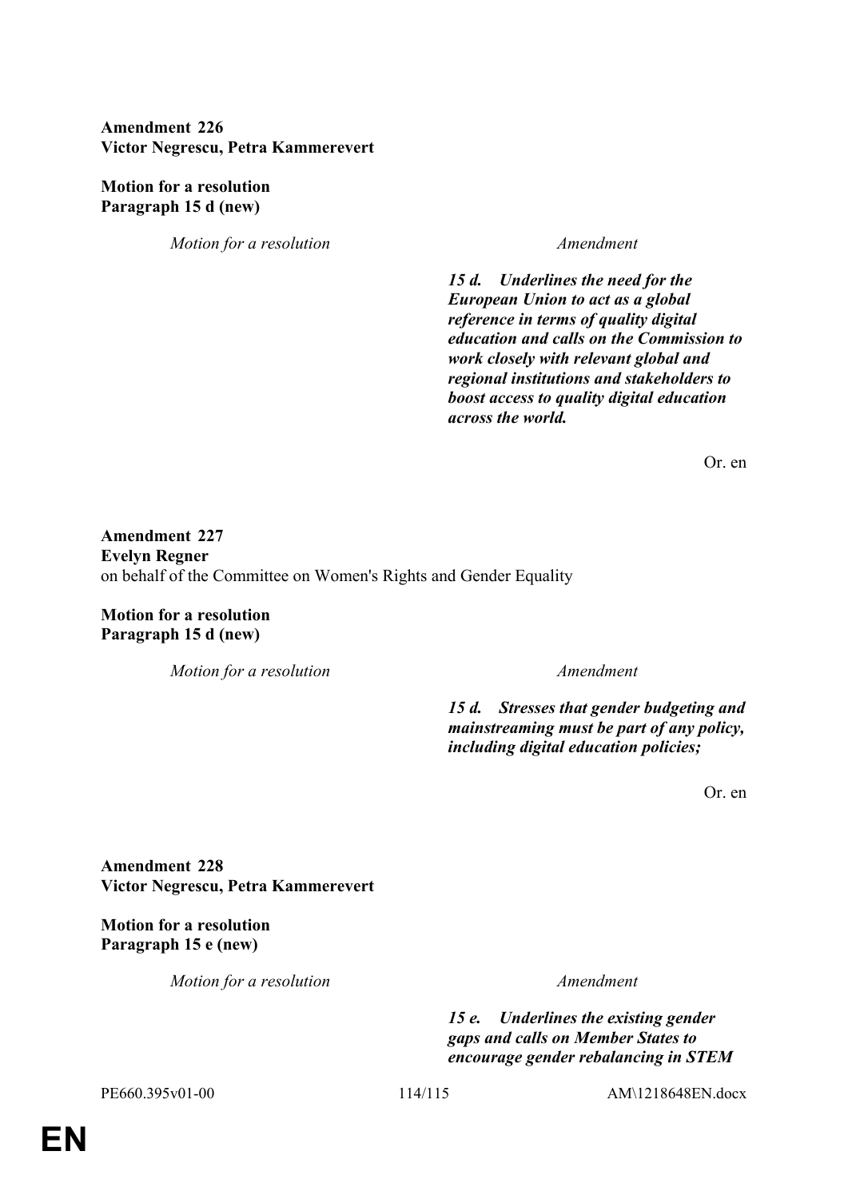**Amendment 226**
**Victor Negrescu, Petra Kammerevert**

**Motion for a resolution**
**Paragraph 15 d (new)**

| *Motion for a resolution* | *Amendment* |
|---|---|
| | ***15 d. Underlines the need for the European Union to act as a global reference in terms of quality digital education and calls on the Commission to work closely with relevant global and regional institutions and stakeholders to boost access to quality digital education across the world.*** |

Or. en

**Amendment 227**
**Evelyn Regner**
on behalf of the Committee on Women's Rights and Gender Equality

**Motion for a resolution**
**Paragraph 15 d (new)**

| *Motion for a resolution* | *Amendment* |
|---|---|
| | ***15 d. Stresses that gender budgeting and mainstreaming must be part of any policy, including digital education policies;*** |

Or. en

**Amendment 228**
**Victor Negrescu, Petra Kammerevert**

**Motion for a resolution**
**Paragraph 15 e (new)**

| *Motion for a resolution* | *Amendment* |
|---|---|
| | ***15 e. Underlines the existing gender gaps and calls on Member States to encourage gender rebalancing in STEM*** |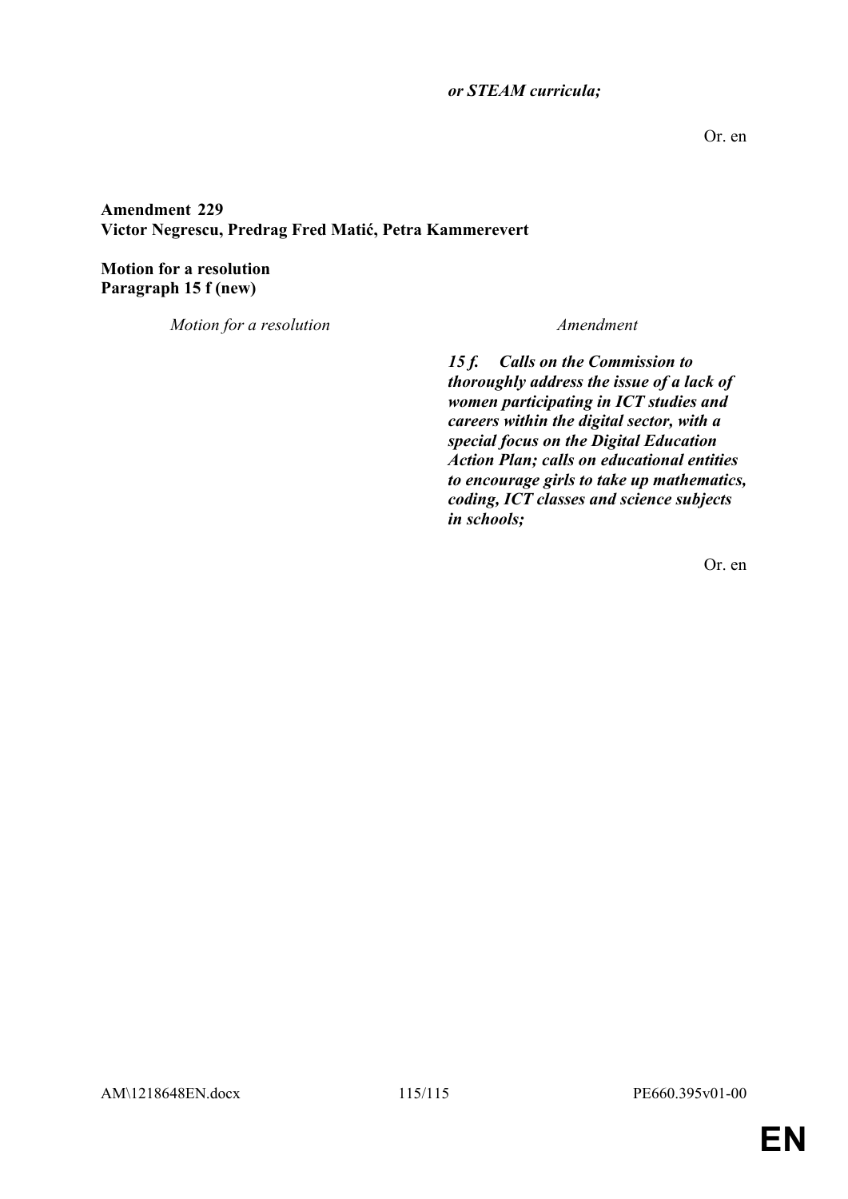***or STEAM curricula;***

Or. en

**Amendment 229**
**Victor Negrescu, Predrag Fred Matić, Petra Kammerevert**

**Motion for a resolution**
**Paragraph 15 f (new)**

| *Motion for a resolution* | *Amendment* |
|---|---|
| | ***15 f. Calls on the Commission to thoroughly address the issue of a lack of women participating in ICT studies and careers within the digital sector, with a special focus on the Digital Education Action Plan; calls on educational entities to encourage girls to take up mathematics, coding, ICT classes and science subjects in schools;*** |

Or. en